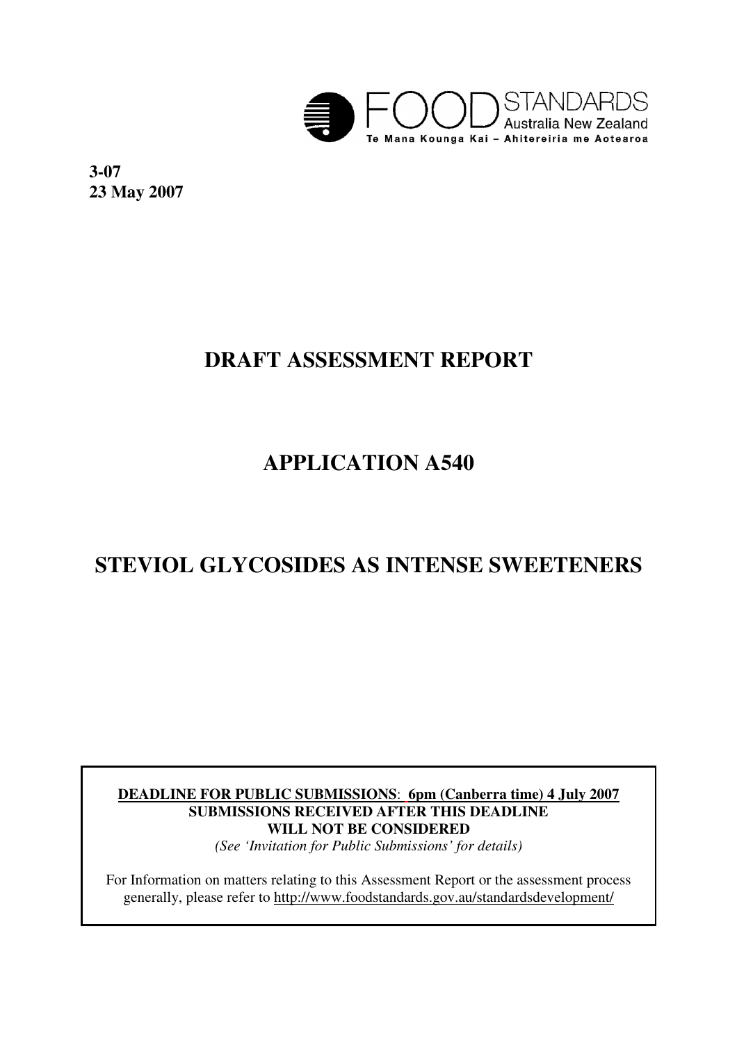FOOD STANDARDS Australia New Zealand
Te Mana Kounga Kai – Ahitereiria me Aotearoa

**3-07**
**23 May 2007**

# DRAFT ASSESSMENT REPORT

# APPLICATION A540

# STEVIOL GLYCOSIDES AS INTENSE SWEETENERS

**DEADLINE FOR PUBLIC SUBMISSIONS**: **6pm (Canberra time) 4 July 2007**
**SUBMISSIONS RECEIVED AFTER THIS DEADLINE WILL NOT BE CONSIDERED**
*(See 'Invitation for Public Submissions' for details)*

For Information on matters relating to this Assessment Report or the assessment process generally, please refer to http://www.foodstandards.gov.au/standardsdevelopment/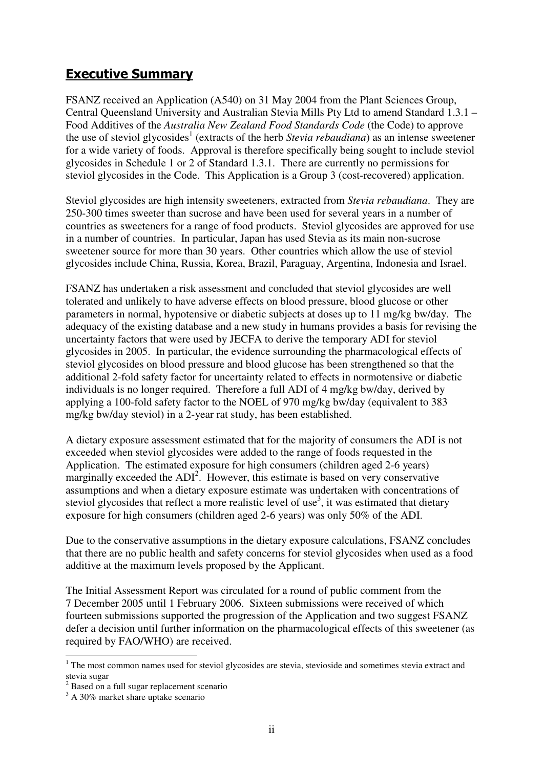## Executive Summary

FSANZ received an Application (A540) on 31 May 2004 from the Plant Sciences Group, Central Queensland University and Australian Stevia Mills Pty Ltd to amend Standard 1.3.1 – Food Additives of the *Australia New Zealand Food Standards Code* (the Code) to approve the use of steviol glycosides[1] (extracts of the herb *Stevia rebaudiana*) as an intense sweetener for a wide variety of foods. Approval is therefore specifically being sought to include steviol glycosides in Schedule 1 or 2 of Standard 1.3.1. There are currently no permissions for steviol glycosides in the Code. This Application is a Group 3 (cost-recovered) application.

Steviol glycosides are high intensity sweeteners, extracted from *Stevia rebaudiana*. They are 250-300 times sweeter than sucrose and have been used for several years in a number of countries as sweeteners for a range of food products. Steviol glycosides are approved for use in a number of countries. In particular, Japan has used Stevia as its main non-sucrose sweetener source for more than 30 years. Other countries which allow the use of steviol glycosides include China, Russia, Korea, Brazil, Paraguay, Argentina, Indonesia and Israel.

FSANZ has undertaken a risk assessment and concluded that steviol glycosides are well tolerated and unlikely to have adverse effects on blood pressure, blood glucose or other parameters in normal, hypotensive or diabetic subjects at doses up to 11 mg/kg bw/day. The adequacy of the existing database and a new study in humans provides a basis for revising the uncertainty factors that were used by JECFA to derive the temporary ADI for steviol glycosides in 2005. In particular, the evidence surrounding the pharmacological effects of steviol glycosides on blood pressure and blood glucose has been strengthened so that the additional 2-fold safety factor for uncertainty related to effects in normotensive or diabetic individuals is no longer required. Therefore a full ADI of 4 mg/kg bw/day, derived by applying a 100-fold safety factor to the NOEL of 970 mg/kg bw/day (equivalent to 383 mg/kg bw/day steviol) in a 2-year rat study, has been established.

A dietary exposure assessment estimated that for the majority of consumers the ADI is not exceeded when steviol glycosides were added to the range of foods requested in the Application. The estimated exposure for high consumers (children aged 2-6 years) marginally exceeded the ADI[2]. However, this estimate is based on very conservative assumptions and when a dietary exposure estimate was undertaken with concentrations of steviol glycosides that reflect a more realistic level of use[3], it was estimated that dietary exposure for high consumers (children aged 2-6 years) was only 50% of the ADI.

Due to the conservative assumptions in the dietary exposure calculations, FSANZ concludes that there are no public health and safety concerns for steviol glycosides when used as a food additive at the maximum levels proposed by the Applicant.

The Initial Assessment Report was circulated for a round of public comment from the 7 December 2005 until 1 February 2006. Sixteen submissions were received of which fourteen submissions supported the progression of the Application and two suggest FSANZ defer a decision until further information on the pharmacological effects of this sweetener (as required by FAO/WHO) are received.

---

[1] The most common names used for steviol glycosides are stevia, stevioside and sometimes stevia extract and stevia sugar

[2] Based on a full sugar replacement scenario

[3] A 30% market share uptake scenario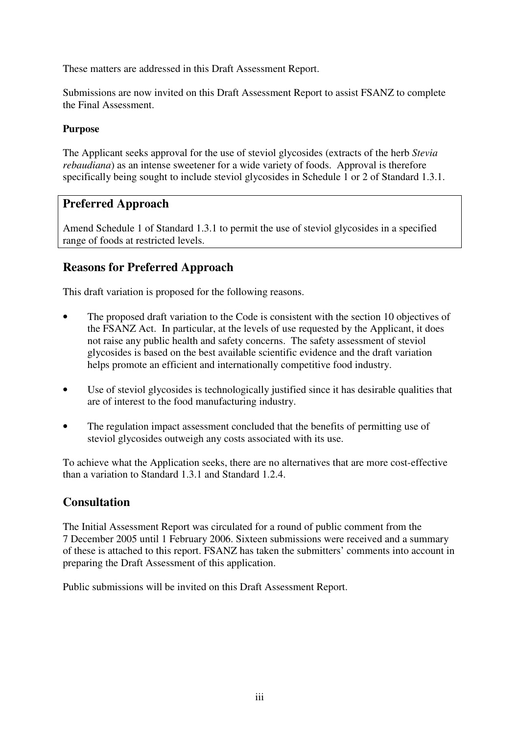These matters are addressed in this Draft Assessment Report.

Submissions are now invited on this Draft Assessment Report to assist FSANZ to complete the Final Assessment.

**Purpose**

The Applicant seeks approval for the use of steviol glycosides (extracts of the herb *Stevia rebaudiana*) as an intense sweetener for a wide variety of foods. Approval is therefore specifically being sought to include steviol glycosides in Schedule 1 or 2 of Standard 1.3.1.

## Preferred Approach

Amend Schedule 1 of Standard 1.3.1 to permit the use of steviol glycosides in a specified range of foods at restricted levels.

## Reasons for Preferred Approach

This draft variation is proposed for the following reasons.

- The proposed draft variation to the Code is consistent with the section 10 objectives of the FSANZ Act. In particular, at the levels of use requested by the Applicant, it does not raise any public health and safety concerns. The safety assessment of steviol glycosides is based on the best available scientific evidence and the draft variation helps promote an efficient and internationally competitive food industry.

- Use of steviol glycosides is technologically justified since it has desirable qualities that are of interest to the food manufacturing industry.

- The regulation impact assessment concluded that the benefits of permitting use of steviol glycosides outweigh any costs associated with its use.

To achieve what the Application seeks, there are no alternatives that are more cost-effective than a variation to Standard 1.3.1 and Standard 1.2.4.

## Consultation

The Initial Assessment Report was circulated for a round of public comment from the 7 December 2005 until 1 February 2006. Sixteen submissions were received and a summary of these is attached to this report. FSANZ has taken the submitters' comments into account in preparing the Draft Assessment of this application.

Public submissions will be invited on this Draft Assessment Report.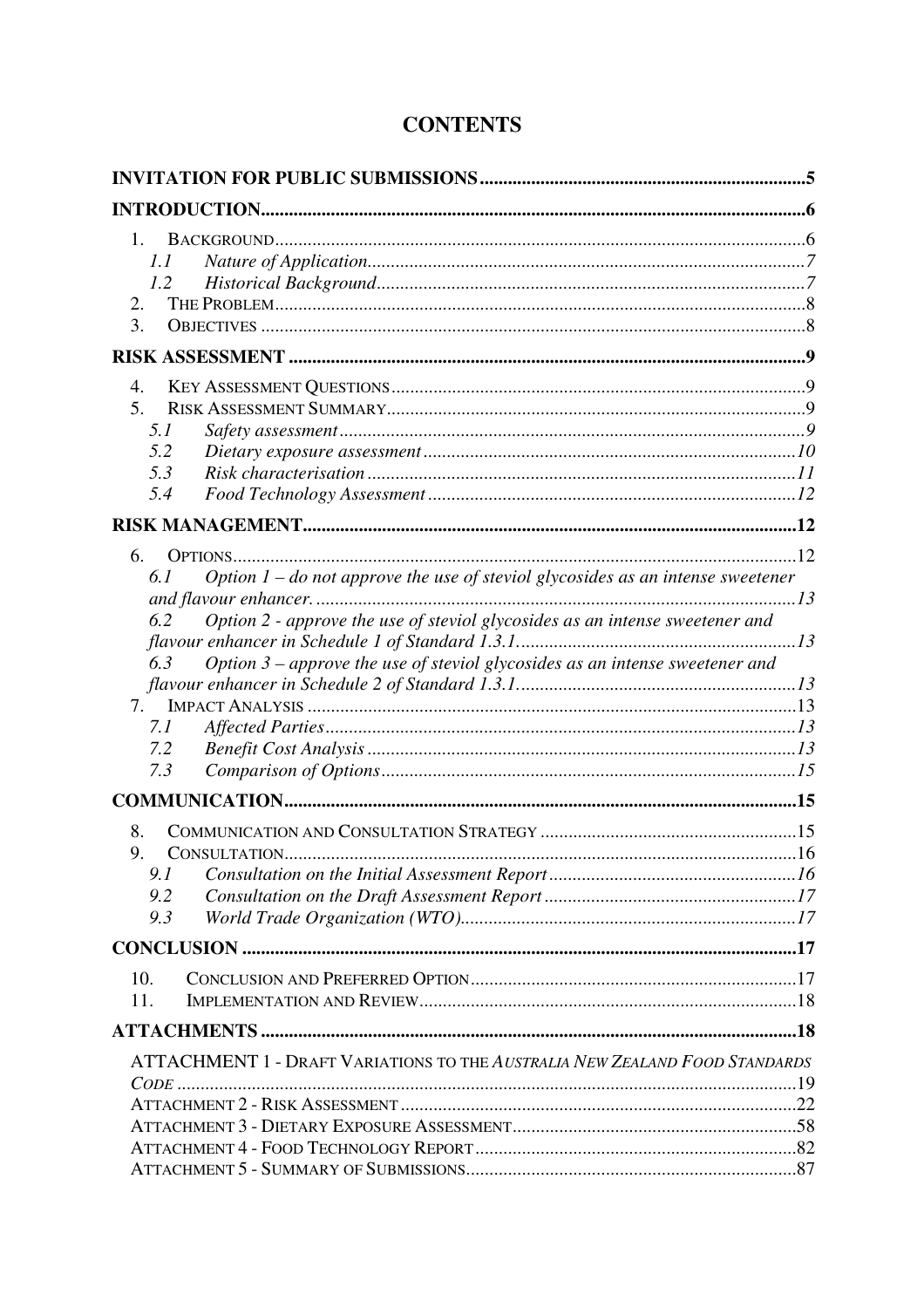# CONTENTS

**INVITATION FOR PUBLIC SUBMISSIONS** ..... 5

**INTRODUCTION** ..... 6

1. BACKGROUND ..... 6
   - *1.1 Nature of Application* ..... 7
   - *1.2 Historical Background* ..... 7
2. THE PROBLEM ..... 8
3. OBJECTIVES ..... 8

**RISK ASSESSMENT** ..... 9

4. KEY ASSESSMENT QUESTIONS ..... 9
5. RISK ASSESSMENT SUMMARY ..... 9
   - *5.1 Safety assessment* ..... 9
   - *5.2 Dietary exposure assessment* ..... 10
   - *5.3 Risk characterisation* ..... 11
   - *5.4 Food Technology Assessment* ..... 12

**RISK MANAGEMENT** ..... 12

6. OPTIONS ..... 12
   - *6.1 Option 1 – do not approve the use of steviol glycosides as an intense sweetener and flavour enhancer.* ..... 13
   - *6.2 Option 2 - approve the use of steviol glycosides as an intense sweetener and flavour enhancer in Schedule 1 of Standard 1.3.1.* ..... 13
   - *6.3 Option 3 – approve the use of steviol glycosides as an intense sweetener and flavour enhancer in Schedule 2 of Standard 1.3.1.* ..... 13
7. IMPACT ANALYSIS ..... 13
   - *7.1 Affected Parties* ..... 13
   - *7.2 Benefit Cost Analysis* ..... 13
   - *7.3 Comparison of Options* ..... 15

**COMMUNICATION** ..... 15

8. COMMUNICATION AND CONSULTATION STRATEGY ..... 15
9. CONSULTATION ..... 16
   - *9.1 Consultation on the Initial Assessment Report* ..... 16
   - *9.2 Consultation on the Draft Assessment Report* ..... 17
   - *9.3 World Trade Organization (WTO)* ..... 17

**CONCLUSION** ..... 17

10. CONCLUSION AND PREFERRED OPTION ..... 17
11. IMPLEMENTATION AND REVIEW ..... 18

**ATTACHMENTS** ..... 18

- ATTACHMENT 1 - DRAFT VARIATIONS TO THE *AUSTRALIA NEW ZEALAND FOOD STANDARDS CODE* ..... 19
- ATTACHMENT 2 - RISK ASSESSMENT ..... 22
- ATTACHMENT 3 - DIETARY EXPOSURE ASSESSMENT ..... 58
- ATTACHMENT 4 - FOOD TECHNOLOGY REPORT ..... 82
- ATTACHMENT 5 - SUMMARY OF SUBMISSIONS ..... 87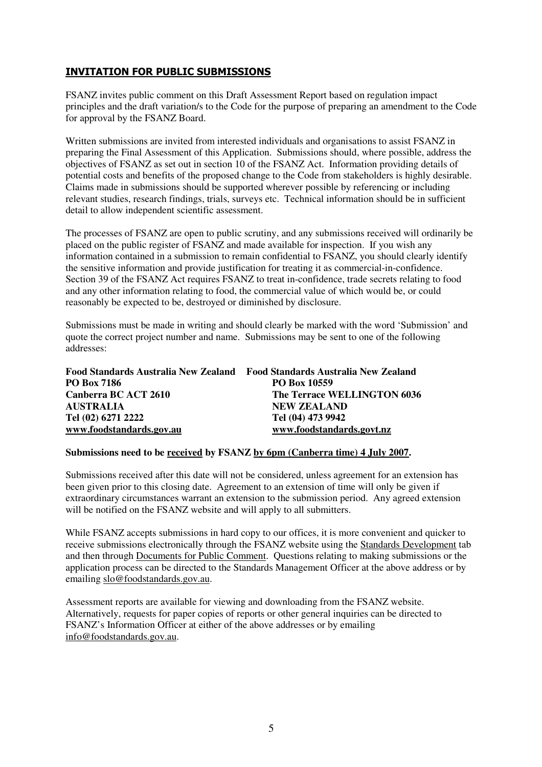## INVITATION FOR PUBLIC SUBMISSIONS

FSANZ invites public comment on this Draft Assessment Report based on regulation impact principles and the draft variation/s to the Code for the purpose of preparing an amendment to the Code for approval by the FSANZ Board.

Written submissions are invited from interested individuals and organisations to assist FSANZ in preparing the Final Assessment of this Application. Submissions should, where possible, address the objectives of FSANZ as set out in section 10 of the FSANZ Act. Information providing details of potential costs and benefits of the proposed change to the Code from stakeholders is highly desirable. Claims made in submissions should be supported wherever possible by referencing or including relevant studies, research findings, trials, surveys etc. Technical information should be in sufficient detail to allow independent scientific assessment.

The processes of FSANZ are open to public scrutiny, and any submissions received will ordinarily be placed on the public register of FSANZ and made available for inspection. If you wish any information contained in a submission to remain confidential to FSANZ, you should clearly identify the sensitive information and provide justification for treating it as commercial-in-confidence. Section 39 of the FSANZ Act requires FSANZ to treat in-confidence, trade secrets relating to food and any other information relating to food, the commercial value of which would be, or could reasonably be expected to be, destroyed or diminished by disclosure.

Submissions must be made in writing and should clearly be marked with the word 'Submission' and quote the correct project number and name. Submissions may be sent to one of the following addresses:

**Food Standards Australia New Zealand**
**PO Box 7186**
**Canberra BC ACT 2610**
**AUSTRALIA**
**Tel (02) 6271 2222**
**www.foodstandards.gov.au**

**Food Standards Australia New Zealand**
**PO Box 10559**
**The Terrace WELLINGTON 6036**
**NEW ZEALAND**
**Tel (04) 473 9942**
**www.foodstandards.govt.nz**

**Submissions need to be received by FSANZ by 6pm (Canberra time) 4 July 2007.**

Submissions received after this date will not be considered, unless agreement for an extension has been given prior to this closing date. Agreement to an extension of time will only be given if extraordinary circumstances warrant an extension to the submission period. Any agreed extension will be notified on the FSANZ website and will apply to all submitters.

While FSANZ accepts submissions in hard copy to our offices, it is more convenient and quicker to receive submissions electronically through the FSANZ website using the Standards Development tab and then through Documents for Public Comment. Questions relating to making submissions or the application process can be directed to the Standards Management Officer at the above address or by emailing slo@foodstandards.gov.au.

Assessment reports are available for viewing and downloading from the FSANZ website. Alternatively, requests for paper copies of reports or other general inquiries can be directed to FSANZ's Information Officer at either of the above addresses or by emailing info@foodstandards.gov.au.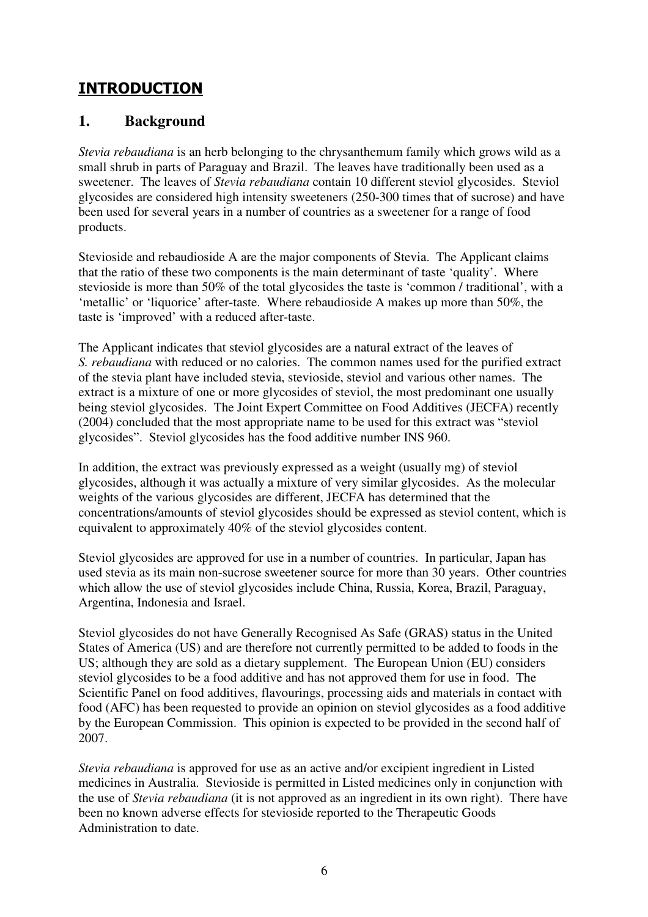# INTRODUCTION

## 1. Background

*Stevia rebaudiana* is an herb belonging to the chrysanthemum family which grows wild as a small shrub in parts of Paraguay and Brazil. The leaves have traditionally been used as a sweetener. The leaves of *Stevia rebaudiana* contain 10 different steviol glycosides. Steviol glycosides are considered high intensity sweeteners (250-300 times that of sucrose) and have been used for several years in a number of countries as a sweetener for a range of food products.

Stevioside and rebaudioside A are the major components of Stevia. The Applicant claims that the ratio of these two components is the main determinant of taste 'quality'. Where stevioside is more than 50% of the total glycosides the taste is 'common / traditional', with a 'metallic' or 'liquorice' after-taste. Where rebaudioside A makes up more than 50%, the taste is 'improved' with a reduced after-taste.

The Applicant indicates that steviol glycosides are a natural extract of the leaves of *S. rebaudiana* with reduced or no calories. The common names used for the purified extract of the stevia plant have included stevia, stevioside, steviol and various other names. The extract is a mixture of one or more glycosides of steviol, the most predominant one usually being steviol glycosides. The Joint Expert Committee on Food Additives (JECFA) recently (2004) concluded that the most appropriate name to be used for this extract was "steviol glycosides". Steviol glycosides has the food additive number INS 960.

In addition, the extract was previously expressed as a weight (usually mg) of steviol glycosides, although it was actually a mixture of very similar glycosides. As the molecular weights of the various glycosides are different, JECFA has determined that the concentrations/amounts of steviol glycosides should be expressed as steviol content, which is equivalent to approximately 40% of the steviol glycosides content.

Steviol glycosides are approved for use in a number of countries. In particular, Japan has used stevia as its main non-sucrose sweetener source for more than 30 years. Other countries which allow the use of steviol glycosides include China, Russia, Korea, Brazil, Paraguay, Argentina, Indonesia and Israel.

Steviol glycosides do not have Generally Recognised As Safe (GRAS) status in the United States of America (US) and are therefore not currently permitted to be added to foods in the US; although they are sold as a dietary supplement. The European Union (EU) considers steviol glycosides to be a food additive and has not approved them for use in food. The Scientific Panel on food additives, flavourings, processing aids and materials in contact with food (AFC) has been requested to provide an opinion on steviol glycosides as a food additive by the European Commission. This opinion is expected to be provided in the second half of 2007.

*Stevia rebaudiana* is approved for use as an active and/or excipient ingredient in Listed medicines in Australia. Stevioside is permitted in Listed medicines only in conjunction with the use of *Stevia rebaudiana* (it is not approved as an ingredient in its own right). There have been no known adverse effects for stevioside reported to the Therapeutic Goods Administration to date.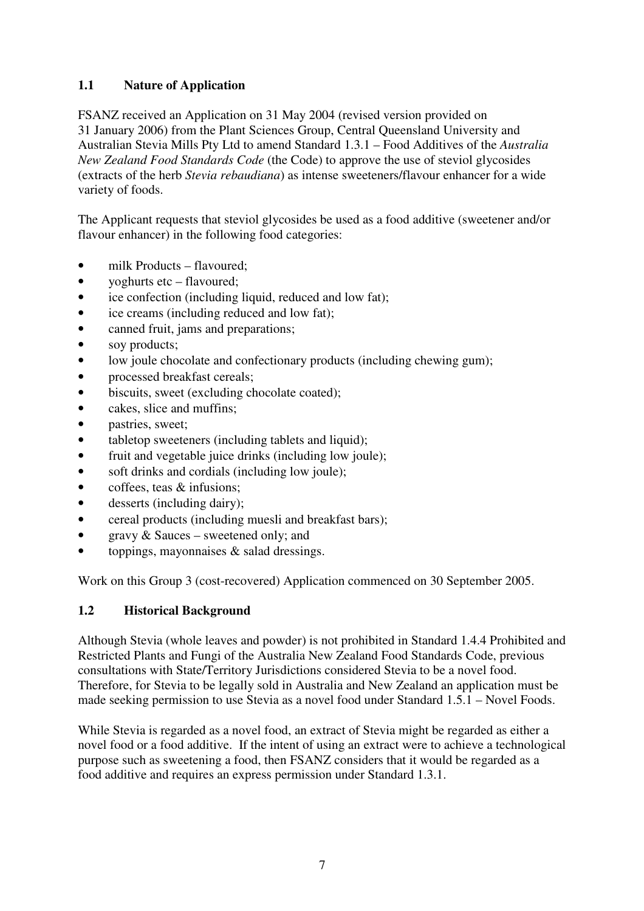### 1.1 Nature of Application

FSANZ received an Application on 31 May 2004 (revised version provided on 31 January 2006) from the Plant Sciences Group, Central Queensland University and Australian Stevia Mills Pty Ltd to amend Standard 1.3.1 – Food Additives of the *Australia New Zealand Food Standards Code* (the Code) to approve the use of steviol glycosides (extracts of the herb *Stevia rebaudiana*) as intense sweeteners/flavour enhancer for a wide variety of foods.

The Applicant requests that steviol glycosides be used as a food additive (sweetener and/or flavour enhancer) in the following food categories:

- milk Products – flavoured;
- yoghurts etc – flavoured;
- ice confection (including liquid, reduced and low fat);
- ice creams (including reduced and low fat);
- canned fruit, jams and preparations;
- soy products;
- low joule chocolate and confectionary products (including chewing gum);
- processed breakfast cereals;
- biscuits, sweet (excluding chocolate coated);
- cakes, slice and muffins;
- pastries, sweet;
- tabletop sweeteners (including tablets and liquid);
- fruit and vegetable juice drinks (including low joule);
- soft drinks and cordials (including low joule);
- coffees, teas & infusions;
- desserts (including dairy);
- cereal products (including muesli and breakfast bars);
- gravy & Sauces – sweetened only; and
- toppings, mayonnaises & salad dressings.

Work on this Group 3 (cost-recovered) Application commenced on 30 September 2005.

### 1.2 Historical Background

Although Stevia (whole leaves and powder) is not prohibited in Standard 1.4.4 Prohibited and Restricted Plants and Fungi of the Australia New Zealand Food Standards Code, previous consultations with State/Territory Jurisdictions considered Stevia to be a novel food. Therefore, for Stevia to be legally sold in Australia and New Zealand an application must be made seeking permission to use Stevia as a novel food under Standard 1.5.1 – Novel Foods.

While Stevia is regarded as a novel food, an extract of Stevia might be regarded as either a novel food or a food additive. If the intent of using an extract were to achieve a technological purpose such as sweetening a food, then FSANZ considers that it would be regarded as a food additive and requires an express permission under Standard 1.3.1.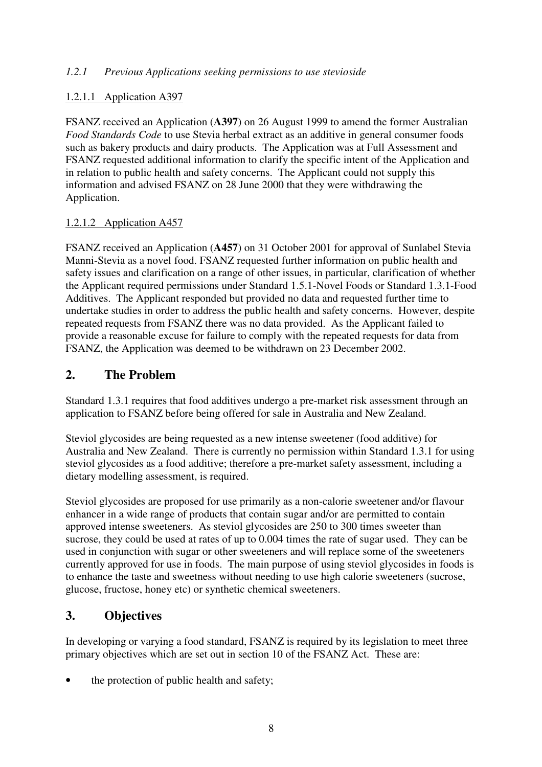### *1.2.1 Previous Applications seeking permissions to use stevioside*

#### 1.2.1.1 Application A397

FSANZ received an Application (**A397**) on 26 August 1999 to amend the former Australian *Food Standards Code* to use Stevia herbal extract as an additive in general consumer foods such as bakery products and dairy products. The Application was at Full Assessment and FSANZ requested additional information to clarify the specific intent of the Application and in relation to public health and safety concerns. The Applicant could not supply this information and advised FSANZ on 28 June 2000 that they were withdrawing the Application.

#### 1.2.1.2 Application A457

FSANZ received an Application (**A457**) on 31 October 2001 for approval of Sunlabel Stevia Manni-Stevia as a novel food. FSANZ requested further information on public health and safety issues and clarification on a range of other issues, in particular, clarification of whether the Applicant required permissions under Standard 1.5.1-Novel Foods or Standard 1.3.1-Food Additives. The Applicant responded but provided no data and requested further time to undertake studies in order to address the public health and safety concerns. However, despite repeated requests from FSANZ there was no data provided. As the Applicant failed to provide a reasonable excuse for failure to comply with the repeated requests for data from FSANZ, the Application was deemed to be withdrawn on 23 December 2002.

## 2. The Problem

Standard 1.3.1 requires that food additives undergo a pre-market risk assessment through an application to FSANZ before being offered for sale in Australia and New Zealand.

Steviol glycosides are being requested as a new intense sweetener (food additive) for Australia and New Zealand. There is currently no permission within Standard 1.3.1 for using steviol glycosides as a food additive; therefore a pre-market safety assessment, including a dietary modelling assessment, is required.

Steviol glycosides are proposed for use primarily as a non-calorie sweetener and/or flavour enhancer in a wide range of products that contain sugar and/or are permitted to contain approved intense sweeteners. As steviol glycosides are 250 to 300 times sweeter than sucrose, they could be used at rates of up to 0.004 times the rate of sugar used. They can be used in conjunction with sugar or other sweeteners and will replace some of the sweeteners currently approved for use in foods. The main purpose of using steviol glycosides in foods is to enhance the taste and sweetness without needing to use high calorie sweeteners (sucrose, glucose, fructose, honey etc) or synthetic chemical sweeteners.

## 3. Objectives

In developing or varying a food standard, FSANZ is required by its legislation to meet three primary objectives which are set out in section 10 of the FSANZ Act. These are:

- the protection of public health and safety;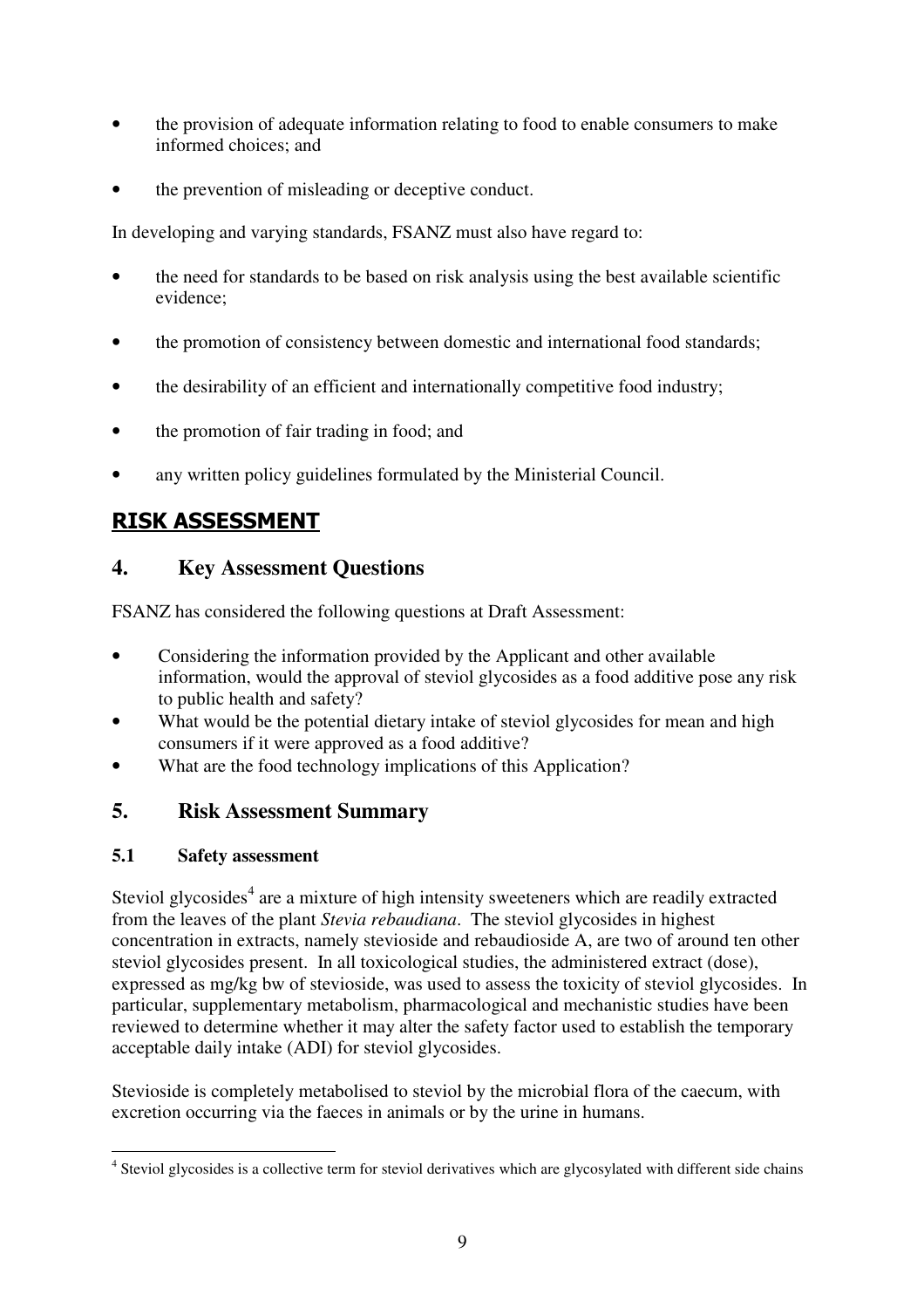- the provision of adequate information relating to food to enable consumers to make informed choices; and
- the prevention of misleading or deceptive conduct.

In developing and varying standards, FSANZ must also have regard to:

- the need for standards to be based on risk analysis using the best available scientific evidence;
- the promotion of consistency between domestic and international food standards;
- the desirability of an efficient and internationally competitive food industry;
- the promotion of fair trading in food; and
- any written policy guidelines formulated by the Ministerial Council.

# RISK ASSESSMENT

## 4. Key Assessment Questions

FSANZ has considered the following questions at Draft Assessment:

- Considering the information provided by the Applicant and other available information, would the approval of steviol glycosides as a food additive pose any risk to public health and safety?
- What would be the potential dietary intake of steviol glycosides for mean and high consumers if it were approved as a food additive?
- What are the food technology implications of this Application?

## 5. Risk Assessment Summary

### 5.1 Safety assessment

Steviol glycosides[4] are a mixture of high intensity sweeteners which are readily extracted from the leaves of the plant *Stevia rebaudiana*. The steviol glycosides in highest concentration in extracts, namely stevioside and rebaudioside A, are two of around ten other steviol glycosides present. In all toxicological studies, the administered extract (dose), expressed as mg/kg bw of stevioside, was used to assess the toxicity of steviol glycosides. In particular, supplementary metabolism, pharmacological and mechanistic studies have been reviewed to determine whether it may alter the safety factor used to establish the temporary acceptable daily intake (ADI) for steviol glycosides.

Stevioside is completely metabolised to steviol by the microbial flora of the caecum, with excretion occurring via the faeces in animals or by the urine in humans.

[4] Steviol glycosides is a collective term for steviol derivatives which are glycosylated with different side chains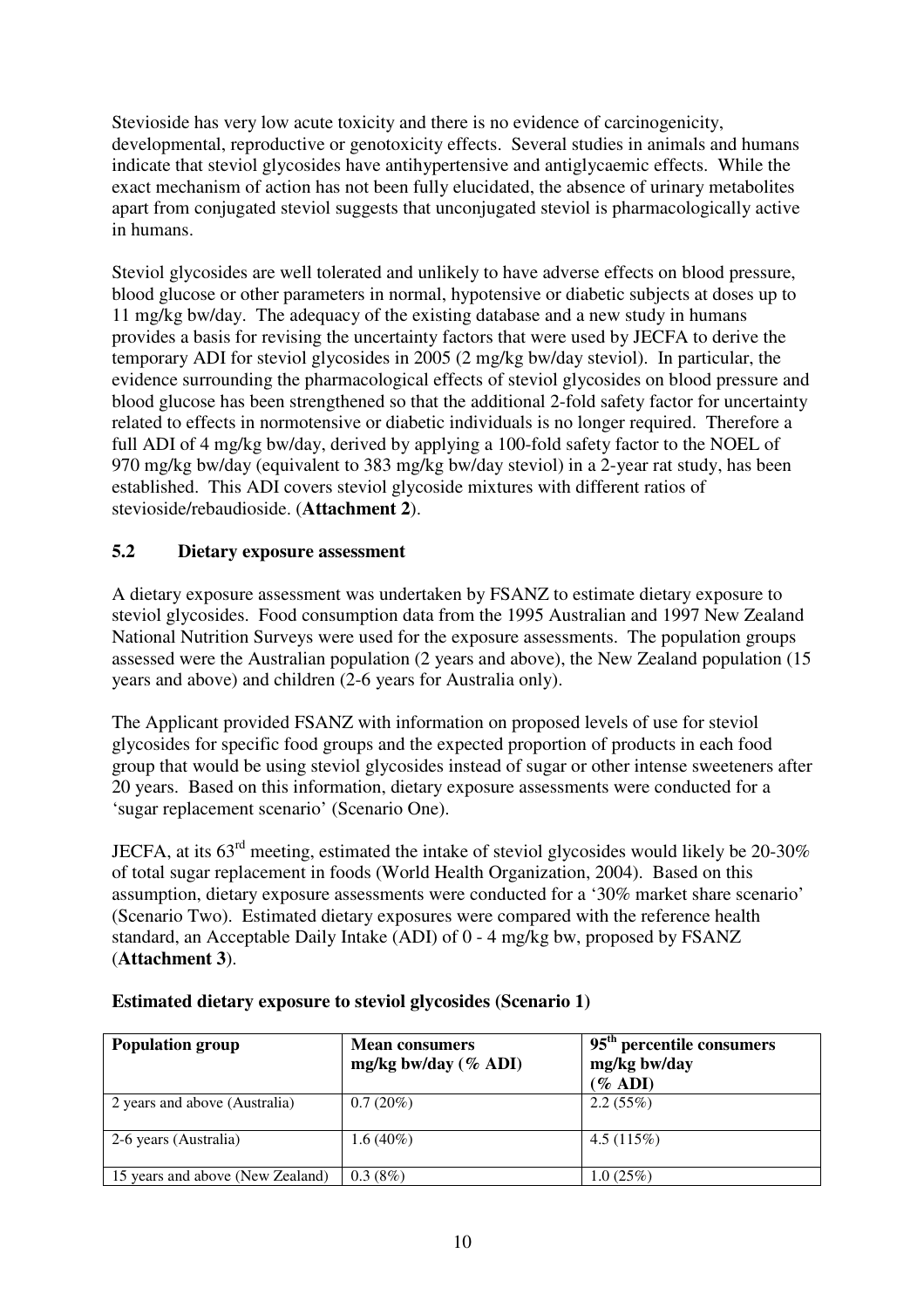Stevioside has very low acute toxicity and there is no evidence of carcinogenicity, developmental, reproductive or genotoxicity effects. Several studies in animals and humans indicate that steviol glycosides have antihypertensive and antiglycaemic effects. While the exact mechanism of action has not been fully elucidated, the absence of urinary metabolites apart from conjugated steviol suggests that unconjugated steviol is pharmacologically active in humans.

Steviol glycosides are well tolerated and unlikely to have adverse effects on blood pressure, blood glucose or other parameters in normal, hypotensive or diabetic subjects at doses up to 11 mg/kg bw/day. The adequacy of the existing database and a new study in humans provides a basis for revising the uncertainty factors that were used by JECFA to derive the temporary ADI for steviol glycosides in 2005 (2 mg/kg bw/day steviol). In particular, the evidence surrounding the pharmacological effects of steviol glycosides on blood pressure and blood glucose has been strengthened so that the additional 2-fold safety factor for uncertainty related to effects in normotensive or diabetic individuals is no longer required. Therefore a full ADI of 4 mg/kg bw/day, derived by applying a 100-fold safety factor to the NOEL of 970 mg/kg bw/day (equivalent to 383 mg/kg bw/day steviol) in a 2-year rat study, has been established. This ADI covers steviol glycoside mixtures with different ratios of stevioside/rebaudioside. (**Attachment 2**).

### 5.2 Dietary exposure assessment

A dietary exposure assessment was undertaken by FSANZ to estimate dietary exposure to steviol glycosides. Food consumption data from the 1995 Australian and 1997 New Zealand National Nutrition Surveys were used for the exposure assessments. The population groups assessed were the Australian population (2 years and above), the New Zealand population (15 years and above) and children (2-6 years for Australia only).

The Applicant provided FSANZ with information on proposed levels of use for steviol glycosides for specific food groups and the expected proportion of products in each food group that would be using steviol glycosides instead of sugar or other intense sweeteners after 20 years. Based on this information, dietary exposure assessments were conducted for a 'sugar replacement scenario' (Scenario One).

JECFA, at its 63rd meeting, estimated the intake of steviol glycosides would likely be 20-30% of total sugar replacement in foods (World Health Organization, 2004). Based on this assumption, dietary exposure assessments were conducted for a '30% market share scenario' (Scenario Two). Estimated dietary exposures were compared with the reference health standard, an Acceptable Daily Intake (ADI) of 0 - 4 mg/kg bw, proposed by FSANZ (**Attachment 3**).

**Estimated dietary exposure to steviol glycosides (Scenario 1)**

| Population group | Mean consumers mg/kg bw/day (% ADI) | 95th percentile consumers mg/kg bw/day (% ADI) |
|---|---|---|
| 2 years and above (Australia) | 0.7 (20%) | 2.2 (55%) |
| 2-6 years (Australia) | 1.6 (40%) | 4.5 (115%) |
| 15 years and above (New Zealand) | 0.3 (8%) | 1.0 (25%) |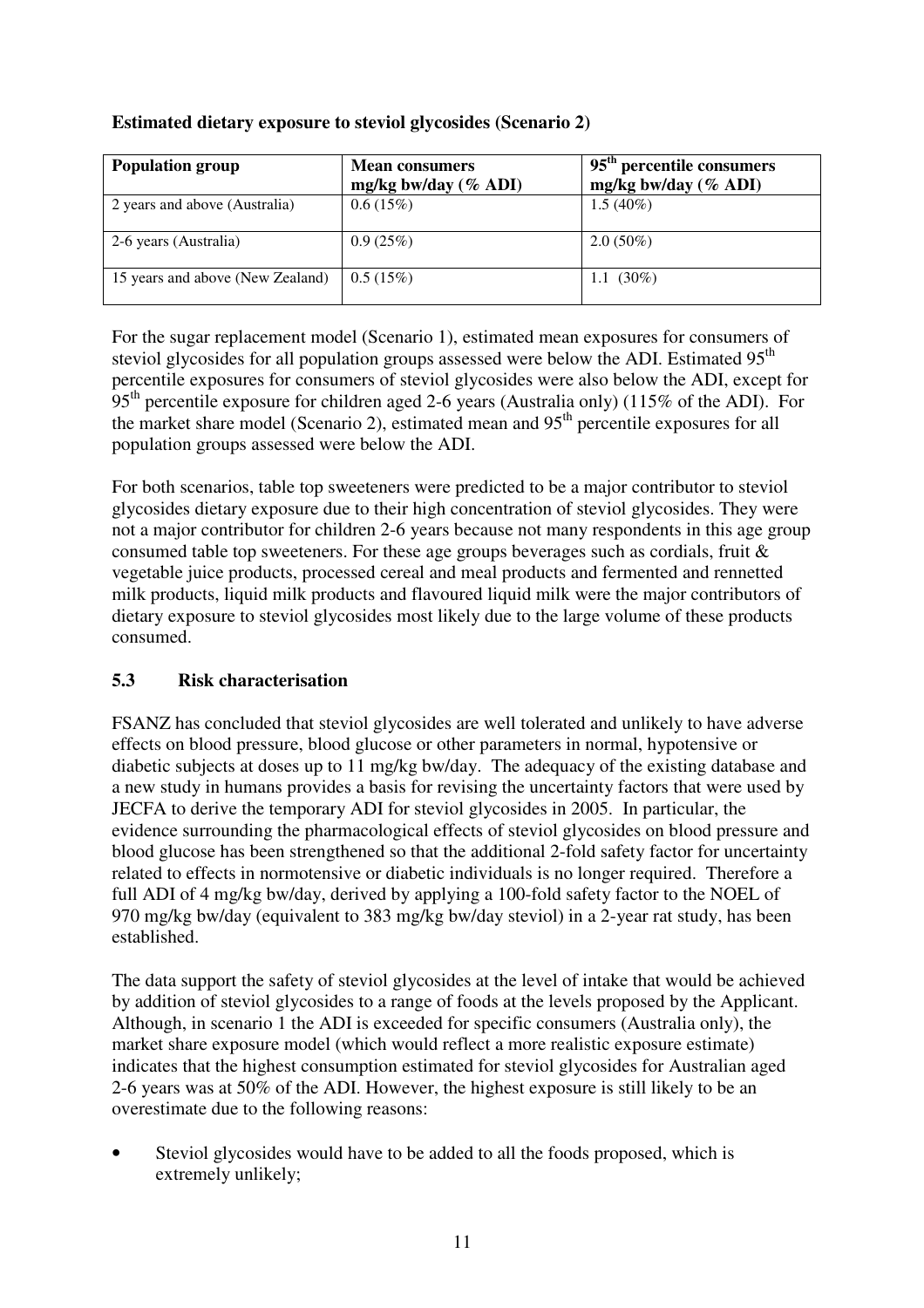**Estimated dietary exposure to steviol glycosides (Scenario 2)**

| Population group | Mean consumers mg/kg bw/day (% ADI) | 95th percentile consumers mg/kg bw/day (% ADI) |
|---|---|---|
| 2 years and above (Australia) | 0.6 (15%) | 1.5 (40%) |
| 2-6 years (Australia) | 0.9 (25%) | 2.0 (50%) |
| 15 years and above (New Zealand) | 0.5 (15%) | 1.1 (30%) |

For the sugar replacement model (Scenario 1), estimated mean exposures for consumers of steviol glycosides for all population groups assessed were below the ADI. Estimated 95th percentile exposures for consumers of steviol glycosides were also below the ADI, except for 95th percentile exposure for children aged 2-6 years (Australia only) (115% of the ADI). For the market share model (Scenario 2), estimated mean and 95th percentile exposures for all population groups assessed were below the ADI.

For both scenarios, table top sweeteners were predicted to be a major contributor to steviol glycosides dietary exposure due to their high concentration of steviol glycosides. They were not a major contributor for children 2-6 years because not many respondents in this age group consumed table top sweeteners. For these age groups beverages such as cordials, fruit & vegetable juice products, processed cereal and meal products and fermented and rennetted milk products, liquid milk products and flavoured liquid milk were the major contributors of dietary exposure to steviol glycosides most likely due to the large volume of these products consumed.

### 5.3 Risk characterisation

FSANZ has concluded that steviol glycosides are well tolerated and unlikely to have adverse effects on blood pressure, blood glucose or other parameters in normal, hypotensive or diabetic subjects at doses up to 11 mg/kg bw/day. The adequacy of the existing database and a new study in humans provides a basis for revising the uncertainty factors that were used by JECFA to derive the temporary ADI for steviol glycosides in 2005. In particular, the evidence surrounding the pharmacological effects of steviol glycosides on blood pressure and blood glucose has been strengthened so that the additional 2-fold safety factor for uncertainty related to effects in normotensive or diabetic individuals is no longer required. Therefore a full ADI of 4 mg/kg bw/day, derived by applying a 100-fold safety factor to the NOEL of 970 mg/kg bw/day (equivalent to 383 mg/kg bw/day steviol) in a 2-year rat study, has been established.

The data support the safety of steviol glycosides at the level of intake that would be achieved by addition of steviol glycosides to a range of foods at the levels proposed by the Applicant. Although, in scenario 1 the ADI is exceeded for specific consumers (Australia only), the market share exposure model (which would reflect a more realistic exposure estimate) indicates that the highest consumption estimated for steviol glycosides for Australian aged 2-6 years was at 50% of the ADI. However, the highest exposure is still likely to be an overestimate due to the following reasons:

- Steviol glycosides would have to be added to all the foods proposed, which is extremely unlikely;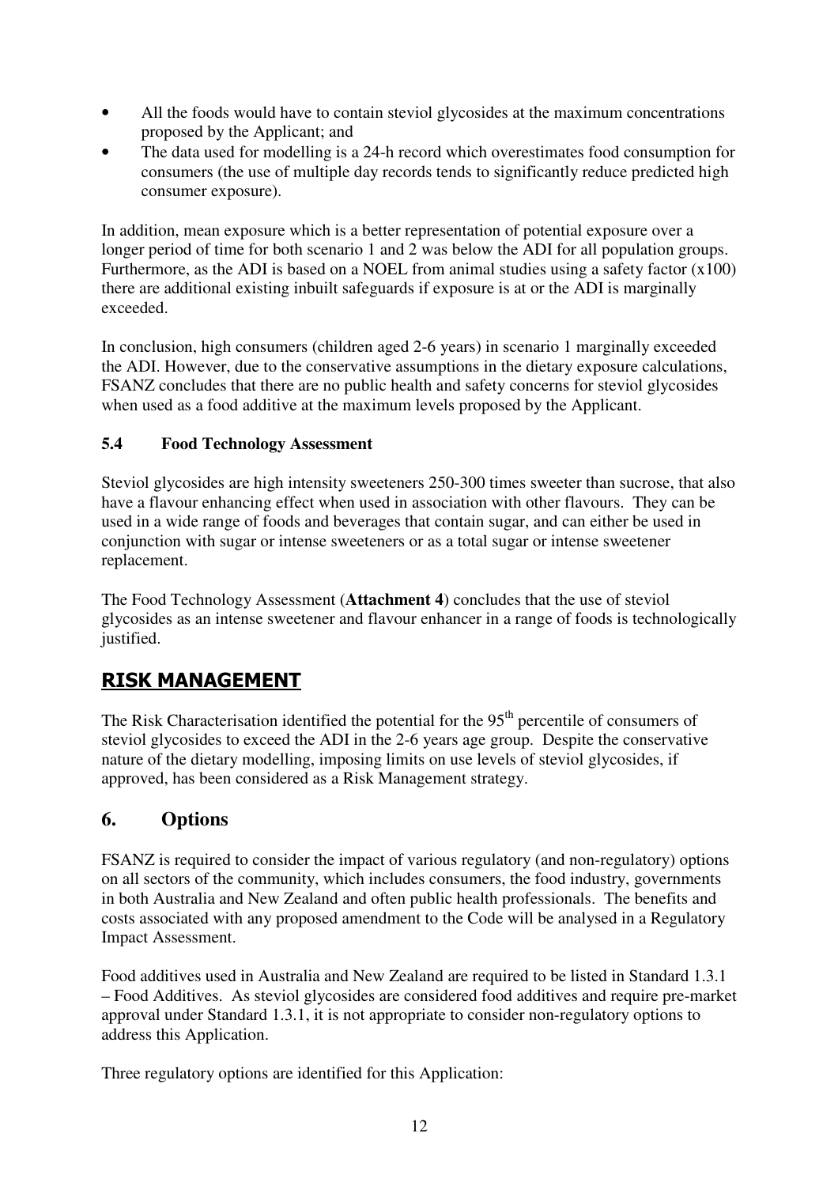- All the foods would have to contain steviol glycosides at the maximum concentrations proposed by the Applicant; and
- The data used for modelling is a 24-h record which overestimates food consumption for consumers (the use of multiple day records tends to significantly reduce predicted high consumer exposure).

In addition, mean exposure which is a better representation of potential exposure over a longer period of time for both scenario 1 and 2 was below the ADI for all population groups. Furthermore, as the ADI is based on a NOEL from animal studies using a safety factor (x100) there are additional existing inbuilt safeguards if exposure is at or the ADI is marginally exceeded.

In conclusion, high consumers (children aged 2-6 years) in scenario 1 marginally exceeded the ADI. However, due to the conservative assumptions in the dietary exposure calculations, FSANZ concludes that there are no public health and safety concerns for steviol glycosides when used as a food additive at the maximum levels proposed by the Applicant.

### 5.4 Food Technology Assessment

Steviol glycosides are high intensity sweeteners 250-300 times sweeter than sucrose, that also have a flavour enhancing effect when used in association with other flavours. They can be used in a wide range of foods and beverages that contain sugar, and can either be used in conjunction with sugar or intense sweeteners or as a total sugar or intense sweetener replacement.

The Food Technology Assessment (**Attachment 4**) concludes that the use of steviol glycosides as an intense sweetener and flavour enhancer in a range of foods is technologically justified.

# RISK MANAGEMENT

The Risk Characterisation identified the potential for the 95th percentile of consumers of steviol glycosides to exceed the ADI in the 2-6 years age group. Despite the conservative nature of the dietary modelling, imposing limits on use levels of steviol glycosides, if approved, has been considered as a Risk Management strategy.

## 6. Options

FSANZ is required to consider the impact of various regulatory (and non-regulatory) options on all sectors of the community, which includes consumers, the food industry, governments in both Australia and New Zealand and often public health professionals. The benefits and costs associated with any proposed amendment to the Code will be analysed in a Regulatory Impact Assessment.

Food additives used in Australia and New Zealand are required to be listed in Standard 1.3.1 – Food Additives. As steviol glycosides are considered food additives and require pre-market approval under Standard 1.3.1, it is not appropriate to consider non-regulatory options to address this Application.

Three regulatory options are identified for this Application: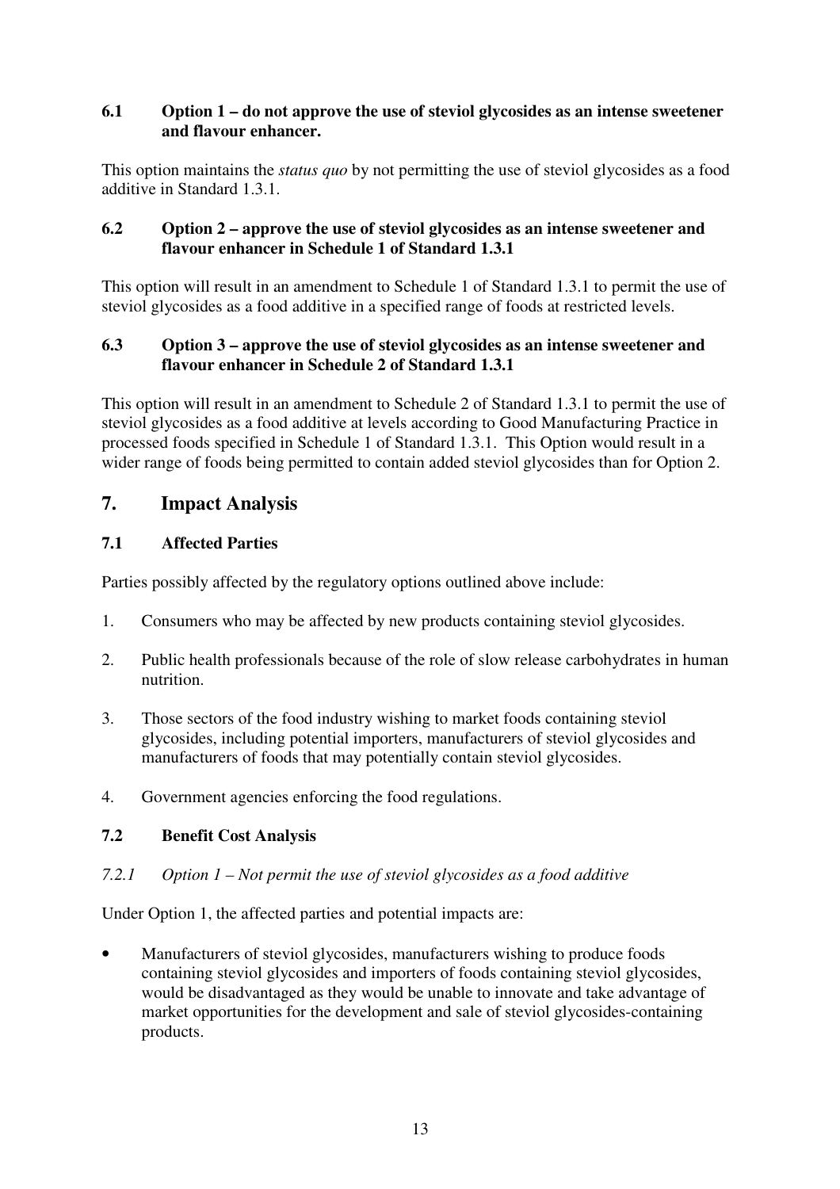### 6.1 Option 1 – do not approve the use of steviol glycosides as an intense sweetener and flavour enhancer.

This option maintains the *status quo* by not permitting the use of steviol glycosides as a food additive in Standard 1.3.1.

### 6.2 Option 2 – approve the use of steviol glycosides as an intense sweetener and flavour enhancer in Schedule 1 of Standard 1.3.1

This option will result in an amendment to Schedule 1 of Standard 1.3.1 to permit the use of steviol glycosides as a food additive in a specified range of foods at restricted levels.

### 6.3 Option 3 – approve the use of steviol glycosides as an intense sweetener and flavour enhancer in Schedule 2 of Standard 1.3.1

This option will result in an amendment to Schedule 2 of Standard 1.3.1 to permit the use of steviol glycosides as a food additive at levels according to Good Manufacturing Practice in processed foods specified in Schedule 1 of Standard 1.3.1. This Option would result in a wider range of foods being permitted to contain added steviol glycosides than for Option 2.

## 7. Impact Analysis

### 7.1 Affected Parties

Parties possibly affected by the regulatory options outlined above include:

1. Consumers who may be affected by new products containing steviol glycosides.
2. Public health professionals because of the role of slow release carbohydrates in human nutrition.
3. Those sectors of the food industry wishing to market foods containing steviol glycosides, including potential importers, manufacturers of steviol glycosides and manufacturers of foods that may potentially contain steviol glycosides.
4. Government agencies enforcing the food regulations.

### 7.2 Benefit Cost Analysis

#### *7.2.1 Option 1 – Not permit the use of steviol glycosides as a food additive*

Under Option 1, the affected parties and potential impacts are:

- Manufacturers of steviol glycosides, manufacturers wishing to produce foods containing steviol glycosides and importers of foods containing steviol glycosides, would be disadvantaged as they would be unable to innovate and take advantage of market opportunities for the development and sale of steviol glycosides-containing products.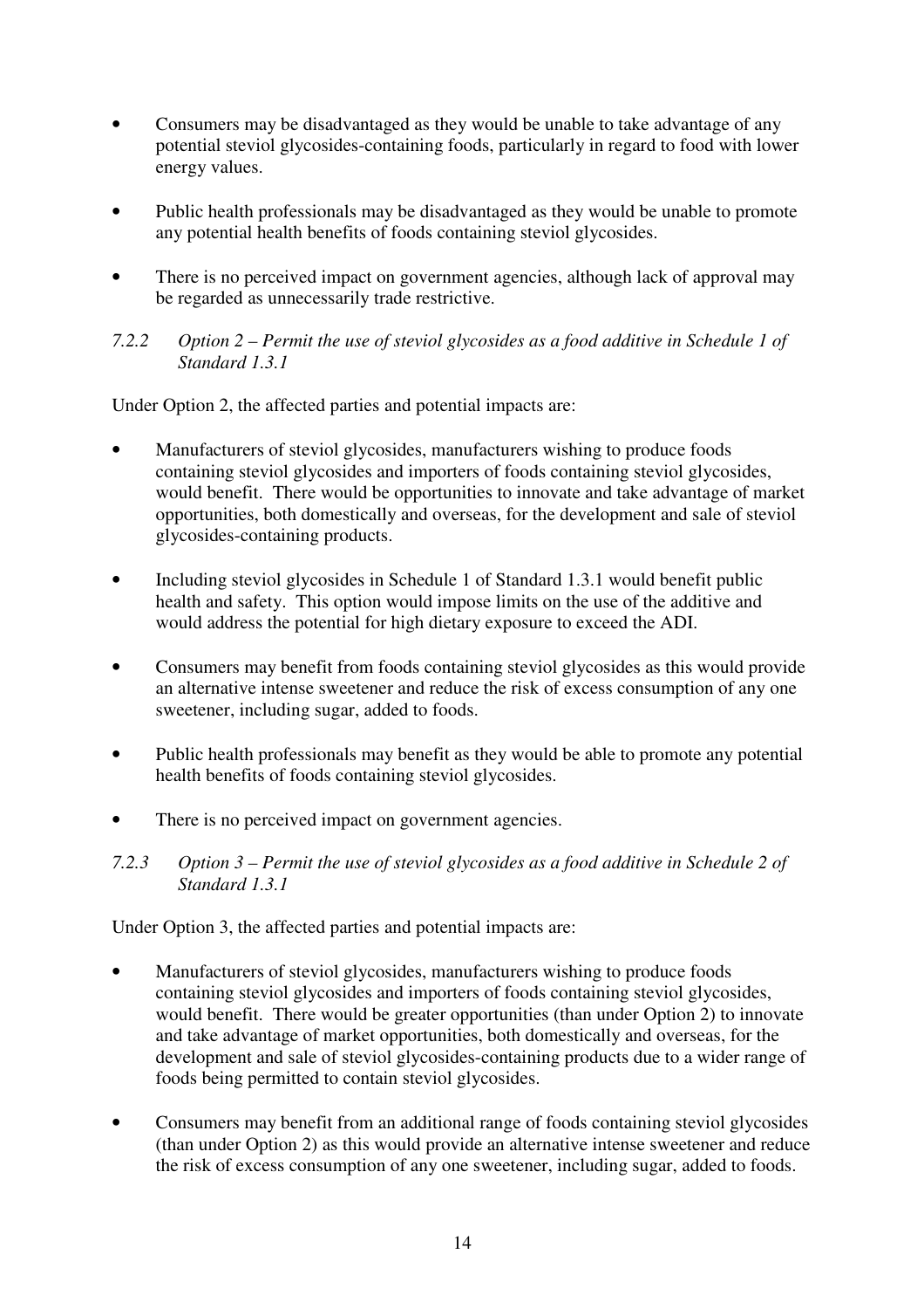- Consumers may be disadvantaged as they would be unable to take advantage of any potential steviol glycosides-containing foods, particularly in regard to food with lower energy values.

- Public health professionals may be disadvantaged as they would be unable to promote any potential health benefits of foods containing steviol glycosides.

- There is no perceived impact on government agencies, although lack of approval may be regarded as unnecessarily trade restrictive.

#### *7.2.2 Option 2 – Permit the use of steviol glycosides as a food additive in Schedule 1 of Standard 1.3.1*

Under Option 2, the affected parties and potential impacts are:

- Manufacturers of steviol glycosides, manufacturers wishing to produce foods containing steviol glycosides and importers of foods containing steviol glycosides, would benefit. There would be opportunities to innovate and take advantage of market opportunities, both domestically and overseas, for the development and sale of steviol glycosides-containing products.

- Including steviol glycosides in Schedule 1 of Standard 1.3.1 would benefit public health and safety. This option would impose limits on the use of the additive and would address the potential for high dietary exposure to exceed the ADI.

- Consumers may benefit from foods containing steviol glycosides as this would provide an alternative intense sweetener and reduce the risk of excess consumption of any one sweetener, including sugar, added to foods.

- Public health professionals may benefit as they would be able to promote any potential health benefits of foods containing steviol glycosides.

- There is no perceived impact on government agencies.

#### *7.2.3 Option 3 – Permit the use of steviol glycosides as a food additive in Schedule 2 of Standard 1.3.1*

Under Option 3, the affected parties and potential impacts are:

- Manufacturers of steviol glycosides, manufacturers wishing to produce foods containing steviol glycosides and importers of foods containing steviol glycosides, would benefit. There would be greater opportunities (than under Option 2) to innovate and take advantage of market opportunities, both domestically and overseas, for the development and sale of steviol glycosides-containing products due to a wider range of foods being permitted to contain steviol glycosides.

- Consumers may benefit from an additional range of foods containing steviol glycosides (than under Option 2) as this would provide an alternative intense sweetener and reduce the risk of excess consumption of any one sweetener, including sugar, added to foods.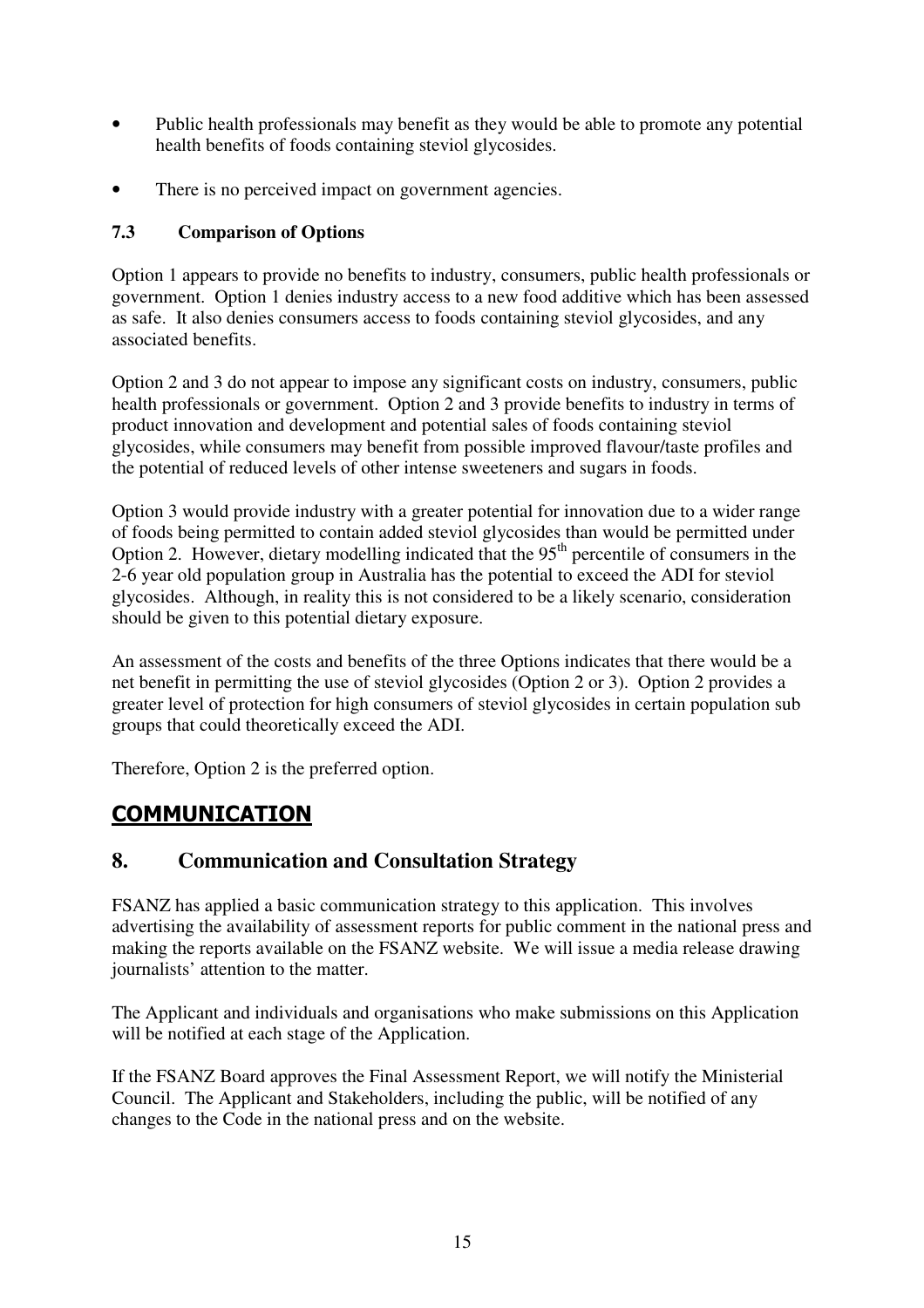- Public health professionals may benefit as they would be able to promote any potential health benefits of foods containing steviol glycosides.
- There is no perceived impact on government agencies.

### 7.3 Comparison of Options

Option 1 appears to provide no benefits to industry, consumers, public health professionals or government. Option 1 denies industry access to a new food additive which has been assessed as safe. It also denies consumers access to foods containing steviol glycosides, and any associated benefits.

Option 2 and 3 do not appear to impose any significant costs on industry, consumers, public health professionals or government. Option 2 and 3 provide benefits to industry in terms of product innovation and development and potential sales of foods containing steviol glycosides, while consumers may benefit from possible improved flavour/taste profiles and the potential of reduced levels of other intense sweeteners and sugars in foods.

Option 3 would provide industry with a greater potential for innovation due to a wider range of foods being permitted to contain added steviol glycosides than would be permitted under Option 2. However, dietary modelling indicated that the 95$^{th}$ percentile of consumers in the 2-6 year old population group in Australia has the potential to exceed the ADI for steviol glycosides. Although, in reality this is not considered to be a likely scenario, consideration should be given to this potential dietary exposure.

An assessment of the costs and benefits of the three Options indicates that there would be a net benefit in permitting the use of steviol glycosides (Option 2 or 3). Option 2 provides a greater level of protection for high consumers of steviol glycosides in certain population sub groups that could theoretically exceed the ADI.

Therefore, Option 2 is the preferred option.

# COMMUNICATION

## 8. Communication and Consultation Strategy

FSANZ has applied a basic communication strategy to this application. This involves advertising the availability of assessment reports for public comment in the national press and making the reports available on the FSANZ website. We will issue a media release drawing journalists' attention to the matter.

The Applicant and individuals and organisations who make submissions on this Application will be notified at each stage of the Application.

If the FSANZ Board approves the Final Assessment Report, we will notify the Ministerial Council. The Applicant and Stakeholders, including the public, will be notified of any changes to the Code in the national press and on the website.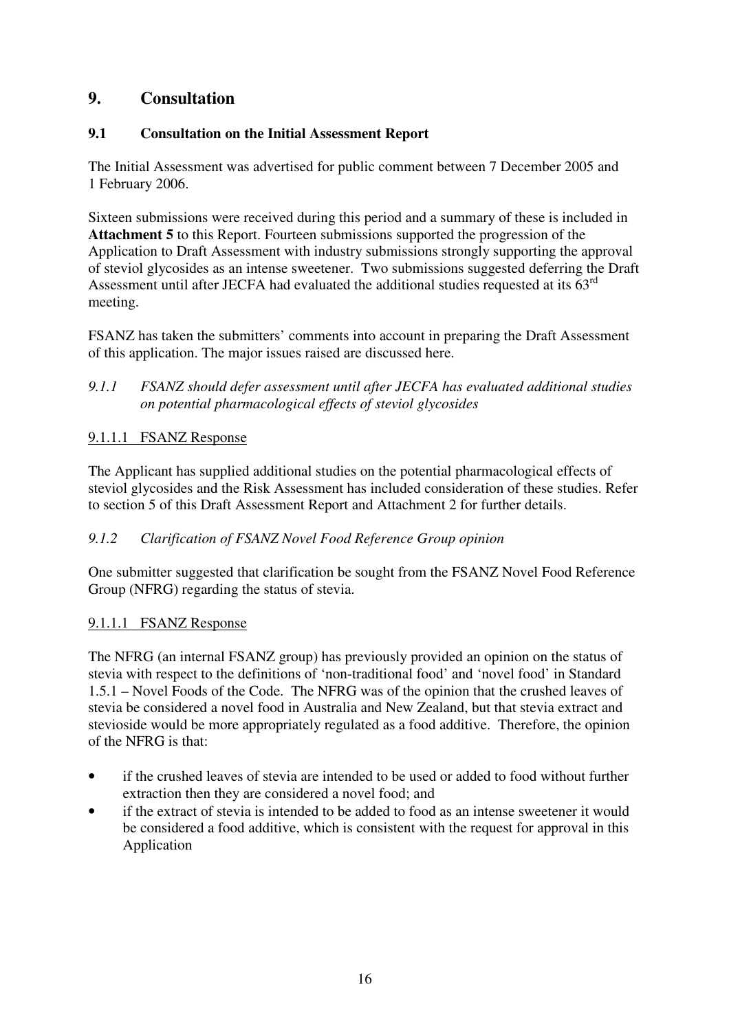## 9. Consultation

### 9.1 Consultation on the Initial Assessment Report

The Initial Assessment was advertised for public comment between 7 December 2005 and 1 February 2006.

Sixteen submissions were received during this period and a summary of these is included in **Attachment 5** to this Report. Fourteen submissions supported the progression of the Application to Draft Assessment with industry submissions strongly supporting the approval of steviol glycosides as an intense sweetener. Two submissions suggested deferring the Draft Assessment until after JECFA had evaluated the additional studies requested at its 63rd meeting.

FSANZ has taken the submitters' comments into account in preparing the Draft Assessment of this application. The major issues raised are discussed here.

#### *9.1.1 FSANZ should defer assessment until after JECFA has evaluated additional studies on potential pharmacological effects of steviol glycosides*

<u>9.1.1.1 FSANZ Response</u>

The Applicant has supplied additional studies on the potential pharmacological effects of steviol glycosides and the Risk Assessment has included consideration of these studies. Refer to section 5 of this Draft Assessment Report and Attachment 2 for further details.

#### *9.1.2 Clarification of FSANZ Novel Food Reference Group opinion*

One submitter suggested that clarification be sought from the FSANZ Novel Food Reference Group (NFRG) regarding the status of stevia.

<u>9.1.1.1 FSANZ Response</u>

The NFRG (an internal FSANZ group) has previously provided an opinion on the status of stevia with respect to the definitions of 'non-traditional food' and 'novel food' in Standard 1.5.1 – Novel Foods of the Code. The NFRG was of the opinion that the crushed leaves of stevia be considered a novel food in Australia and New Zealand, but that stevia extract and stevioside would be more appropriately regulated as a food additive. Therefore, the opinion of the NFRG is that:

- if the crushed leaves of stevia are intended to be used or added to food without further extraction then they are considered a novel food; and
- if the extract of stevia is intended to be added to food as an intense sweetener it would be considered a food additive, which is consistent with the request for approval in this Application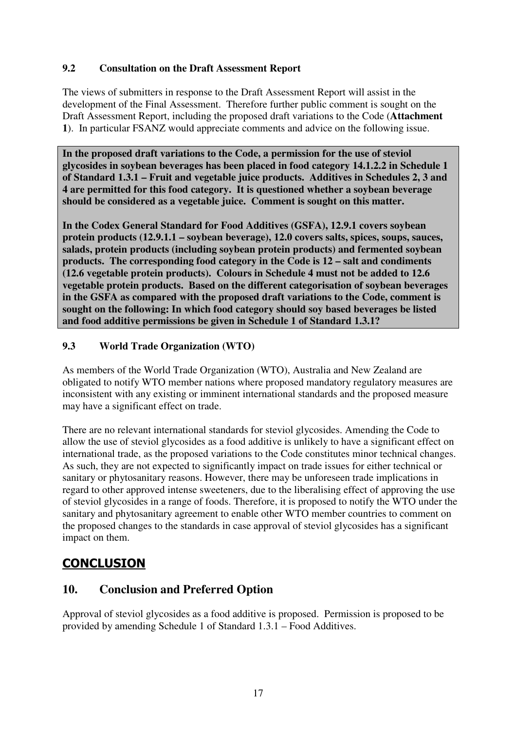### 9.2 Consultation on the Draft Assessment Report

The views of submitters in response to the Draft Assessment Report will assist in the development of the Final Assessment. Therefore further public comment is sought on the Draft Assessment Report, including the proposed draft variations to the Code (**Attachment 1**). In particular FSANZ would appreciate comments and advice on the following issue.

**In the proposed draft variations to the Code, a permission for the use of steviol glycosides in soybean beverages has been placed in food category 14.1.2.2 in Schedule 1 of Standard 1.3.1 – Fruit and vegetable juice products. Additives in Schedules 2, 3 and 4 are permitted for this food category. It is questioned whether a soybean beverage should be considered as a vegetable juice. Comment is sought on this matter.**

**In the Codex General Standard for Food Additives (GSFA), 12.9.1 covers soybean protein products (12.9.1.1 – soybean beverage), 12.0 covers salts, spices, soups, sauces, salads, protein products (including soybean protein products) and fermented soybean products. The corresponding food category in the Code is 12 – salt and condiments (12.6 vegetable protein products). Colours in Schedule 4 must not be added to 12.6 vegetable protein products. Based on the different categorisation of soybean beverages in the GSFA as compared with the proposed draft variations to the Code, comment is sought on the following: In which food category should soy based beverages be listed and food additive permissions be given in Schedule 1 of Standard 1.3.1?**

### 9.3 World Trade Organization (WTO)

As members of the World Trade Organization (WTO), Australia and New Zealand are obligated to notify WTO member nations where proposed mandatory regulatory measures are inconsistent with any existing or imminent international standards and the proposed measure may have a significant effect on trade.

There are no relevant international standards for steviol glycosides. Amending the Code to allow the use of steviol glycosides as a food additive is unlikely to have a significant effect on international trade, as the proposed variations to the Code constitutes minor technical changes. As such, they are not expected to significantly impact on trade issues for either technical or sanitary or phytosanitary reasons. However, there may be unforeseen trade implications in regard to other approved intense sweeteners, due to the liberalising effect of approving the use of steviol glycosides in a range of foods. Therefore, it is proposed to notify the WTO under the sanitary and phytosanitary agreement to enable other WTO member countries to comment on the proposed changes to the standards in case approval of steviol glycosides has a significant impact on them.

# CONCLUSION

## 10. Conclusion and Preferred Option

Approval of steviol glycosides as a food additive is proposed. Permission is proposed to be provided by amending Schedule 1 of Standard 1.3.1 – Food Additives.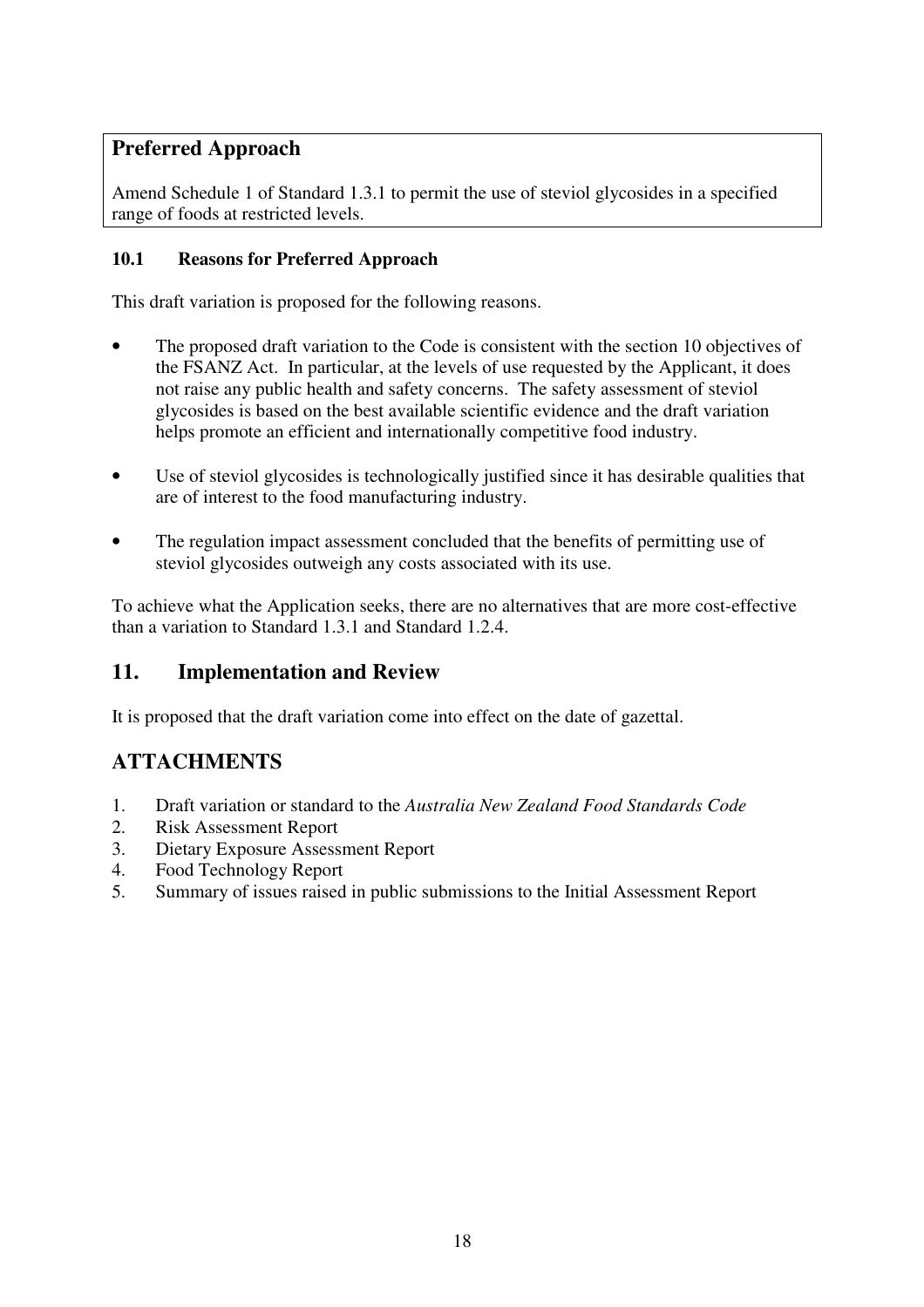**Preferred Approach**

Amend Schedule 1 of Standard 1.3.1 to permit the use of steviol glycosides in a specified range of foods at restricted levels.

### 10.1 Reasons for Preferred Approach

This draft variation is proposed for the following reasons.

- The proposed draft variation to the Code is consistent with the section 10 objectives of the FSANZ Act. In particular, at the levels of use requested by the Applicant, it does not raise any public health and safety concerns. The safety assessment of steviol glycosides is based on the best available scientific evidence and the draft variation helps promote an efficient and internationally competitive food industry.
- Use of steviol glycosides is technologically justified since it has desirable qualities that are of interest to the food manufacturing industry.
- The regulation impact assessment concluded that the benefits of permitting use of steviol glycosides outweigh any costs associated with its use.

To achieve what the Application seeks, there are no alternatives that are more cost-effective than a variation to Standard 1.3.1 and Standard 1.2.4.

## 11. Implementation and Review

It is proposed that the draft variation come into effect on the date of gazettal.

## ATTACHMENTS

1. Draft variation or standard to the *Australia New Zealand Food Standards Code*
2. Risk Assessment Report
3. Dietary Exposure Assessment Report
4. Food Technology Report
5. Summary of issues raised in public submissions to the Initial Assessment Report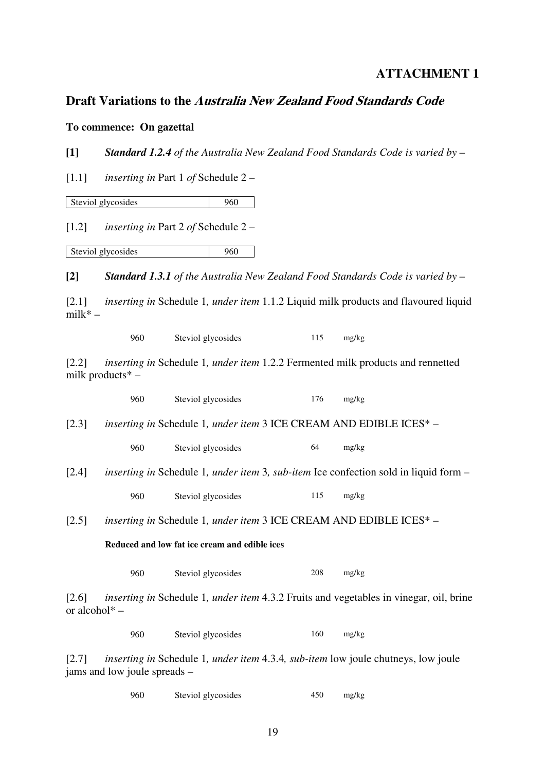**ATTACHMENT 1**

## Draft Variations to the *Australia New Zealand Food Standards Code*

**To commence: On gazettal**

**[1]** ***Standard 1.2.4*** *of the Australia New Zealand Food Standards Code is varied by –*

[1.1] *inserting in* Part 1 *of* Schedule 2 –

| Steviol glycosides | 960 |
|---|---|

[1.2] *inserting in* Part 2 *of* Schedule 2 –

| Steviol glycosides | 960 |
|---|---|

**[2]** ***Standard 1.3.1*** *of the Australia New Zealand Food Standards Code is varied by –*

[2.1] *inserting in* Schedule 1*, under item* 1.1.2 Liquid milk products and flavoured liquid milk* –

| 960 | Steviol glycosides | 115 | mg/kg |
|---|---|---|---|

[2.2] *inserting in* Schedule 1*, under item* 1.2.2 Fermented milk products and rennetted milk products* –

| 960 | Steviol glycosides | 176 | mg/kg |
|---|---|---|---|

[2.3] *inserting in* Schedule 1*, under item* 3 ICE CREAM AND EDIBLE ICES* –

| 960 | Steviol glycosides | 64 | mg/kg |
|---|---|---|---|

[2.4] *inserting in* Schedule 1*, under item* 3*, sub-item* Ice confection sold in liquid form –

| 960 | Steviol glycosides | 115 | mg/kg |
|---|---|---|---|

[2.5] *inserting in* Schedule 1*, under item* 3 ICE CREAM AND EDIBLE ICES* –

**Reduced and low fat ice cream and edible ices**

| 960 | Steviol glycosides | 208 | mg/kg |
|---|---|---|---|

[2.6] *inserting in* Schedule 1*, under item* 4.3.2 Fruits and vegetables in vinegar, oil, brine or alcohol* –

| 960 | Steviol glycosides | 160 | mg/kg |
|---|---|---|---|

[2.7] *inserting in* Schedule 1*, under item* 4.3.4*, sub-item* low joule chutneys, low joule jams and low joule spreads –

| 960 | Steviol glycosides | 450 | mg/kg |
|---|---|---|---|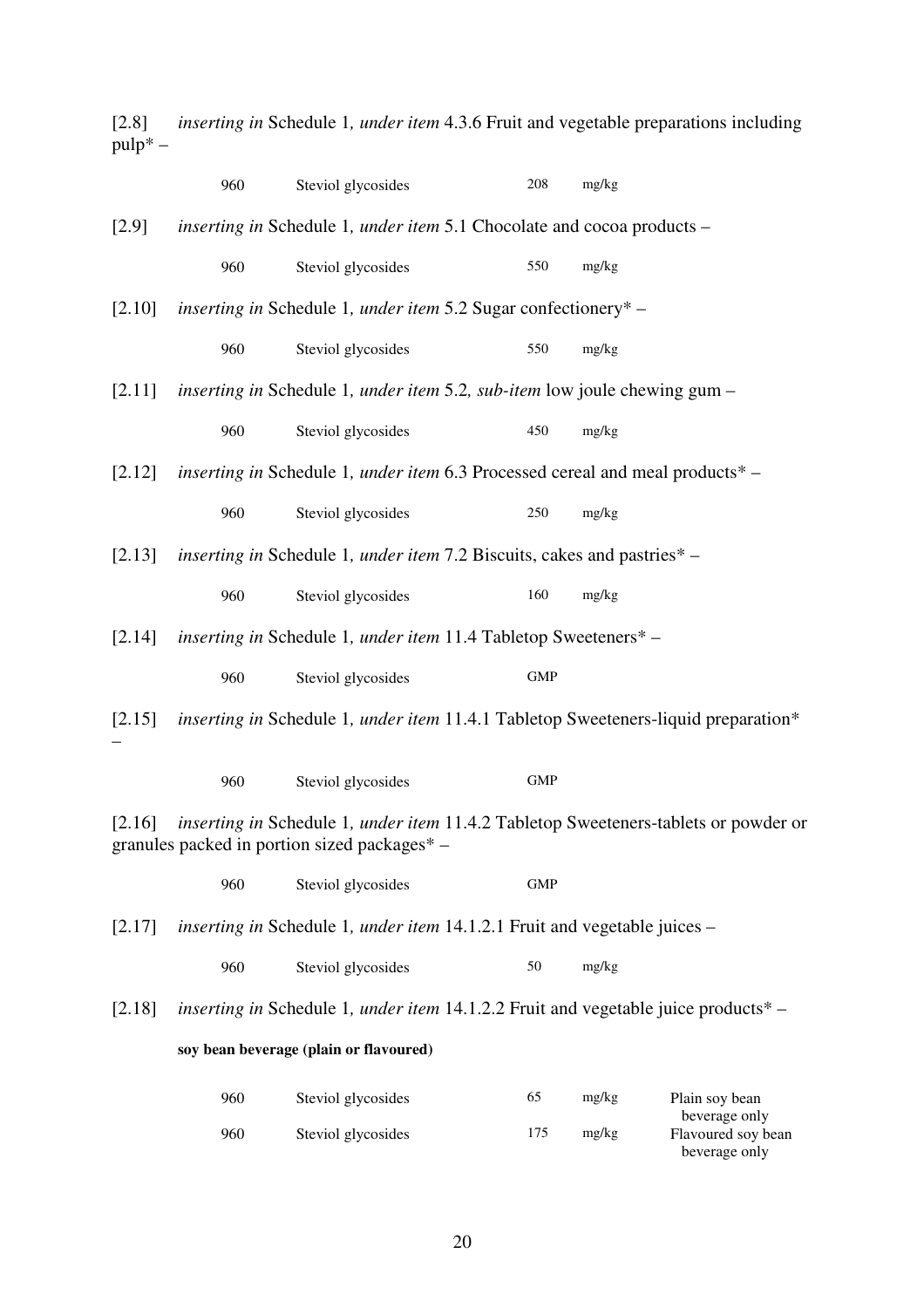[2.8] *inserting in* Schedule 1*, under item* 4.3.6 Fruit and vegetable preparations including pulp* –

| | | | |
|---|---|---|---|
| 960 | Steviol glycosides | 208 | mg/kg |

[2.9] *inserting in* Schedule 1*, under item* 5.1 Chocolate and cocoa products –

| | | | |
|---|---|---|---|
| 960 | Steviol glycosides | 550 | mg/kg |

[2.10] *inserting in* Schedule 1*, under item* 5.2 Sugar confectionery* –

| | | | |
|---|---|---|---|
| 960 | Steviol glycosides | 550 | mg/kg |

[2.11] *inserting in* Schedule 1*, under item* 5.2*, sub-item* low joule chewing gum –

| | | | |
|---|---|---|---|
| 960 | Steviol glycosides | 450 | mg/kg |

[2.12] *inserting in* Schedule 1*, under item* 6.3 Processed cereal and meal products* –

| | | | |
|---|---|---|---|
| 960 | Steviol glycosides | 250 | mg/kg |

[2.13] *inserting in* Schedule 1*, under item* 7.2 Biscuits, cakes and pastries* –

| | | | |
|---|---|---|---|
| 960 | Steviol glycosides | 160 | mg/kg |

[2.14] *inserting in* Schedule 1*, under item* 11.4 Tabletop Sweeteners* –

| | | |
|---|---|---|
| 960 | Steviol glycosides | GMP |

[2.15] *inserting in* Schedule 1*, under item* 11.4.1 Tabletop Sweeteners-liquid preparation* –

| | | |
|---|---|---|
| 960 | Steviol glycosides | GMP |

[2.16] *inserting in* Schedule 1*, under item* 11.4.2 Tabletop Sweeteners-tablets or powder or granules packed in portion sized packages* –

| | | |
|---|---|---|
| 960 | Steviol glycosides | GMP |

[2.17] *inserting in* Schedule 1*, under item* 14.1.2.1 Fruit and vegetable juices –

| | | | |
|---|---|---|---|
| 960 | Steviol glycosides | 50 | mg/kg |

[2.18] *inserting in* Schedule 1*, under item* 14.1.2.2 Fruit and vegetable juice products* –

**soy bean beverage (plain or flavoured)**

| | | | | |
|---|---|---|---|---|
| 960 | Steviol glycosides | 65 | mg/kg | Plain soy bean beverage only |
| 960 | Steviol glycosides | 175 | mg/kg | Flavoured soy bean beverage only |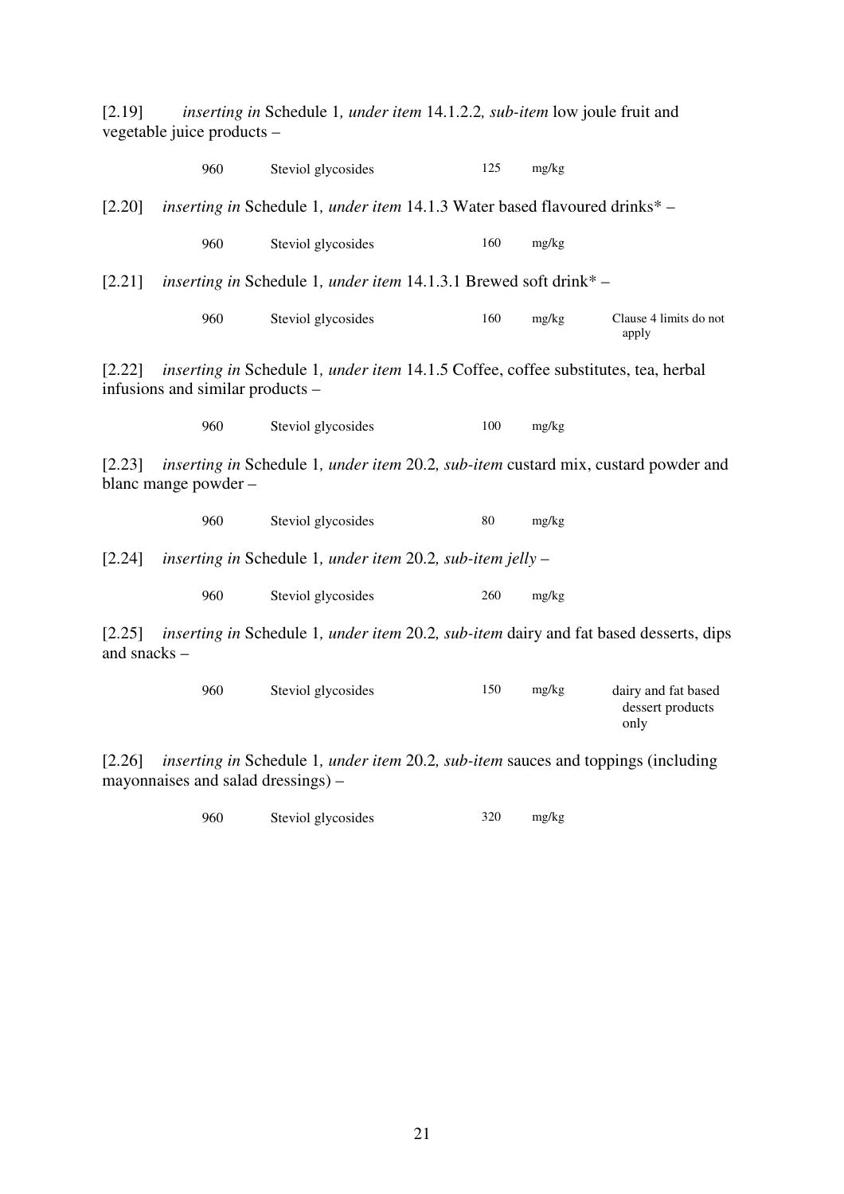[2.19] *inserting in* Schedule 1*, under item* 14.1.2.2*, sub-item* low joule fruit and vegetable juice products –

| | | | | |
|---|---|---|---|---|
| 960 | Steviol glycosides | 125 | mg/kg | |

[2.20] *inserting in* Schedule 1*, under item* 14.1.3 Water based flavoured drinks* –

| | | | | |
|---|---|---|---|---|
| 960 | Steviol glycosides | 160 | mg/kg | |

[2.21] *inserting in* Schedule 1*, under item* 14.1.3.1 Brewed soft drink* –

| | | | | |
|---|---|---|---|---|
| 960 | Steviol glycosides | 160 | mg/kg | Clause 4 limits do not apply |

[2.22] *inserting in* Schedule 1*, under item* 14.1.5 Coffee, coffee substitutes, tea, herbal infusions and similar products –

| | | | | |
|---|---|---|---|---|
| 960 | Steviol glycosides | 100 | mg/kg | |

[2.23] *inserting in* Schedule 1*, under item* 20.2*, sub-item* custard mix, custard powder and blanc mange powder –

| | | | | |
|---|---|---|---|---|
| 960 | Steviol glycosides | 80 | mg/kg | |

[2.24] *inserting in* Schedule 1*, under item* 20.2*, sub-item jelly* –

| | | | | |
|---|---|---|---|---|
| 960 | Steviol glycosides | 260 | mg/kg | |

[2.25] *inserting in* Schedule 1*, under item* 20.2*, sub-item* dairy and fat based desserts, dips and snacks –

| | | | | |
|---|---|---|---|---|
| 960 | Steviol glycosides | 150 | mg/kg | dairy and fat based dessert products only |

[2.26] *inserting in* Schedule 1*, under item* 20.2*, sub-item* sauces and toppings (including mayonnaises and salad dressings) –

| | | | | |
|---|---|---|---|---|
| 960 | Steviol glycosides | 320 | mg/kg | |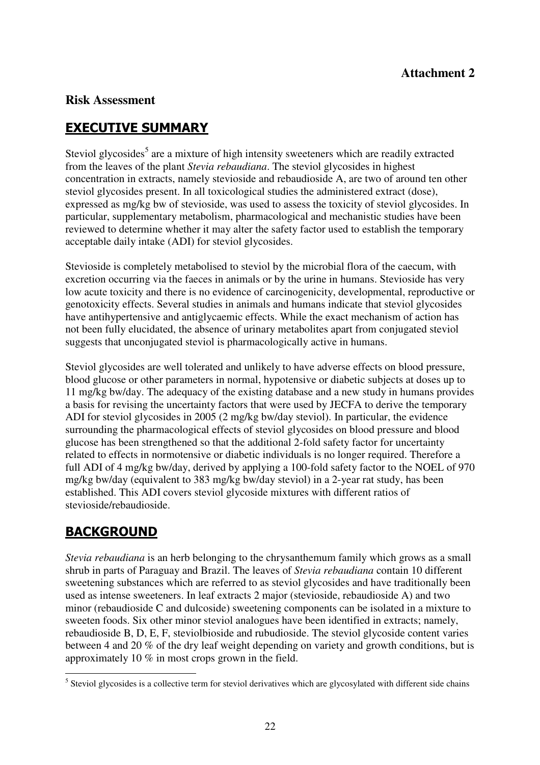**Attachment 2**

## Risk Assessment

## EXECUTIVE SUMMARY

Steviol glycosides[5] are a mixture of high intensity sweeteners which are readily extracted from the leaves of the plant *Stevia rebaudiana*. The steviol glycosides in highest concentration in extracts, namely stevioside and rebaudioside A, are two of around ten other steviol glycosides present. In all toxicological studies the administered extract (dose), expressed as mg/kg bw of stevioside, was used to assess the toxicity of steviol glycosides. In particular, supplementary metabolism, pharmacological and mechanistic studies have been reviewed to determine whether it may alter the safety factor used to establish the temporary acceptable daily intake (ADI) for steviol glycosides.

Stevioside is completely metabolised to steviol by the microbial flora of the caecum, with excretion occurring via the faeces in animals or by the urine in humans. Stevioside has very low acute toxicity and there is no evidence of carcinogenicity, developmental, reproductive or genotoxicity effects. Several studies in animals and humans indicate that steviol glycosides have antihypertensive and antiglycaemic effects. While the exact mechanism of action has not been fully elucidated, the absence of urinary metabolites apart from conjugated steviol suggests that unconjugated steviol is pharmacologically active in humans.

Steviol glycosides are well tolerated and unlikely to have adverse effects on blood pressure, blood glucose or other parameters in normal, hypotensive or diabetic subjects at doses up to 11 mg/kg bw/day. The adequacy of the existing database and a new study in humans provides a basis for revising the uncertainty factors that were used by JECFA to derive the temporary ADI for steviol glycosides in 2005 (2 mg/kg bw/day steviol). In particular, the evidence surrounding the pharmacological effects of steviol glycosides on blood pressure and blood glucose has been strengthened so that the additional 2-fold safety factor for uncertainty related to effects in normotensive or diabetic individuals is no longer required. Therefore a full ADI of 4 mg/kg bw/day, derived by applying a 100-fold safety factor to the NOEL of 970 mg/kg bw/day (equivalent to 383 mg/kg bw/day steviol) in a 2-year rat study, has been established. This ADI covers steviol glycoside mixtures with different ratios of stevioside/rebaudioside.

## BACKGROUND

*Stevia rebaudiana* is an herb belonging to the chrysanthemum family which grows as a small shrub in parts of Paraguay and Brazil. The leaves of *Stevia rebaudiana* contain 10 different sweetening substances which are referred to as steviol glycosides and have traditionally been used as intense sweeteners. In leaf extracts 2 major (stevioside, rebaudioside A) and two minor (rebaudioside C and dulcoside) sweetening components can be isolated in a mixture to sweeten foods. Six other minor steviol analogues have been identified in extracts; namely, rebaudioside B, D, E, F, steviolbioside and rubudioside. The steviol glycoside content varies between 4 and 20 % of the dry leaf weight depending on variety and growth conditions, but is approximately 10 % in most crops grown in the field.

[5] Steviol glycosides is a collective term for steviol derivatives which are glycosylated with different side chains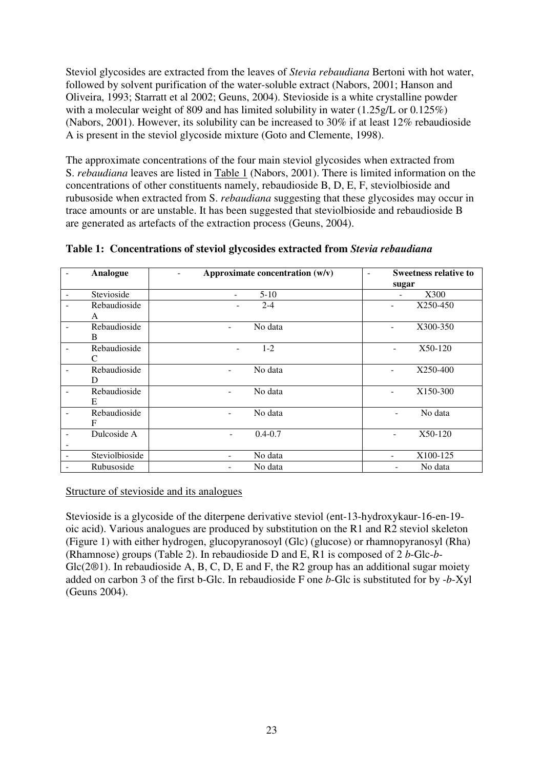Steviol glycosides are extracted from the leaves of *Stevia rebaudiana* Bertoni with hot water, followed by solvent purification of the water-soluble extract (Nabors, 2001; Hanson and Oliveira, 1993; Starratt et al 2002; Geuns, 2004). Stevioside is a white crystalline powder with a molecular weight of 809 and has limited solubility in water (1.25g/L or 0.125%) (Nabors, 2001). However, its solubility can be increased to 30% if at least 12% rebaudioside A is present in the steviol glycoside mixture (Goto and Clemente, 1998).

The approximate concentrations of the four main steviol glycosides when extracted from S. *rebaudiana* leaves are listed in Table 1 (Nabors, 2001). There is limited information on the concentrations of other constituents namely, rebaudioside B, D, E, F, steviolbioside and rubusoside when extracted from S. *rebaudiana* suggesting that these glycosides may occur in trace amounts or are unstable. It has been suggested that steviolbioside and rebaudioside B are generated as artefacts of the extraction process (Geuns, 2004).

**Table 1: Concentrations of steviol glycosides extracted from *Stevia rebaudiana***

| Analogue | Approximate concentration (w/v) | Sweetness relative to sugar |
|---|---|---|
| Stevioside | 5-10 | X300 |
| Rebaudioside A | 2-4 | X250-450 |
| Rebaudioside B | No data | X300-350 |
| Rebaudioside C | 1-2 | X50-120 |
| Rebaudioside D | No data | X250-400 |
| Rebaudioside E | No data | X150-300 |
| Rebaudioside F | No data | No data |
| Dulcoside A | 0.4-0.7 | X50-120 |
| Steviolbioside | No data | X100-125 |
| Rubusoside | No data | No data |

Structure of stevioside and its analogues

Stevioside is a glycoside of the diterpene derivative steviol (ent-13-hydroxykaur-16-en-19-oic acid). Various analogues are produced by substitution on the R1 and R2 steviol skeleton (Figure 1) with either hydrogen, glucopyranosoyl (Glc) (glucose) or rhamnopyranosyl (Rha) (Rhamnose) groups (Table 2). In rebaudioside D and E, R1 is composed of 2 *b*-Glc-*b*-Glc(2®1). In rebaudioside A, B, C, D, E and F, the R2 group has an additional sugar moiety added on carbon 3 of the first b-Glc. In rebaudioside F one *b*-Glc is substituted for by -*b*-Xyl (Geuns 2004).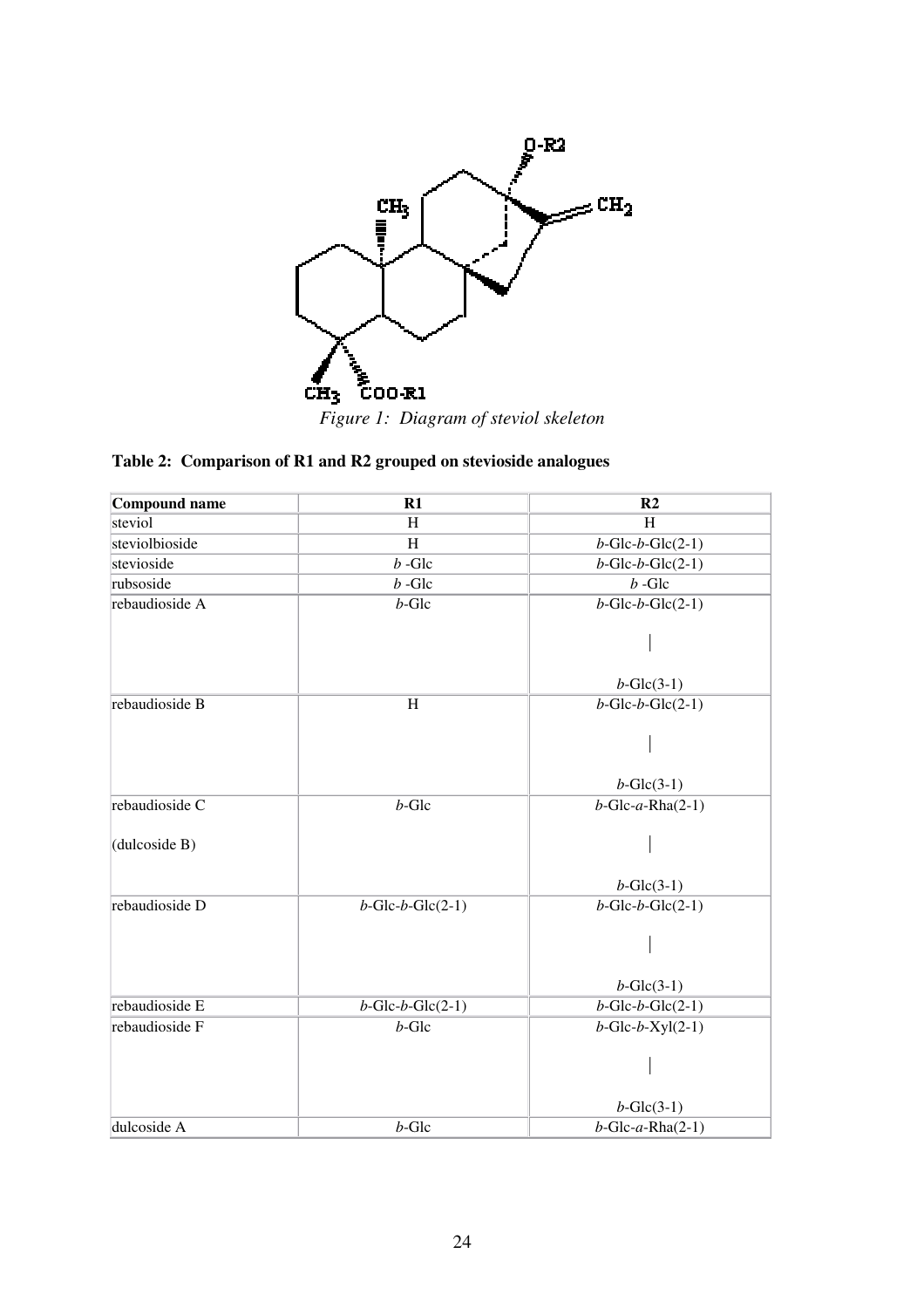*Figure 1: Diagram of steviol skeleton*

**Table 2: Comparison of R1 and R2 grouped on stevioside analogues**

| Compound name | R1 | R2 |
|---|---|---|
| steviol | H | H |
| steviolbioside | H | *b*-Glc-*b*-Glc(2-1) |
| stevioside | *b* -Glc | *b*-Glc-*b*-Glc(2-1) |
| rubsoside | *b* -Glc | *b* -Glc |
| rebaudioside A | *b*-Glc | *b*-Glc-*b*-Glc(2-1) <br> \| <br> *b*-Glc(3-1) |
| rebaudioside B | H | *b*-Glc-*b*-Glc(2-1) <br> \| <br> *b*-Glc(3-1) |
| rebaudioside C <br> (dulcoside B) | *b*-Glc | *b*-Glc-*a*-Rha(2-1) <br> \| <br> *b*-Glc(3-1) |
| rebaudioside D | *b*-Glc-*b*-Glc(2-1) | *b*-Glc-*b*-Glc(2-1) <br> \| <br> *b*-Glc(3-1) |
| rebaudioside E | *b*-Glc-*b*-Glc(2-1) | *b*-Glc-*b*-Glc(2-1) |
| rebaudioside F | *b*-Glc | *b*-Glc-*b*-Xyl(2-1) <br> \| <br> *b*-Glc(3-1) |
| dulcoside A | *b*-Glc | *b*-Glc-*a*-Rha(2-1) |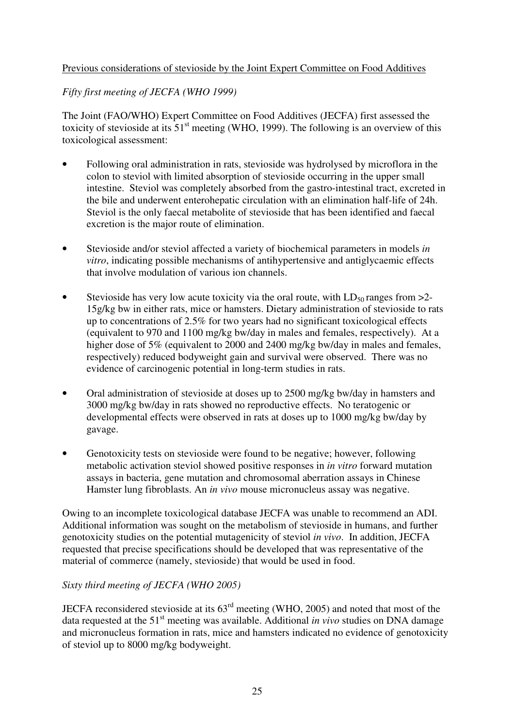Previous considerations of stevioside by the Joint Expert Committee on Food Additives

*Fifty first meeting of JECFA (WHO 1999)*

The Joint (FAO/WHO) Expert Committee on Food Additives (JECFA) first assessed the toxicity of stevioside at its 51[st] meeting (WHO, 1999). The following is an overview of this toxicological assessment:

- Following oral administration in rats, stevioside was hydrolysed by microflora in the colon to steviol with limited absorption of stevioside occurring in the upper small intestine. Steviol was completely absorbed from the gastro-intestinal tract, excreted in the bile and underwent enterohepatic circulation with an elimination half-life of 24h. Steviol is the only faecal metabolite of stevioside that has been identified and faecal excretion is the major route of elimination.

- Stevioside and/or steviol affected a variety of biochemical parameters in models *in vitro*, indicating possible mechanisms of antihypertensive and antiglycaemic effects that involve modulation of various ion channels.

- Stevioside has very low acute toxicity via the oral route, with $LD_{50}$ ranges from >2-15g/kg bw in either rats, mice or hamsters. Dietary administration of stevioside to rats up to concentrations of 2.5% for two years had no significant toxicological effects (equivalent to 970 and 1100 mg/kg bw/day in males and females, respectively). At a higher dose of 5% (equivalent to 2000 and 2400 mg/kg bw/day in males and females, respectively) reduced bodyweight gain and survival were observed. There was no evidence of carcinogenic potential in long-term studies in rats.

- Oral administration of stevioside at doses up to 2500 mg/kg bw/day in hamsters and 3000 mg/kg bw/day in rats showed no reproductive effects. No teratogenic or developmental effects were observed in rats at doses up to 1000 mg/kg bw/day by gavage.

- Genotoxicity tests on stevioside were found to be negative; however, following metabolic activation steviol showed positive responses in *in vitro* forward mutation assays in bacteria, gene mutation and chromosomal aberration assays in Chinese Hamster lung fibroblasts. An *in vivo* mouse micronucleus assay was negative.

Owing to an incomplete toxicological database JECFA was unable to recommend an ADI. Additional information was sought on the metabolism of stevioside in humans, and further genotoxicity studies on the potential mutagenicity of steviol *in vivo*. In addition, JECFA requested that precise specifications should be developed that was representative of the material of commerce (namely, stevioside) that would be used in food.

*Sixty third meeting of JECFA (WHO 2005)*

JECFA reconsidered stevioside at its 63[rd] meeting (WHO, 2005) and noted that most of the data requested at the 51[st] meeting was available. Additional *in vivo* studies on DNA damage and micronucleus formation in rats, mice and hamsters indicated no evidence of genotoxicity of steviol up to 8000 mg/kg bodyweight.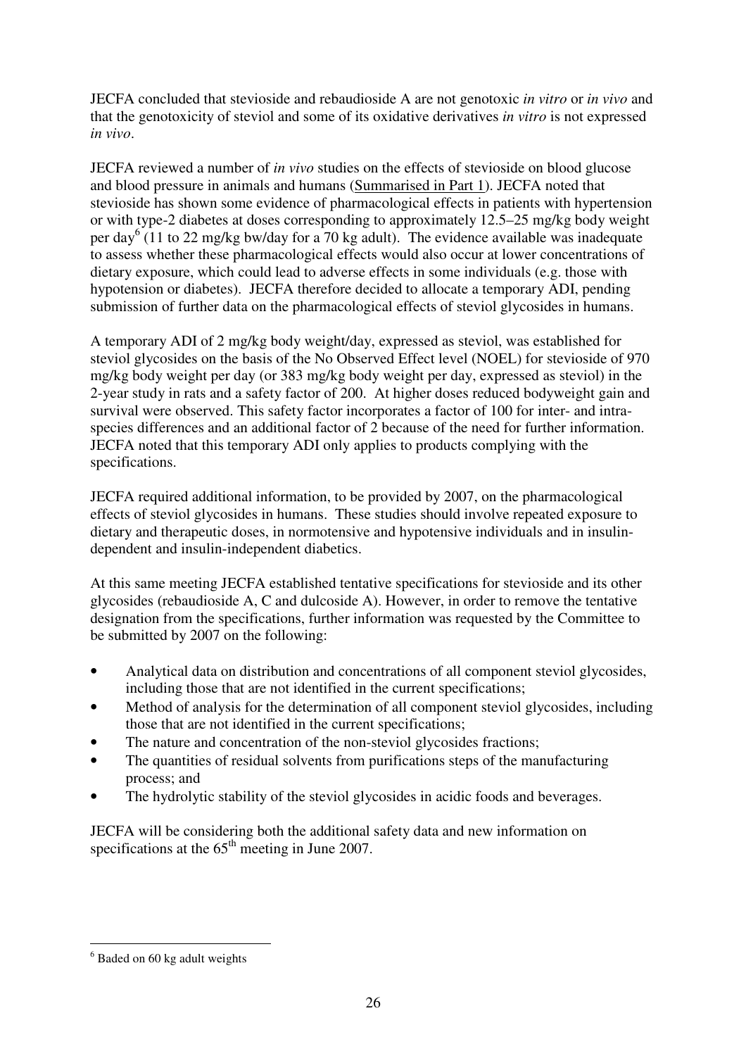JECFA concluded that stevioside and rebaudioside A are not genotoxic *in vitro* or *in vivo* and that the genotoxicity of steviol and some of its oxidative derivatives *in vitro* is not expressed *in vivo*.

JECFA reviewed a number of *in vivo* studies on the effects of stevioside on blood glucose and blood pressure in animals and humans (Summarised in Part 1). JECFA noted that stevioside has shown some evidence of pharmacological effects in patients with hypertension or with type-2 diabetes at doses corresponding to approximately 12.5–25 mg/kg body weight per day[6] (11 to 22 mg/kg bw/day for a 70 kg adult). The evidence available was inadequate to assess whether these pharmacological effects would also occur at lower concentrations of dietary exposure, which could lead to adverse effects in some individuals (e.g. those with hypotension or diabetes). JECFA therefore decided to allocate a temporary ADI, pending submission of further data on the pharmacological effects of steviol glycosides in humans.

A temporary ADI of 2 mg/kg body weight/day, expressed as steviol, was established for steviol glycosides on the basis of the No Observed Effect level (NOEL) for stevioside of 970 mg/kg body weight per day (or 383 mg/kg body weight per day, expressed as steviol) in the 2-year study in rats and a safety factor of 200. At higher doses reduced bodyweight gain and survival were observed. This safety factor incorporates a factor of 100 for inter- and intra-species differences and an additional factor of 2 because of the need for further information. JECFA noted that this temporary ADI only applies to products complying with the specifications.

JECFA required additional information, to be provided by 2007, on the pharmacological effects of steviol glycosides in humans. These studies should involve repeated exposure to dietary and therapeutic doses, in normotensive and hypotensive individuals and in insulin-dependent and insulin-independent diabetics.

At this same meeting JECFA established tentative specifications for stevioside and its other glycosides (rebaudioside A, C and dulcoside A). However, in order to remove the tentative designation from the specifications, further information was requested by the Committee to be submitted by 2007 on the following:

- Analytical data on distribution and concentrations of all component steviol glycosides, including those that are not identified in the current specifications;
- Method of analysis for the determination of all component steviol glycosides, including those that are not identified in the current specifications;
- The nature and concentration of the non-steviol glycosides fractions;
- The quantities of residual solvents from purifications steps of the manufacturing process; and
- The hydrolytic stability of the steviol glycosides in acidic foods and beverages.

JECFA will be considering both the additional safety data and new information on specifications at the 65th meeting in June 2007.

[6] Baded on 60 kg adult weights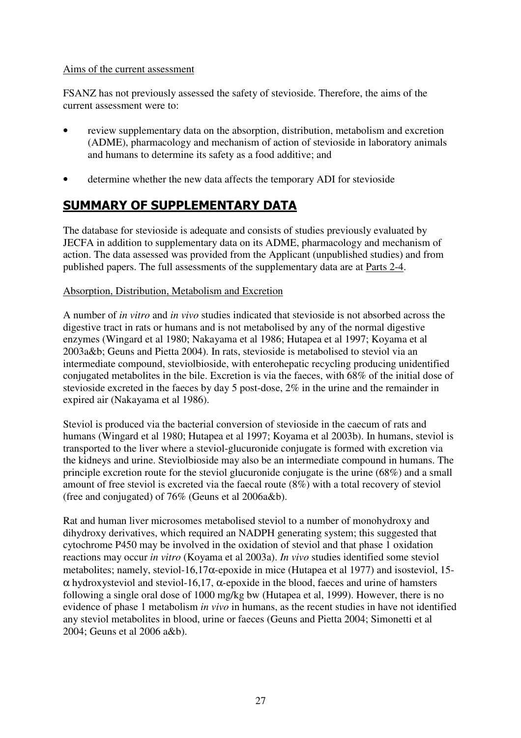Aims of the current assessment

FSANZ has not previously assessed the safety of stevioside. Therefore, the aims of the current assessment were to:

- review supplementary data on the absorption, distribution, metabolism and excretion (ADME), pharmacology and mechanism of action of stevioside in laboratory animals and humans to determine its safety as a food additive; and
- determine whether the new data affects the temporary ADI for stevioside

## SUMMARY OF SUPPLEMENTARY DATA

The database for stevioside is adequate and consists of studies previously evaluated by JECFA in addition to supplementary data on its ADME, pharmacology and mechanism of action. The data assessed was provided from the Applicant (unpublished studies) and from published papers. The full assessments of the supplementary data are at Parts 2-4.

Absorption, Distribution, Metabolism and Excretion

A number of *in vitro* and *in vivo* studies indicated that stevioside is not absorbed across the digestive tract in rats or humans and is not metabolised by any of the normal digestive enzymes (Wingard et al 1980; Nakayama et al 1986; Hutapea et al 1997; Koyama et al 2003a&b; Geuns and Pietta 2004). In rats, stevioside is metabolised to steviol via an intermediate compound, steviolbioside, with enterohepatic recycling producing unidentified conjugated metabolites in the bile. Excretion is via the faeces, with 68% of the initial dose of stevioside excreted in the faeces by day 5 post-dose, 2% in the urine and the remainder in expired air (Nakayama et al 1986).

Steviol is produced via the bacterial conversion of stevioside in the caecum of rats and humans (Wingard et al 1980; Hutapea et al 1997; Koyama et al 2003b). In humans, steviol is transported to the liver where a steviol-glucuronide conjugate is formed with excretion via the kidneys and urine. Steviolbioside may also be an intermediate compound in humans. The principle excretion route for the steviol glucuronide conjugate is the urine (68%) and a small amount of free steviol is excreted via the faecal route (8%) with a total recovery of steviol (free and conjugated) of 76% (Geuns et al 2006a&b).

Rat and human liver microsomes metabolised steviol to a number of monohydroxy and dihydroxy derivatives, which required an NADPH generating system; this suggested that cytochrome P450 may be involved in the oxidation of steviol and that phase 1 oxidation reactions may occur *in vitro* (Koyama et al 2003a). *In vivo* studies identified some steviol metabolites; namely, steviol-16,17α-epoxide in mice (Hutapea et al 1977) and isosteviol, 15-α hydroxysteviol and steviol-16,17, α-epoxide in the blood, faeces and urine of hamsters following a single oral dose of 1000 mg/kg bw (Hutapea et al, 1999). However, there is no evidence of phase 1 metabolism *in vivo* in humans, as the recent studies in have not identified any steviol metabolites in blood, urine or faeces (Geuns and Pietta 2004; Simonetti et al 2004; Geuns et al 2006 a&b).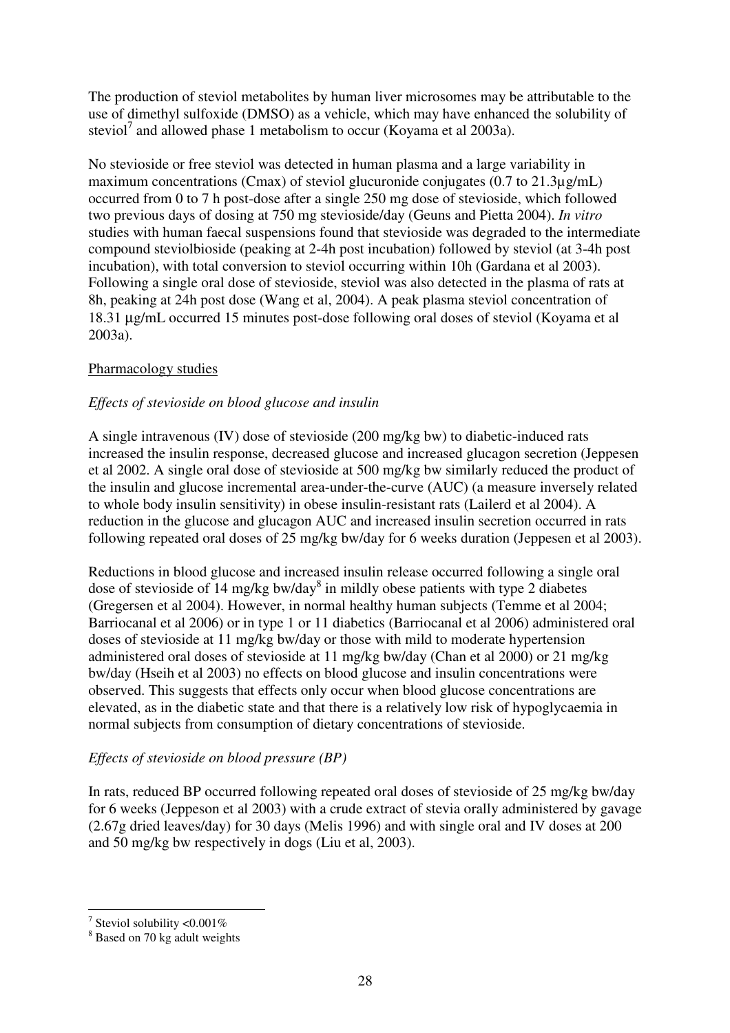The production of steviol metabolites by human liver microsomes may be attributable to the use of dimethyl sulfoxide (DMSO) as a vehicle, which may have enhanced the solubility of steviol[7] and allowed phase 1 metabolism to occur (Koyama et al 2003a).

No stevioside or free steviol was detected in human plasma and a large variability in maximum concentrations (Cmax) of steviol glucuronide conjugates (0.7 to 21.3µg/mL) occurred from 0 to 7 h post-dose after a single 250 mg dose of stevioside, which followed two previous days of dosing at 750 mg stevioside/day (Geuns and Pietta 2004). *In vitro* studies with human faecal suspensions found that stevioside was degraded to the intermediate compound steviolbioside (peaking at 2-4h post incubation) followed by steviol (at 3-4h post incubation), with total conversion to steviol occurring within 10h (Gardana et al 2003). Following a single oral dose of stevioside, steviol was also detected in the plasma of rats at 8h, peaking at 24h post dose (Wang et al, 2004). A peak plasma steviol concentration of 18.31 µg/mL occurred 15 minutes post-dose following oral doses of steviol (Koyama et al 2003a).

Pharmacology studies

*Effects of stevioside on blood glucose and insulin*

A single intravenous (IV) dose of stevioside (200 mg/kg bw) to diabetic-induced rats increased the insulin response, decreased glucose and increased glucagon secretion (Jeppesen et al 2002. A single oral dose of stevioside at 500 mg/kg bw similarly reduced the product of the insulin and glucose incremental area-under-the-curve (AUC) (a measure inversely related to whole body insulin sensitivity) in obese insulin-resistant rats (Lailerd et al 2004). A reduction in the glucose and glucagon AUC and increased insulin secretion occurred in rats following repeated oral doses of 25 mg/kg bw/day for 6 weeks duration (Jeppesen et al 2003).

Reductions in blood glucose and increased insulin release occurred following a single oral dose of stevioside of 14 mg/kg bw/day[8] in mildly obese patients with type 2 diabetes (Gregersen et al 2004). However, in normal healthy human subjects (Temme et al 2004; Barriocanal et al 2006) or in type 1 or 11 diabetics (Barriocanal et al 2006) administered oral doses of stevioside at 11 mg/kg bw/day or those with mild to moderate hypertension administered oral doses of stevioside at 11 mg/kg bw/day (Chan et al 2000) or 21 mg/kg bw/day (Hseih et al 2003) no effects on blood glucose and insulin concentrations were observed. This suggests that effects only occur when blood glucose concentrations are elevated, as in the diabetic state and that there is a relatively low risk of hypoglycaemia in normal subjects from consumption of dietary concentrations of stevioside.

*Effects of stevioside on blood pressure (BP)*

In rats, reduced BP occurred following repeated oral doses of stevioside of 25 mg/kg bw/day for 6 weeks (Jeppeson et al 2003) with a crude extract of stevia orally administered by gavage (2.67g dried leaves/day) for 30 days (Melis 1996) and with single oral and IV doses at 200 and 50 mg/kg bw respectively in dogs (Liu et al, 2003).

---

[7] Steviol solubility <0.001%

[8] Based on 70 kg adult weights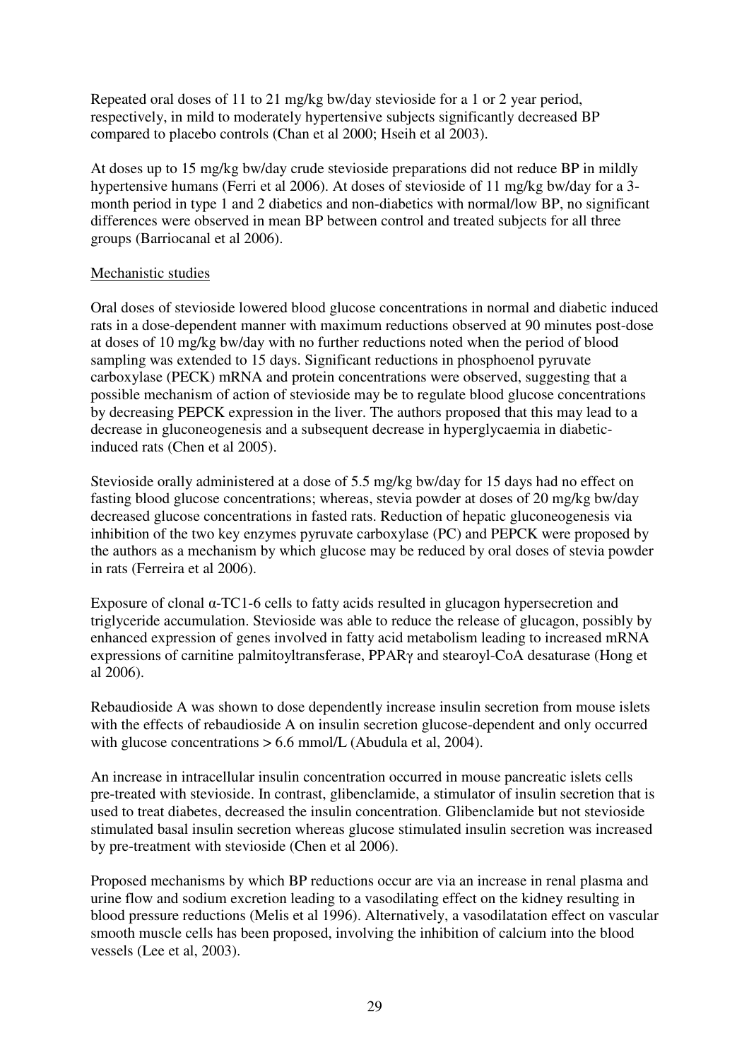Repeated oral doses of 11 to 21 mg/kg bw/day stevioside for a 1 or 2 year period, respectively, in mild to moderately hypertensive subjects significantly decreased BP compared to placebo controls (Chan et al 2000; Hseih et al 2003).

At doses up to 15 mg/kg bw/day crude stevioside preparations did not reduce BP in mildly hypertensive humans (Ferri et al 2006). At doses of stevioside of 11 mg/kg bw/day for a 3-month period in type 1 and 2 diabetics and non-diabetics with normal/low BP, no significant differences were observed in mean BP between control and treated subjects for all three groups (Barriocanal et al 2006).

Mechanistic studies

Oral doses of stevioside lowered blood glucose concentrations in normal and diabetic induced rats in a dose-dependent manner with maximum reductions observed at 90 minutes post-dose at doses of 10 mg/kg bw/day with no further reductions noted when the period of blood sampling was extended to 15 days. Significant reductions in phosphoenol pyruvate carboxylase (PECK) mRNA and protein concentrations were observed, suggesting that a possible mechanism of action of stevioside may be to regulate blood glucose concentrations by decreasing PEPCK expression in the liver. The authors proposed that this may lead to a decrease in gluconeogenesis and a subsequent decrease in hyperglycaemia in diabetic-induced rats (Chen et al 2005).

Stevioside orally administered at a dose of 5.5 mg/kg bw/day for 15 days had no effect on fasting blood glucose concentrations; whereas, stevia powder at doses of 20 mg/kg bw/day decreased glucose concentrations in fasted rats. Reduction of hepatic gluconeogenesis via inhibition of the two key enzymes pyruvate carboxylase (PC) and PEPCK were proposed by the authors as a mechanism by which glucose may be reduced by oral doses of stevia powder in rats (Ferreira et al 2006).

Exposure of clonal α-TC1-6 cells to fatty acids resulted in glucagon hypersecretion and triglyceride accumulation. Stevioside was able to reduce the release of glucagon, possibly by enhanced expression of genes involved in fatty acid metabolism leading to increased mRNA expressions of carnitine palmitoyltransferase, PPARγ and stearoyl-CoA desaturase (Hong et al 2006).

Rebaudioside A was shown to dose dependently increase insulin secretion from mouse islets with the effects of rebaudioside A on insulin secretion glucose-dependent and only occurred with glucose concentrations > 6.6 mmol/L (Abudula et al, 2004).

An increase in intracellular insulin concentration occurred in mouse pancreatic islets cells pre-treated with stevioside. In contrast, glibenclamide, a stimulator of insulin secretion that is used to treat diabetes, decreased the insulin concentration. Glibenclamide but not stevioside stimulated basal insulin secretion whereas glucose stimulated insulin secretion was increased by pre-treatment with stevioside (Chen et al 2006).

Proposed mechanisms by which BP reductions occur are via an increase in renal plasma and urine flow and sodium excretion leading to a vasodilating effect on the kidney resulting in blood pressure reductions (Melis et al 1996). Alternatively, a vasodilatation effect on vascular smooth muscle cells has been proposed, involving the inhibition of calcium into the blood vessels (Lee et al, 2003).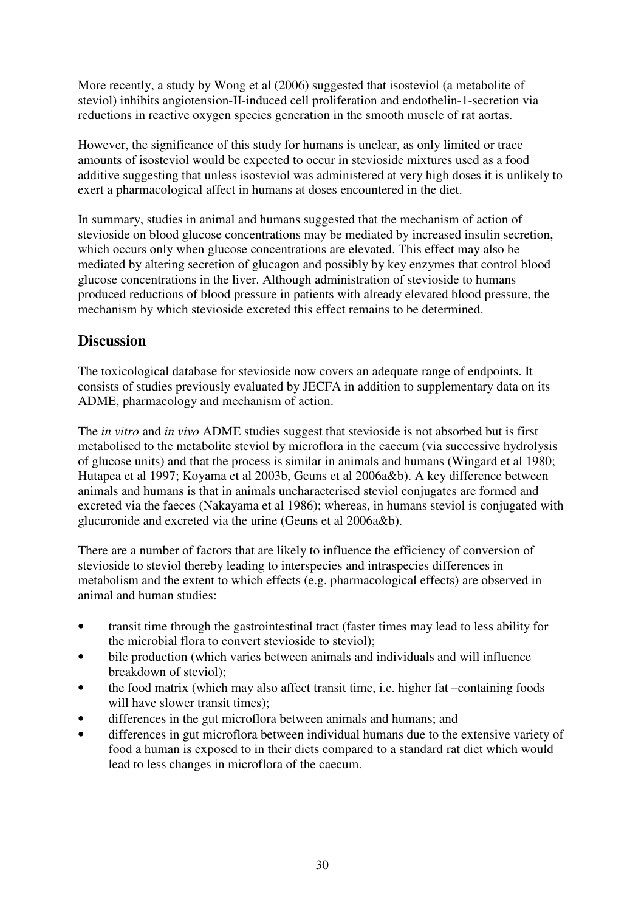More recently, a study by Wong et al (2006) suggested that isosteviol (a metabolite of steviol) inhibits angiotension-II-induced cell proliferation and endothelin-1-secretion via reductions in reactive oxygen species generation in the smooth muscle of rat aortas.

However, the significance of this study for humans is unclear, as only limited or trace amounts of isosteviol would be expected to occur in stevioside mixtures used as a food additive suggesting that unless isosteviol was administered at very high doses it is unlikely to exert a pharmacological affect in humans at doses encountered in the diet.

In summary, studies in animal and humans suggested that the mechanism of action of stevioside on blood glucose concentrations may be mediated by increased insulin secretion, which occurs only when glucose concentrations are elevated. This effect may also be mediated by altering secretion of glucagon and possibly by key enzymes that control blood glucose concentrations in the liver. Although administration of stevioside to humans produced reductions of blood pressure in patients with already elevated blood pressure, the mechanism by which stevioside excreted this effect remains to be determined.

## Discussion

The toxicological database for stevioside now covers an adequate range of endpoints. It consists of studies previously evaluated by JECFA in addition to supplementary data on its ADME, pharmacology and mechanism of action.

The *in vitro* and *in vivo* ADME studies suggest that stevioside is not absorbed but is first metabolised to the metabolite steviol by microflora in the caecum (via successive hydrolysis of glucose units) and that the process is similar in animals and humans (Wingard et al 1980; Hutapea et al 1997; Koyama et al 2003b, Geuns et al 2006a&b). A key difference between animals and humans is that in animals uncharacterised steviol conjugates are formed and excreted via the faeces (Nakayama et al 1986); whereas, in humans steviol is conjugated with glucuronide and excreted via the urine (Geuns et al 2006a&b).

There are a number of factors that are likely to influence the efficiency of conversion of stevioside to steviol thereby leading to interspecies and intraspecies differences in metabolism and the extent to which effects (e.g. pharmacological effects) are observed in animal and human studies:

- transit time through the gastrointestinal tract (faster times may lead to less ability for the microbial flora to convert stevioside to steviol);
- bile production (which varies between animals and individuals and will influence breakdown of steviol);
- the food matrix (which may also affect transit time, i.e. higher fat –containing foods will have slower transit times);
- differences in the gut microflora between animals and humans; and
- differences in gut microflora between individual humans due to the extensive variety of food a human is exposed to in their diets compared to a standard rat diet which would lead to less changes in microflora of the caecum.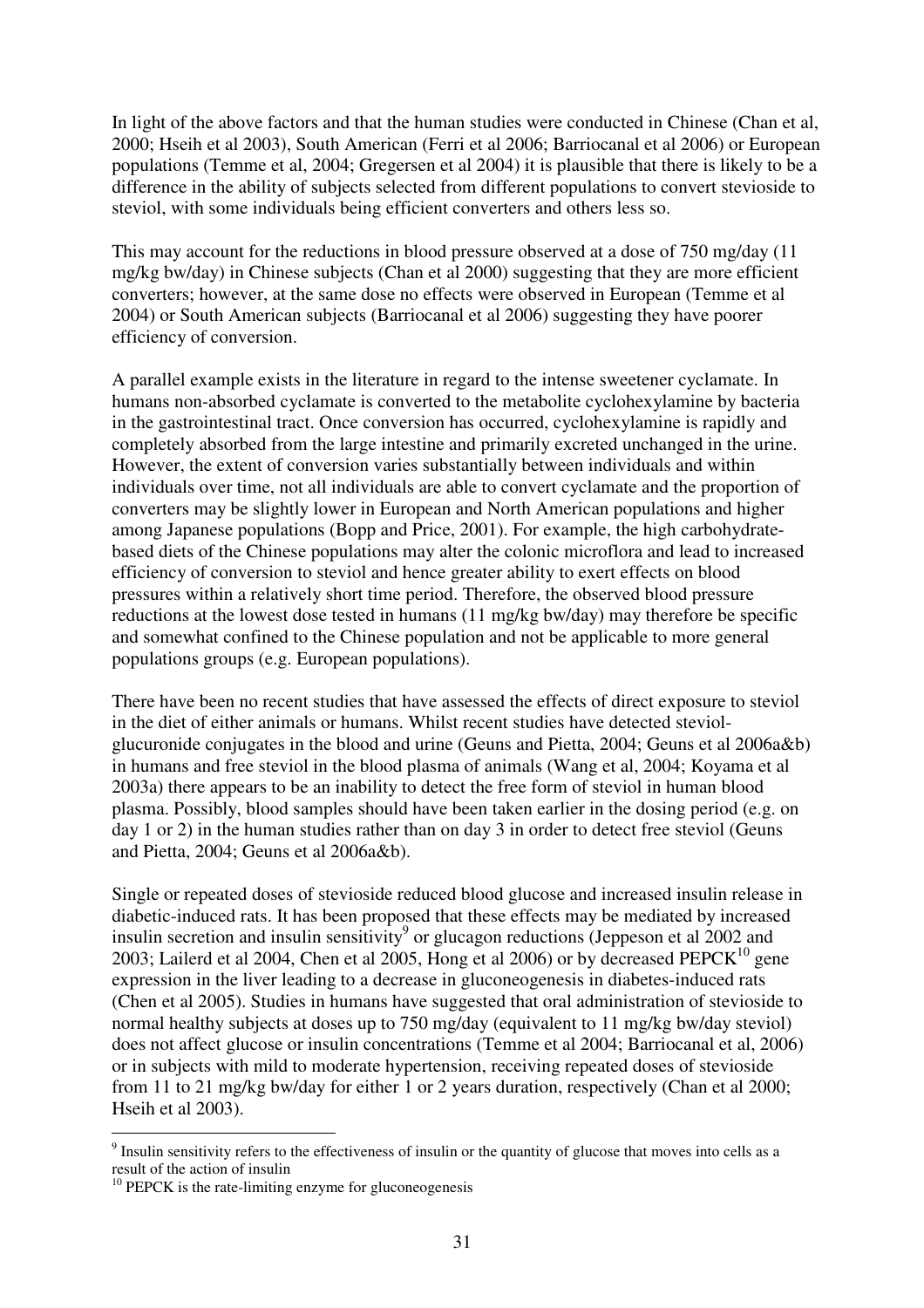In light of the above factors and that the human studies were conducted in Chinese (Chan et al, 2000; Hseih et al 2003), South American (Ferri et al 2006; Barriocanal et al 2006) or European populations (Temme et al, 2004; Gregersen et al 2004) it is plausible that there is likely to be a difference in the ability of subjects selected from different populations to convert stevioside to steviol, with some individuals being efficient converters and others less so.

This may account for the reductions in blood pressure observed at a dose of 750 mg/day (11 mg/kg bw/day) in Chinese subjects (Chan et al 2000) suggesting that they are more efficient converters; however, at the same dose no effects were observed in European (Temme et al 2004) or South American subjects (Barriocanal et al 2006) suggesting they have poorer efficiency of conversion.

A parallel example exists in the literature in regard to the intense sweetener cyclamate. In humans non-absorbed cyclamate is converted to the metabolite cyclohexylamine by bacteria in the gastrointestinal tract. Once conversion has occurred, cyclohexylamine is rapidly and completely absorbed from the large intestine and primarily excreted unchanged in the urine. However, the extent of conversion varies substantially between individuals and within individuals over time, not all individuals are able to convert cyclamate and the proportion of converters may be slightly lower in European and North American populations and higher among Japanese populations (Bopp and Price, 2001). For example, the high carbohydrate-based diets of the Chinese populations may alter the colonic microflora and lead to increased efficiency of conversion to steviol and hence greater ability to exert effects on blood pressures within a relatively short time period. Therefore, the observed blood pressure reductions at the lowest dose tested in humans (11 mg/kg bw/day) may therefore be specific and somewhat confined to the Chinese population and not be applicable to more general populations groups (e.g. European populations).

There have been no recent studies that have assessed the effects of direct exposure to steviol in the diet of either animals or humans. Whilst recent studies have detected steviol-glucuronide conjugates in the blood and urine (Geuns and Pietta, 2004; Geuns et al 2006a&b) in humans and free steviol in the blood plasma of animals (Wang et al, 2004; Koyama et al 2003a) there appears to be an inability to detect the free form of steviol in human blood plasma. Possibly, blood samples should have been taken earlier in the dosing period (e.g. on day 1 or 2) in the human studies rather than on day 3 in order to detect free steviol (Geuns and Pietta, 2004; Geuns et al 2006a&b).

Single or repeated doses of stevioside reduced blood glucose and increased insulin release in diabetic-induced rats. It has been proposed that these effects may be mediated by increased insulin secretion and insulin sensitivity[9] or glucagon reductions (Jeppeson et al 2002 and 2003; Lailerd et al 2004, Chen et al 2005, Hong et al 2006) or by decreased PEPCK[10] gene expression in the liver leading to a decrease in gluconeogenesis in diabetes-induced rats (Chen et al 2005). Studies in humans have suggested that oral administration of stevioside to normal healthy subjects at doses up to 750 mg/day (equivalent to 11 mg/kg bw/day steviol) does not affect glucose or insulin concentrations (Temme et al 2004; Barriocanal et al, 2006) or in subjects with mild to moderate hypertension, receiving repeated doses of stevioside from 11 to 21 mg/kg bw/day for either 1 or 2 years duration, respectively (Chan et al 2000; Hseih et al 2003).

---

[9] Insulin sensitivity refers to the effectiveness of insulin or the quantity of glucose that moves into cells as a result of the action of insulin

[10] PEPCK is the rate-limiting enzyme for gluconeogenesis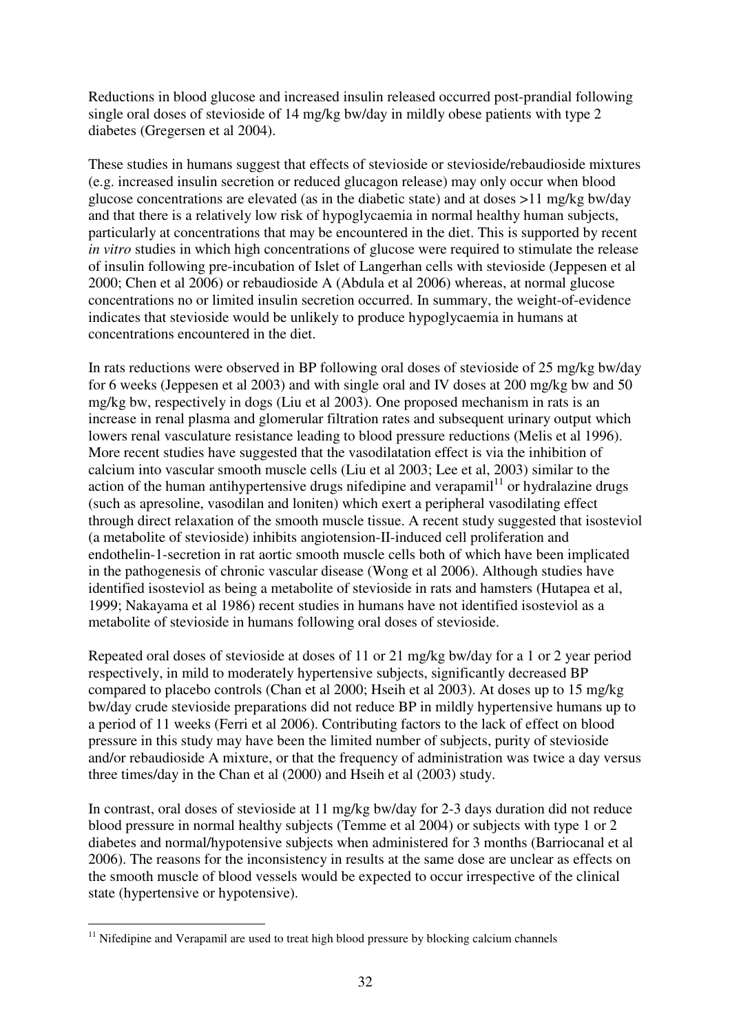Reductions in blood glucose and increased insulin released occurred post-prandial following single oral doses of stevioside of 14 mg/kg bw/day in mildly obese patients with type 2 diabetes (Gregersen et al 2004).

These studies in humans suggest that effects of stevioside or stevioside/rebaudioside mixtures (e.g. increased insulin secretion or reduced glucagon release) may only occur when blood glucose concentrations are elevated (as in the diabetic state) and at doses >11 mg/kg bw/day and that there is a relatively low risk of hypoglycaemia in normal healthy human subjects, particularly at concentrations that may be encountered in the diet. This is supported by recent *in vitro* studies in which high concentrations of glucose were required to stimulate the release of insulin following pre-incubation of Islet of Langerhan cells with stevioside (Jeppesen et al 2000; Chen et al 2006) or rebaudioside A (Abdula et al 2006) whereas, at normal glucose concentrations no or limited insulin secretion occurred. In summary, the weight-of-evidence indicates that stevioside would be unlikely to produce hypoglycaemia in humans at concentrations encountered in the diet.

In rats reductions were observed in BP following oral doses of stevioside of 25 mg/kg bw/day for 6 weeks (Jeppesen et al 2003) and with single oral and IV doses at 200 mg/kg bw and 50 mg/kg bw, respectively in dogs (Liu et al 2003). One proposed mechanism in rats is an increase in renal plasma and glomerular filtration rates and subsequent urinary output which lowers renal vasculature resistance leading to blood pressure reductions (Melis et al 1996). More recent studies have suggested that the vasodilatation effect is via the inhibition of calcium into vascular smooth muscle cells (Liu et al 2003; Lee et al, 2003) similar to the action of the human antihypertensive drugs nifedipine and verapamil[11] or hydralazine drugs (such as apresoline, vasodilan and loniten) which exert a peripheral vasodilating effect through direct relaxation of the smooth muscle tissue. A recent study suggested that isosteviol (a metabolite of stevioside) inhibits angiotension-II-induced cell proliferation and endothelin-1-secretion in rat aortic smooth muscle cells both of which have been implicated in the pathogenesis of chronic vascular disease (Wong et al 2006). Although studies have identified isosteviol as being a metabolite of stevioside in rats and hamsters (Hutapea et al, 1999; Nakayama et al 1986) recent studies in humans have not identified isosteviol as a metabolite of stevioside in humans following oral doses of stevioside.

Repeated oral doses of stevioside at doses of 11 or 21 mg/kg bw/day for a 1 or 2 year period respectively, in mild to moderately hypertensive subjects, significantly decreased BP compared to placebo controls (Chan et al 2000; Hseih et al 2003). At doses up to 15 mg/kg bw/day crude stevioside preparations did not reduce BP in mildly hypertensive humans up to a period of 11 weeks (Ferri et al 2006). Contributing factors to the lack of effect on blood pressure in this study may have been the limited number of subjects, purity of stevioside and/or rebaudioside A mixture, or that the frequency of administration was twice a day versus three times/day in the Chan et al (2000) and Hseih et al (2003) study.

In contrast, oral doses of stevioside at 11 mg/kg bw/day for 2-3 days duration did not reduce blood pressure in normal healthy subjects (Temme et al 2004) or subjects with type 1 or 2 diabetes and normal/hypotensive subjects when administered for 3 months (Barriocanal et al 2006). The reasons for the inconsistency in results at the same dose are unclear as effects on the smooth muscle of blood vessels would be expected to occur irrespective of the clinical state (hypertensive or hypotensive).

[11] Nifedipine and Verapamil are used to treat high blood pressure by blocking calcium channels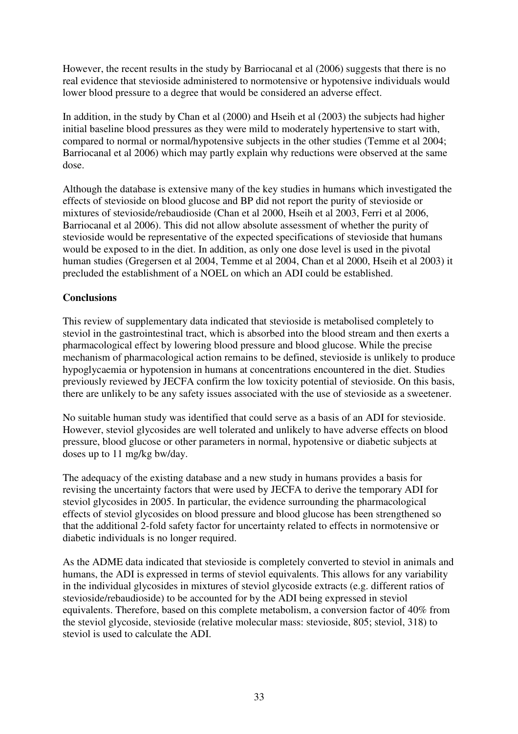However, the recent results in the study by Barriocanal et al (2006) suggests that there is no real evidence that stevioside administered to normotensive or hypotensive individuals would lower blood pressure to a degree that would be considered an adverse effect.

In addition, in the study by Chan et al (2000) and Hseih et al (2003) the subjects had higher initial baseline blood pressures as they were mild to moderately hypertensive to start with, compared to normal or normal/hypotensive subjects in the other studies (Temme et al 2004; Barriocanal et al 2006) which may partly explain why reductions were observed at the same dose.

Although the database is extensive many of the key studies in humans which investigated the effects of stevioside on blood glucose and BP did not report the purity of stevioside or mixtures of stevioside/rebaudioside (Chan et al 2000, Hseih et al 2003, Ferri et al 2006, Barriocanal et al 2006). This did not allow absolute assessment of whether the purity of stevioside would be representative of the expected specifications of stevioside that humans would be exposed to in the diet. In addition, as only one dose level is used in the pivotal human studies (Gregersen et al 2004, Temme et al 2004, Chan et al 2000, Hseih et al 2003) it precluded the establishment of a NOEL on which an ADI could be established.

**Conclusions**

This review of supplementary data indicated that stevioside is metabolised completely to steviol in the gastrointestinal tract, which is absorbed into the blood stream and then exerts a pharmacological effect by lowering blood pressure and blood glucose. While the precise mechanism of pharmacological action remains to be defined, stevioside is unlikely to produce hypoglycaemia or hypotension in humans at concentrations encountered in the diet. Studies previously reviewed by JECFA confirm the low toxicity potential of stevioside. On this basis, there are unlikely to be any safety issues associated with the use of stevioside as a sweetener.

No suitable human study was identified that could serve as a basis of an ADI for stevioside. However, steviol glycosides are well tolerated and unlikely to have adverse effects on blood pressure, blood glucose or other parameters in normal, hypotensive or diabetic subjects at doses up to 11 mg/kg bw/day.

The adequacy of the existing database and a new study in humans provides a basis for revising the uncertainty factors that were used by JECFA to derive the temporary ADI for steviol glycosides in 2005. In particular, the evidence surrounding the pharmacological effects of steviol glycosides on blood pressure and blood glucose has been strengthened so that the additional 2-fold safety factor for uncertainty related to effects in normotensive or diabetic individuals is no longer required.

As the ADME data indicated that stevioside is completely converted to steviol in animals and humans, the ADI is expressed in terms of steviol equivalents. This allows for any variability in the individual glycosides in mixtures of steviol glycoside extracts (e.g. different ratios of stevioside/rebaudioside) to be accounted for by the ADI being expressed in steviol equivalents. Therefore, based on this complete metabolism, a conversion factor of 40% from the steviol glycoside, stevioside (relative molecular mass: stevioside, 805; steviol, 318) to steviol is used to calculate the ADI.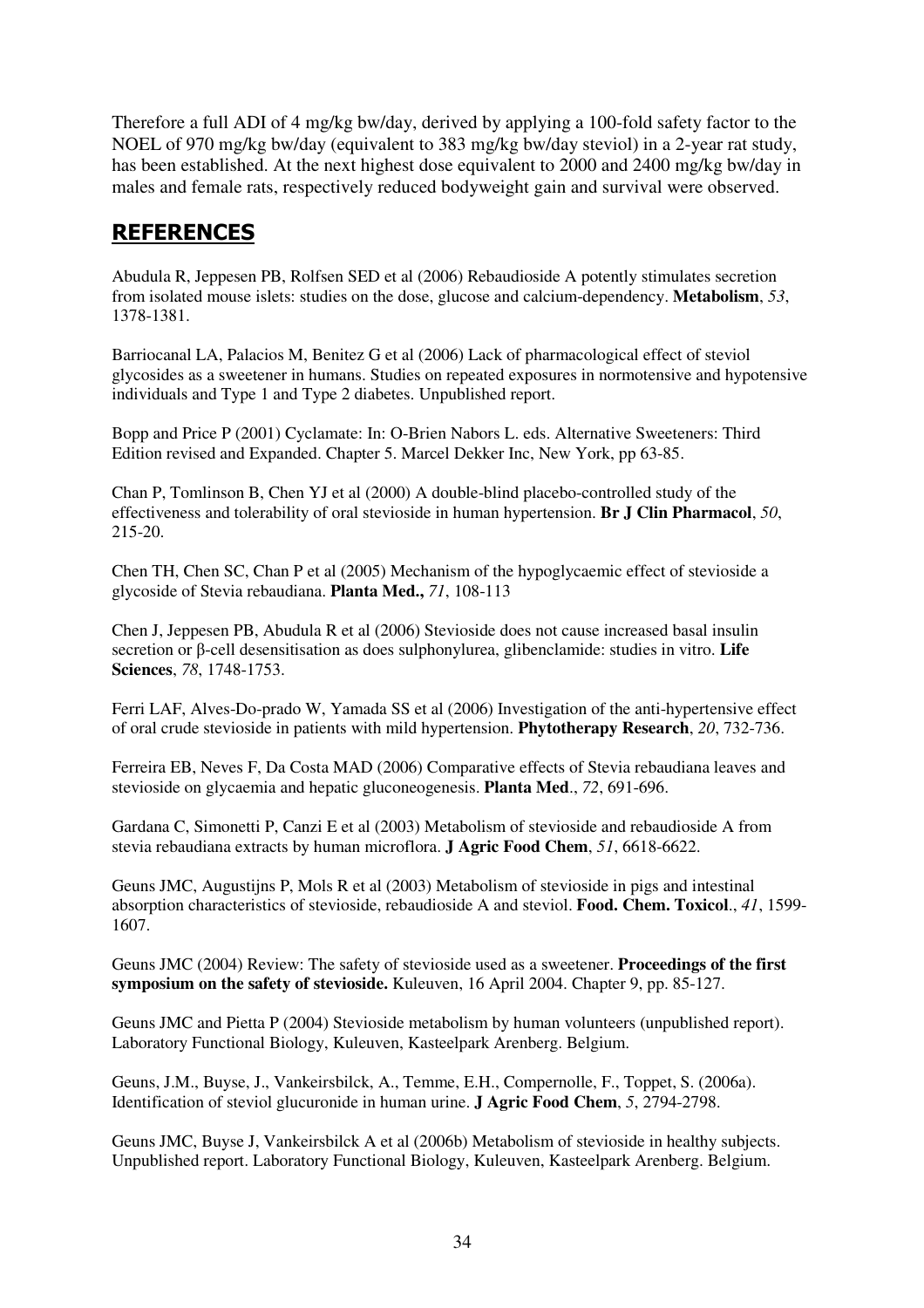Therefore a full ADI of 4 mg/kg bw/day, derived by applying a 100-fold safety factor to the NOEL of 970 mg/kg bw/day (equivalent to 383 mg/kg bw/day steviol) in a 2-year rat study, has been established. At the next highest dose equivalent to 2000 and 2400 mg/kg bw/day in males and female rats, respectively reduced bodyweight gain and survival were observed.

## REFERENCES

Abudula R, Jeppesen PB, Rolfsen SED et al (2006) Rebaudioside A potently stimulates secretion from isolated mouse islets: studies on the dose, glucose and calcium-dependency. **Metabolism**, *53*, 1378-1381.

Barriocanal LA, Palacios M, Benitez G et al (2006) Lack of pharmacological effect of steviol glycosides as a sweetener in humans. Studies on repeated exposures in normotensive and hypotensive individuals and Type 1 and Type 2 diabetes. Unpublished report.

Bopp and Price P (2001) Cyclamate: In: O-Brien Nabors L. eds. Alternative Sweeteners: Third Edition revised and Expanded. Chapter 5. Marcel Dekker Inc, New York, pp 63-85.

Chan P, Tomlinson B, Chen YJ et al (2000) A double-blind placebo-controlled study of the effectiveness and tolerability of oral stevioside in human hypertension. **Br J Clin Pharmacol**, *50*, 215-20.

Chen TH, Chen SC, Chan P et al (2005) Mechanism of the hypoglycaemic effect of stevioside a glycoside of Stevia rebaudiana. **Planta Med.,** *71*, 108-113

Chen J, Jeppesen PB, Abudula R et al (2006) Stevioside does not cause increased basal insulin secretion or β-cell desensitisation as does sulphonylurea, glibenclamide: studies in vitro. **Life Sciences**, *78*, 1748-1753.

Ferri LAF, Alves-Do-prado W, Yamada SS et al (2006) Investigation of the anti-hypertensive effect of oral crude stevioside in patients with mild hypertension. **Phytotherapy Research**, *20*, 732-736.

Ferreira EB, Neves F, Da Costa MAD (2006) Comparative effects of Stevia rebaudiana leaves and stevioside on glycaemia and hepatic gluconeogenesis. **Planta Med**., *72*, 691-696.

Gardana C, Simonetti P, Canzi E et al (2003) Metabolism of stevioside and rebaudioside A from stevia rebaudiana extracts by human microflora. **J Agric Food Chem**, *51*, 6618-6622.

Geuns JMC, Augustijns P, Mols R et al (2003) Metabolism of stevioside in pigs and intestinal absorption characteristics of stevioside, rebaudioside A and steviol. **Food. Chem. Toxicol**., *41*, 1599-1607.

Geuns JMC (2004) Review: The safety of stevioside used as a sweetener. **Proceedings of the first symposium on the safety of stevioside.** Kuleuven, 16 April 2004. Chapter 9, pp. 85-127.

Geuns JMC and Pietta P (2004) Stevioside metabolism by human volunteers (unpublished report). Laboratory Functional Biology, Kuleuven, Kasteelpark Arenberg. Belgium.

Geuns, J.M., Buyse, J., Vankeirsbilck, A., Temme, E.H., Compernolle, F., Toppet, S. (2006a). Identification of steviol glucuronide in human urine. **J Agric Food Chem**, *5*, 2794-2798.

Geuns JMC, Buyse J, Vankeirsbilck A et al (2006b) Metabolism of stevioside in healthy subjects. Unpublished report. Laboratory Functional Biology, Kuleuven, Kasteelpark Arenberg. Belgium.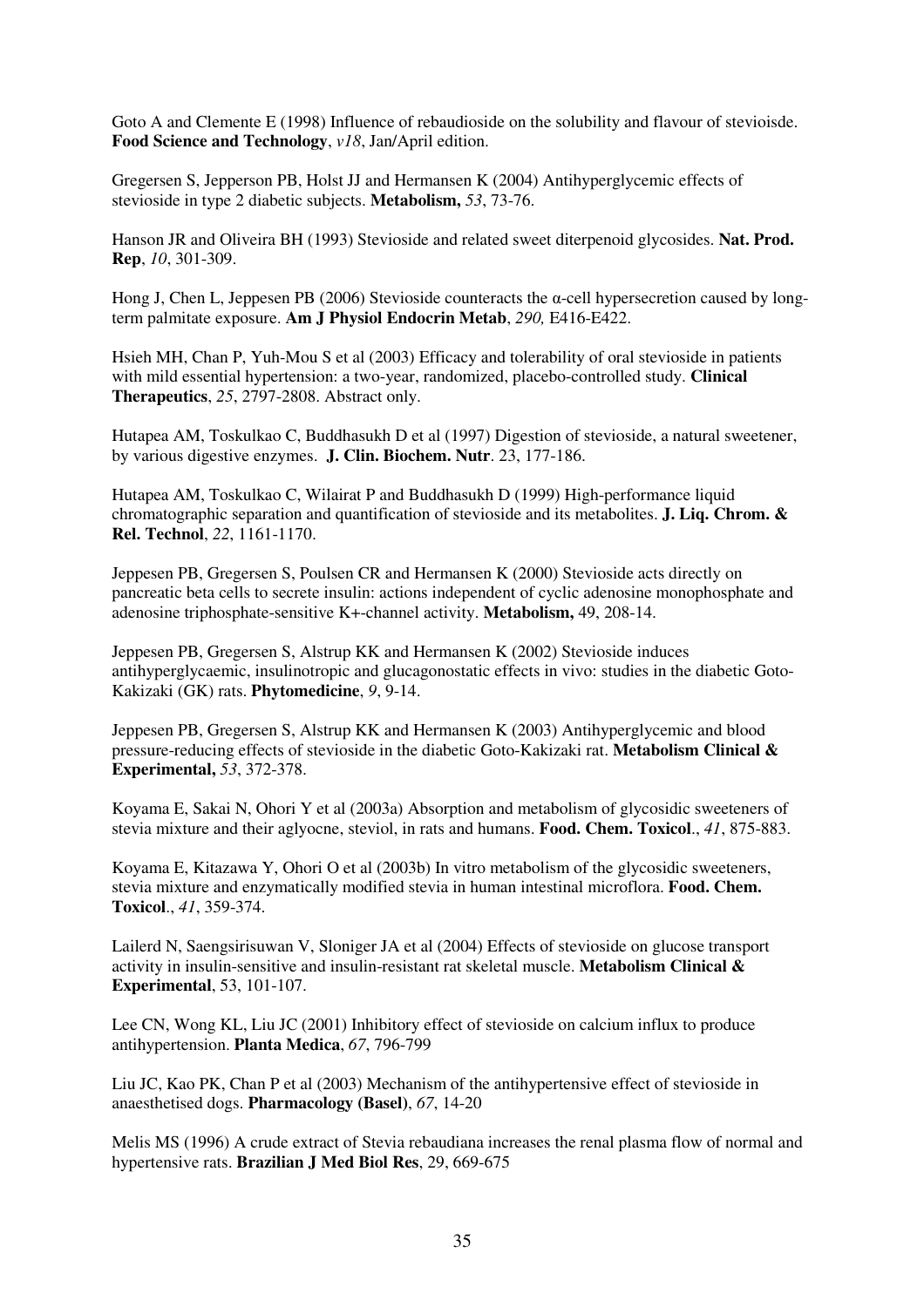Goto A and Clemente E (1998) Influence of rebaudioside on the solubility and flavour of stevioisde. **Food Science and Technology**, *v18*, Jan/April edition.

Gregersen S, Jepperson PB, Holst JJ and Hermansen K (2004) Antihyperglycemic effects of stevioside in type 2 diabetic subjects. **Metabolism,** *53*, 73-76.

Hanson JR and Oliveira BH (1993) Stevioside and related sweet diterpenoid glycosides. **Nat. Prod. Rep**, *10*, 301-309.

Hong J, Chen L, Jeppesen PB (2006) Stevioside counteracts the α-cell hypersecretion caused by long-term palmitate exposure. **Am J Physiol Endocrin Metab**, *290,* E416-E422.

Hsieh MH, Chan P, Yuh-Mou S et al (2003) Efficacy and tolerability of oral stevioside in patients with mild essential hypertension: a two-year, randomized, placebo-controlled study. **Clinical Therapeutics**, *25*, 2797-2808. Abstract only.

Hutapea AM, Toskulkao C, Buddhasukh D et al (1997) Digestion of stevioside, a natural sweetener, by various digestive enzymes. **J. Clin. Biochem. Nutr**. 23, 177-186.

Hutapea AM, Toskulkao C, Wilairat P and Buddhasukh D (1999) High-performance liquid chromatographic separation and quantification of stevioside and its metabolites. **J. Liq. Chrom. & Rel. Technol**, *22*, 1161-1170.

Jeppesen PB, Gregersen S, Poulsen CR and Hermansen K (2000) Stevioside acts directly on pancreatic beta cells to secrete insulin: actions independent of cyclic adenosine monophosphate and adenosine triphosphate-sensitive K+-channel activity. **Metabolism,** 49, 208-14.

Jeppesen PB, Gregersen S, Alstrup KK and Hermansen K (2002) Stevioside induces antihyperglycaemic, insulinotropic and glucagonostatic effects in vivo: studies in the diabetic Goto-Kakizaki (GK) rats. **Phytomedicine**, *9*, 9-14.

Jeppesen PB, Gregersen S, Alstrup KK and Hermansen K (2003) Antihyperglycemic and blood pressure-reducing effects of stevioside in the diabetic Goto-Kakizaki rat. **Metabolism Clinical & Experimental,** *53*, 372-378.

Koyama E, Sakai N, Ohori Y et al (2003a) Absorption and metabolism of glycosidic sweeteners of stevia mixture and their aglyocne, steviol, in rats and humans. **Food. Chem. Toxicol**., *41*, 875-883.

Koyama E, Kitazawa Y, Ohori O et al (2003b) In vitro metabolism of the glycosidic sweeteners, stevia mixture and enzymatically modified stevia in human intestinal microflora. **Food. Chem. Toxicol**., *41*, 359-374.

Lailerd N, Saengsirisuwan V, Sloniger JA et al (2004) Effects of stevioside on glucose transport activity in insulin-sensitive and insulin-resistant rat skeletal muscle. **Metabolism Clinical & Experimental**, 53, 101-107.

Lee CN, Wong KL, Liu JC (2001) Inhibitory effect of stevioside on calcium influx to produce antihypertension. **Planta Medica**, *67*, 796-799

Liu JC, Kao PK, Chan P et al (2003) Mechanism of the antihypertensive effect of stevioside in anaesthetised dogs. **Pharmacology (Basel)**, *67*, 14-20

Melis MS (1996) A crude extract of Stevia rebaudiana increases the renal plasma flow of normal and hypertensive rats. **Brazilian J Med Biol Res**, 29, 669-675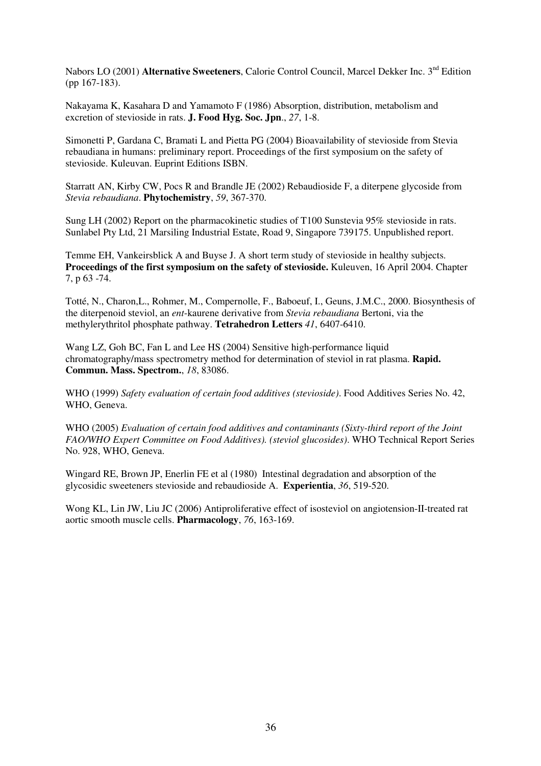Nabors LO (2001) **Alternative Sweeteners**, Calorie Control Council, Marcel Dekker Inc. 3rd Edition (pp 167-183).

Nakayama K, Kasahara D and Yamamoto F (1986) Absorption, distribution, metabolism and excretion of stevioside in rats. **J. Food Hyg. Soc. Jpn**., *27*, 1-8.

Simonetti P, Gardana C, Bramati L and Pietta PG (2004) Bioavailability of stevioside from Stevia rebaudiana in humans: preliminary report. Proceedings of the first symposium on the safety of stevioside. Kuleuvan. Euprint Editions ISBN.

Starratt AN, Kirby CW, Pocs R and Brandle JE (2002) Rebaudioside F, a diterpene glycoside from *Stevia rebaudiana*. **Phytochemistry**, *59*, 367-370.

Sung LH (2002) Report on the pharmacokinetic studies of T100 Sunstevia 95% stevioside in rats. Sunlabel Pty Ltd, 21 Marsiling Industrial Estate, Road 9, Singapore 739175. Unpublished report.

Temme EH, Vankeirsblick A and Buyse J. A short term study of stevioside in healthy subjects. **Proceedings of the first symposium on the safety of stevioside.** Kuleuven, 16 April 2004. Chapter 7, p 63 -74.

Totté, N., Charon,L., Rohmer, M., Compernolle, F., Baboeuf, I., Geuns, J.M.C., 2000. Biosynthesis of the diterpenoid steviol, an *ent*-kaurene derivative from *Stevia rebaudiana* Bertoni, via the methylerythritol phosphate pathway. **Tetrahedron Letters** *41*, 6407-6410.

Wang LZ, Goh BC, Fan L and Lee HS (2004) Sensitive high-performance liquid chromatography/mass spectrometry method for determination of steviol in rat plasma. **Rapid. Commun. Mass. Spectrom.**, *18*, 83086.

WHO (1999) *Safety evaluation of certain food additives (stevioside)*. Food Additives Series No. 42, WHO, Geneva.

WHO (2005) *Evaluation of certain food additives and contaminants (Sixty-third report of the Joint FAO/WHO Expert Committee on Food Additives). (steviol glucosides)*. WHO Technical Report Series No. 928, WHO, Geneva.

Wingard RE, Brown JP, Enerlin FE et al (1980) Intestinal degradation and absorption of the glycosidic sweeteners stevioside and rebaudioside A. **Experientia**, *36*, 519-520.

Wong KL, Lin JW, Liu JC (2006) Antiproliferative effect of isosteviol on angiotension-II-treated rat aortic smooth muscle cells. **Pharmacology**, *76*, 163-169.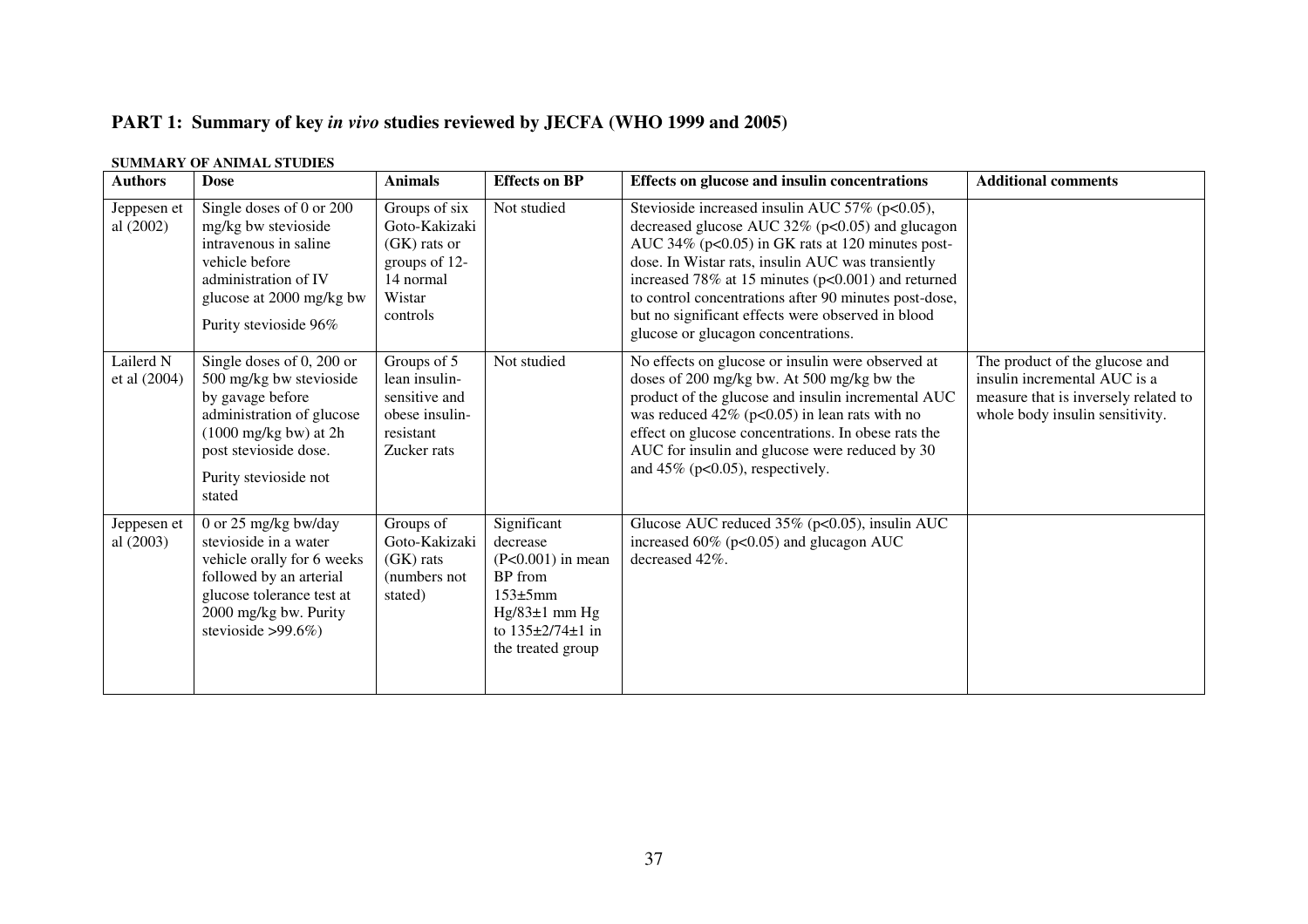## PART 1: Summary of key *in vivo* studies reviewed by JECFA (WHO 1999 and 2005)

**SUMMARY OF ANIMAL STUDIES**

| Authors | Dose | Animals | Effects on BP | Effects on glucose and insulin concentrations | Additional comments |
|---|---|---|---|---|---|
| Jeppesen et al (2002) | Single doses of 0 or 200 mg/kg bw stevioside intravenous in saline vehicle before administration of IV glucose at 2000 mg/kg bw<br><br>Purity stevioside 96% | Groups of six Goto-Kakizaki (GK) rats or groups of 12-14 normal Wistar controls | Not studied | Stevioside increased insulin AUC 57% ($p<0.05$), decreased glucose AUC 32% ($p<0.05$) and glucagon AUC 34% ($p<0.05$) in GK rats at 120 minutes post-dose. In Wistar rats, insulin AUC was transiently increased 78% at 15 minutes ($p<0.001$) and returned to control concentrations after 90 minutes post-dose, but no significant effects were observed in blood glucose or glucagon concentrations. | |
| Lailerd N et al (2004) | Single doses of 0, 200 or 500 mg/kg bw stevioside by gavage before administration of glucose (1000 mg/kg bw) at 2h post stevioside dose.<br><br>Purity stevioside not stated | Groups of 5 lean insulin-sensitive and obese insulin-resistant Zucker rats | Not studied | No effects on glucose or insulin were observed at doses of 200 mg/kg bw. At 500 mg/kg bw the product of the glucose and insulin incremental AUC was reduced 42% ($p<0.05$) in lean rats with no effect on glucose concentrations. In obese rats the AUC for insulin and glucose were reduced by 30 and 45% ($p<0.05$), respectively. | The product of the glucose and insulin incremental AUC is a measure that is inversely related to whole body insulin sensitivity. |
| Jeppesen et al (2003) | 0 or 25 mg/kg bw/day stevioside in a water vehicle orally for 6 weeks followed by an arterial glucose tolerance test at 2000 mg/kg bw. Purity stevioside >99.6%) | Groups of Goto-Kakizaki (GK) rats (numbers not stated) | Significant decrease ($P<0.001$) in mean BP from 153±5mm Hg/83±1 mm Hg to 135±2/74±1 in the treated group | Glucose AUC reduced 35% ($p<0.05$), insulin AUC increased 60% ($p<0.05$) and glucagon AUC decreased 42%. | |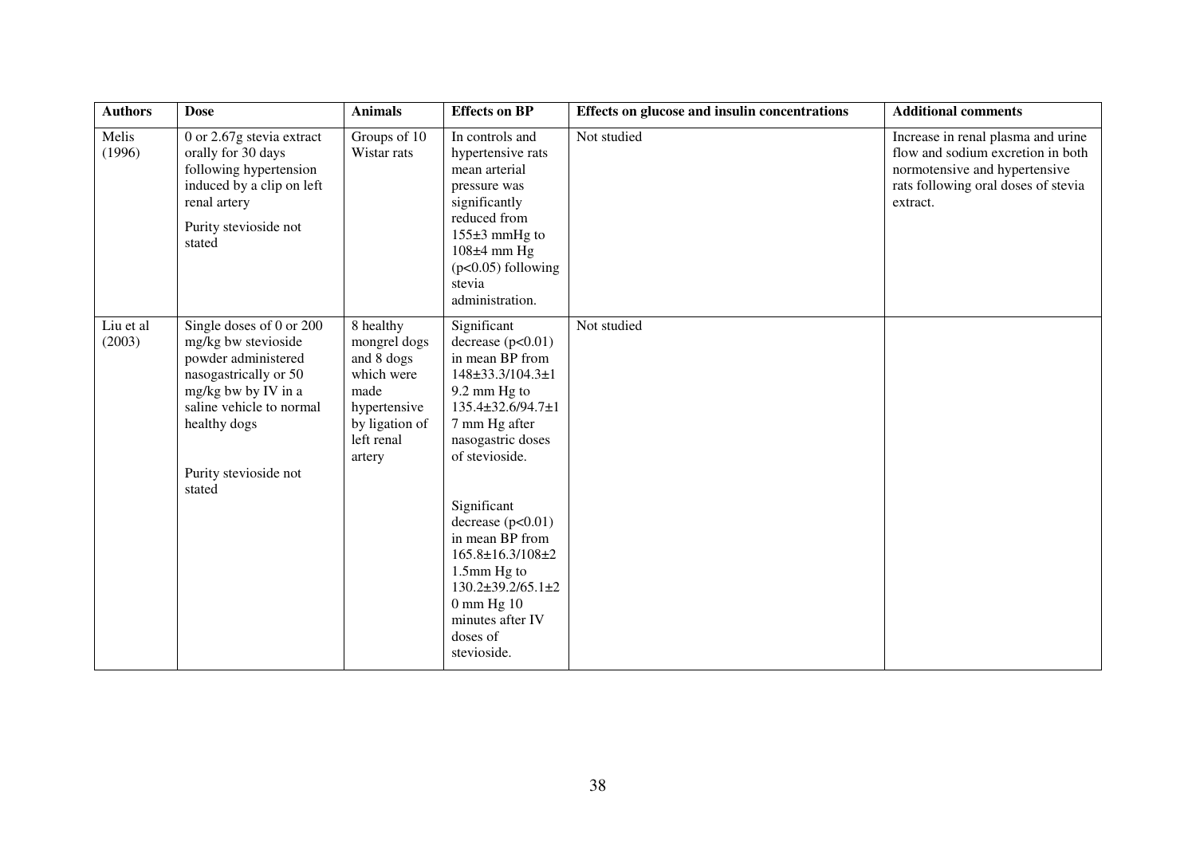| Authors | Dose | Animals | Effects on BP | Effects on glucose and insulin concentrations | Additional comments |
|---|---|---|---|---|---|
| Melis (1996) | 0 or 2.67g stevia extract orally for 30 days following hypertension induced by a clip on left renal artery<br><br>Purity stevioside not stated | Groups of 10 Wistar rats | In controls and hypertensive rats mean arterial pressure was significantly reduced from 155±3 mmHg to 108±4 mm Hg ($p<0.05$) following stevia administration. | Not studied | Increase in renal plasma and urine flow and sodium excretion in both normotensive and hypertensive rats following oral doses of stevia extract. |
| Liu et al (2003) | Single doses of 0 or 200 mg/kg bw stevioside powder administered nasogastrically or 50 mg/kg bw by IV in a saline vehicle to normal healthy dogs<br><br>Purity stevioside not stated | 8 healthy mongrel dogs and 8 dogs which were made hypertensive by ligation of left renal artery | Significant decrease ($p<0.01$) in mean BP from 148±33.3/104.3±19.2 mm Hg to 135.4±32.6/94.7±17 mm Hg after nasogastric doses of stevioside.<br><br>Significant decrease ($p<0.01$) in mean BP from 165.8±16.3/108±21.5mm Hg to 130.2±39.2/65.1±20 mm Hg 10 minutes after IV doses of stevioside. | Not studied | |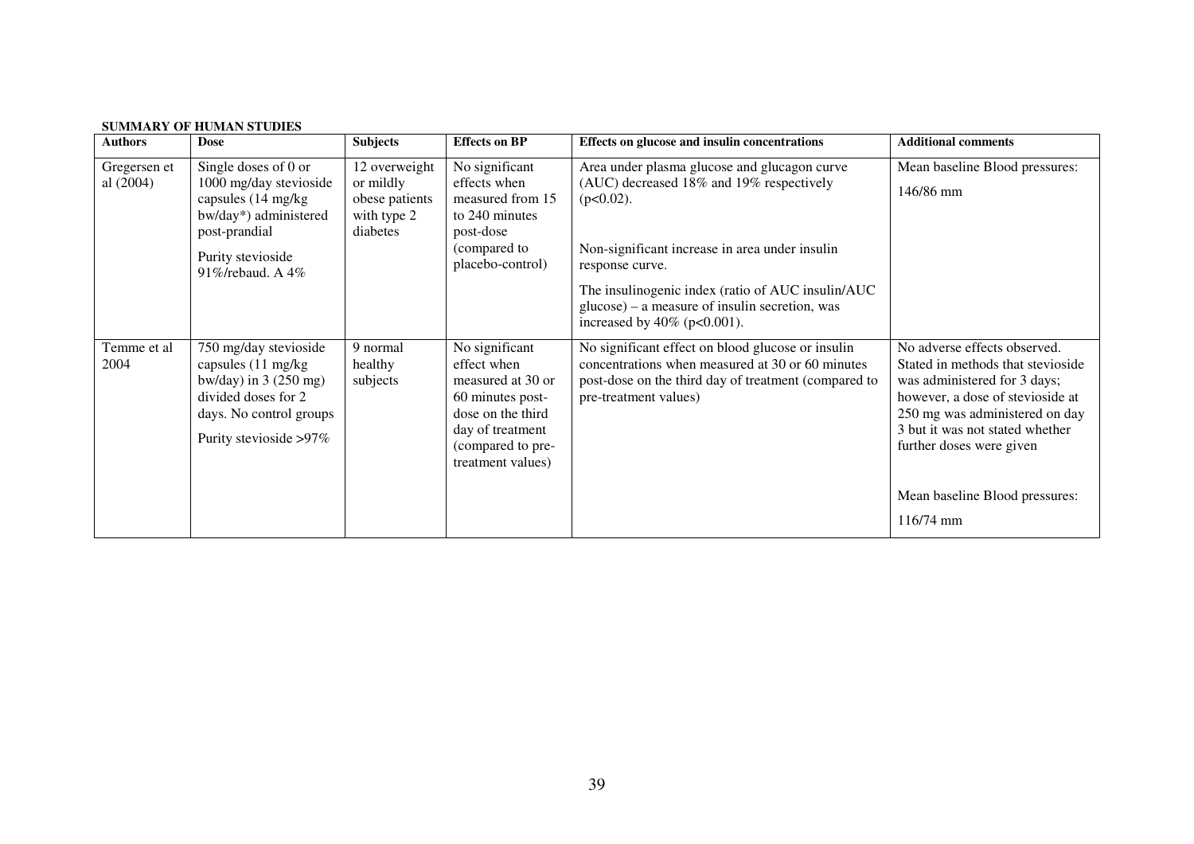**SUMMARY OF HUMAN STUDIES**

| Authors | Dose | Subjects | Effects on BP | Effects on glucose and insulin concentrations | Additional comments |
| --- | --- | --- | --- | --- | --- |
| Gregersen et al (2004) | Single doses of 0 or 1000 mg/day stevioside capsules (14 mg/kg bw/day*) administered post-prandial<br><br>Purity stevioside 91%/rebaud. A 4% | 12 overweight or mildly obese patients with type 2 diabetes | No significant effects when measured from 15 to 240 minutes post-dose (compared to placebo-control) | Area under plasma glucose and glucagon curve (AUC) decreased 18% and 19% respectively ($p<0.02$).<br><br>Non-significant increase in area under insulin response curve.<br><br>The insulinogenic index (ratio of AUC insulin/AUC glucose) – a measure of insulin secretion, was increased by 40% ($p<0.001$). | Mean baseline Blood pressures:<br><br>146/86 mm |
| Temme et al 2004 | 750 mg/day stevioside capsules (11 mg/kg bw/day) in 3 (250 mg) divided doses for 2 days. No control groups<br><br>Purity stevioside >97% | 9 normal healthy subjects | No significant effect when measured at 30 or 60 minutes post-dose on the third day of treatment (compared to pre-treatment values) | No significant effect on blood glucose or insulin concentrations when measured at 30 or 60 minutes post-dose on the third day of treatment (compared to pre-treatment values) | No adverse effects observed. Stated in methods that stevioside was administered for 3 days; however, a dose of stevioside at 250 mg was administered on day 3 but it was not stated whether further doses were given<br><br>Mean baseline Blood pressures:<br><br>116/74 mm |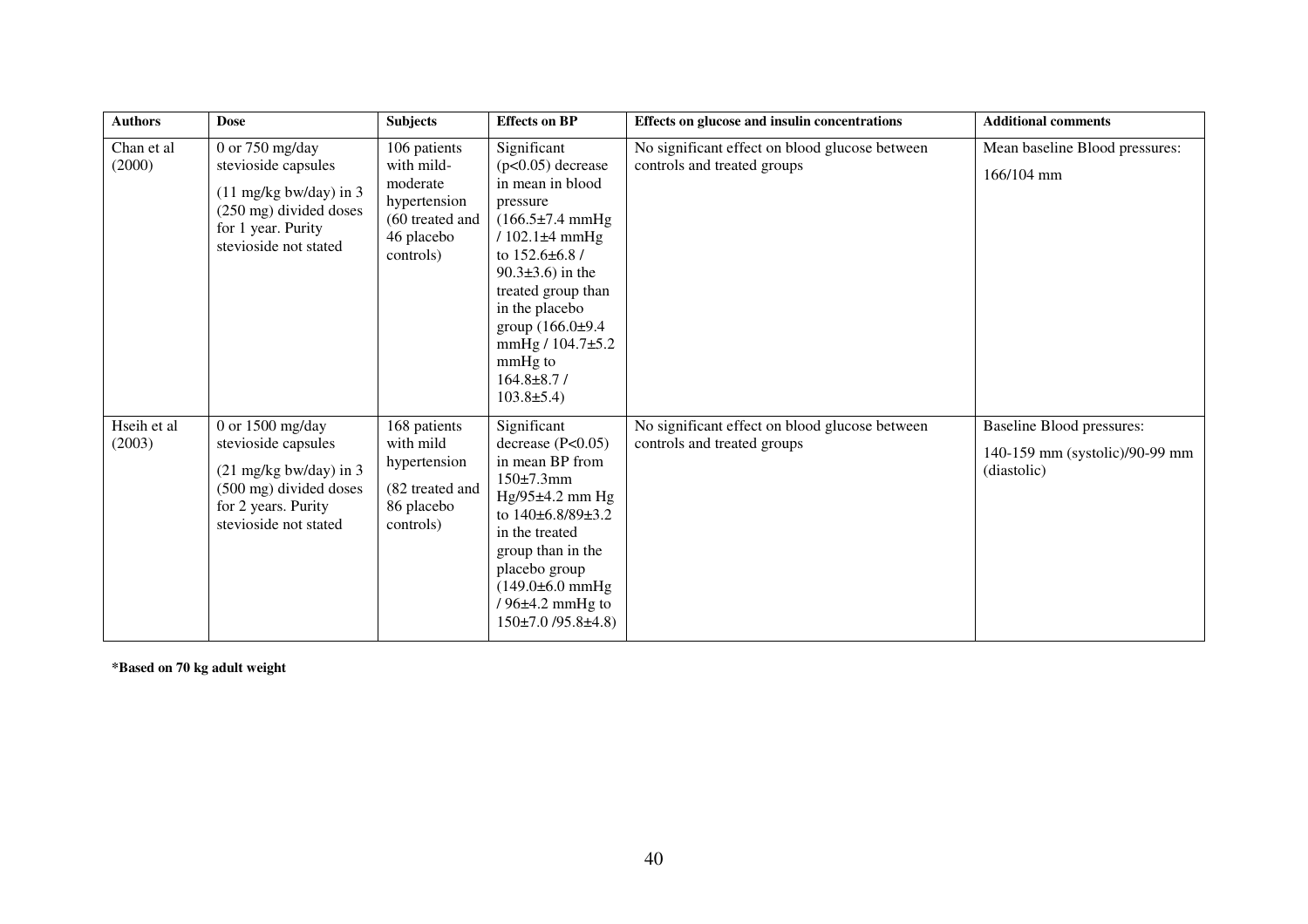| Authors | Dose | Subjects | Effects on BP | Effects on glucose and insulin concentrations | Additional comments |
|---|---|---|---|---|---|
| Chan et al (2000) | 0 or 750 mg/day stevioside capsules (11 mg/kg bw/day) in 3 (250 mg) divided doses for 1 year. Purity stevioside not stated | 106 patients with mild-moderate hypertension (60 treated and 46 placebo controls) | Significant ($p<0.05$) decrease in mean in blood pressure (166.5±7.4 mmHg / 102.1±4 mmHg to 152.6±6.8 / 90.3±3.6) in the treated group than in the placebo group (166.0±9.4 mmHg / 104.7±5.2 mmHg to 164.8±8.7 / 103.8±5.4) | No significant effect on blood glucose between controls and treated groups | Mean baseline Blood pressures: 166/104 mm |
| Hseih et al (2003) | 0 or 1500 mg/day stevioside capsules (21 mg/kg bw/day) in 3 (500 mg) divided doses for 2 years. Purity stevioside not stated | 168 patients with mild hypertension (82 treated and 86 placebo controls) | Significant decrease ($P<0.05$) in mean BP from 150±7.3mm Hg/95±4.2 mm Hg to 140±6.8/89±3.2 in the treated group than in the placebo group (149.0±6.0 mmHg / 96±4.2 mmHg to 150±7.0 /95.8±4.8) | No significant effect on blood glucose between controls and treated groups | Baseline Blood pressures: 140-159 mm (systolic)/90-99 mm (diastolic) |

**\*Based on 70 kg adult weight**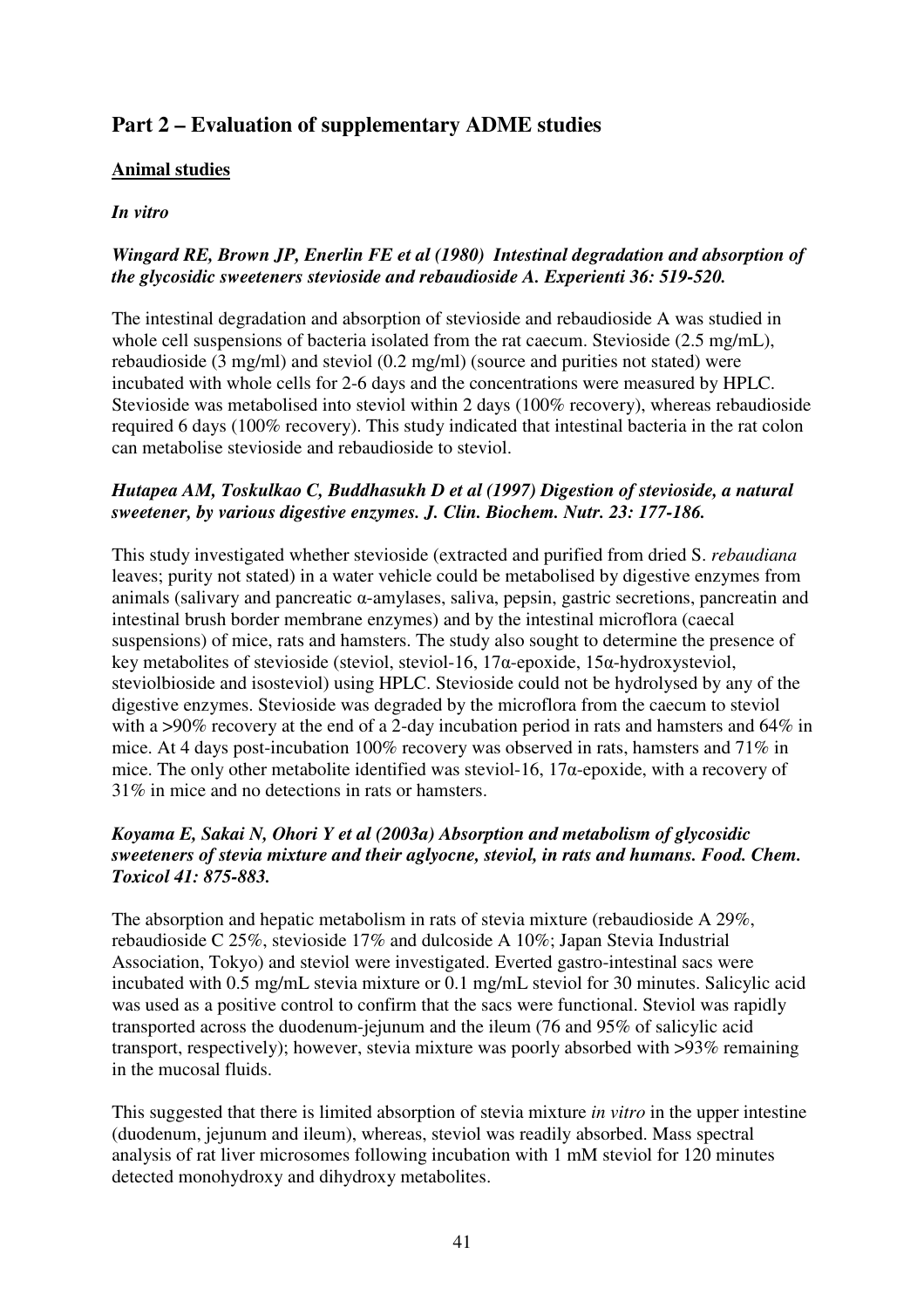## Part 2 – Evaluation of supplementary ADME studies

### Animal studies

#### *In vitro*

***Wingard RE, Brown JP, Enerlin FE et al (1980) Intestinal degradation and absorption of the glycosidic sweeteners stevioside and rebaudioside A. Experienti 36: 519-520.***

The intestinal degradation and absorption of stevioside and rebaudioside A was studied in whole cell suspensions of bacteria isolated from the rat caecum. Stevioside (2.5 mg/mL), rebaudioside (3 mg/ml) and steviol (0.2 mg/ml) (source and purities not stated) were incubated with whole cells for 2-6 days and the concentrations were measured by HPLC. Stevioside was metabolised into steviol within 2 days (100% recovery), whereas rebaudioside required 6 days (100% recovery). This study indicated that intestinal bacteria in the rat colon can metabolise stevioside and rebaudioside to steviol.

***Hutapea AM, Toskulkao C, Buddhasukh D et al (1997) Digestion of stevioside, a natural sweetener, by various digestive enzymes. J. Clin. Biochem. Nutr. 23: 177-186.***

This study investigated whether stevioside (extracted and purified from dried S. *rebaudiana* leaves; purity not stated) in a water vehicle could be metabolised by digestive enzymes from animals (salivary and pancreatic α-amylases, saliva, pepsin, gastric secretions, pancreatin and intestinal brush border membrane enzymes) and by the intestinal microflora (caecal suspensions) of mice, rats and hamsters. The study also sought to determine the presence of key metabolites of stevioside (steviol, steviol-16, 17α-epoxide, 15α-hydroxysteviol, steviolbioside and isosteviol) using HPLC. Stevioside could not be hydrolysed by any of the digestive enzymes. Stevioside was degraded by the microflora from the caecum to steviol with a >90% recovery at the end of a 2-day incubation period in rats and hamsters and 64% in mice. At 4 days post-incubation 100% recovery was observed in rats, hamsters and 71% in mice. The only other metabolite identified was steviol-16, 17α-epoxide, with a recovery of 31% in mice and no detections in rats or hamsters.

***Koyama E, Sakai N, Ohori Y et al (2003a) Absorption and metabolism of glycosidic sweeteners of stevia mixture and their aglyocne, steviol, in rats and humans. Food. Chem. Toxicol 41: 875-883.***

The absorption and hepatic metabolism in rats of stevia mixture (rebaudioside A 29%, rebaudioside C 25%, stevioside 17% and dulcoside A 10%; Japan Stevia Industrial Association, Tokyo) and steviol were investigated. Everted gastro-intestinal sacs were incubated with 0.5 mg/mL stevia mixture or 0.1 mg/mL steviol for 30 minutes. Salicylic acid was used as a positive control to confirm that the sacs were functional. Steviol was rapidly transported across the duodenum-jejunum and the ileum (76 and 95% of salicylic acid transport, respectively); however, stevia mixture was poorly absorbed with >93% remaining in the mucosal fluids.

This suggested that there is limited absorption of stevia mixture *in vitro* in the upper intestine (duodenum, jejunum and ileum), whereas, steviol was readily absorbed. Mass spectral analysis of rat liver microsomes following incubation with 1 mM steviol for 120 minutes detected monohydroxy and dihydroxy metabolites.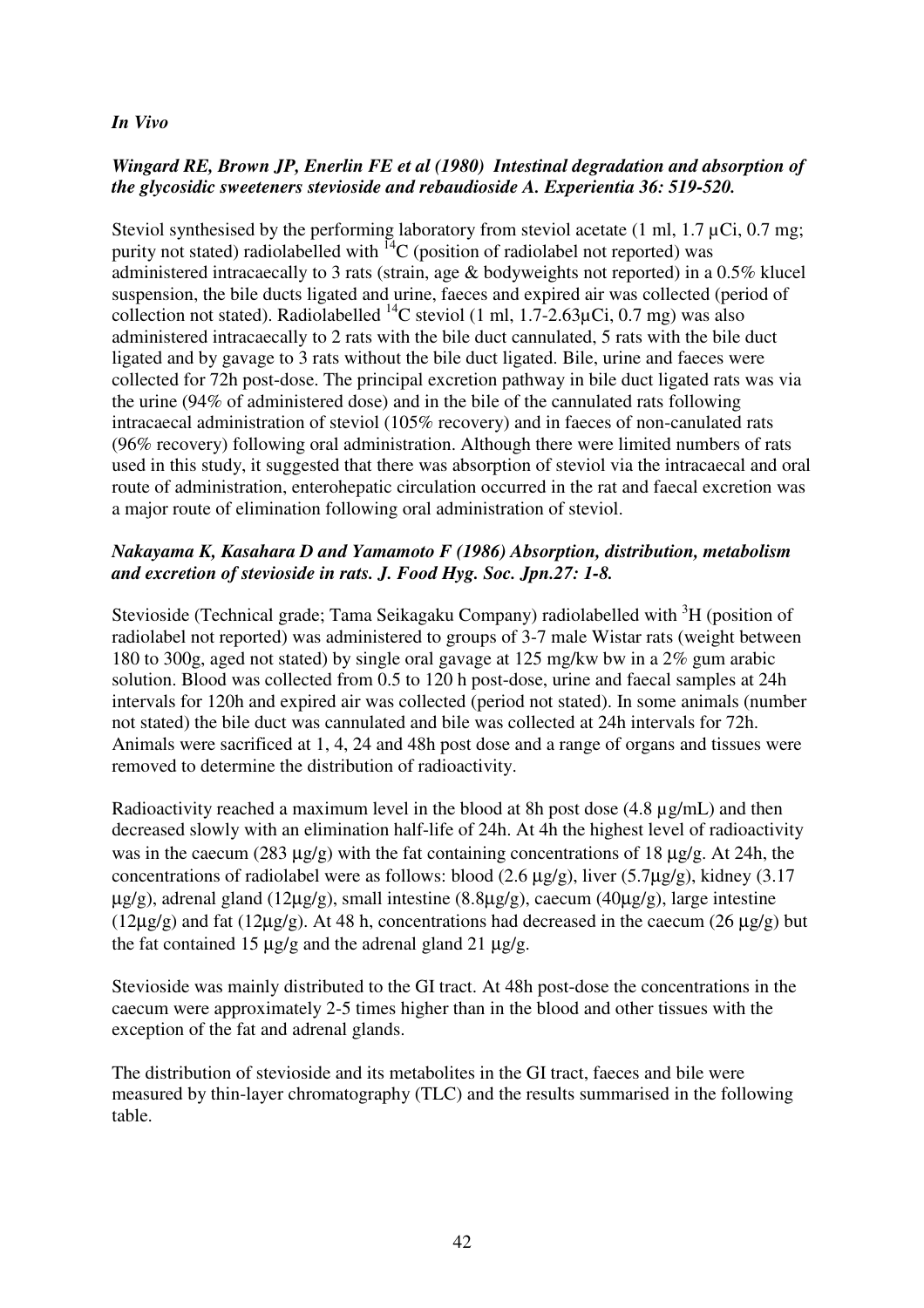***In Vivo***

***Wingard RE, Brown JP, Enerlin FE et al (1980) Intestinal degradation and absorption of the glycosidic sweeteners stevioside and rebaudioside A. Experientia 36: 519-520.***

Steviol synthesised by the performing laboratory from steviol acetate (1 ml, 1.7 µCi, 0.7 mg; purity not stated) radiolabelled with $^{14}C$ (position of radiolabel not reported) was administered intracaecally to 3 rats (strain, age & bodyweights not reported) in a 0.5% klucel suspension, the bile ducts ligated and urine, faeces and expired air was collected (period of collection not stated). Radiolabelled $^{14}C$ steviol (1 ml, 1.7-2.63µCi, 0.7 mg) was also administered intracaecally to 2 rats with the bile duct cannulated, 5 rats with the bile duct ligated and by gavage to 3 rats without the bile duct ligated. Bile, urine and faeces were collected for 72h post-dose. The principal excretion pathway in bile duct ligated rats was via the urine (94% of administered dose) and in the bile of the cannulated rats following intracaecal administration of steviol (105% recovery) and in faeces of non-canulated rats (96% recovery) following oral administration. Although there were limited numbers of rats used in this study, it suggested that there was absorption of steviol via the intracaecal and oral route of administration, enterohepatic circulation occurred in the rat and faecal excretion was a major route of elimination following oral administration of steviol.

***Nakayama K, Kasahara D and Yamamoto F (1986) Absorption, distribution, metabolism and excretion of stevioside in rats. J. Food Hyg. Soc. Jpn.27: 1-8.***

Stevioside (Technical grade; Tama Seikagaku Company) radiolabelled with $^{3}H$ (position of radiolabel not reported) was administered to groups of 3-7 male Wistar rats (weight between 180 to 300g, aged not stated) by single oral gavage at 125 mg/kw bw in a 2% gum arabic solution. Blood was collected from 0.5 to 120 h post-dose, urine and faecal samples at 24h intervals for 120h and expired air was collected (period not stated). In some animals (number not stated) the bile duct was cannulated and bile was collected at 24h intervals for 72h. Animals were sacrificed at 1, 4, 24 and 48h post dose and a range of organs and tissues were removed to determine the distribution of radioactivity.

Radioactivity reached a maximum level in the blood at 8h post dose (4.8 µg/mL) and then decreased slowly with an elimination half-life of 24h. At 4h the highest level of radioactivity was in the caecum (283 µg/g) with the fat containing concentrations of 18 µg/g. At 24h, the concentrations of radiolabel were as follows: blood (2.6 µg/g), liver (5.7µg/g), kidney (3.17 µg/g), adrenal gland (12µg/g), small intestine (8.8µg/g), caecum (40µg/g), large intestine (12µg/g) and fat (12µg/g). At 48 h, concentrations had decreased in the caecum (26 µg/g) but the fat contained 15 µg/g and the adrenal gland 21 µg/g.

Stevioside was mainly distributed to the GI tract. At 48h post-dose the concentrations in the caecum were approximately 2-5 times higher than in the blood and other tissues with the exception of the fat and adrenal glands.

The distribution of stevioside and its metabolites in the GI tract, faeces and bile were measured by thin-layer chromatography (TLC) and the results summarised in the following table.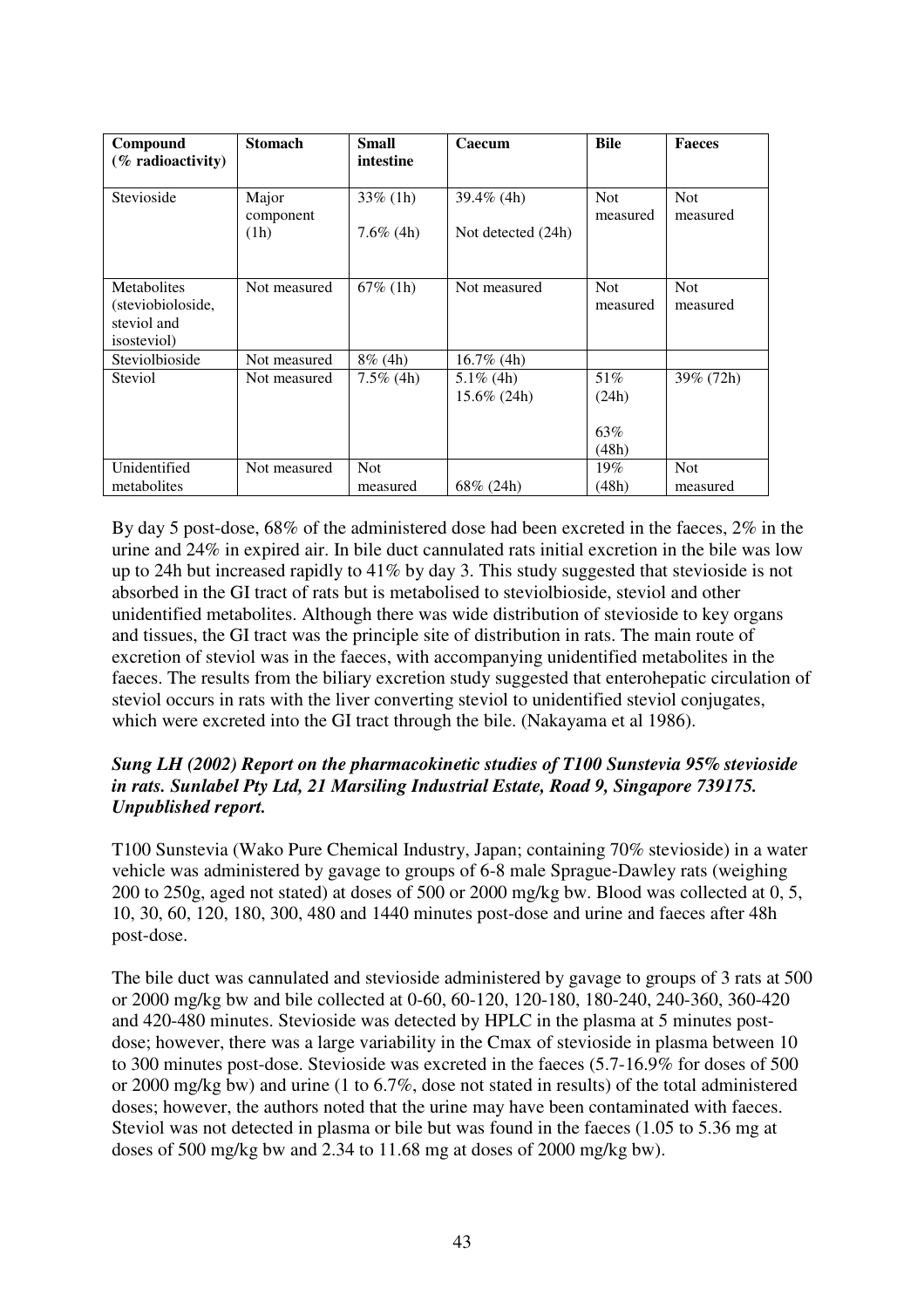| Compound (% radioactivity) | Stomach | Small intestine | Caecum | Bile | Faeces |
|---|---|---|---|---|---|
| Stevioside | Major component (1h) | 33% (1h) 7.6% (4h) | 39.4% (4h) Not detected (24h) | Not measured | Not measured |
| Metabolites (steviobioloside, steviol and isosteviol) | Not measured | 67% (1h) | Not measured | Not measured | Not measured |
| Steviolbioside | Not measured | 8% (4h) | 16.7% (4h) | | |
| Steviol | Not measured | 7.5% (4h) | 5.1% (4h) 15.6% (24h) | 51% (24h) 63% (48h) | 39% (72h) |
| Unidentified metabolites | Not measured | Not measured | 68% (24h) | 19% (48h) | Not measured |

By day 5 post-dose, 68% of the administered dose had been excreted in the faeces, 2% in the urine and 24% in expired air. In bile duct cannulated rats initial excretion in the bile was low up to 24h but increased rapidly to 41% by day 3. This study suggested that stevioside is not absorbed in the GI tract of rats but is metabolised to steviolbioside, steviol and other unidentified metabolites. Although there was wide distribution of stevioside to key organs and tissues, the GI tract was the principle site of distribution in rats. The main route of excretion of steviol was in the faeces, with accompanying unidentified metabolites in the faeces. The results from the biliary excretion study suggested that enterohepatic circulation of steviol occurs in rats with the liver converting steviol to unidentified steviol conjugates, which were excreted into the GI tract through the bile. (Nakayama et al 1986).

***Sung LH (2002) Report on the pharmacokinetic studies of T100 Sunstevia 95% stevioside in rats. Sunlabel Pty Ltd, 21 Marsiling Industrial Estate, Road 9, Singapore 739175. Unpublished report.***

T100 Sunstevia (Wako Pure Chemical Industry, Japan; containing 70% stevioside) in a water vehicle was administered by gavage to groups of 6-8 male Sprague-Dawley rats (weighing 200 to 250g, aged not stated) at doses of 500 or 2000 mg/kg bw. Blood was collected at 0, 5, 10, 30, 60, 120, 180, 300, 480 and 1440 minutes post-dose and urine and faeces after 48h post-dose.

The bile duct was cannulated and stevioside administered by gavage to groups of 3 rats at 500 or 2000 mg/kg bw and bile collected at 0-60, 60-120, 120-180, 180-240, 240-360, 360-420 and 420-480 minutes. Stevioside was detected by HPLC in the plasma at 5 minutes post-dose; however, there was a large variability in the Cmax of stevioside in plasma between 10 to 300 minutes post-dose. Stevioside was excreted in the faeces (5.7-16.9% for doses of 500 or 2000 mg/kg bw) and urine (1 to 6.7%, dose not stated in results) of the total administered doses; however, the authors noted that the urine may have been contaminated with faeces. Steviol was not detected in plasma or bile but was found in the faeces (1.05 to 5.36 mg at doses of 500 mg/kg bw and 2.34 to 11.68 mg at doses of 2000 mg/kg bw).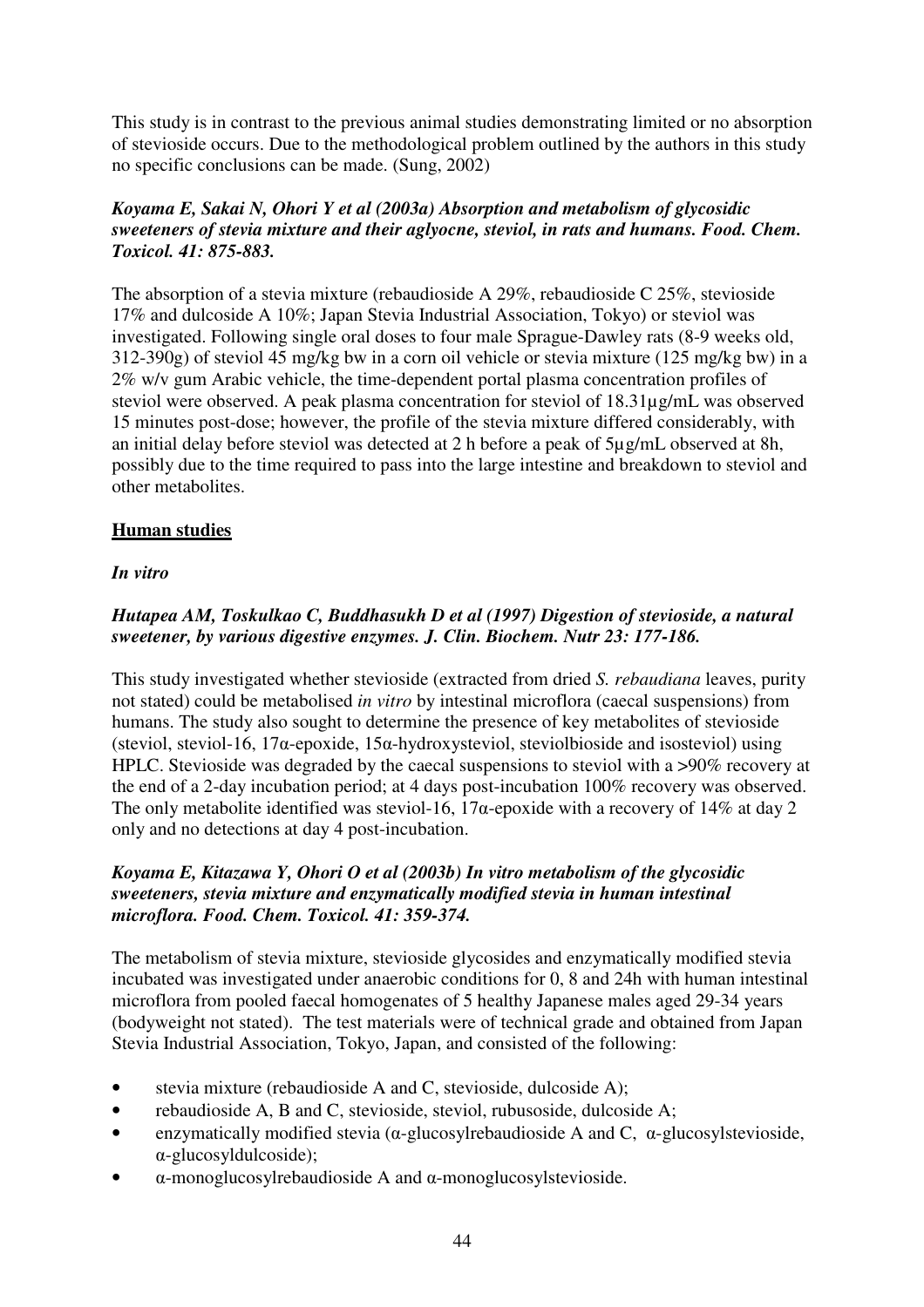This study is in contrast to the previous animal studies demonstrating limited or no absorption of stevioside occurs. Due to the methodological problem outlined by the authors in this study no specific conclusions can be made. (Sung, 2002)

***Koyama E, Sakai N, Ohori Y et al (2003a) Absorption and metabolism of glycosidic sweeteners of stevia mixture and their aglyocne, steviol, in rats and humans. Food. Chem. Toxicol. 41: 875-883.***

The absorption of a stevia mixture (rebaudioside A 29%, rebaudioside C 25%, stevioside 17% and dulcoside A 10%; Japan Stevia Industrial Association, Tokyo) or steviol was investigated. Following single oral doses to four male Sprague-Dawley rats (8-9 weeks old, 312-390g) of steviol 45 mg/kg bw in a corn oil vehicle or stevia mixture (125 mg/kg bw) in a 2% w/v gum Arabic vehicle, the time-dependent portal plasma concentration profiles of steviol were observed. A peak plasma concentration for steviol of 18.31µg/mL was observed 15 minutes post-dose; however, the profile of the stevia mixture differed considerably, with an initial delay before steviol was detected at 2 h before a peak of 5µg/mL observed at 8h, possibly due to the time required to pass into the large intestine and breakdown to steviol and other metabolites.

## Human studies

### *In vitro*

***Hutapea AM, Toskulkao C, Buddhasukh D et al (1997) Digestion of stevioside, a natural sweetener, by various digestive enzymes. J. Clin. Biochem. Nutr 23: 177-186.***

This study investigated whether stevioside (extracted from dried *S. rebaudiana* leaves, purity not stated) could be metabolised *in vitro* by intestinal microflora (caecal suspensions) from humans. The study also sought to determine the presence of key metabolites of stevioside (steviol, steviol-16, 17α-epoxide, 15α-hydroxysteviol, steviolbioside and isosteviol) using HPLC. Stevioside was degraded by the caecal suspensions to steviol with a >90% recovery at the end of a 2-day incubation period; at 4 days post-incubation 100% recovery was observed. The only metabolite identified was steviol-16, 17α-epoxide with a recovery of 14% at day 2 only and no detections at day 4 post-incubation.

***Koyama E, Kitazawa Y, Ohori O et al (2003b) In vitro metabolism of the glycosidic sweeteners, stevia mixture and enzymatically modified stevia in human intestinal microflora. Food. Chem. Toxicol. 41: 359-374.***

The metabolism of stevia mixture, stevioside glycosides and enzymatically modified stevia incubated was investigated under anaerobic conditions for 0, 8 and 24h with human intestinal microflora from pooled faecal homogenates of 5 healthy Japanese males aged 29-34 years (bodyweight not stated). The test materials were of technical grade and obtained from Japan Stevia Industrial Association, Tokyo, Japan, and consisted of the following:

- stevia mixture (rebaudioside A and C, stevioside, dulcoside A);
- rebaudioside A, B and C, stevioside, steviol, rubusoside, dulcoside A;
- enzymatically modified stevia (α-glucosylrebaudioside A and C, α-glucosylstevioside, α-glucosyldulcoside);
- α-monoglucosylrebaudioside A and α-monoglucosylstevioside.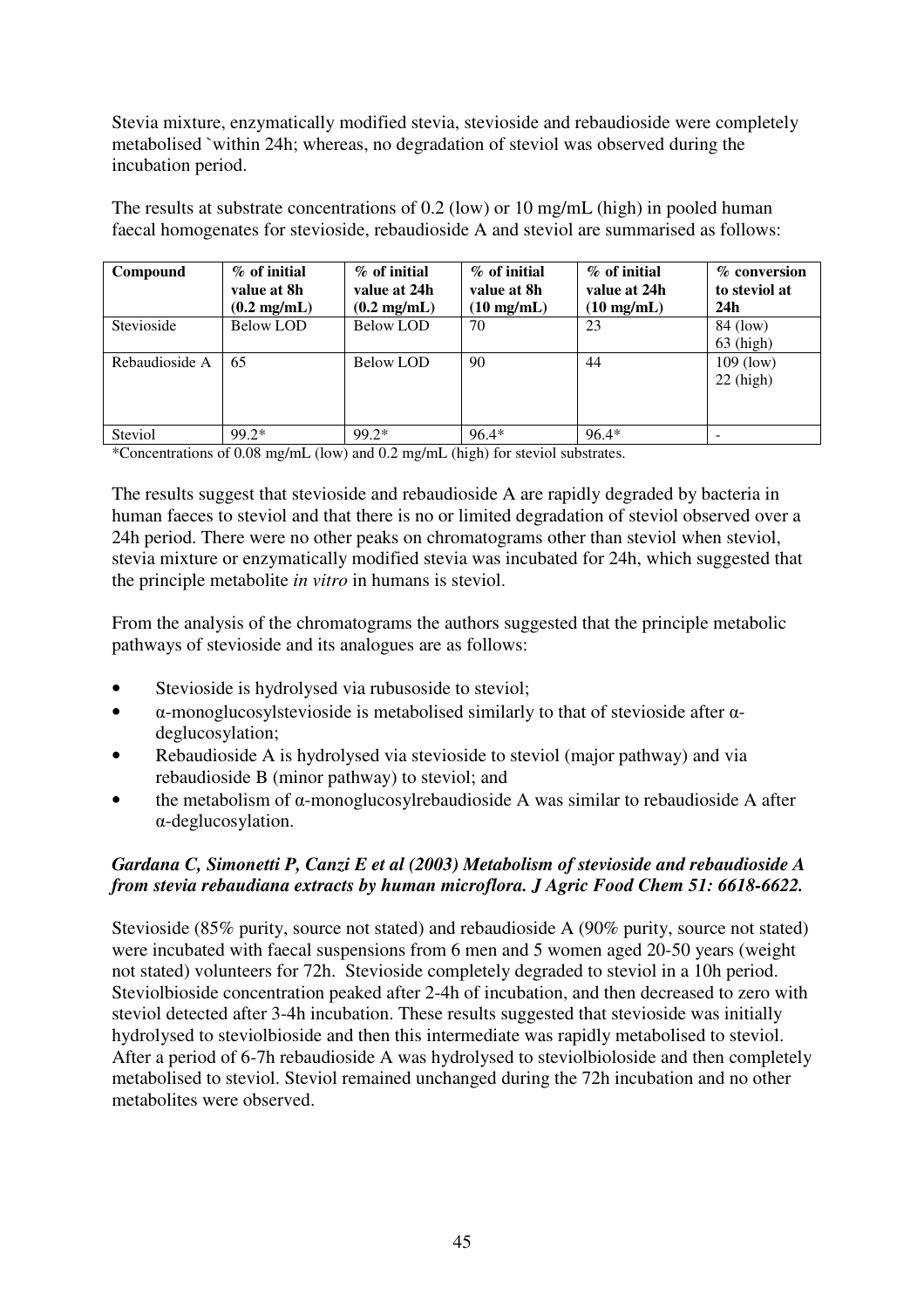Stevia mixture, enzymatically modified stevia, stevioside and rebaudioside were completely metabolised `within 24h; whereas, no degradation of steviol was observed during the incubation period.

The results at substrate concentrations of 0.2 (low) or 10 mg/mL (high) in pooled human faecal homogenates for stevioside, rebaudioside A and steviol are summarised as follows:

| Compound | % of initial value at 8h (0.2 mg/mL) | % of initial value at 24h (0.2 mg/mL) | % of initial value at 8h (10 mg/mL) | % of initial value at 24h (10 mg/mL) | % conversion to steviol at 24h |
|---|---|---|---|---|---|
| Stevioside | Below LOD | Below LOD | 70 | 23 | 84 (low)<br>63 (high) |
| Rebaudioside A | 65 | Below LOD | 90 | 44 | 109 (low)<br>22 (high) |
| Steviol | 99.2* | 99.2* | 96.4* | 96.4* | - |

*Concentrations of 0.08 mg/mL (low) and 0.2 mg/mL (high) for steviol substrates.

The results suggest that stevioside and rebaudioside A are rapidly degraded by bacteria in human faeces to steviol and that there is no or limited degradation of steviol observed over a 24h period. There were no other peaks on chromatograms other than steviol when steviol, stevia mixture or enzymatically modified stevia was incubated for 24h, which suggested that the principle metabolite *in vitro* in humans is steviol.

From the analysis of the chromatograms the authors suggested that the principle metabolic pathways of stevioside and its analogues are as follows:

- Stevioside is hydrolysed via rubusoside to steviol;
- α-monoglucosylstevioside is metabolised similarly to that of stevioside after α-deglucosylation;
- Rebaudioside A is hydrolysed via stevioside to steviol (major pathway) and via rebaudioside B (minor pathway) to steviol; and
- the metabolism of α-monoglucosylrebaudioside A was similar to rebaudioside A after α-deglucosylation.

***Gardana C, Simonetti P, Canzi E et al (2003) Metabolism of stevioside and rebaudioside A from stevia rebaudiana extracts by human microflora. J Agric Food Chem 51: 6618-6622.***

Stevioside (85% purity, source not stated) and rebaudioside A (90% purity, source not stated) were incubated with faecal suspensions from 6 men and 5 women aged 20-50 years (weight not stated) volunteers for 72h. Stevioside completely degraded to steviol in a 10h period. Steviolbioside concentration peaked after 2-4h of incubation, and then decreased to zero with steviol detected after 3-4h incubation. These results suggested that stevioside was initially hydrolysed to steviolbioside and then this intermediate was rapidly metabolised to steviol. After a period of 6-7h rebaudioside A was hydrolysed to steviolbioloside and then completely metabolised to steviol. Steviol remained unchanged during the 72h incubation and no other metabolites were observed.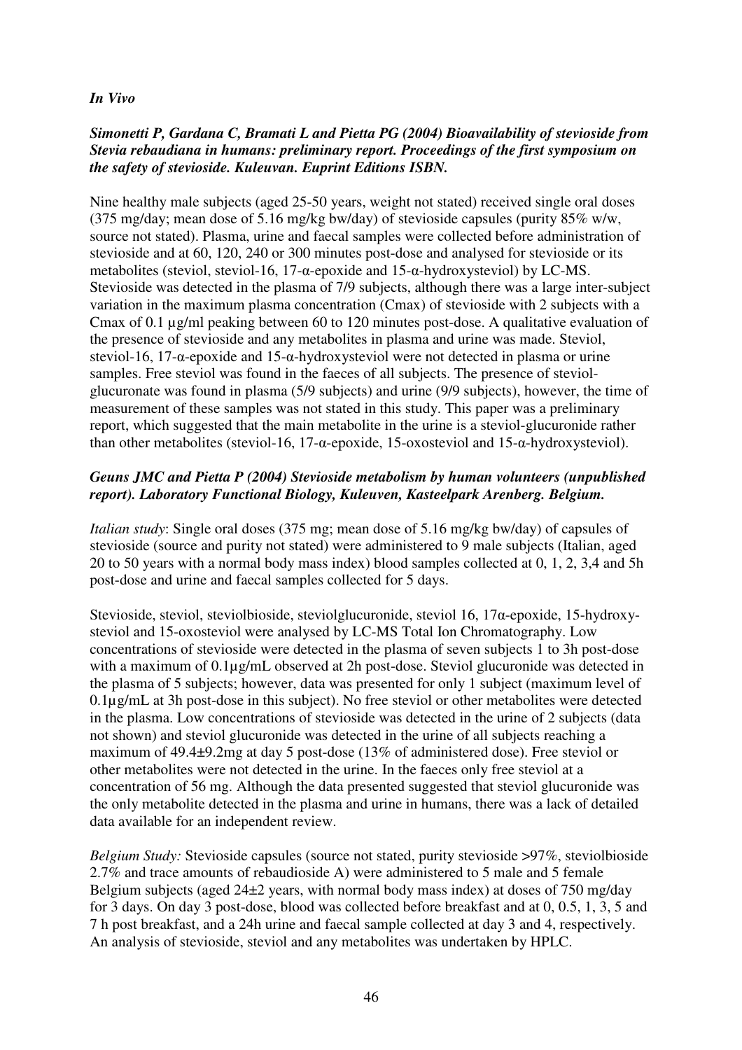***In Vivo***

***Simonetti P, Gardana C, Bramati L and Pietta PG (2004) Bioavailability of stevioside from Stevia rebaudiana in humans: preliminary report. Proceedings of the first symposium on the safety of stevioside. Kuleuvan. Euprint Editions ISBN.***

Nine healthy male subjects (aged 25-50 years, weight not stated) received single oral doses (375 mg/day; mean dose of 5.16 mg/kg bw/day) of stevioside capsules (purity 85% w/w, source not stated). Plasma, urine and faecal samples were collected before administration of stevioside and at 60, 120, 240 or 300 minutes post-dose and analysed for stevioside or its metabolites (steviol, steviol-16, 17-α-epoxide and 15-α-hydroxysteviol) by LC-MS. Stevioside was detected in the plasma of 7/9 subjects, although there was a large inter-subject variation in the maximum plasma concentration (Cmax) of stevioside with 2 subjects with a Cmax of 0.1 µg/ml peaking between 60 to 120 minutes post-dose. A qualitative evaluation of the presence of stevioside and any metabolites in plasma and urine was made. Steviol, steviol-16, 17-α-epoxide and 15-α-hydroxysteviol were not detected in plasma or urine samples. Free steviol was found in the faeces of all subjects. The presence of steviol-glucuronate was found in plasma (5/9 subjects) and urine (9/9 subjects), however, the time of measurement of these samples was not stated in this study. This paper was a preliminary report, which suggested that the main metabolite in the urine is a steviol-glucuronide rather than other metabolites (steviol-16, 17-α-epoxide, 15-oxosteviol and 15-α-hydroxysteviol).

***Geuns JMC and Pietta P (2004) Stevioside metabolism by human volunteers (unpublished report). Laboratory Functional Biology, Kuleuven, Kasteelpark Arenberg. Belgium.***

*Italian study*: Single oral doses (375 mg; mean dose of 5.16 mg/kg bw/day) of capsules of stevioside (source and purity not stated) were administered to 9 male subjects (Italian, aged 20 to 50 years with a normal body mass index) blood samples collected at 0, 1, 2, 3,4 and 5h post-dose and urine and faecal samples collected for 5 days.

Stevioside, steviol, steviolbioside, steviolglucuronide, steviol 16, 17α-epoxide, 15-hydroxy-steviol and 15-oxosteviol were analysed by LC-MS Total Ion Chromatography. Low concentrations of stevioside were detected in the plasma of seven subjects 1 to 3h post-dose with a maximum of 0.1µg/mL observed at 2h post-dose. Steviol glucuronide was detected in the plasma of 5 subjects; however, data was presented for only 1 subject (maximum level of 0.1µg/mL at 3h post-dose in this subject). No free steviol or other metabolites were detected in the plasma. Low concentrations of stevioside was detected in the urine of 2 subjects (data not shown) and steviol glucuronide was detected in the urine of all subjects reaching a maximum of 49.4±9.2mg at day 5 post-dose (13% of administered dose). Free steviol or other metabolites were not detected in the urine. In the faeces only free steviol at a concentration of 56 mg. Although the data presented suggested that steviol glucuronide was the only metabolite detected in the plasma and urine in humans, there was a lack of detailed data available for an independent review.

*Belgium Study:* Stevioside capsules (source not stated, purity stevioside >97%, steviolbioside 2.7% and trace amounts of rebaudioside A) were administered to 5 male and 5 female Belgium subjects (aged 24±2 years, with normal body mass index) at doses of 750 mg/day for 3 days. On day 3 post-dose, blood was collected before breakfast and at 0, 0.5, 1, 3, 5 and 7 h post breakfast, and a 24h urine and faecal sample collected at day 3 and 4, respectively. An analysis of stevioside, steviol and any metabolites was undertaken by HPLC.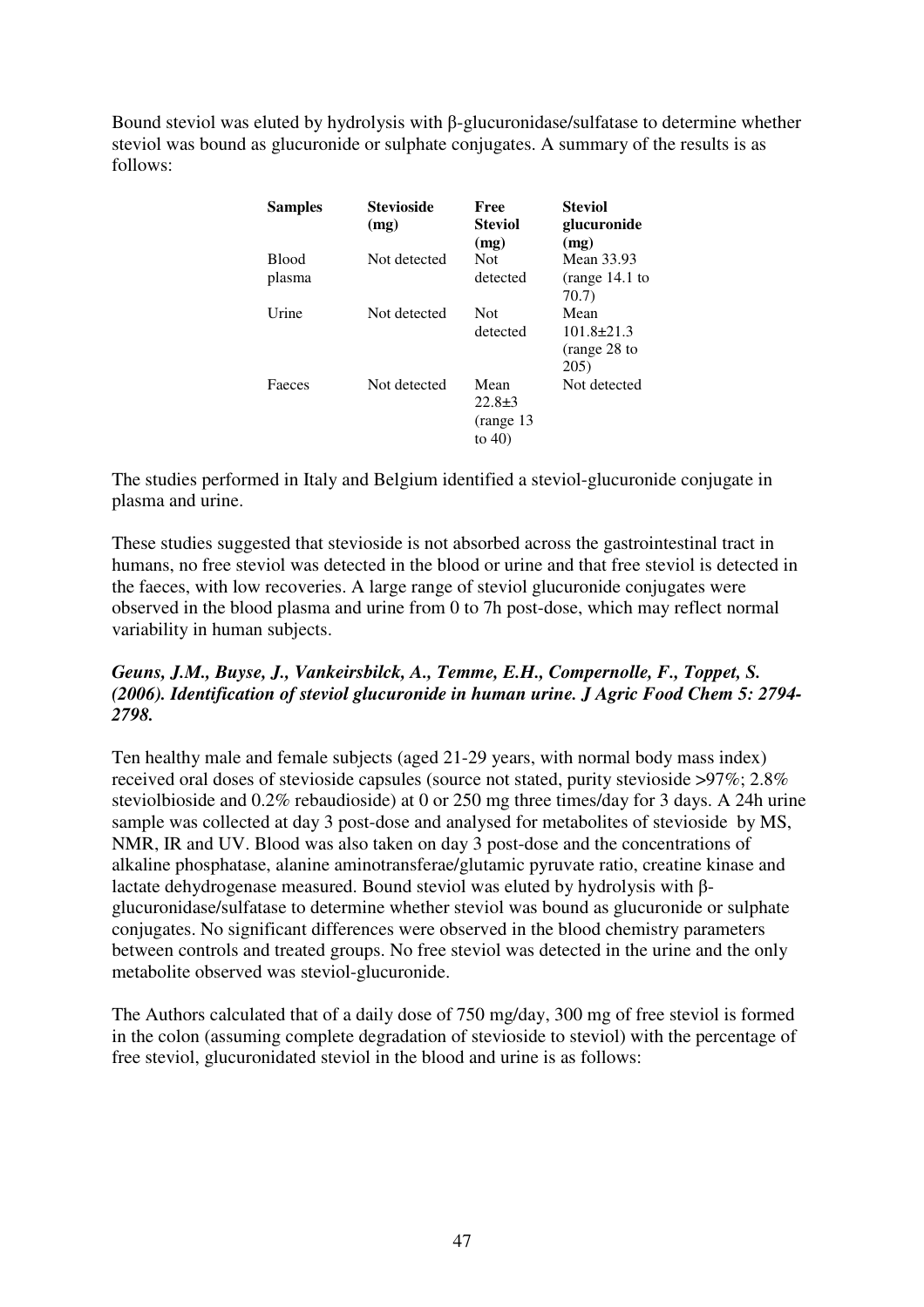Bound steviol was eluted by hydrolysis with β-glucuronidase/sulfatase to determine whether steviol was bound as glucuronide or sulphate conjugates. A summary of the results is as follows:

| Samples | Stevioside (mg) | Free Steviol (mg) | Steviol glucuronide (mg) |
|---|---|---|---|
| Blood plasma | Not detected | Not detected | Mean 33.93 (range 14.1 to 70.7) |
| Urine | Not detected | Not detected | Mean 101.8±21.3 (range 28 to 205) |
| Faeces | Not detected | Mean 22.8±3 (range 13 to 40) | Not detected |

The studies performed in Italy and Belgium identified a steviol-glucuronide conjugate in plasma and urine.

These studies suggested that stevioside is not absorbed across the gastrointestinal tract in humans, no free steviol was detected in the blood or urine and that free steviol is detected in the faeces, with low recoveries. A large range of steviol glucuronide conjugates were observed in the blood plasma and urine from 0 to 7h post-dose, which may reflect normal variability in human subjects.

***Geuns, J.M., Buyse, J., Vankeirsbilck, A., Temme, E.H., Compernolle, F., Toppet, S. (2006). Identification of steviol glucuronide in human urine. J Agric Food Chem 5: 2794-2798.***

Ten healthy male and female subjects (aged 21-29 years, with normal body mass index) received oral doses of stevioside capsules (source not stated, purity stevioside >97%; 2.8% steviolbioside and 0.2% rebaudioside) at 0 or 250 mg three times/day for 3 days. A 24h urine sample was collected at day 3 post-dose and analysed for metabolites of stevioside by MS, NMR, IR and UV. Blood was also taken on day 3 post-dose and the concentrations of alkaline phosphatase, alanine aminotransferae/glutamic pyruvate ratio, creatine kinase and lactate dehydrogenase measured. Bound steviol was eluted by hydrolysis with β-glucuronidase/sulfatase to determine whether steviol was bound as glucuronide or sulphate conjugates. No significant differences were observed in the blood chemistry parameters between controls and treated groups. No free steviol was detected in the urine and the only metabolite observed was steviol-glucuronide.

The Authors calculated that of a daily dose of 750 mg/day, 300 mg of free steviol is formed in the colon (assuming complete degradation of stevioside to steviol) with the percentage of free steviol, glucuronidated steviol in the blood and urine is as follows: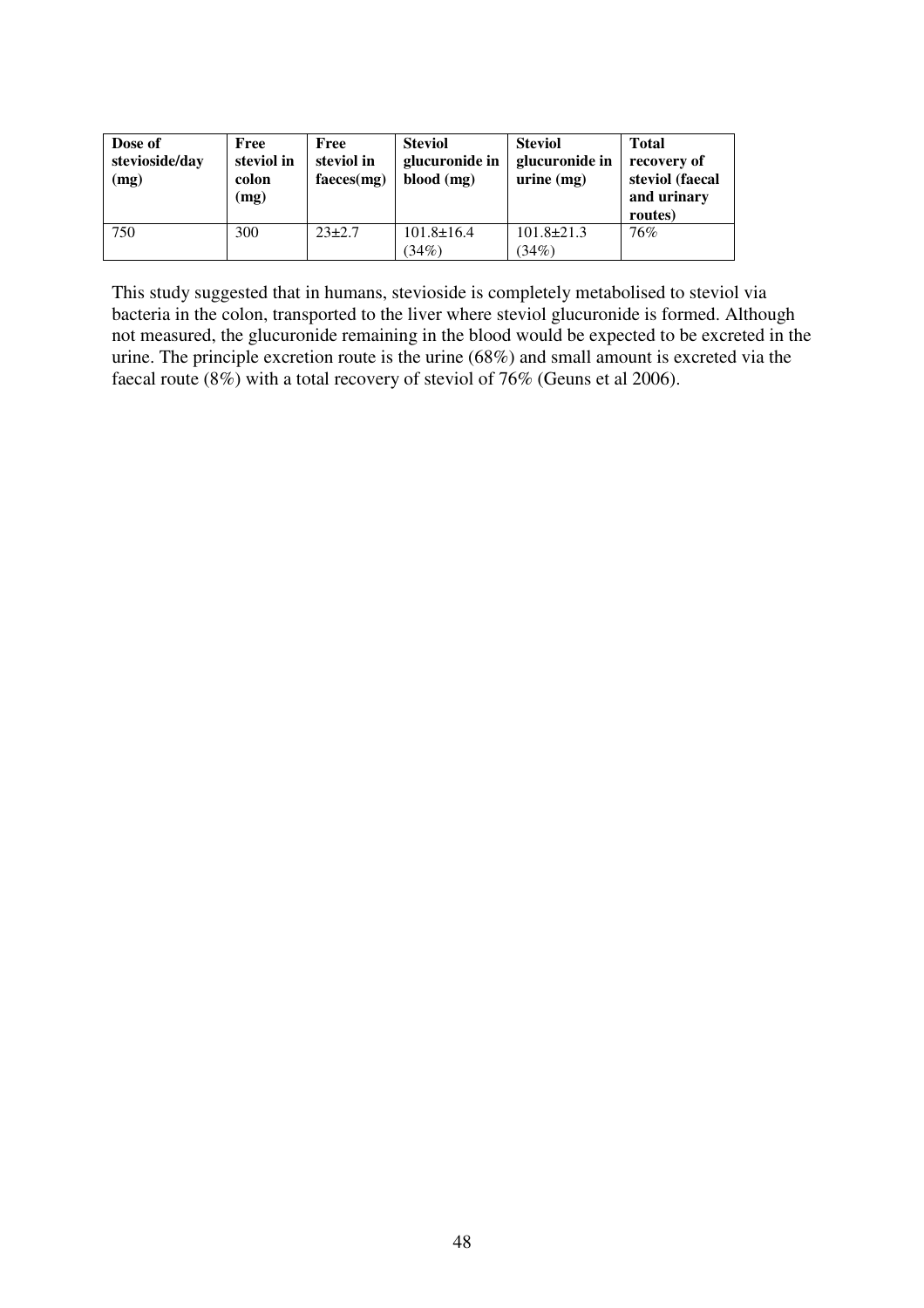| Dose of stevioside/day (mg) | Free steviol in colon (mg) | Free steviol in faeces(mg) | Steviol glucuronide in blood (mg) | Steviol glucuronide in urine (mg) | Total recovery of steviol (faecal and urinary routes) |
|---|---|---|---|---|---|
| 750 | 300 | 23±2.7 | 101.8±16.4 (34%) | 101.8±21.3 (34%) | 76% |

This study suggested that in humans, stevioside is completely metabolised to steviol via bacteria in the colon, transported to the liver where steviol glucuronide is formed. Although not measured, the glucuronide remaining in the blood would be expected to be excreted in the urine. The principle excretion route is the urine (68%) and small amount is excreted via the faecal route (8%) with a total recovery of steviol of 76% (Geuns et al 2006).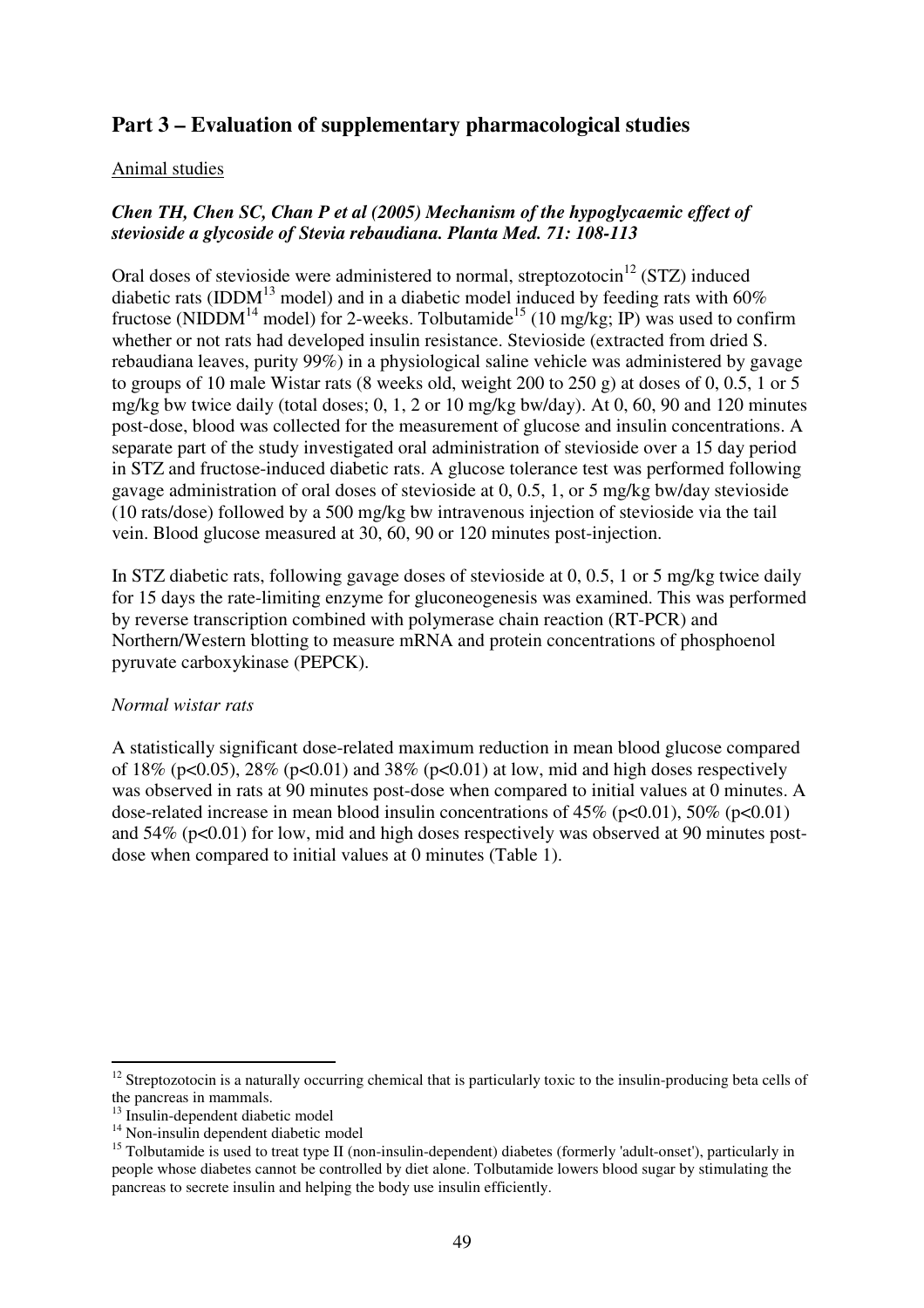## Part 3 – Evaluation of supplementary pharmacological studies

Animal studies

***Chen TH, Chen SC, Chan P et al (2005) Mechanism of the hypoglycaemic effect of stevioside a glycoside of Stevia rebaudiana. Planta Med. 71: 108-113***

Oral doses of stevioside were administered to normal, streptozotocin[12] (STZ) induced diabetic rats (IDDM[13] model) and in a diabetic model induced by feeding rats with 60% fructose (NIDDM[14] model) for 2-weeks. Tolbutamide[15] (10 mg/kg; IP) was used to confirm whether or not rats had developed insulin resistance. Stevioside (extracted from dried S. rebaudiana leaves, purity 99%) in a physiological saline vehicle was administered by gavage to groups of 10 male Wistar rats (8 weeks old, weight 200 to 250 g) at doses of 0, 0.5, 1 or 5 mg/kg bw twice daily (total doses; 0, 1, 2 or 10 mg/kg bw/day). At 0, 60, 90 and 120 minutes post-dose, blood was collected for the measurement of glucose and insulin concentrations. A separate part of the study investigated oral administration of stevioside over a 15 day period in STZ and fructose-induced diabetic rats. A glucose tolerance test was performed following gavage administration of oral doses of stevioside at 0, 0.5, 1, or 5 mg/kg bw/day stevioside (10 rats/dose) followed by a 500 mg/kg bw intravenous injection of stevioside via the tail vein. Blood glucose measured at 30, 60, 90 or 120 minutes post-injection.

In STZ diabetic rats, following gavage doses of stevioside at 0, 0.5, 1 or 5 mg/kg twice daily for 15 days the rate-limiting enzyme for gluconeogenesis was examined. This was performed by reverse transcription combined with polymerase chain reaction (RT-PCR) and Northern/Western blotting to measure mRNA and protein concentrations of phosphoenol pyruvate carboxykinase (PEPCK).

*Normal wistar rats*

A statistically significant dose-related maximum reduction in mean blood glucose compared of 18% ($p<0.05$), 28% ($p<0.01$) and 38% ($p<0.01$) at low, mid and high doses respectively was observed in rats at 90 minutes post-dose when compared to initial values at 0 minutes. A dose-related increase in mean blood insulin concentrations of 45% ($p<0.01$), 50% ($p<0.01$) and 54% ($p<0.01$) for low, mid and high doses respectively was observed at 90 minutes post-dose when compared to initial values at 0 minutes (Table 1).

---

[12] Streptozotocin is a naturally occurring chemical that is particularly toxic to the insulin-producing beta cells of the pancreas in mammals.

[13] Insulin-dependent diabetic model

[14] Non-insulin dependent diabetic model

[15] Tolbutamide is used to treat type II (non-insulin-dependent) diabetes (formerly 'adult-onset'), particularly in people whose diabetes cannot be controlled by diet alone. Tolbutamide lowers blood sugar by stimulating the pancreas to secrete insulin and helping the body use insulin efficiently.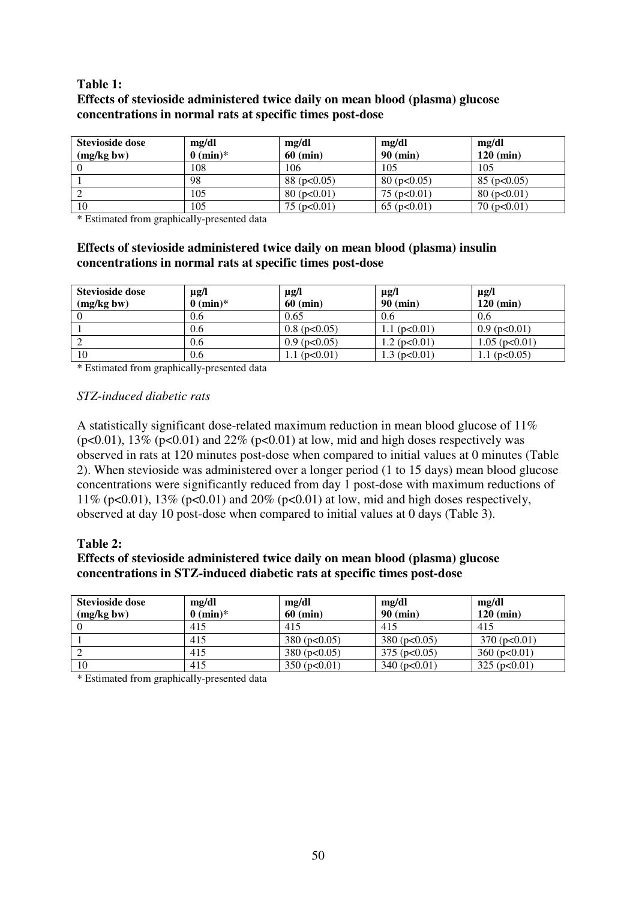**Table 1:**

**Effects of stevioside administered twice daily on mean blood (plasma) glucose concentrations in normal rats at specific times post-dose**

| Stevioside dose (mg/kg bw) | mg/dl 0 (min)* | mg/dl 60 (min) | mg/dl 90 (min) | mg/dl 120 (min) |
|---|---|---|---|---|
| 0 | 108 | 106 | 105 | 105 |
| 1 | 98 | 88 ($p<0.05$) | 80 ($p<0.05$) | 85 ($p<0.05$) |
| 2 | 105 | 80 ($p<0.01$) | 75 ($p<0.01$) | 80 ($p<0.01$) |
| 10 | 105 | 75 ($p<0.01$) | 65 ($p<0.01$) | 70 ($p<0.01$) |

* Estimated from graphically-presented data

**Effects of stevioside administered twice daily on mean blood (plasma) insulin concentrations in normal rats at specific times post-dose**

| Stevioside dose (mg/kg bw) | µg/l 0 (min)* | µg/l 60 (min) | µg/l 90 (min) | µg/l 120 (min) |
|---|---|---|---|---|
| 0 | 0.6 | 0.65 | 0.6 | 0.6 |
| 1 | 0.6 | 0.8 ($p<0.05$) | 1.1 ($p<0.01$) | 0.9 ($p<0.01$) |
| 2 | 0.6 | 0.9 ($p<0.05$) | 1.2 ($p<0.01$) | 1.05 ($p<0.01$) |
| 10 | 0.6 | 1.1 ($p<0.01$) | 1.3 ($p<0.01$) | 1.1 ($p<0.05$) |

* Estimated from graphically-presented data

*STZ-induced diabetic rats*

A statistically significant dose-related maximum reduction in mean blood glucose of 11% ($p<0.01$), 13% ($p<0.01$) and 22% ($p<0.01$) at low, mid and high doses respectively was observed in rats at 120 minutes post-dose when compared to initial values at 0 minutes (Table 2). When stevioside was administered over a longer period (1 to 15 days) mean blood glucose concentrations were significantly reduced from day 1 post-dose with maximum reductions of 11% ($p<0.01$), 13% ($p<0.01$) and 20% ($p<0.01$) at low, mid and high doses respectively, observed at day 10 post-dose when compared to initial values at 0 days (Table 3).

**Table 2:**

**Effects of stevioside administered twice daily on mean blood (plasma) glucose concentrations in STZ-induced diabetic rats at specific times post-dose**

| Stevioside dose (mg/kg bw) | mg/dl 0 (min)* | mg/dl 60 (min) | mg/dl 90 (min) | mg/dl 120 (min) |
|---|---|---|---|---|
| 0 | 415 | 415 | 415 | 415 |
| 1 | 415 | 380 ($p<0.05$) | 380 ($p<0.05$) | 370 ($p<0.01$) |
| 2 | 415 | 380 ($p<0.05$) | 375 ($p<0.05$) | 360 ($p<0.01$) |
| 10 | 415 | 350 ($p<0.01$) | 340 ($p<0.01$) | 325 ($p<0.01$) |

* Estimated from graphically-presented data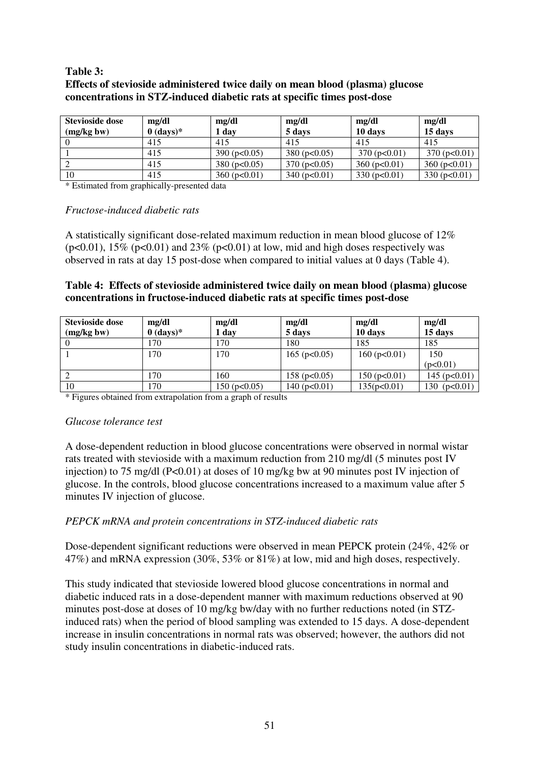**Table 3:**
**Effects of stevioside administered twice daily on mean blood (plasma) glucose concentrations in STZ-induced diabetic rats at specific times post-dose**

| Stevioside dose (mg/kg bw) | mg/dl 0 (days)* | mg/dl 1 day | mg/dl 5 days | mg/dl 10 days | mg/dl 15 days |
|---|---|---|---|---|---|
| 0 | 415 | 415 | 415 | 415 | 415 |
| 1 | 415 | 390 ($p<0.05$) | 380 ($p<0.05$) | 370 ($p<0.01$) | 370 ($p<0.01$) |
| 2 | 415 | 380 ($p<0.05$) | 370 ($p<0.05$) | 360 ($p<0.01$) | 360 ($p<0.01$) |
| 10 | 415 | 360 ($p<0.01$) | 340 ($p<0.01$) | 330 ($p<0.01$) | 330 ($p<0.01$) |

* Estimated from graphically-presented data

*Fructose-induced diabetic rats*

A statistically significant dose-related maximum reduction in mean blood glucose of 12% ($p<0.01$), 15% ($p<0.01$) and 23% ($p<0.01$) at low, mid and high doses respectively was observed in rats at day 15 post-dose when compared to initial values at 0 days (Table 4).

**Table 4: Effects of stevioside administered twice daily on mean blood (plasma) glucose concentrations in fructose-induced diabetic rats at specific times post-dose**

| Stevioside dose (mg/kg bw) | mg/dl 0 (days)* | mg/dl 1 day | mg/dl 5 days | mg/dl 10 days | mg/dl 15 days |
|---|---|---|---|---|---|
| 0 | 170 | 170 | 180 | 185 | 185 |
| 1 | 170 | 170 | 165 ($p<0.05$) | 160 ($p<0.01$) | 150 ($p<0.01$) |
| 2 | 170 | 160 | 158 ($p<0.05$) | 150 ($p<0.01$) | 145 ($p<0.01$) |
| 10 | 170 | 150 ($p<0.05$) | 140 ($p<0.01$) | 135($p<0.01$) | 130 ($p<0.01$) |

* Figures obtained from extrapolation from a graph of results

*Glucose tolerance test*

A dose-dependent reduction in blood glucose concentrations were observed in normal wistar rats treated with stevioside with a maximum reduction from 210 mg/dl (5 minutes post IV injection) to 75 mg/dl ($P<0.01$) at doses of 10 mg/kg bw at 90 minutes post IV injection of glucose. In the controls, blood glucose concentrations increased to a maximum value after 5 minutes IV injection of glucose.

*PEPCK mRNA and protein concentrations in STZ-induced diabetic rats*

Dose-dependent significant reductions were observed in mean PEPCK protein (24%, 42% or 47%) and mRNA expression (30%, 53% or 81%) at low, mid and high doses, respectively.

This study indicated that stevioside lowered blood glucose concentrations in normal and diabetic induced rats in a dose-dependent manner with maximum reductions observed at 90 minutes post-dose at doses of 10 mg/kg bw/day with no further reductions noted (in STZ-induced rats) when the period of blood sampling was extended to 15 days. A dose-dependent increase in insulin concentrations in normal rats was observed; however, the authors did not study insulin concentrations in diabetic-induced rats.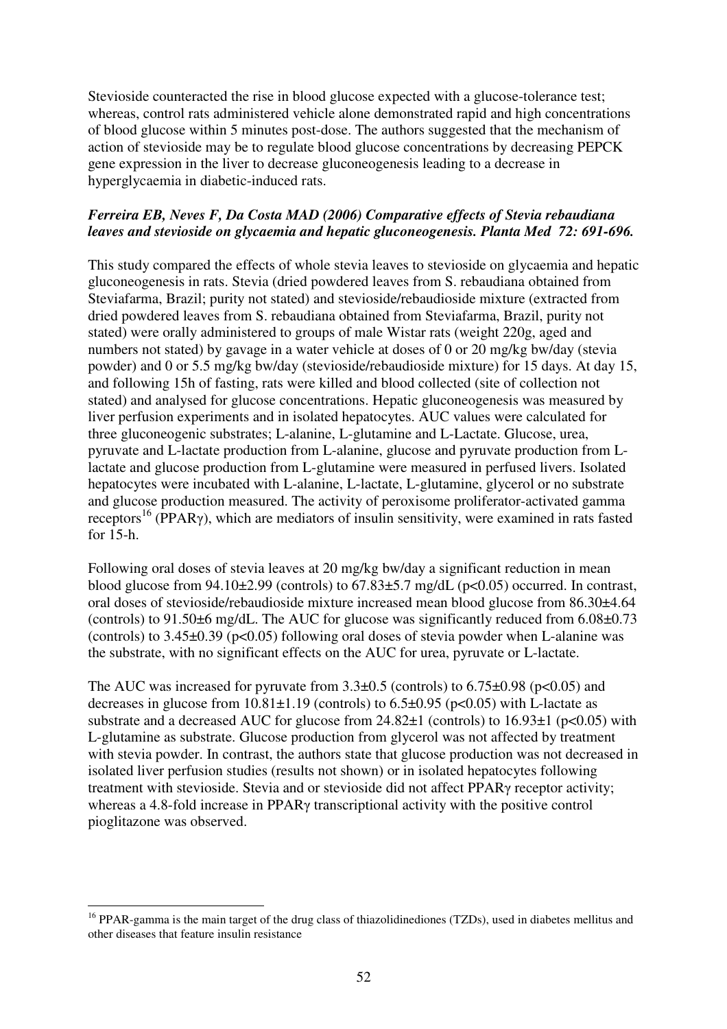Stevioside counteracted the rise in blood glucose expected with a glucose-tolerance test; whereas, control rats administered vehicle alone demonstrated rapid and high concentrations of blood glucose within 5 minutes post-dose. The authors suggested that the mechanism of action of stevioside may be to regulate blood glucose concentrations by decreasing PEPCK gene expression in the liver to decrease gluconeogenesis leading to a decrease in hyperglycaemia in diabetic-induced rats.

***Ferreira EB, Neves F, Da Costa MAD (2006) Comparative effects of Stevia rebaudiana leaves and stevioside on glycaemia and hepatic gluconeogenesis. Planta Med 72: 691-696.***

This study compared the effects of whole stevia leaves to stevioside on glycaemia and hepatic gluconeogenesis in rats. Stevia (dried powdered leaves from S. rebaudiana obtained from Steviafarma, Brazil; purity not stated) and stevioside/rebaudioside mixture (extracted from dried powdered leaves from S. rebaudiana obtained from Steviafarma, Brazil, purity not stated) were orally administered to groups of male Wistar rats (weight 220g, aged and numbers not stated) by gavage in a water vehicle at doses of 0 or 20 mg/kg bw/day (stevia powder) and 0 or 5.5 mg/kg bw/day (stevioside/rebaudioside mixture) for 15 days. At day 15, and following 15h of fasting, rats were killed and blood collected (site of collection not stated) and analysed for glucose concentrations. Hepatic gluconeogenesis was measured by liver perfusion experiments and in isolated hepatocytes. AUC values were calculated for three gluconeogenic substrates; L-alanine, L-glutamine and L-Lactate. Glucose, urea, pyruvate and L-lactate production from L-alanine, glucose and pyruvate production from L-lactate and glucose production from L-glutamine were measured in perfused livers. Isolated hepatocytes were incubated with L-alanine, L-lactate, L-glutamine, glycerol or no substrate and glucose production measured. The activity of peroxisome proliferator-activated gamma receptors[16] (PPARγ), which are mediators of insulin sensitivity, were examined in rats fasted for 15-h.

Following oral doses of stevia leaves at 20 mg/kg bw/day a significant reduction in mean blood glucose from 94.10±2.99 (controls) to 67.83±5.7 mg/dL ($p<0.05$) occurred. In contrast, oral doses of stevioside/rebaudioside mixture increased mean blood glucose from 86.30±4.64 (controls) to 91.50±6 mg/dL. The AUC for glucose was significantly reduced from 6.08±0.73 (controls) to 3.45±0.39 ($p<0.05$) following oral doses of stevia powder when L-alanine was the substrate, with no significant effects on the AUC for urea, pyruvate or L-lactate.

The AUC was increased for pyruvate from 3.3±0.5 (controls) to 6.75±0.98 ($p<0.05$) and decreases in glucose from 10.81±1.19 (controls) to 6.5±0.95 ($p<0.05$) with L-lactate as substrate and a decreased AUC for glucose from 24.82±1 (controls) to 16.93±1 ($p<0.05$) with L-glutamine as substrate. Glucose production from glycerol was not affected by treatment with stevia powder. In contrast, the authors state that glucose production was not decreased in isolated liver perfusion studies (results not shown) or in isolated hepatocytes following treatment with stevioside. Stevia and or stevioside did not affect PPARγ receptor activity; whereas a 4.8-fold increase in PPARγ transcriptional activity with the positive control pioglitazone was observed.

---

[16] PPAR-gamma is the main target of the drug class of thiazolidinediones (TZDs), used in diabetes mellitus and other diseases that feature insulin resistance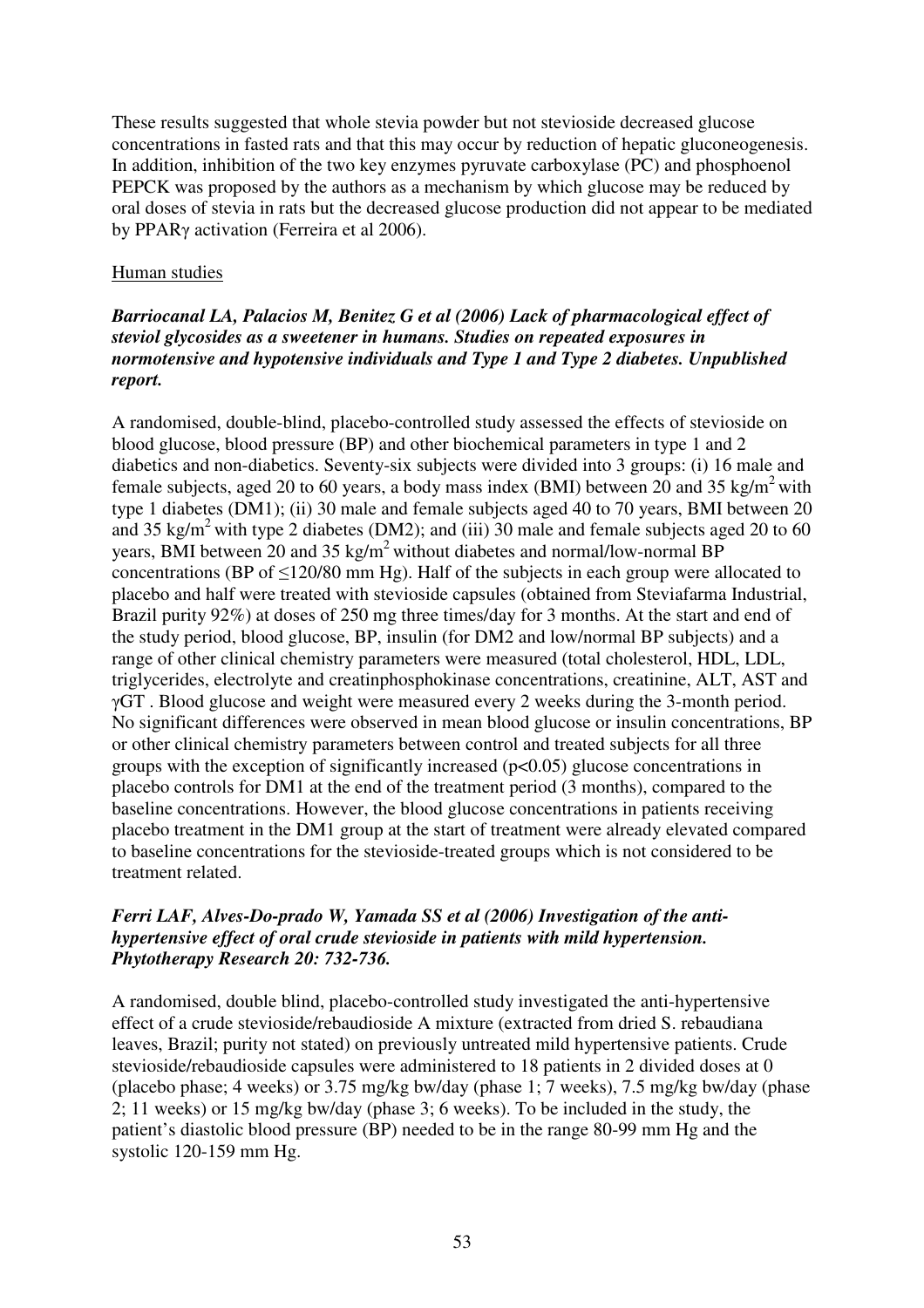These results suggested that whole stevia powder but not stevioside decreased glucose concentrations in fasted rats and that this may occur by reduction of hepatic gluconeogenesis. In addition, inhibition of the two key enzymes pyruvate carboxylase (PC) and phosphoenol PEPCK was proposed by the authors as a mechanism by which glucose may be reduced by oral doses of stevia in rats but the decreased glucose production did not appear to be mediated by PPARγ activation (Ferreira et al 2006).

Human studies

***Barriocanal LA, Palacios M, Benitez G et al (2006) Lack of pharmacological effect of steviol glycosides as a sweetener in humans. Studies on repeated exposures in normotensive and hypotensive individuals and Type 1 and Type 2 diabetes. Unpublished report.***

A randomised, double-blind, placebo-controlled study assessed the effects of stevioside on blood glucose, blood pressure (BP) and other biochemical parameters in type 1 and 2 diabetics and non-diabetics. Seventy-six subjects were divided into 3 groups: (i) 16 male and female subjects, aged 20 to 60 years, a body mass index (BMI) between 20 and 35 kg/m$^2$ with type 1 diabetes (DM1); (ii) 30 male and female subjects aged 40 to 70 years, BMI between 20 and 35 kg/m$^2$ with type 2 diabetes (DM2); and (iii) 30 male and female subjects aged 20 to 60 years, BMI between 20 and 35 kg/m$^2$ without diabetes and normal/low-normal BP concentrations (BP of ≤120/80 mm Hg). Half of the subjects in each group were allocated to placebo and half were treated with stevioside capsules (obtained from Steviafarma Industrial, Brazil purity 92%) at doses of 250 mg three times/day for 3 months. At the start and end of the study period, blood glucose, BP, insulin (for DM2 and low/normal BP subjects) and a range of other clinical chemistry parameters were measured (total cholesterol, HDL, LDL, triglycerides, electrolyte and creatinphosphokinase concentrations, creatinine, ALT, AST and γGT . Blood glucose and weight were measured every 2 weeks during the 3-month period. No significant differences were observed in mean blood glucose or insulin concentrations, BP or other clinical chemistry parameters between control and treated subjects for all three groups with the exception of significantly increased ($p<0.05$) glucose concentrations in placebo controls for DM1 at the end of the treatment period (3 months), compared to the baseline concentrations. However, the blood glucose concentrations in patients receiving placebo treatment in the DM1 group at the start of treatment were already elevated compared to baseline concentrations for the stevioside-treated groups which is not considered to be treatment related.

***Ferri LAF, Alves-Do-prado W, Yamada SS et al (2006) Investigation of the anti-hypertensive effect of oral crude stevioside in patients with mild hypertension. Phytotherapy Research 20: 732-736.***

A randomised, double blind, placebo-controlled study investigated the anti-hypertensive effect of a crude stevioside/rebaudioside A mixture (extracted from dried S. rebaudiana leaves, Brazil; purity not stated) on previously untreated mild hypertensive patients. Crude stevioside/rebaudioside capsules were administered to 18 patients in 2 divided doses at 0 (placebo phase; 4 weeks) or 3.75 mg/kg bw/day (phase 1; 7 weeks), 7.5 mg/kg bw/day (phase 2; 11 weeks) or 15 mg/kg bw/day (phase 3; 6 weeks). To be included in the study, the patient's diastolic blood pressure (BP) needed to be in the range 80-99 mm Hg and the systolic 120-159 mm Hg.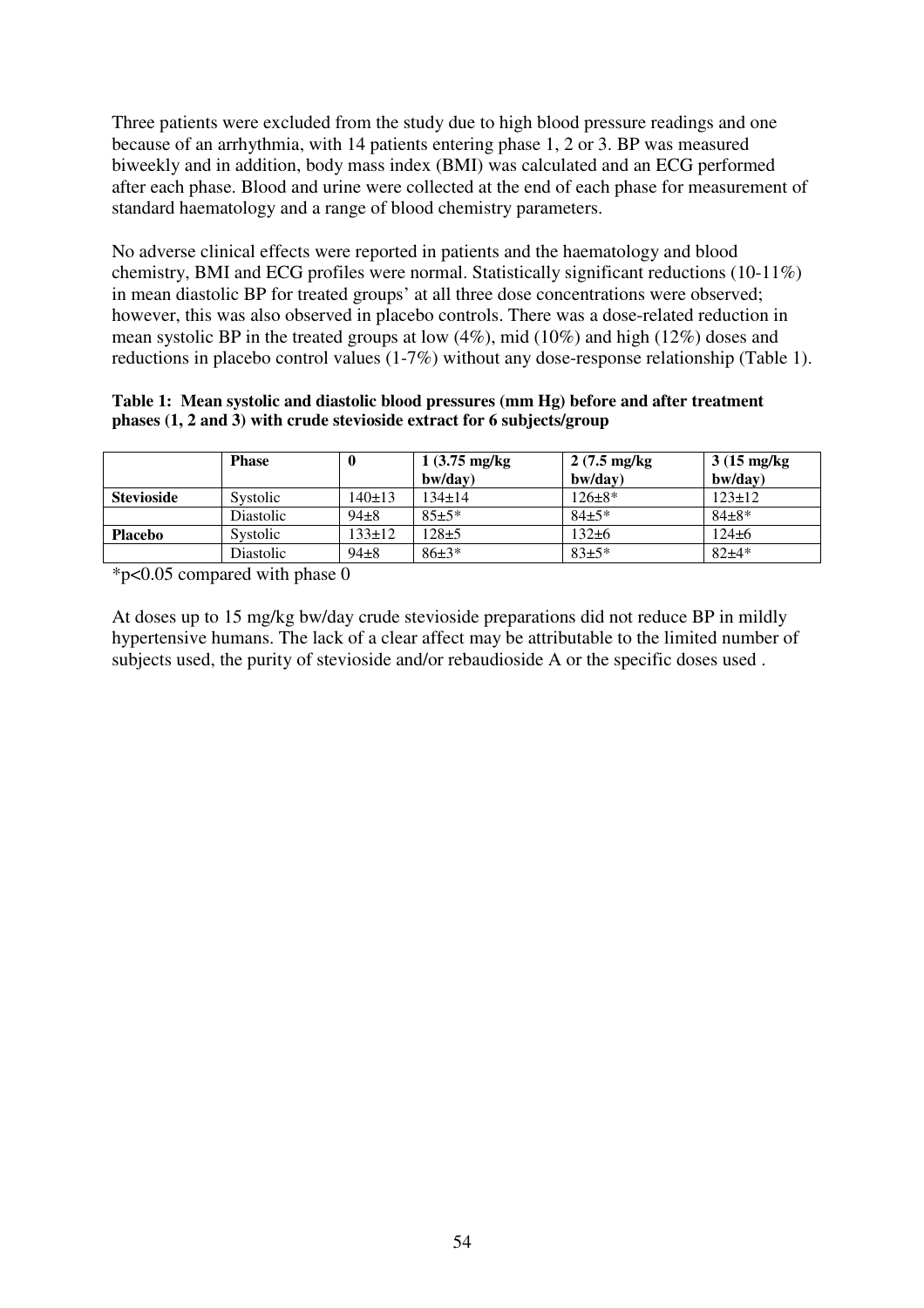Three patients were excluded from the study due to high blood pressure readings and one because of an arrhythmia, with 14 patients entering phase 1, 2 or 3. BP was measured biweekly and in addition, body mass index (BMI) was calculated and an ECG performed after each phase. Blood and urine were collected at the end of each phase for measurement of standard haematology and a range of blood chemistry parameters.

No adverse clinical effects were reported in patients and the haematology and blood chemistry, BMI and ECG profiles were normal. Statistically significant reductions (10-11%) in mean diastolic BP for treated groups' at all three dose concentrations were observed; however, this was also observed in placebo controls. There was a dose-related reduction in mean systolic BP in the treated groups at low (4%), mid (10%) and high (12%) doses and reductions in placebo control values (1-7%) without any dose-response relationship (Table 1).

**Table 1: Mean systolic and diastolic blood pressures (mm Hg) before and after treatment phases (1, 2 and 3) with crude stevioside extract for 6 subjects/group**

| | **Phase** | **0** | **1 (3.75 mg/kg bw/day)** | **2 (7.5 mg/kg bw/day)** | **3 (15 mg/kg bw/day)** |
|---|---|---|---|---|---|
| **Stevioside** | Systolic | 140±13 | 134±14 | 126±8* | 123±12 |
| | Diastolic | 94±8 | 85±5* | 84±5* | 84±8* |
| **Placebo** | Systolic | 133±12 | 128±5 | 132±6 | 124±6 |
| | Diastolic | 94±8 | 86±3* | 83±5* | 82±4* |

*$p<0.05$ compared with phase 0

At doses up to 15 mg/kg bw/day crude stevioside preparations did not reduce BP in mildly hypertensive humans. The lack of a clear affect may be attributable to the limited number of subjects used, the purity of stevioside and/or rebaudioside A or the specific doses used .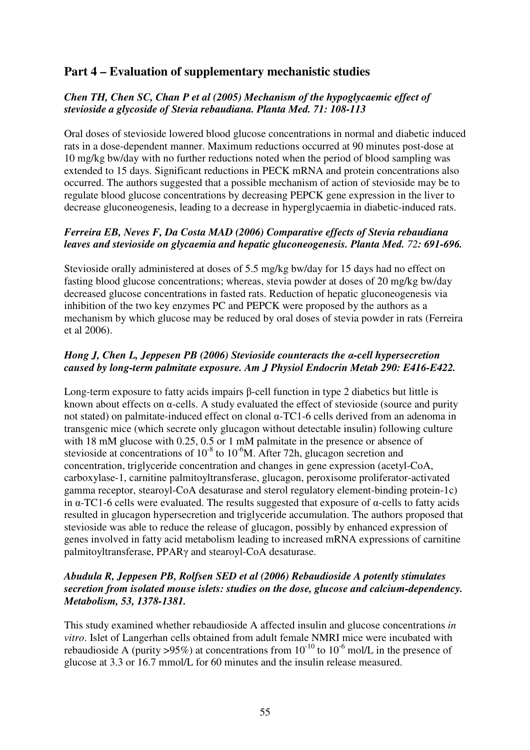## Part 4 – Evaluation of supplementary mechanistic studies

***Chen TH, Chen SC, Chan P et al (2005) Mechanism of the hypoglycaemic effect of stevioside a glycoside of Stevia rebaudiana. Planta Med. 71: 108-113***

Oral doses of stevioside lowered blood glucose concentrations in normal and diabetic induced rats in a dose-dependent manner. Maximum reductions occurred at 90 minutes post-dose at 10 mg/kg bw/day with no further reductions noted when the period of blood sampling was extended to 15 days. Significant reductions in PECK mRNA and protein concentrations also occurred. The authors suggested that a possible mechanism of action of stevioside may be to regulate blood glucose concentrations by decreasing PEPCK gene expression in the liver to decrease gluconeogenesis, leading to a decrease in hyperglycaemia in diabetic-induced rats.

***Ferreira EB, Neves F, Da Costa MAD (2006) Comparative effects of Stevia rebaudiana leaves and stevioside on glycaemia and hepatic gluconeogenesis. Planta Med. 72: 691-696.***

Stevioside orally administered at doses of 5.5 mg/kg bw/day for 15 days had no effect on fasting blood glucose concentrations; whereas, stevia powder at doses of 20 mg/kg bw/day decreased glucose concentrations in fasted rats. Reduction of hepatic gluconeogenesis via inhibition of the two key enzymes PC and PEPCK were proposed by the authors as a mechanism by which glucose may be reduced by oral doses of stevia powder in rats (Ferreira et al 2006).

***Hong J, Chen L, Jeppesen PB (2006) Stevioside counteracts the α-cell hypersecretion caused by long-term palmitate exposure. Am J Physiol Endocrin Metab 290: E416-E422.***

Long-term exposure to fatty acids impairs β-cell function in type 2 diabetics but little is known about effects on α-cells. A study evaluated the effect of stevioside (source and purity not stated) on palmitate-induced effect on clonal α-TC1-6 cells derived from an adenoma in transgenic mice (which secrete only glucagon without detectable insulin) following culture with 18 mM glucose with 0.25, 0.5 or 1 mM palmitate in the presence or absence of stevioside at concentrations of $10^{-8}$ to $10^{-6}$M. After 72h, glucagon secretion and concentration, triglyceride concentration and changes in gene expression (acetyl-CoA, carboxylase-1, carnitine palmitoyltransferase, glucagon, peroxisome proliferator-activated gamma receptor, stearoyl-CoA desaturase and sterol regulatory element-binding protein-1c) in α-TC1-6 cells were evaluated. The results suggested that exposure of α-cells to fatty acids resulted in glucagon hypersecretion and triglyceride accumulation. The authors proposed that stevioside was able to reduce the release of glucagon, possibly by enhanced expression of genes involved in fatty acid metabolism leading to increased mRNA expressions of carnitine palmitoyltransferase, PPARγ and stearoyl-CoA desaturase.

***Abudula R, Jeppesen PB, Rolfsen SED et al (2006) Rebaudioside A potently stimulates secretion from isolated mouse islets: studies on the dose, glucose and calcium-dependency. Metabolism, 53, 1378-1381.***

This study examined whether rebaudioside A affected insulin and glucose concentrations *in vitro*. Islet of Langerhan cells obtained from adult female NMRI mice were incubated with rebaudioside A (purity >95%) at concentrations from $10^{-10}$ to $10^{-6}$ mol/L in the presence of glucose at 3.3 or 16.7 mmol/L for 60 minutes and the insulin release measured.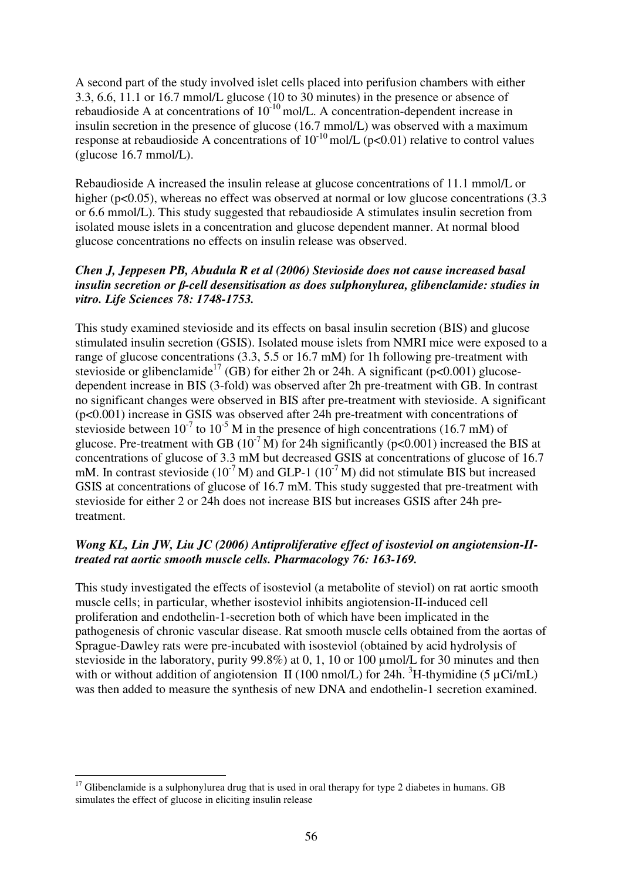A second part of the study involved islet cells placed into perifusion chambers with either 3.3, 6.6, 11.1 or 16.7 mmol/L glucose (10 to 30 minutes) in the presence or absence of rebaudioside A at concentrations of $10^{-10}$ mol/L. A concentration-dependent increase in insulin secretion in the presence of glucose (16.7 mmol/L) was observed with a maximum response at rebaudioside A concentrations of $10^{-10}$ mol/L ($p<0.01$) relative to control values (glucose 16.7 mmol/L).

Rebaudioside A increased the insulin release at glucose concentrations of 11.1 mmol/L or higher ($p<0.05$), whereas no effect was observed at normal or low glucose concentrations (3.3 or 6.6 mmol/L). This study suggested that rebaudioside A stimulates insulin secretion from isolated mouse islets in a concentration and glucose dependent manner. At normal blood glucose concentrations no effects on insulin release was observed.

***Chen J, Jeppesen PB, Abudula R et al (2006) Stevioside does not cause increased basal insulin secretion or β-cell desensitisation as does sulphonylurea, glibenclamide: studies in vitro. Life Sciences 78: 1748-1753.***

This study examined stevioside and its effects on basal insulin secretion (BIS) and glucose stimulated insulin secretion (GSIS). Isolated mouse islets from NMRI mice were exposed to a range of glucose concentrations (3.3, 5.5 or 16.7 mM) for 1h following pre-treatment with stevioside or glibenclamide[17] (GB) for either 2h or 24h. A significant ($p<0.001$) glucose-dependent increase in BIS (3-fold) was observed after 2h pre-treatment with GB. In contrast no significant changes were observed in BIS after pre-treatment with stevioside. A significant ($p<0.001$) increase in GSIS was observed after 24h pre-treatment with concentrations of stevioside between $10^{-7}$ to $10^{-5}$ M in the presence of high concentrations (16.7 mM) of glucose. Pre-treatment with GB ($10^{-7}$ M) for 24h significantly ($p<0.001$) increased the BIS at concentrations of glucose of 3.3 mM but decreased GSIS at concentrations of glucose of 16.7 mM. In contrast stevioside ($10^{-7}$ M) and GLP-1 ($10^{-7}$ M) did not stimulate BIS but increased GSIS at concentrations of glucose of 16.7 mM. This study suggested that pre-treatment with stevioside for either 2 or 24h does not increase BIS but increases GSIS after 24h pre-treatment.

***Wong KL, Lin JW, Liu JC (2006) Antiproliferative effect of isosteviol on angiotension-II-treated rat aortic smooth muscle cells. Pharmacology 76: 163-169.***

This study investigated the effects of isosteviol (a metabolite of steviol) on rat aortic smooth muscle cells; in particular, whether isosteviol inhibits angiotension-II-induced cell proliferation and endothelin-1-secretion both of which have been implicated in the pathogenesis of chronic vascular disease. Rat smooth muscle cells obtained from the aortas of Sprague-Dawley rats were pre-incubated with isosteviol (obtained by acid hydrolysis of stevioside in the laboratory, purity 99.8%) at 0, 1, 10 or 100 µmol/L for 30 minutes and then with or without addition of angiotension II (100 nmol/L) for 24h. $^{3}$H-thymidine (5 µCi/mL) was then added to measure the synthesis of new DNA and endothelin-1 secretion examined.

[17] Glibenclamide is a sulphonylurea drug that is used in oral therapy for type 2 diabetes in humans. GB simulates the effect of glucose in eliciting insulin release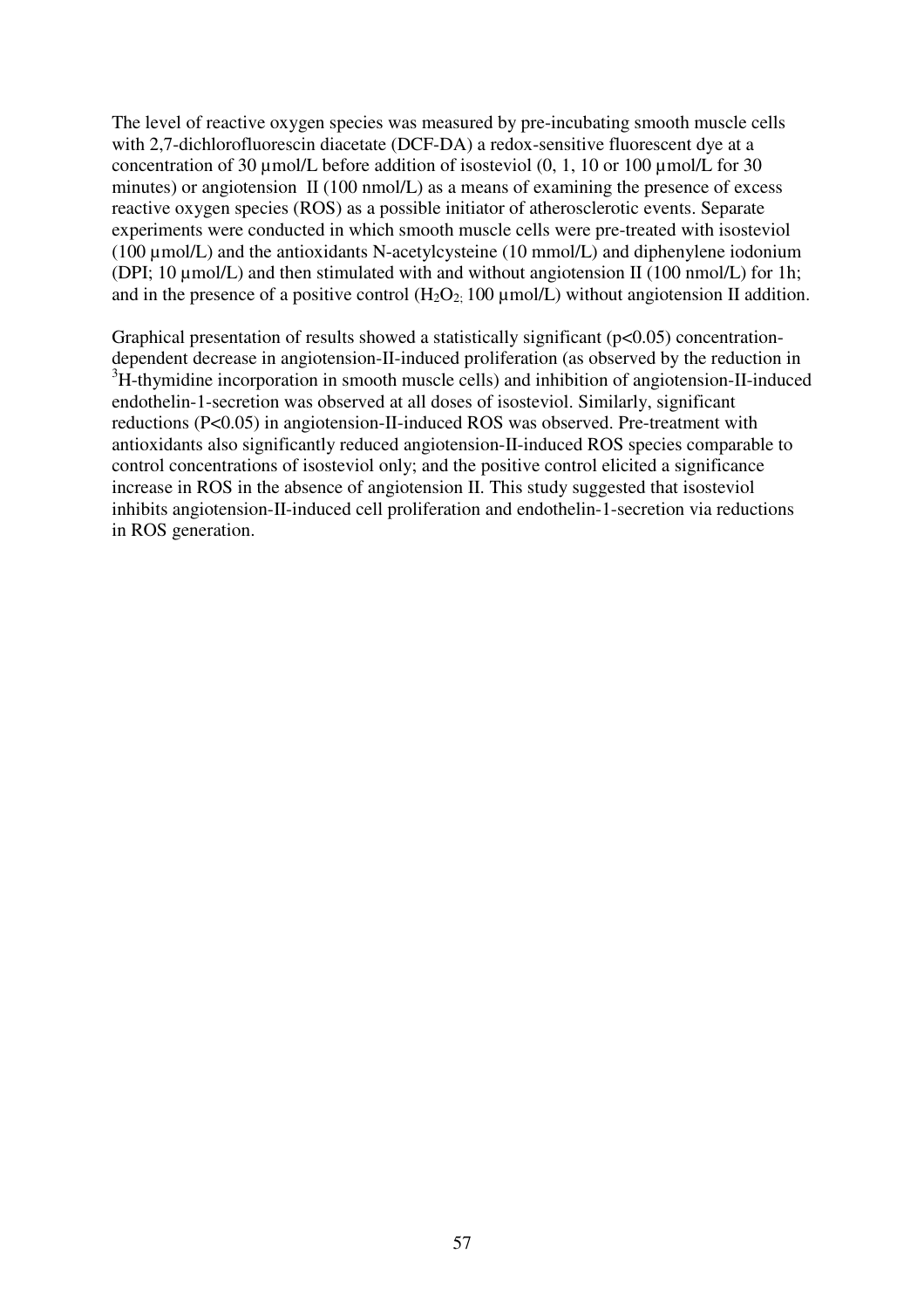The level of reactive oxygen species was measured by pre-incubating smooth muscle cells with 2,7-dichlorofluorescin diacetate (DCF-DA) a redox-sensitive fluorescent dye at a concentration of 30 µmol/L before addition of isosteviol (0, 1, 10 or 100 µmol/L for 30 minutes) or angiotension II (100 nmol/L) as a means of examining the presence of excess reactive oxygen species (ROS) as a possible initiator of atherosclerotic events. Separate experiments were conducted in which smooth muscle cells were pre-treated with isosteviol (100 µmol/L) and the antioxidants N-acetylcysteine (10 mmol/L) and diphenylene iodonium (DPI; 10 µmol/L) and then stimulated with and without angiotension II (100 nmol/L) for 1h; and in the presence of a positive control ($H_2O_2$; 100 µmol/L) without angiotension II addition.

Graphical presentation of results showed a statistically significant ($p<0.05$) concentration-dependent decrease in angiotension-II-induced proliferation (as observed by the reduction in $^3$H-thymidine incorporation in smooth muscle cells) and inhibition of angiotension-II-induced endothelin-1-secretion was observed at all doses of isosteviol. Similarly, significant reductions ($P<0.05$) in angiotension-II-induced ROS was observed. Pre-treatment with antioxidants also significantly reduced angiotension-II-induced ROS species comparable to control concentrations of isosteviol only; and the positive control elicited a significance increase in ROS in the absence of angiotension II. This study suggested that isosteviol inhibits angiotension-II-induced cell proliferation and endothelin-1-secretion via reductions in ROS generation.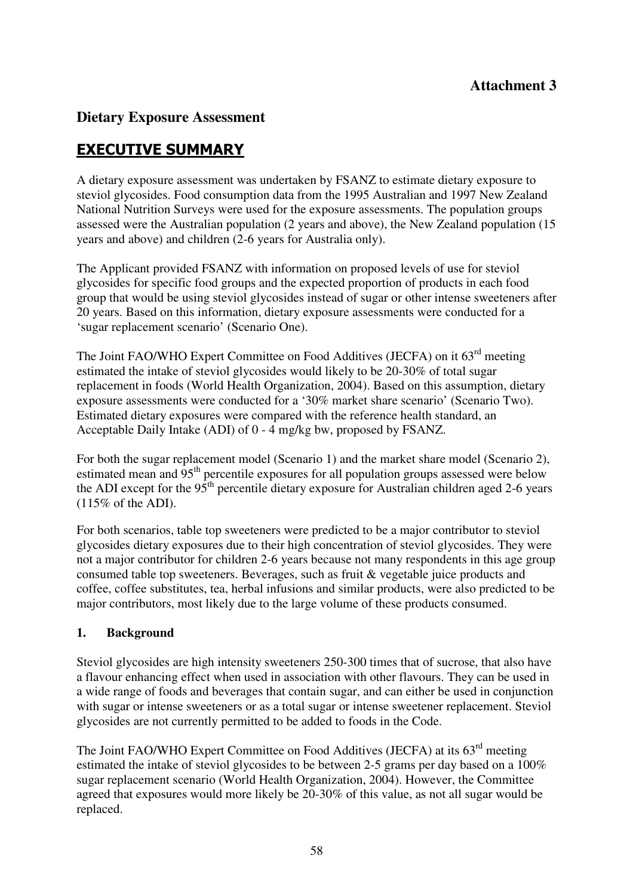**Attachment 3**

## Dietary Exposure Assessment

# EXECUTIVE SUMMARY

A dietary exposure assessment was undertaken by FSANZ to estimate dietary exposure to steviol glycosides. Food consumption data from the 1995 Australian and 1997 New Zealand National Nutrition Surveys were used for the exposure assessments. The population groups assessed were the Australian population (2 years and above), the New Zealand population (15 years and above) and children (2-6 years for Australia only).

The Applicant provided FSANZ with information on proposed levels of use for steviol glycosides for specific food groups and the expected proportion of products in each food group that would be using steviol glycosides instead of sugar or other intense sweeteners after 20 years. Based on this information, dietary exposure assessments were conducted for a 'sugar replacement scenario' (Scenario One).

The Joint FAO/WHO Expert Committee on Food Additives (JECFA) on it 63rd meeting estimated the intake of steviol glycosides would likely to be 20-30% of total sugar replacement in foods (World Health Organization, 2004). Based on this assumption, dietary exposure assessments were conducted for a '30% market share scenario' (Scenario Two). Estimated dietary exposures were compared with the reference health standard, an Acceptable Daily Intake (ADI) of 0 - 4 mg/kg bw, proposed by FSANZ.

For both the sugar replacement model (Scenario 1) and the market share model (Scenario 2), estimated mean and 95th percentile exposures for all population groups assessed were below the ADI except for the 95th percentile dietary exposure for Australian children aged 2-6 years (115% of the ADI).

For both scenarios, table top sweeteners were predicted to be a major contributor to steviol glycosides dietary exposures due to their high concentration of steviol glycosides. They were not a major contributor for children 2-6 years because not many respondents in this age group consumed table top sweeteners. Beverages, such as fruit & vegetable juice products and coffee, coffee substitutes, tea, herbal infusions and similar products, were also predicted to be major contributors, most likely due to the large volume of these products consumed.

### 1. Background

Steviol glycosides are high intensity sweeteners 250-300 times that of sucrose, that also have a flavour enhancing effect when used in association with other flavours. They can be used in a wide range of foods and beverages that contain sugar, and can either be used in conjunction with sugar or intense sweeteners or as a total sugar or intense sweetener replacement. Steviol glycosides are not currently permitted to be added to foods in the Code.

The Joint FAO/WHO Expert Committee on Food Additives (JECFA) at its 63rd meeting estimated the intake of steviol glycosides to be between 2-5 grams per day based on a 100% sugar replacement scenario (World Health Organization, 2004). However, the Committee agreed that exposures would more likely be 20-30% of this value, as not all sugar would be replaced.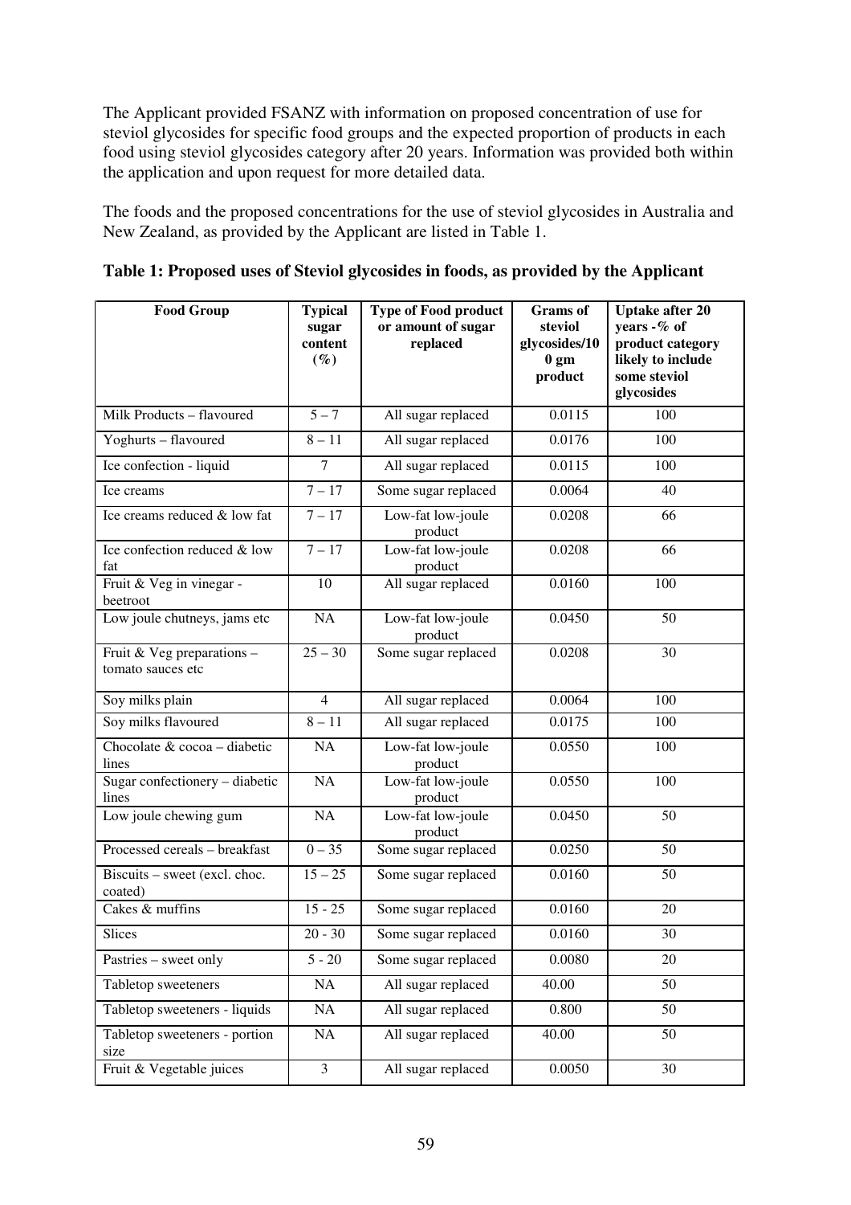The Applicant provided FSANZ with information on proposed concentration of use for steviol glycosides for specific food groups and the expected proportion of products in each food using steviol glycosides category after 20 years. Information was provided both within the application and upon request for more detailed data.

The foods and the proposed concentrations for the use of steviol glycosides in Australia and New Zealand, as provided by the Applicant are listed in Table 1.

**Table 1: Proposed uses of Steviol glycosides in foods, as provided by the Applicant**

| Food Group | Typical sugar content (%) | Type of Food product or amount of sugar replaced | Grams of steviol glycosides/100 gm product | Uptake after 20 years -% of product category likely to include some steviol glycosides |
|---|---|---|---|---|
| Milk Products – flavoured | 5 – 7 | All sugar replaced | 0.0115 | 100 |
| Yoghurts – flavoured | 8 – 11 | All sugar replaced | 0.0176 | 100 |
| Ice confection - liquid | 7 | All sugar replaced | 0.0115 | 100 |
| Ice creams | 7 – 17 | Some sugar replaced | 0.0064 | 40 |
| Ice creams reduced & low fat | 7 – 17 | Low-fat low-joule product | 0.0208 | 66 |
| Ice confection reduced & low fat | 7 – 17 | Low-fat low-joule product | 0.0208 | 66 |
| Fruit & Veg in vinegar - beetroot | 10 | All sugar replaced | 0.0160 | 100 |
| Low joule chutneys, jams etc | NA | Low-fat low-joule product | 0.0450 | 50 |
| Fruit & Veg preparations – tomato sauces etc | 25 – 30 | Some sugar replaced | 0.0208 | 30 |
| Soy milks plain | 4 | All sugar replaced | 0.0064 | 100 |
| Soy milks flavoured | 8 – 11 | All sugar replaced | 0.0175 | 100 |
| Chocolate & cocoa – diabetic lines | NA | Low-fat low-joule product | 0.0550 | 100 |
| Sugar confectionery – diabetic lines | NA | Low-fat low-joule product | 0.0550 | 100 |
| Low joule chewing gum | NA | Low-fat low-joule product | 0.0450 | 50 |
| Processed cereals – breakfast | 0 – 35 | Some sugar replaced | 0.0250 | 50 |
| Biscuits – sweet (excl. choc. coated) | 15 – 25 | Some sugar replaced | 0.0160 | 50 |
| Cakes & muffins | 15 - 25 | Some sugar replaced | 0.0160 | 20 |
| Slices | 20 - 30 | Some sugar replaced | 0.0160 | 30 |
| Pastries – sweet only | 5 - 20 | Some sugar replaced | 0.0080 | 20 |
| Tabletop sweeteners | NA | All sugar replaced | 40.00 | 50 |
| Tabletop sweeteners - liquids | NA | All sugar replaced | 0.800 | 50 |
| Tabletop sweeteners - portion size | NA | All sugar replaced | 40.00 | 50 |
| Fruit & Vegetable juices | 3 | All sugar replaced | 0.0050 | 30 |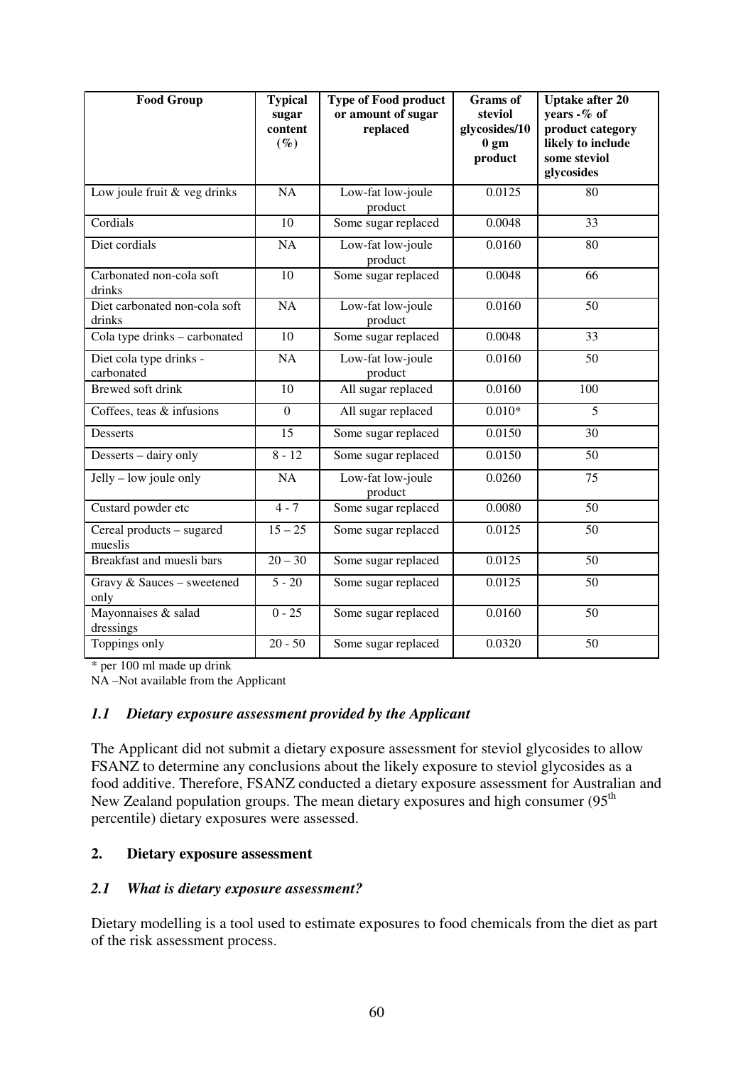| Food Group | Typical sugar content (%) | Type of Food product or amount of sugar replaced | Grams of steviol glycosides/100 gm product | Uptake after 20 years -% of product category likely to include some steviol glycosides |
|---|---|---|---|---|
| Low joule fruit & veg drinks | NA | Low-fat low-joule product | 0.0125 | 80 |
| Cordials | 10 | Some sugar replaced | 0.0048 | 33 |
| Diet cordials | NA | Low-fat low-joule product | 0.0160 | 80 |
| Carbonated non-cola soft drinks | 10 | Some sugar replaced | 0.0048 | 66 |
| Diet carbonated non-cola soft drinks | NA | Low-fat low-joule product | 0.0160 | 50 |
| Cola type drinks – carbonated | 10 | Some sugar replaced | 0.0048 | 33 |
| Diet cola type drinks - carbonated | NA | Low-fat low-joule product | 0.0160 | 50 |
| Brewed soft drink | 10 | All sugar replaced | 0.0160 | 100 |
| Coffees, teas & infusions | 0 | All sugar replaced | 0.010* | 5 |
| Desserts | 15 | Some sugar replaced | 0.0150 | 30 |
| Desserts – dairy only | 8 - 12 | Some sugar replaced | 0.0150 | 50 |
| Jelly – low joule only | NA | Low-fat low-joule product | 0.0260 | 75 |
| Custard powder etc | 4 - 7 | Some sugar replaced | 0.0080 | 50 |
| Cereal products – sugared mueslis | 15 – 25 | Some sugar replaced | 0.0125 | 50 |
| Breakfast and muesli bars | 20 – 30 | Some sugar replaced | 0.0125 | 50 |
| Gravy & Sauces – sweetened only | 5 - 20 | Some sugar replaced | 0.0125 | 50 |
| Mayonnaises & salad dressings | 0 - 25 | Some sugar replaced | 0.0160 | 50 |
| Toppings only | 20 - 50 | Some sugar replaced | 0.0320 | 50 |

\* per 100 ml made up drink

NA –Not available from the Applicant

### *1.1 Dietary exposure assessment provided by the Applicant*

The Applicant did not submit a dietary exposure assessment for steviol glycosides to allow FSANZ to determine any conclusions about the likely exposure to steviol glycosides as a food additive. Therefore, FSANZ conducted a dietary exposure assessment for Australian and New Zealand population groups. The mean dietary exposures and high consumer (95$^{th}$ percentile) dietary exposures were assessed.

## 2. Dietary exposure assessment

### *2.1 What is dietary exposure assessment?*

Dietary modelling is a tool used to estimate exposures to food chemicals from the diet as part of the risk assessment process.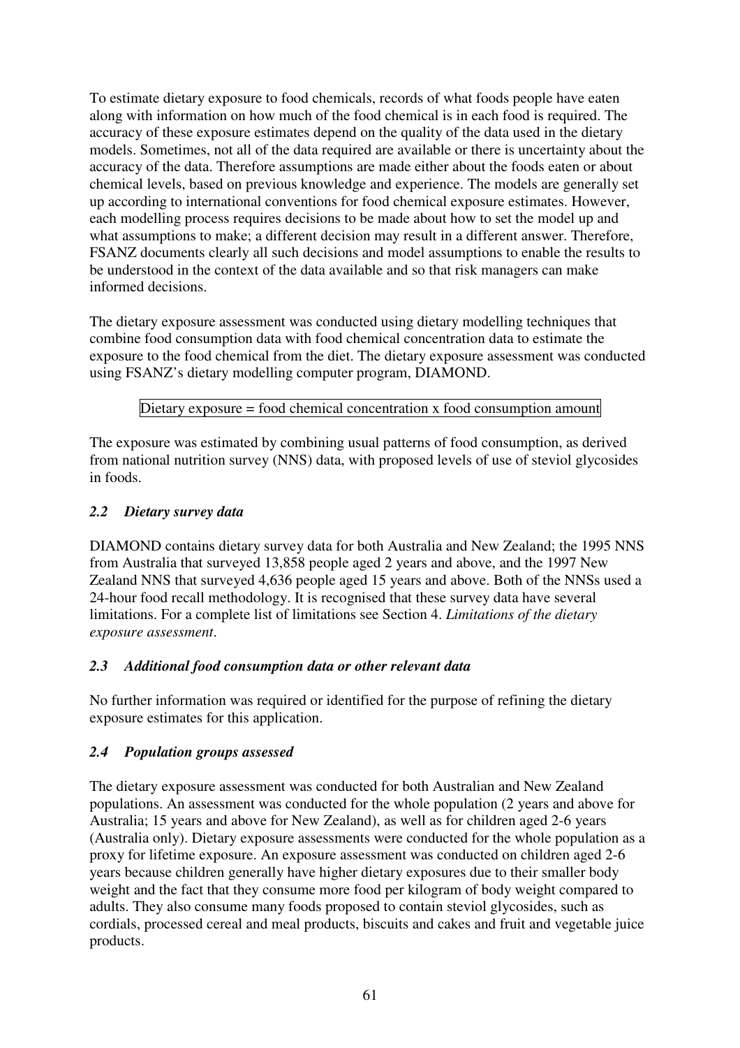To estimate dietary exposure to food chemicals, records of what foods people have eaten along with information on how much of the food chemical is in each food is required. The accuracy of these exposure estimates depend on the quality of the data used in the dietary models. Sometimes, not all of the data required are available or there is uncertainty about the accuracy of the data. Therefore assumptions are made either about the foods eaten or about chemical levels, based on previous knowledge and experience. The models are generally set up according to international conventions for food chemical exposure estimates. However, each modelling process requires decisions to be made about how to set the model up and what assumptions to make; a different decision may result in a different answer. Therefore, FSANZ documents clearly all such decisions and model assumptions to enable the results to be understood in the context of the data available and so that risk managers can make informed decisions.

The dietary exposure assessment was conducted using dietary modelling techniques that combine food consumption data with food chemical concentration data to estimate the exposure to the food chemical from the diet. The dietary exposure assessment was conducted using FSANZ's dietary modelling computer program, DIAMOND.

Dietary exposure = food chemical concentration x food consumption amount

The exposure was estimated by combining usual patterns of food consumption, as derived from national nutrition survey (NNS) data, with proposed levels of use of steviol glycosides in foods.

### *2.2 Dietary survey data*

DIAMOND contains dietary survey data for both Australia and New Zealand; the 1995 NNS from Australia that surveyed 13,858 people aged 2 years and above, and the 1997 New Zealand NNS that surveyed 4,636 people aged 15 years and above. Both of the NNSs used a 24-hour food recall methodology. It is recognised that these survey data have several limitations. For a complete list of limitations see Section 4. *Limitations of the dietary exposure assessment*.

### *2.3 Additional food consumption data or other relevant data*

No further information was required or identified for the purpose of refining the dietary exposure estimates for this application.

### *2.4 Population groups assessed*

The dietary exposure assessment was conducted for both Australian and New Zealand populations. An assessment was conducted for the whole population (2 years and above for Australia; 15 years and above for New Zealand), as well as for children aged 2-6 years (Australia only). Dietary exposure assessments were conducted for the whole population as a proxy for lifetime exposure. An exposure assessment was conducted on children aged 2-6 years because children generally have higher dietary exposures due to their smaller body weight and the fact that they consume more food per kilogram of body weight compared to adults. They also consume many foods proposed to contain steviol glycosides, such as cordials, processed cereal and meal products, biscuits and cakes and fruit and vegetable juice products.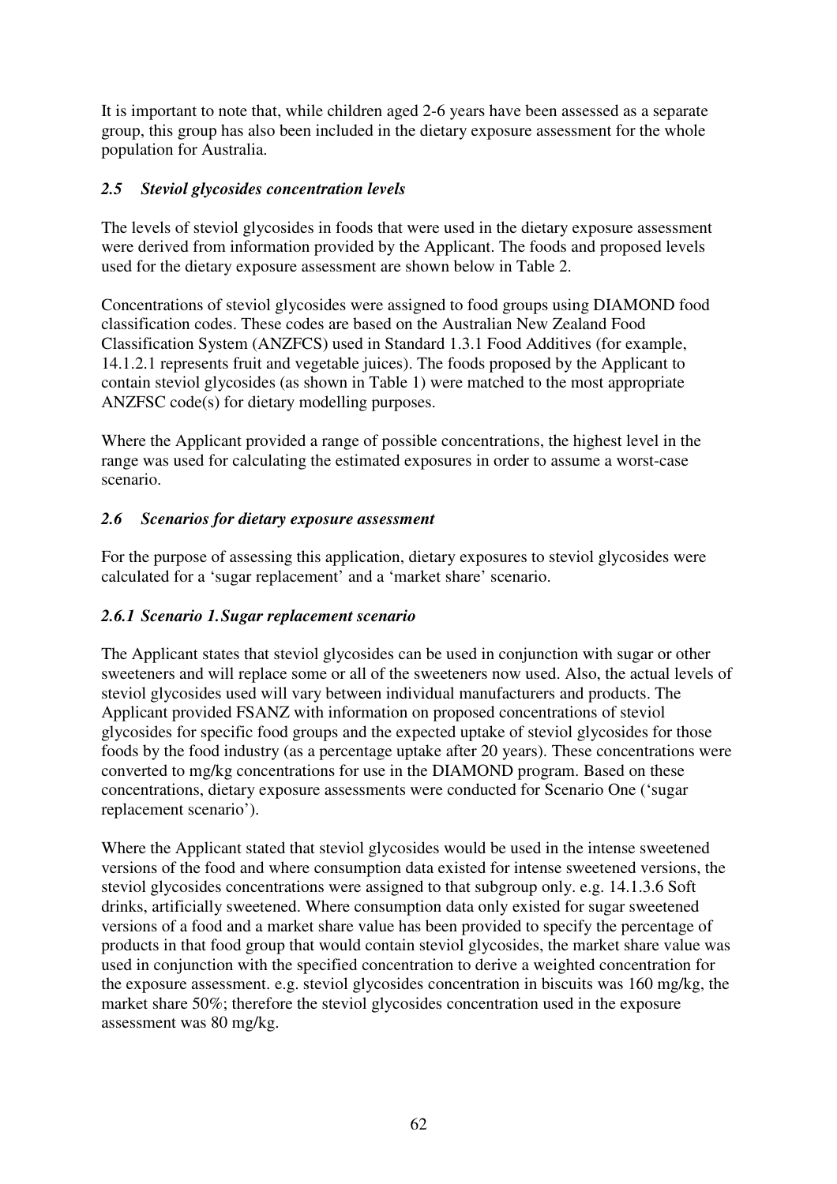It is important to note that, while children aged 2-6 years have been assessed as a separate group, this group has also been included in the dietary exposure assessment for the whole population for Australia.

### *2.5 Steviol glycosides concentration levels*

The levels of steviol glycosides in foods that were used in the dietary exposure assessment were derived from information provided by the Applicant. The foods and proposed levels used for the dietary exposure assessment are shown below in Table 2.

Concentrations of steviol glycosides were assigned to food groups using DIAMOND food classification codes. These codes are based on the Australian New Zealand Food Classification System (ANZFCS) used in Standard 1.3.1 Food Additives (for example, 14.1.2.1 represents fruit and vegetable juices). The foods proposed by the Applicant to contain steviol glycosides (as shown in Table 1) were matched to the most appropriate ANZFSC code(s) for dietary modelling purposes.

Where the Applicant provided a range of possible concentrations, the highest level in the range was used for calculating the estimated exposures in order to assume a worst-case scenario.

### *2.6 Scenarios for dietary exposure assessment*

For the purpose of assessing this application, dietary exposures to steviol glycosides were calculated for a 'sugar replacement' and a 'market share' scenario.

#### *2.6.1 Scenario 1. Sugar replacement scenario*

The Applicant states that steviol glycosides can be used in conjunction with sugar or other sweeteners and will replace some or all of the sweeteners now used. Also, the actual levels of steviol glycosides used will vary between individual manufacturers and products. The Applicant provided FSANZ with information on proposed concentrations of steviol glycosides for specific food groups and the expected uptake of steviol glycosides for those foods by the food industry (as a percentage uptake after 20 years). These concentrations were converted to mg/kg concentrations for use in the DIAMOND program. Based on these concentrations, dietary exposure assessments were conducted for Scenario One ('sugar replacement scenario').

Where the Applicant stated that steviol glycosides would be used in the intense sweetened versions of the food and where consumption data existed for intense sweetened versions, the steviol glycosides concentrations were assigned to that subgroup only. e.g. 14.1.3.6 Soft drinks, artificially sweetened. Where consumption data only existed for sugar sweetened versions of a food and a market share value has been provided to specify the percentage of products in that food group that would contain steviol glycosides, the market share value was used in conjunction with the specified concentration to derive a weighted concentration for the exposure assessment. e.g. steviol glycosides concentration in biscuits was 160 mg/kg, the market share 50%; therefore the steviol glycosides concentration used in the exposure assessment was 80 mg/kg.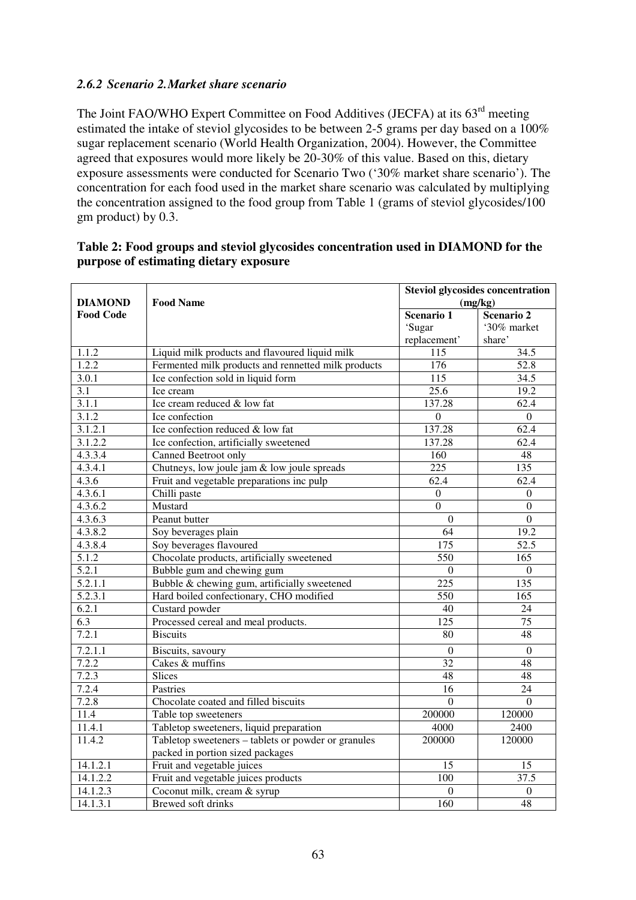### *2.6.2 Scenario 2.Market share scenario*

The Joint FAO/WHO Expert Committee on Food Additives (JECFA) at its 63rd meeting estimated the intake of steviol glycosides to be between 2-5 grams per day based on a 100% sugar replacement scenario (World Health Organization, 2004). However, the Committee agreed that exposures would more likely be 20-30% of this value. Based on this, dietary exposure assessments were conducted for Scenario Two ('30% market share scenario'). The concentration for each food used in the market share scenario was calculated by multiplying the concentration assigned to the food group from Table 1 (grams of steviol glycosides/100 gm product) by 0.3.

**Table 2: Food groups and steviol glycosides concentration used in DIAMOND for the purpose of estimating dietary exposure**

| DIAMOND Food Code | Food Name | Steviol glycosides concentration (mg/kg) | |
|---|---|---|---|
| | | Scenario 1 'Sugar replacement' | Scenario 2 '30% market share' |
| 1.1.2 | Liquid milk products and flavoured liquid milk | 115 | 34.5 |
| 1.2.2 | Fermented milk products and rennetted milk products | 176 | 52.8 |
| 3.0.1 | Ice confection sold in liquid form | 115 | 34.5 |
| 3.1 | Ice cream | 25.6 | 19.2 |
| 3.1.1 | Ice cream reduced & low fat | 137.28 | 62.4 |
| 3.1.2 | Ice confection | 0 | 0 |
| 3.1.2.1 | Ice confection reduced & low fat | 137.28 | 62.4 |
| 3.1.2.2 | Ice confection, artificially sweetened | 137.28 | 62.4 |
| 4.3.3.4 | Canned Beetroot only | 160 | 48 |
| 4.3.4.1 | Chutneys, low joule jam & low joule spreads | 225 | 135 |
| 4.3.6 | Fruit and vegetable preparations inc pulp | 62.4 | 62.4 |
| 4.3.6.1 | Chilli paste | 0 | 0 |
| 4.3.6.2 | Mustard | 0 | 0 |
| 4.3.6.3 | Peanut butter | 0 | 0 |
| 4.3.8.2 | Soy beverages plain | 64 | 19.2 |
| 4.3.8.4 | Soy beverages flavoured | 175 | 52.5 |
| 5.1.2 | Chocolate products, artificially sweetened | 550 | 165 |
| 5.2.1 | Bubble gum and chewing gum | 0 | 0 |
| 5.2.1.1 | Bubble & chewing gum, artificially sweetened | 225 | 135 |
| 5.2.3.1 | Hard boiled confectionary, CHO modified | 550 | 165 |
| 6.2.1 | Custard powder | 40 | 24 |
| 6.3 | Processed cereal and meal products. | 125 | 75 |
| 7.2.1 | Biscuits | 80 | 48 |
| 7.2.1.1 | Biscuits, savoury | 0 | 0 |
| 7.2.2 | Cakes & muffins | 32 | 48 |
| 7.2.3 | Slices | 48 | 48 |
| 7.2.4 | Pastries | 16 | 24 |
| 7.2.8 | Chocolate coated and filled biscuits | 0 | 0 |
| 11.4 | Table top sweeteners | 200000 | 120000 |
| 11.4.1 | Tabletop sweeteners, liquid preparation | 4000 | 2400 |
| 11.4.2 | Tabletop sweeteners – tablets or powder or granules packed in portion sized packages | 200000 | 120000 |
| 14.1.2.1 | Fruit and vegetable juices | 15 | 15 |
| 14.1.2.2 | Fruit and vegetable juices products | 100 | 37.5 |
| 14.1.2.3 | Coconut milk, cream & syrup | 0 | 0 |
| 14.1.3.1 | Brewed soft drinks | 160 | 48 |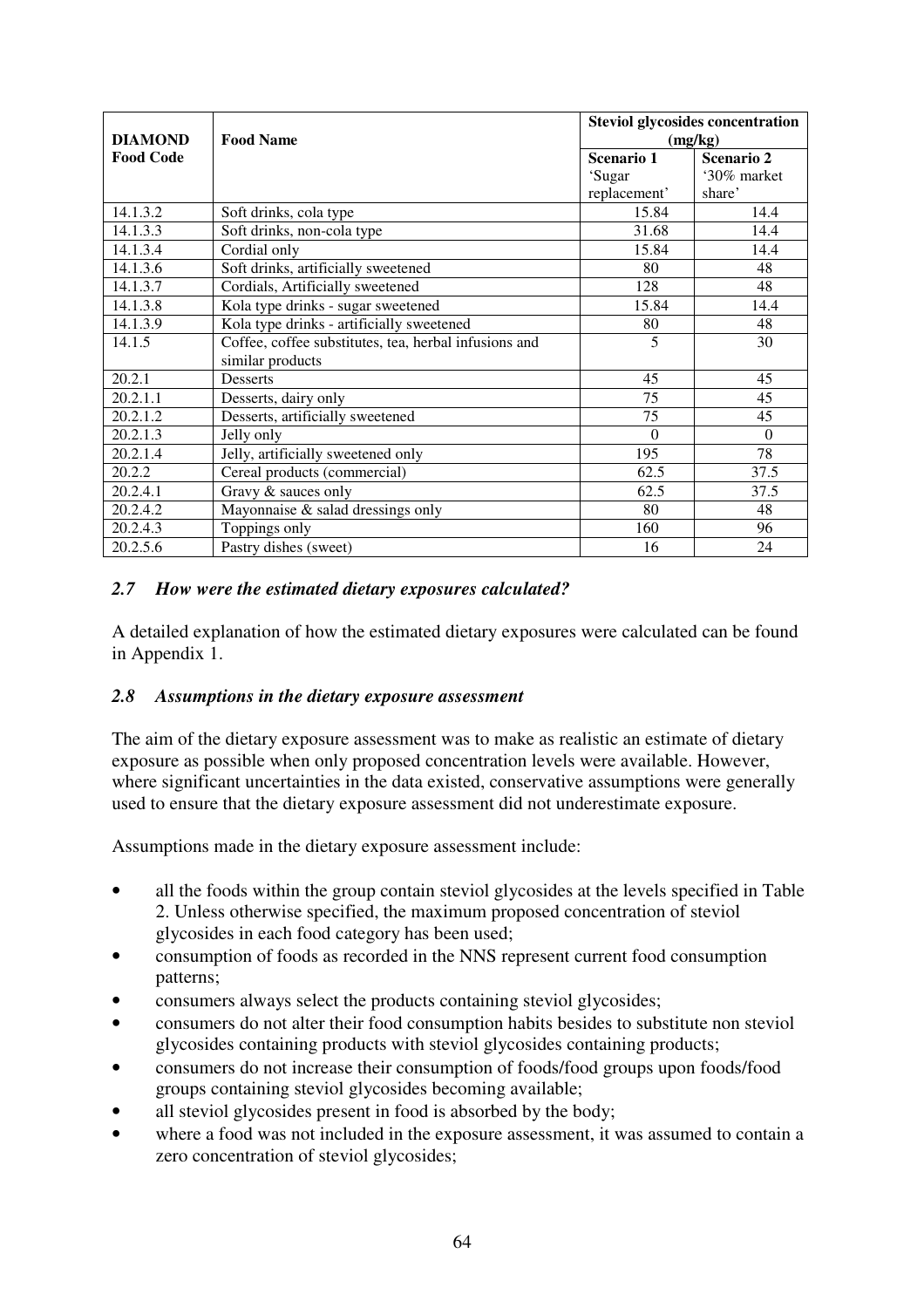| DIAMOND Food Code | Food Name | Steviol glycosides concentration (mg/kg) | |
|---|---|---|---|
| | | Scenario 1 'Sugar replacement' | Scenario 2 '30% market share' |
| 14.1.3.2 | Soft drinks, cola type | 15.84 | 14.4 |
| 14.1.3.3 | Soft drinks, non-cola type | 31.68 | 14.4 |
| 14.1.3.4 | Cordial only | 15.84 | 14.4 |
| 14.1.3.6 | Soft drinks, artificially sweetened | 80 | 48 |
| 14.1.3.7 | Cordials, Artificially sweetened | 128 | 48 |
| 14.1.3.8 | Kola type drinks - sugar sweetened | 15.84 | 14.4 |
| 14.1.3.9 | Kola type drinks - artificially sweetened | 80 | 48 |
| 14.1.5 | Coffee, coffee substitutes, tea, herbal infusions and similar products | 5 | 30 |
| 20.2.1 | Desserts | 45 | 45 |
| 20.2.1.1 | Desserts, dairy only | 75 | 45 |
| 20.2.1.2 | Desserts, artificially sweetened | 75 | 45 |
| 20.2.1.3 | Jelly only | 0 | 0 |
| 20.2.1.4 | Jelly, artificially sweetened only | 195 | 78 |
| 20.2.2 | Cereal products (commercial) | 62.5 | 37.5 |
| 20.2.4.1 | Gravy & sauces only | 62.5 | 37.5 |
| 20.2.4.2 | Mayonnaise & salad dressings only | 80 | 48 |
| 20.2.4.3 | Toppings only | 160 | 96 |
| 20.2.5.6 | Pastry dishes (sweet) | 16 | 24 |

### *2.7 How were the estimated dietary exposures calculated?*

A detailed explanation of how the estimated dietary exposures were calculated can be found in Appendix 1.

### *2.8 Assumptions in the dietary exposure assessment*

The aim of the dietary exposure assessment was to make as realistic an estimate of dietary exposure as possible when only proposed concentration levels were available. However, where significant uncertainties in the data existed, conservative assumptions were generally used to ensure that the dietary exposure assessment did not underestimate exposure.

Assumptions made in the dietary exposure assessment include:

- all the foods within the group contain steviol glycosides at the levels specified in Table 2. Unless otherwise specified, the maximum proposed concentration of steviol glycosides in each food category has been used;
- consumption of foods as recorded in the NNS represent current food consumption patterns;
- consumers always select the products containing steviol glycosides;
- consumers do not alter their food consumption habits besides to substitute non steviol glycosides containing products with steviol glycosides containing products;
- consumers do not increase their consumption of foods/food groups upon foods/food groups containing steviol glycosides becoming available;
- all steviol glycosides present in food is absorbed by the body;
- where a food was not included in the exposure assessment, it was assumed to contain a zero concentration of steviol glycosides;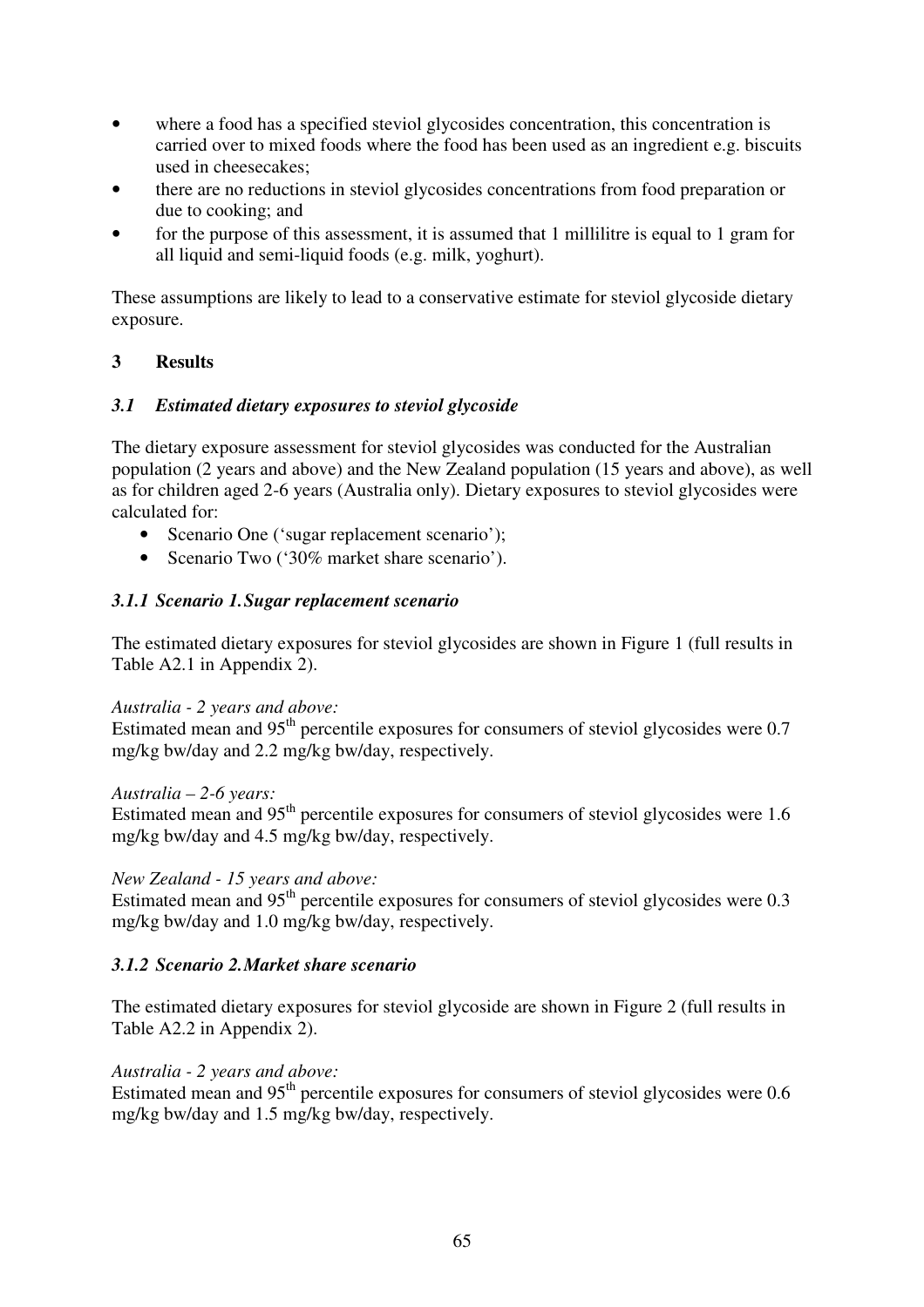- where a food has a specified steviol glycosides concentration, this concentration is carried over to mixed foods where the food has been used as an ingredient e.g. biscuits used in cheesecakes;
- there are no reductions in steviol glycosides concentrations from food preparation or due to cooking; and
- for the purpose of this assessment, it is assumed that 1 millilitre is equal to 1 gram for all liquid and semi-liquid foods (e.g. milk, yoghurt).

These assumptions are likely to lead to a conservative estimate for steviol glycoside dietary exposure.

## 3 Results

### *3.1 Estimated dietary exposures to steviol glycoside*

The dietary exposure assessment for steviol glycosides was conducted for the Australian population (2 years and above) and the New Zealand population (15 years and above), as well as for children aged 2-6 years (Australia only). Dietary exposures to steviol glycosides were calculated for:

- Scenario One ('sugar replacement scenario');
- Scenario Two ('30% market share scenario').

#### *3.1.1 Scenario 1. Sugar replacement scenario*

The estimated dietary exposures for steviol glycosides are shown in Figure 1 (full results in Table A2.1 in Appendix 2).

*Australia - 2 years and above:*
Estimated mean and 95th percentile exposures for consumers of steviol glycosides were 0.7 mg/kg bw/day and 2.2 mg/kg bw/day, respectively.

*Australia – 2-6 years:*
Estimated mean and 95th percentile exposures for consumers of steviol glycosides were 1.6 mg/kg bw/day and 4.5 mg/kg bw/day, respectively.

*New Zealand - 15 years and above:*
Estimated mean and 95th percentile exposures for consumers of steviol glycosides were 0.3 mg/kg bw/day and 1.0 mg/kg bw/day, respectively.

#### *3.1.2 Scenario 2. Market share scenario*

The estimated dietary exposures for steviol glycoside are shown in Figure 2 (full results in Table A2.2 in Appendix 2).

*Australia - 2 years and above:*
Estimated mean and 95th percentile exposures for consumers of steviol glycosides were 0.6 mg/kg bw/day and 1.5 mg/kg bw/day, respectively.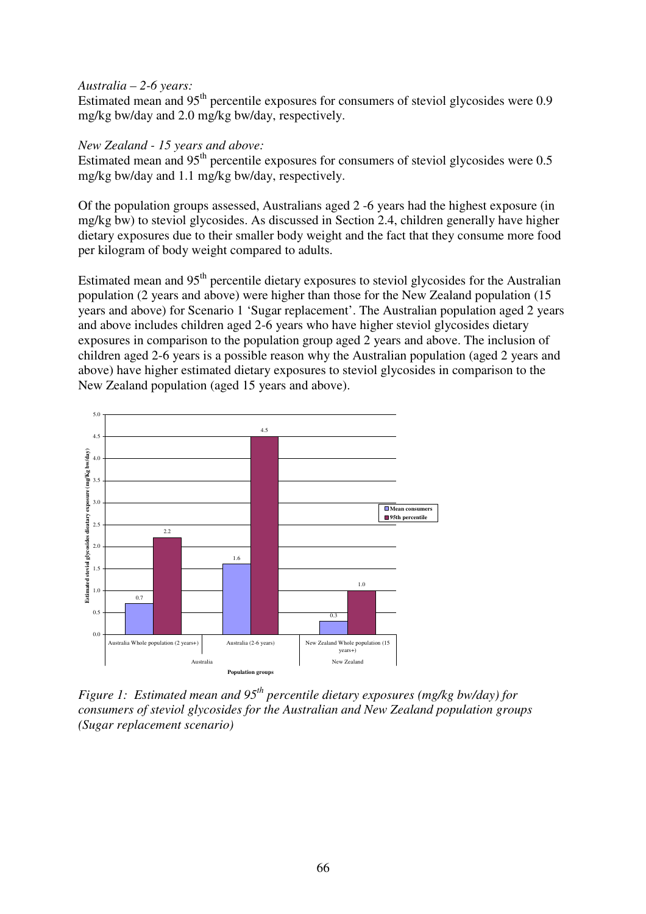*Australia – 2-6 years:*
Estimated mean and 95[th] percentile exposures for consumers of steviol glycosides were 0.9 mg/kg bw/day and 2.0 mg/kg bw/day, respectively.

*New Zealand - 15 years and above:*
Estimated mean and 95[th] percentile exposures for consumers of steviol glycosides were 0.5 mg/kg bw/day and 1.1 mg/kg bw/day, respectively.

Of the population groups assessed, Australians aged 2 -6 years had the highest exposure (in mg/kg bw) to steviol glycosides. As discussed in Section 2.4, children generally have higher dietary exposures due to their smaller body weight and the fact that they consume more food per kilogram of body weight compared to adults.

Estimated mean and 95[th] percentile dietary exposures to steviol glycosides for the Australian population (2 years and above) were higher than those for the New Zealand population (15 years and above) for Scenario 1 'Sugar replacement'. The Australian population aged 2 years and above includes children aged 2-6 who have higher steviol glycosides dietary exposures in comparison to the population group aged 2 years and above. The inclusion of children aged 2-6 years is a possible reason why the Australian population (aged 2 years and above) have higher estimated dietary exposures to steviol glycosides in comparison to the New Zealand population (aged 15 years and above).

| Population groups | | Mean consumers | 95th percentile |
|---|---|---|---|
| Australia | Australia Whole population (2 years+) | 0.7 | 2.2 |
| Australia | Australia (2-6 years) | 1.6 | 4.5 |
| New Zealand | New Zealand Whole population (15 years+) | 0.3 | 1.0 |

*Figure 1: Estimated mean and 95[th] percentile dietary exposures (mg/kg bw/day) for consumers of steviol glycosides for the Australian and New Zealand population groups (Sugar replacement scenario)*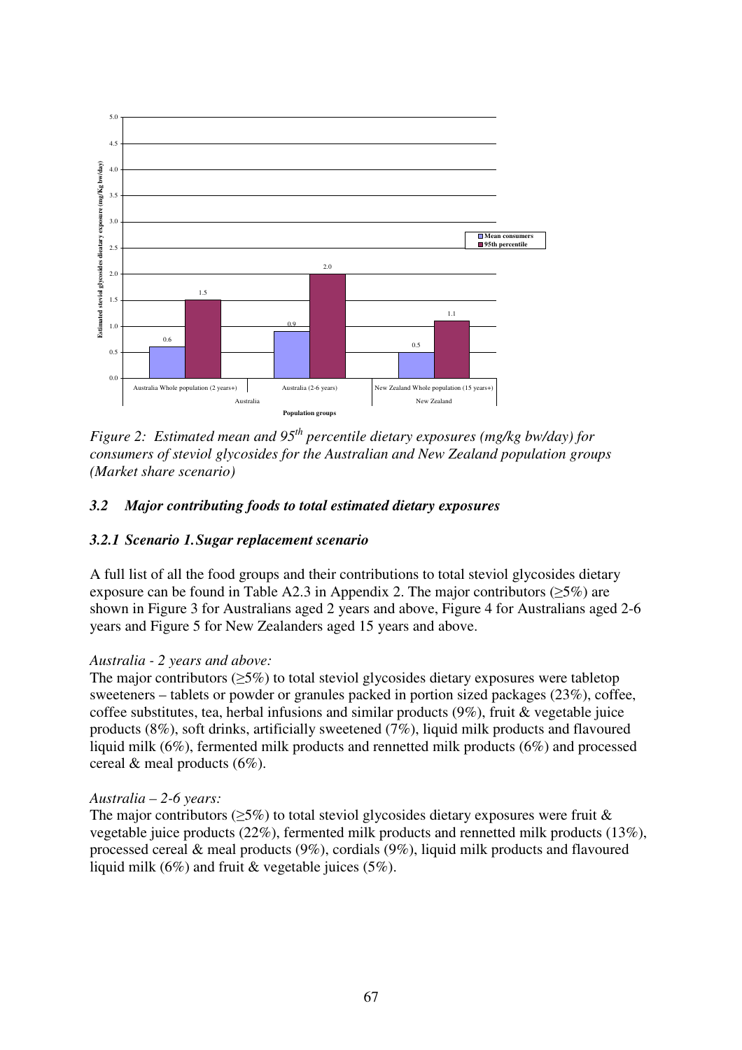Figure 2 (chart). Estimated steviol glycosides dietary exposure (mg/kg bw/day) by population group:

| Country | Population group | Mean consumers | 95th percentile |
| --- | --- | --- | --- |
| Australia | Australia Whole population (2 years+) | 0.6 | 1.5 |
| Australia | Australia (2-6 years) | 0.9 | 2.0 |
| New Zealand | New Zealand Whole population (15 years+) | 0.5 | 1.1 |

*Figure 2: Estimated mean and 95th percentile dietary exposures (mg/kg bw/day) for consumers of steviol glycosides for the Australian and New Zealand population groups (Market share scenario)*

### *3.2 Major contributing foods to total estimated dietary exposures*

#### *3.2.1 Scenario 1. Sugar replacement scenario*

A full list of all the food groups and their contributions to total steviol glycosides dietary exposure can be found in Table A2.3 in Appendix 2. The major contributors (≥5%) are shown in Figure 3 for Australians aged 2 years and above, Figure 4 for Australians aged 2-6 years and Figure 5 for New Zealanders aged 15 years and above.

*Australia - 2 years and above:*

The major contributors (≥5%) to total steviol glycosides dietary exposures were tabletop sweeteners – tablets or powder or granules packed in portion sized packages (23%), coffee, coffee substitutes, tea, herbal infusions and similar products (9%), fruit & vegetable juice products (8%), soft drinks, artificially sweetened (7%), liquid milk products and flavoured liquid milk (6%), fermented milk products and rennetted milk products (6%) and processed cereal & meal products (6%).

*Australia – 2-6 years:*

The major contributors (≥5%) to total steviol glycosides dietary exposures were fruit & vegetable juice products (22%), fermented milk products and rennetted milk products (13%), processed cereal & meal products (9%), cordials (9%), liquid milk products and flavoured liquid milk (6%) and fruit & vegetable juices (5%).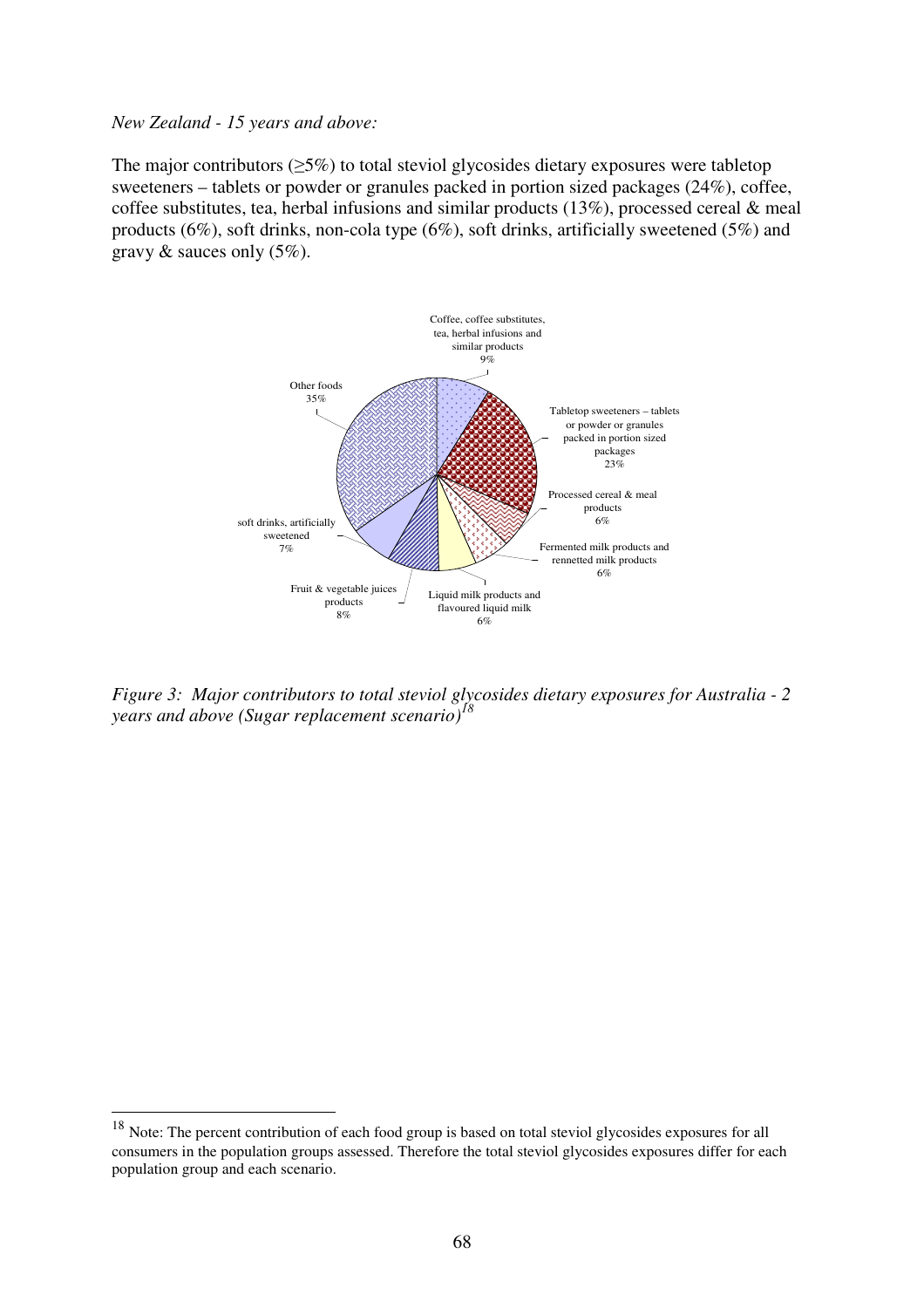*New Zealand - 15 years and above:*

The major contributors (≥5%) to total steviol glycosides dietary exposures were tabletop sweeteners – tablets or powder or granules packed in portion sized packages (24%), coffee, coffee substitutes, tea, herbal infusions and similar products (13%), processed cereal & meal products (6%), soft drinks, non-cola type (6%), soft drinks, artificially sweetened (5%) and gravy & sauces only (5%).

Coffee, coffee substitutes, tea, herbal infusions and similar products 9%

Tabletop sweeteners – tablets or powder or granules packed in portion sized packages 23%

Processed cereal & meal products 6%

Fermented milk products and rennetted milk products 6%

Liquid milk products and flavoured liquid milk 6%

Fruit & vegetable juices products 8%

soft drinks, artificially sweetened 7%

Other foods 35%

*Figure 3: Major contributors to total steviol glycosides dietary exposures for Australia - 2 years and above (Sugar replacement scenario)*[18]

[18] Note: The percent contribution of each food group is based on total steviol glycosides exposures for all consumers in the population groups assessed. Therefore the total steviol glycosides exposures differ for each population group and each scenario.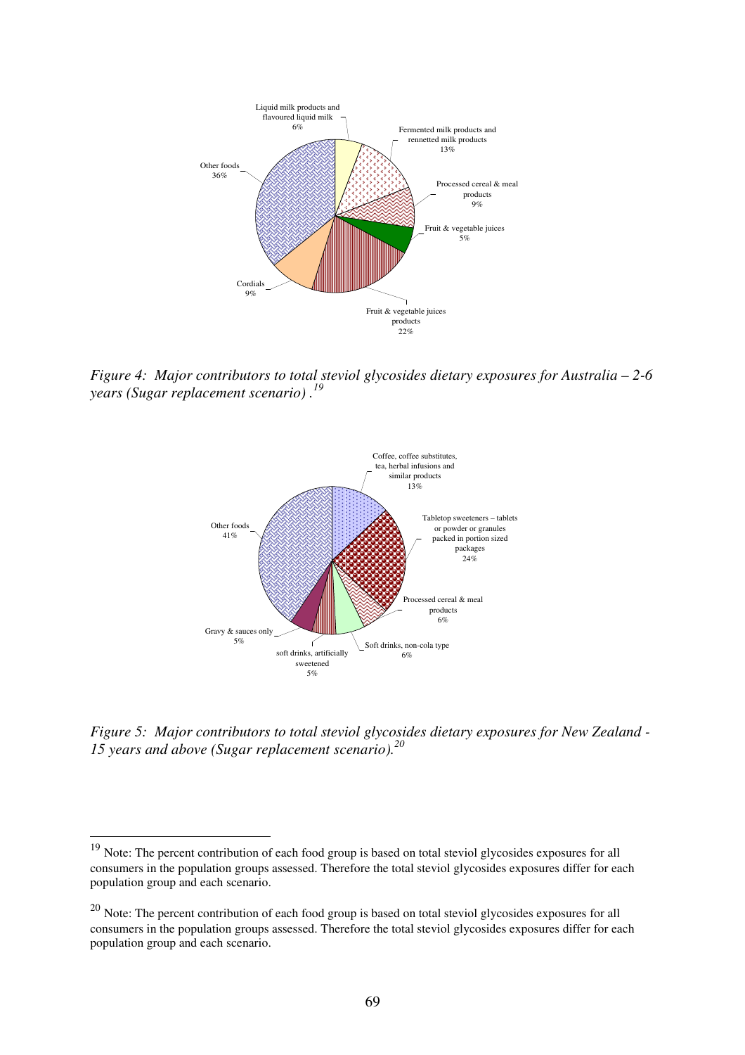*Figure 4: Major contributors to total steviol glycosides dietary exposures for Australia – 2-6 years (Sugar replacement scenario) .*[19]

*Figure 5: Major contributors to total steviol glycosides dietary exposures for New Zealand - 15 years and above (Sugar replacement scenario).*[20]

---

[19] Note: The percent contribution of each food group is based on total steviol glycosides exposures for all consumers in the population groups assessed. Therefore the total steviol glycosides exposures differ for each population group and each scenario.

[20] Note: The percent contribution of each food group is based on total steviol glycosides exposures for all consumers in the population groups assessed. Therefore the total steviol glycosides exposures differ for each population group and each scenario.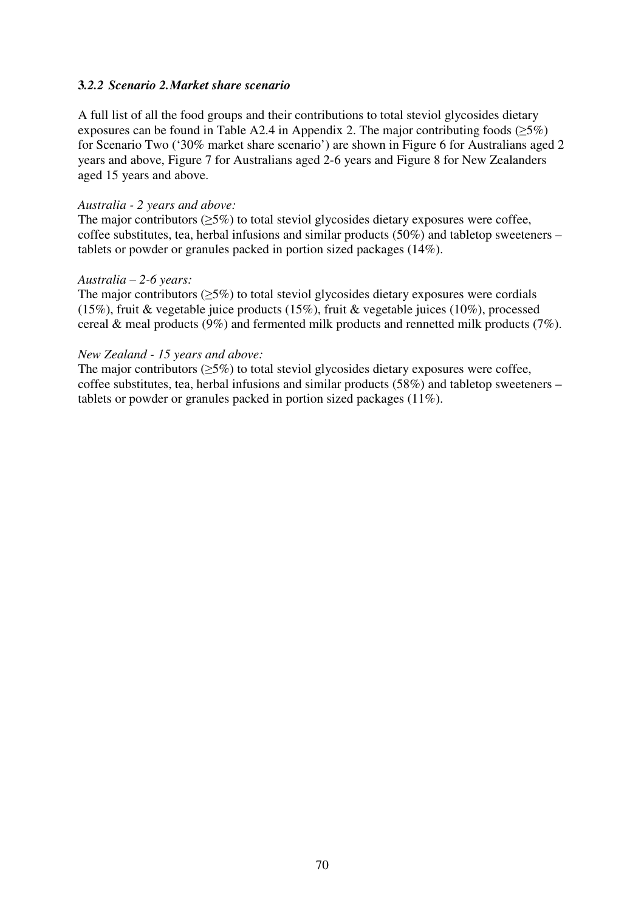### *3.2.2 Scenario 2. Market share scenario*

A full list of all the food groups and their contributions to total steviol glycosides dietary exposures can be found in Table A2.4 in Appendix 2. The major contributing foods (≥5%) for Scenario Two ('30% market share scenario') are shown in Figure 6 for Australians aged 2 years and above, Figure 7 for Australians aged 2-6 years and Figure 8 for New Zealanders aged 15 years and above.

*Australia - 2 years and above:*

The major contributors (≥5%) to total steviol glycosides dietary exposures were coffee, coffee substitutes, tea, herbal infusions and similar products (50%) and tabletop sweeteners – tablets or powder or granules packed in portion sized packages (14%).

*Australia – 2-6 years:*

The major contributors (≥5%) to total steviol glycosides dietary exposures were cordials (15%), fruit & vegetable juice products (15%), fruit & vegetable juices (10%), processed cereal & meal products (9%) and fermented milk products and rennetted milk products (7%).

*New Zealand - 15 years and above:*

The major contributors (≥5%) to total steviol glycosides dietary exposures were coffee, coffee substitutes, tea, herbal infusions and similar products (58%) and tabletop sweeteners – tablets or powder or granules packed in portion sized packages (11%).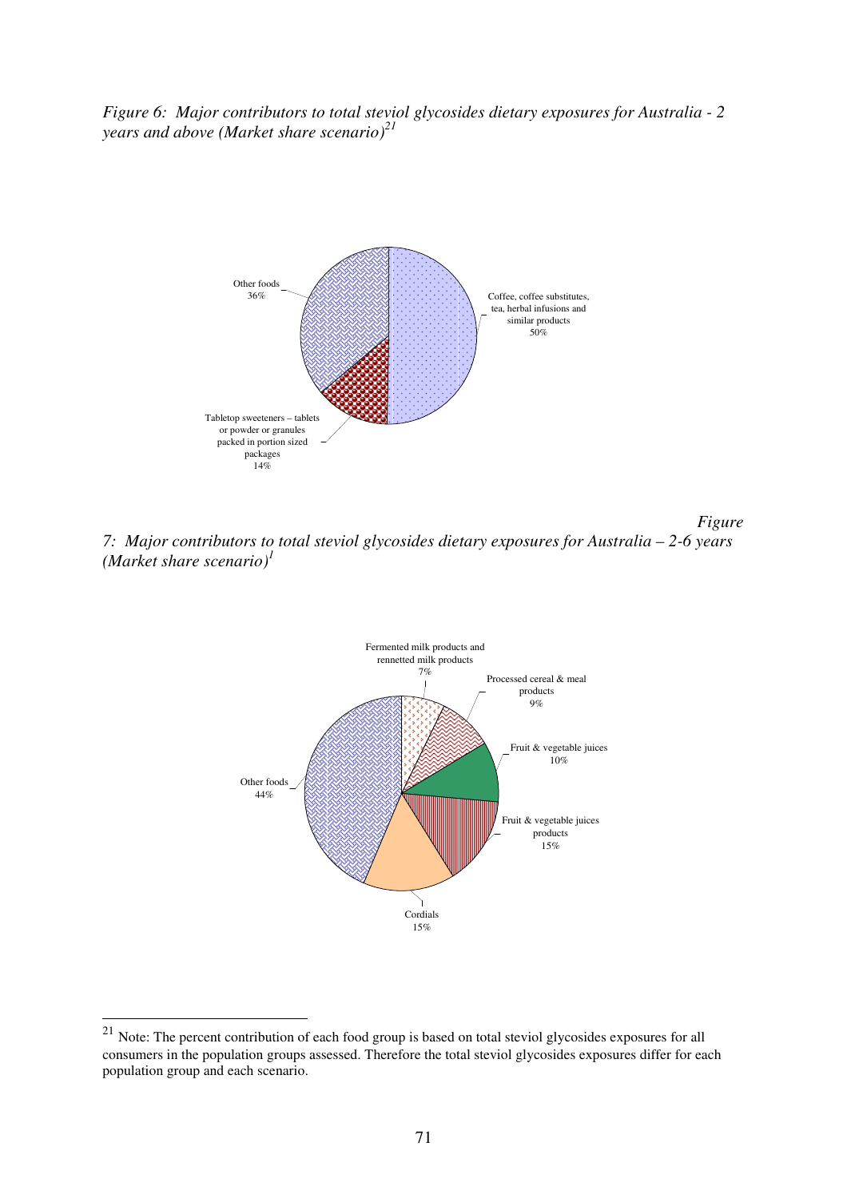*Figure 6: Major contributors to total steviol glycosides dietary exposures for Australia - 2 years and above (Market share scenario)*[21]

Other foods
36%

Coffee, coffee substitutes, tea, herbal infusions and similar products
50%

Tabletop sweeteners – tablets or powder or granules packed in portion sized packages
14%

*Figure 7: Major contributors to total steviol glycosides dietary exposures for Australia – 2-6 years (Market share scenario)*[1]

Fermented milk products and rennetted milk products
7%

Processed cereal & meal products
9%

Fruit & vegetable juices
10%

Fruit & vegetable juices products
15%

Cordials
15%

Other foods
44%

---

[21] Note: The percent contribution of each food group is based on total steviol glycosides exposures for all consumers in the population groups assessed. Therefore the total steviol glycosides exposures differ for each population group and each scenario.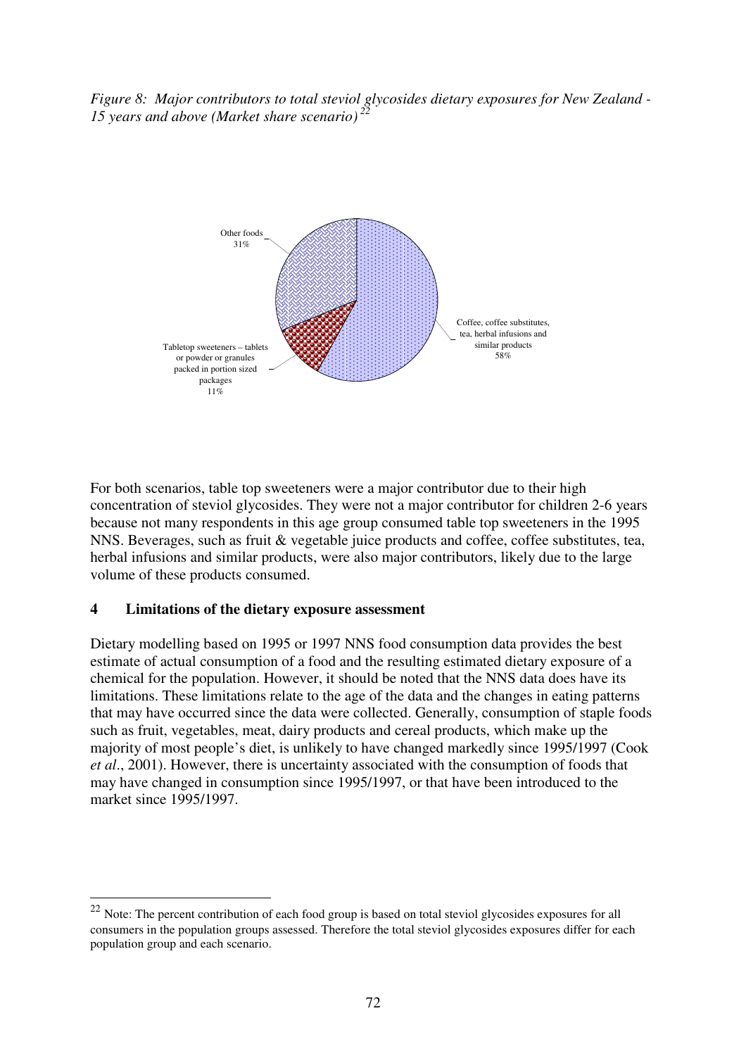*Figure 8: Major contributors to total steviol glycosides dietary exposures for New Zealand - 15 years and above (Market share scenario)* [22]

For both scenarios, table top sweeteners were a major contributor due to their high concentration of steviol glycosides. They were not a major contributor for children 2-6 years because not many respondents in this age group consumed table top sweeteners in the 1995 NNS. Beverages, such as fruit & vegetable juice products and coffee, coffee substitutes, tea, herbal infusions and similar products, were also major contributors, likely due to the large volume of these products consumed.

## 4 Limitations of the dietary exposure assessment

Dietary modelling based on 1995 or 1997 NNS food consumption data provides the best estimate of actual consumption of a food and the resulting estimated dietary exposure of a chemical for the population. However, it should be noted that the NNS data does have its limitations. These limitations relate to the age of the data and the changes in eating patterns that may have occurred since the data were collected. Generally, consumption of staple foods such as fruit, vegetables, meat, dairy products and cereal products, which make up the majority of most people's diet, is unlikely to have changed markedly since 1995/1997 (Cook *et al*., 2001). However, there is uncertainty associated with the consumption of foods that may have changed in consumption since 1995/1997, or that have been introduced to the market since 1995/1997.

---

[22] Note: The percent contribution of each food group is based on total steviol glycosides exposures for all consumers in the population groups assessed. Therefore the total steviol glycosides exposures differ for each population group and each scenario.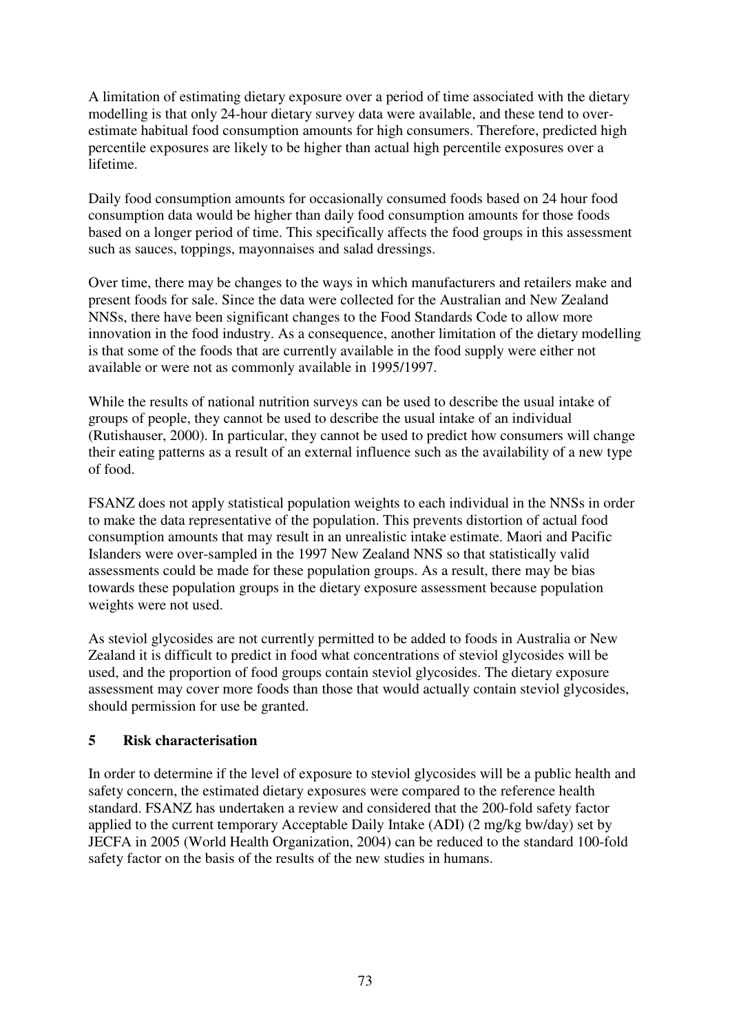A limitation of estimating dietary exposure over a period of time associated with the dietary modelling is that only 24-hour dietary survey data were available, and these tend to over-estimate habitual food consumption amounts for high consumers. Therefore, predicted high percentile exposures are likely to be higher than actual high percentile exposures over a lifetime.

Daily food consumption amounts for occasionally consumed foods based on 24 hour food consumption data would be higher than daily food consumption amounts for those foods based on a longer period of time. This specifically affects the food groups in this assessment such as sauces, toppings, mayonnaises and salad dressings.

Over time, there may be changes to the ways in which manufacturers and retailers make and present foods for sale. Since the data were collected for the Australian and New Zealand NNSs, there have been significant changes to the Food Standards Code to allow more innovation in the food industry. As a consequence, another limitation of the dietary modelling is that some of the foods that are currently available in the food supply were either not available or were not as commonly available in 1995/1997.

While the results of national nutrition surveys can be used to describe the usual intake of groups of people, they cannot be used to describe the usual intake of an individual (Rutishauser, 2000). In particular, they cannot be used to predict how consumers will change their eating patterns as a result of an external influence such as the availability of a new type of food.

FSANZ does not apply statistical population weights to each individual in the NNSs in order to make the data representative of the population. This prevents distortion of actual food consumption amounts that may result in an unrealistic intake estimate. Maori and Pacific Islanders were over-sampled in the 1997 New Zealand NNS so that statistically valid assessments could be made for these population groups. As a result, there may be bias towards these population groups in the dietary exposure assessment because population weights were not used.

As steviol glycosides are not currently permitted to be added to foods in Australia or New Zealand it is difficult to predict in food what concentrations of steviol glycosides will be used, and the proportion of food groups contain steviol glycosides. The dietary exposure assessment may cover more foods than those that would actually contain steviol glycosides, should permission for use be granted.

## 5 Risk characterisation

In order to determine if the level of exposure to steviol glycosides will be a public health and safety concern, the estimated dietary exposures were compared to the reference health standard. FSANZ has undertaken a review and considered that the 200-fold safety factor applied to the current temporary Acceptable Daily Intake (ADI) (2 mg/kg bw/day) set by JECFA in 2005 (World Health Organization, 2004) can be reduced to the standard 100-fold safety factor on the basis of the results of the new studies in humans.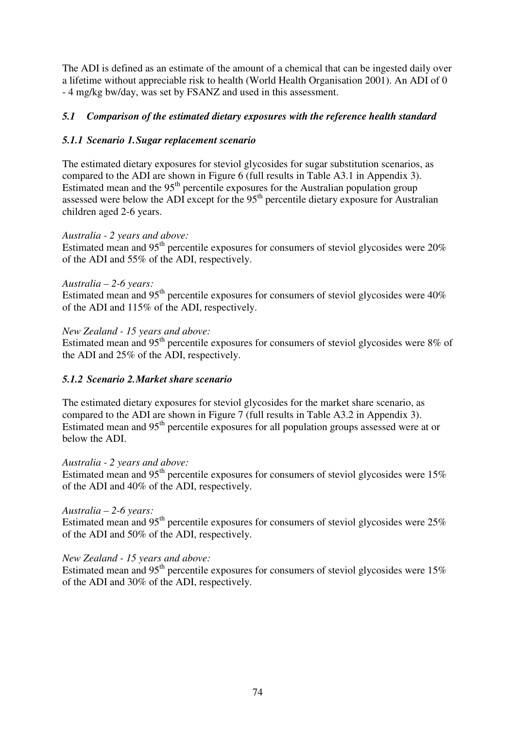The ADI is defined as an estimate of the amount of a chemical that can be ingested daily over a lifetime without appreciable risk to health (World Health Organisation 2001). An ADI of 0 - 4 mg/kg bw/day, was set by FSANZ and used in this assessment.

### *5.1 Comparison of the estimated dietary exposures with the reference health standard*

#### *5.1.1 Scenario 1. Sugar replacement scenario*

The estimated dietary exposures for steviol glycosides for sugar substitution scenarios, as compared to the ADI are shown in Figure 6 (full results in Table A3.1 in Appendix 3). Estimated mean and the 95$^{th}$ percentile exposures for the Australian population group assessed were below the ADI except for the 95$^{th}$ percentile dietary exposure for Australian children aged 2-6 years.

*Australia - 2 years and above:*
Estimated mean and 95$^{th}$ percentile exposures for consumers of steviol glycosides were 20% of the ADI and 55% of the ADI, respectively.

*Australia – 2-6 years:*
Estimated mean and 95$^{th}$ percentile exposures for consumers of steviol glycosides were 40% of the ADI and 115% of the ADI, respectively.

*New Zealand - 15 years and above:*
Estimated mean and 95$^{th}$ percentile exposures for consumers of steviol glycosides were 8% of the ADI and 25% of the ADI, respectively.

#### *5.1.2 Scenario 2. Market share scenario*

The estimated dietary exposures for steviol glycosides for the market share scenario, as compared to the ADI are shown in Figure 7 (full results in Table A3.2 in Appendix 3). Estimated mean and 95$^{th}$ percentile exposures for all population groups assessed were at or below the ADI.

*Australia - 2 years and above:*
Estimated mean and 95$^{th}$ percentile exposures for consumers of steviol glycosides were 15% of the ADI and 40% of the ADI, respectively.

*Australia – 2-6 years:*
Estimated mean and 95$^{th}$ percentile exposures for consumers of steviol glycosides were 25% of the ADI and 50% of the ADI, respectively.

*New Zealand - 15 years and above:*
Estimated mean and 95$^{th}$ percentile exposures for consumers of steviol glycosides were 15% of the ADI and 30% of the ADI, respectively.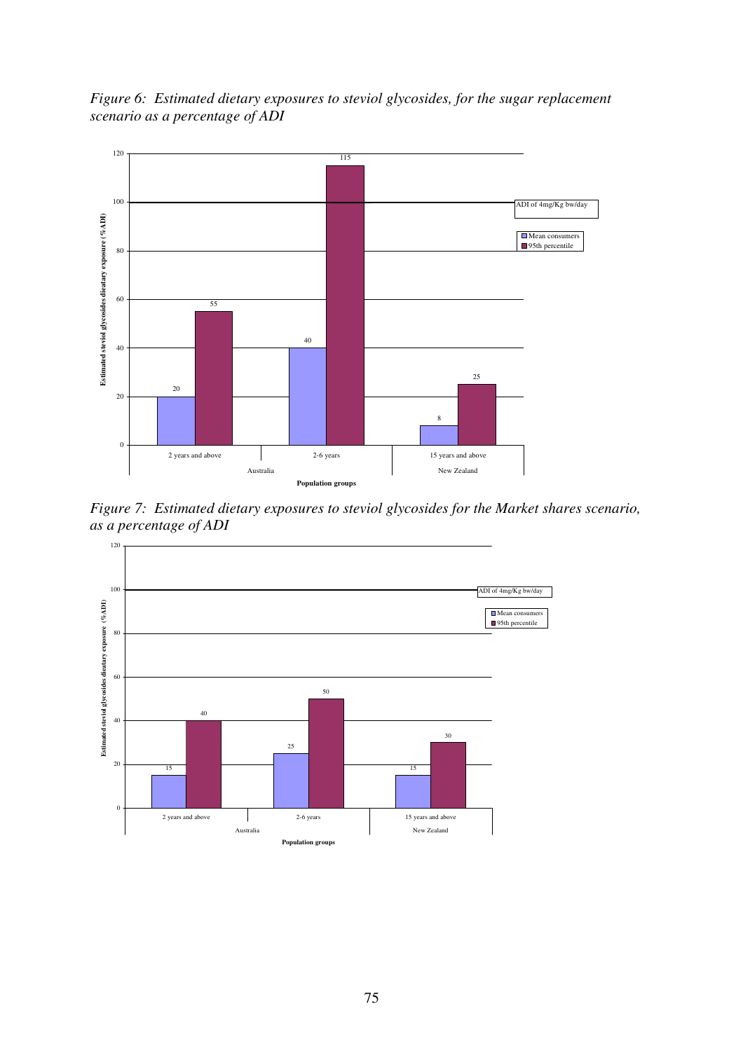*Figure 6: Estimated dietary exposures to steviol glycosides, for the sugar replacement scenario as a percentage of ADI*

*Figure 7: Estimated dietary exposures to steviol glycosides for the Market shares scenario, as a percentage of ADI*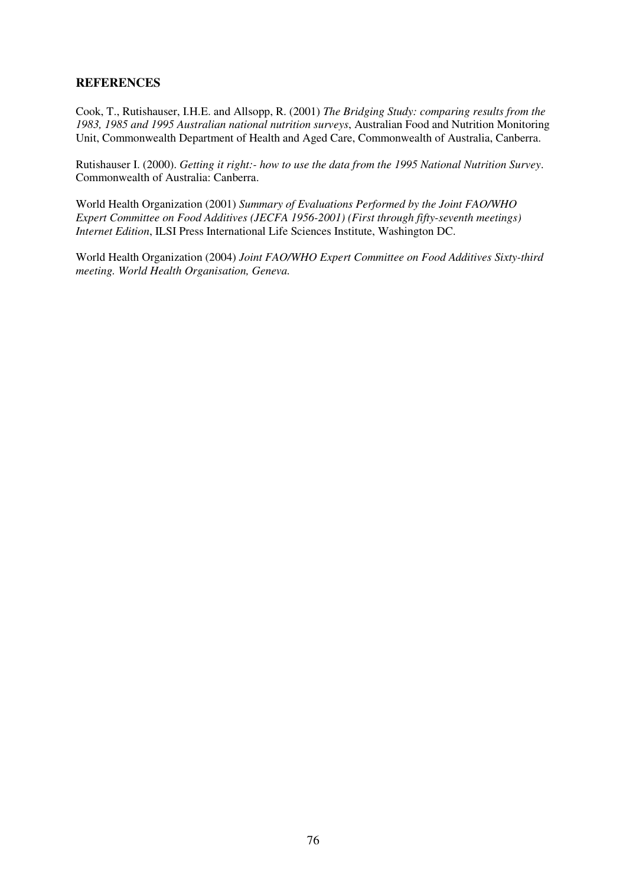## REFERENCES

Cook, T., Rutishauser, I.H.E. and Allsopp, R. (2001) *The Bridging Study: comparing results from the 1983, 1985 and 1995 Australian national nutrition surveys*, Australian Food and Nutrition Monitoring Unit, Commonwealth Department of Health and Aged Care, Commonwealth of Australia, Canberra.

Rutishauser I. (2000). *Getting it right:- how to use the data from the 1995 National Nutrition Survey*. Commonwealth of Australia: Canberra.

World Health Organization (2001) *Summary of Evaluations Performed by the Joint FAO/WHO Expert Committee on Food Additives (JECFA 1956-2001) (First through fifty-seventh meetings) Internet Edition*, ILSI Press International Life Sciences Institute, Washington DC.

World Health Organization (2004) *Joint FAO/WHO Expert Committee on Food Additives Sixty-third meeting. World Health Organisation, Geneva.*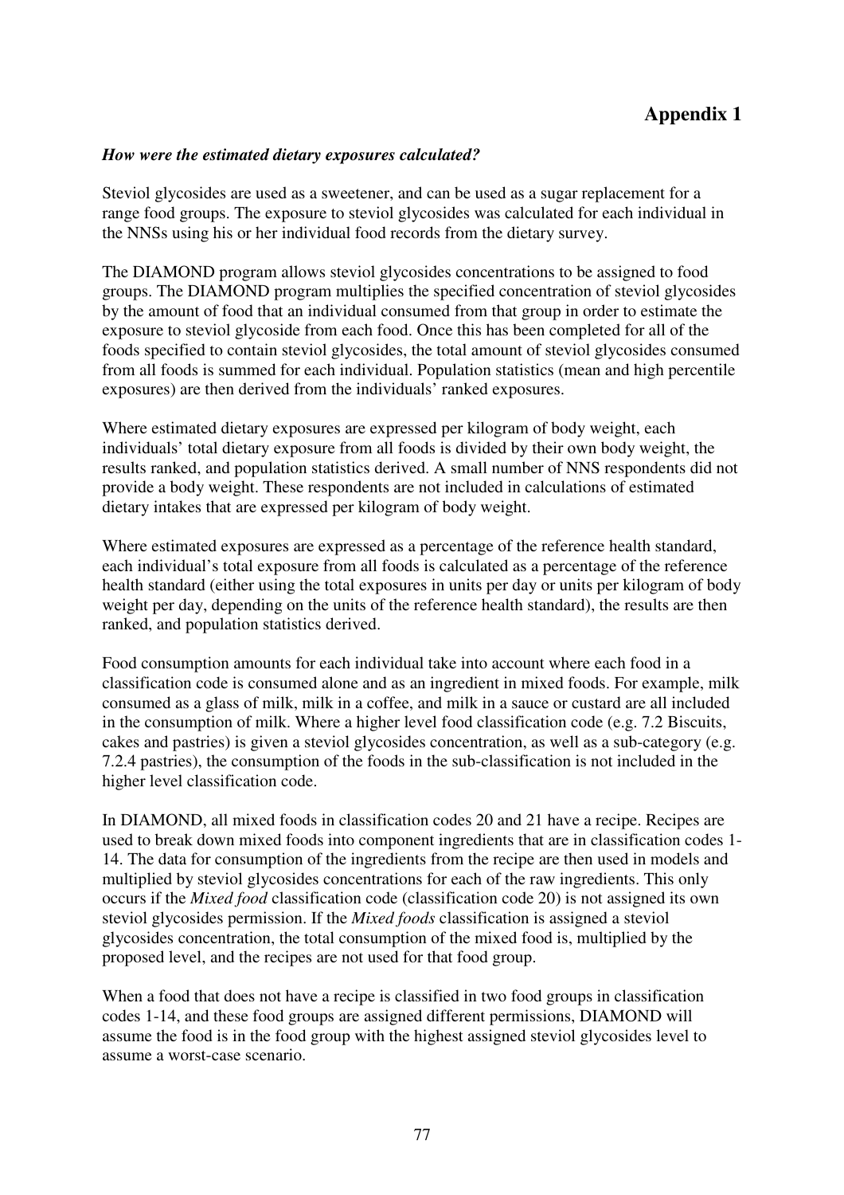# Appendix 1

***How were the estimated dietary exposures calculated?***

Steviol glycosides are used as a sweetener, and can be used as a sugar replacement for a range food groups. The exposure to steviol glycosides was calculated for each individual in the NNSs using his or her individual food records from the dietary survey.

The DIAMOND program allows steviol glycosides concentrations to be assigned to food groups. The DIAMOND program multiplies the specified concentration of steviol glycosides by the amount of food that an individual consumed from that group in order to estimate the exposure to steviol glycoside from each food. Once this has been completed for all of the foods specified to contain steviol glycosides, the total amount of steviol glycosides consumed from all foods is summed for each individual. Population statistics (mean and high percentile exposures) are then derived from the individuals' ranked exposures.

Where estimated dietary exposures are expressed per kilogram of body weight, each individuals' total dietary exposure from all foods is divided by their own body weight, the results ranked, and population statistics derived. A small number of NNS respondents did not provide a body weight. These respondents are not included in calculations of estimated dietary intakes that are expressed per kilogram of body weight.

Where estimated exposures are expressed as a percentage of the reference health standard, each individual's total exposure from all foods is calculated as a percentage of the reference health standard (either using the total exposures in units per day or units per kilogram of body weight per day, depending on the units of the reference health standard), the results are then ranked, and population statistics derived.

Food consumption amounts for each individual take into account where each food in a classification code is consumed alone and as an ingredient in mixed foods. For example, milk consumed as a glass of milk, milk in a coffee, and milk in a sauce or custard are all included in the consumption of milk. Where a higher level food classification code (e.g. 7.2 Biscuits, cakes and pastries) is given a steviol glycosides concentration, as well as a sub-category (e.g. 7.2.4 pastries), the consumption of the foods in the sub-classification is not included in the higher level classification code.

In DIAMOND, all mixed foods in classification codes 20 and 21 have a recipe. Recipes are used to break down mixed foods into component ingredients that are in classification codes 1-14. The data for consumption of the ingredients from the recipe are then used in models and multiplied by steviol glycosides concentrations for each of the raw ingredients. This only occurs if the *Mixed food* classification code (classification code 20) is not assigned its own steviol glycosides permission. If the *Mixed foods* classification is assigned a steviol glycosides concentration, the total consumption of the mixed food is, multiplied by the proposed level, and the recipes are not used for that food group.

When a food that does not have a recipe is classified in two food groups in classification codes 1-14, and these food groups are assigned different permissions, DIAMOND will assume the food is in the food group with the highest assigned steviol glycosides level to assume a worst-case scenario.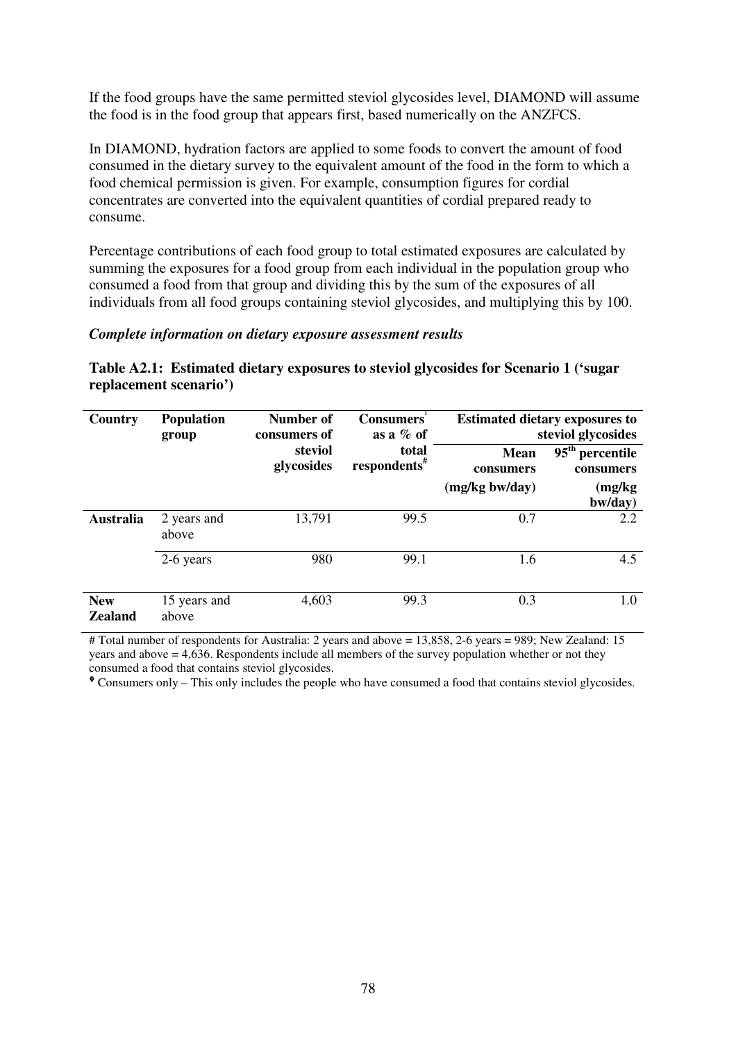If the food groups have the same permitted steviol glycosides level, DIAMOND will assume the food is in the food group that appears first, based numerically on the ANZFCS.

In DIAMOND, hydration factors are applied to some foods to convert the amount of food consumed in the dietary survey to the equivalent amount of the food in the form to which a food chemical permission is given. For example, consumption figures for cordial concentrates are converted into the equivalent quantities of cordial prepared ready to consume.

Percentage contributions of each food group to total estimated exposures are calculated by summing the exposures for a food group from each individual in the population group who consumed a food from that group and dividing this by the sum of the exposures of all individuals from all food groups containing steviol glycosides, and multiplying this by 100.

***Complete information on dietary exposure assessment results***

**Table A2.1: Estimated dietary exposures to steviol glycosides for Scenario 1 ('sugar replacement scenario')**

| Country | Population group | Number of consumers of steviol glycosides | Consumers[◊] as a % of total respondents[#] | Estimated dietary exposures to steviol glycosides | |
|---|---|---|---|---|---|
| | | | | Mean consumers (mg/kg bw/day) | 95[th] percentile consumers (mg/kg bw/day) |
| **Australia** | 2 years and above | 13,791 | 99.5 | 0.7 | 2.2 |
| | 2-6 years | 980 | 99.1 | 1.6 | 4.5 |
| **New Zealand** | 15 years and above | 4,603 | 99.3 | 0.3 | 1.0 |

# Total number of respondents for Australia: 2 years and above = 13,858, 2-6 years = 989; New Zealand: 15 years and above = 4,636. Respondents include all members of the survey population whether or not they consumed a food that contains steviol glycosides.

◊ Consumers only – This only includes the people who have consumed a food that contains steviol glycosides.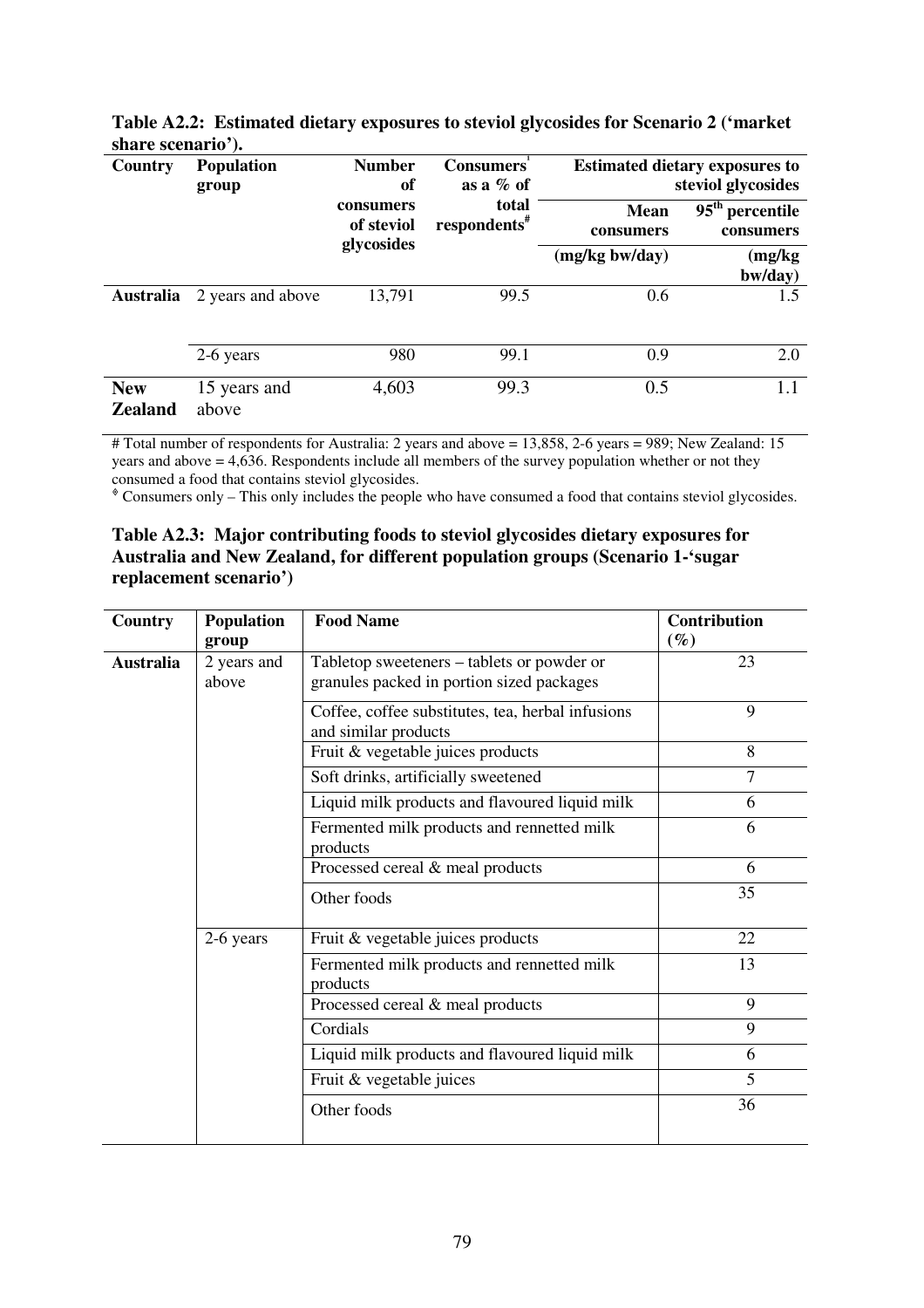**Table A2.2: Estimated dietary exposures to steviol glycosides for Scenario 2 ('market share scenario').**

| Country | Population group | Number of consumers of steviol glycosides | Consumers[1] as a % of total respondents[#] | Estimated dietary exposures to steviol glycosides | |
|---|---|---|---|---|---|
| | | | | Mean consumers (mg/kg bw/day) | 95[th] percentile consumers (mg/kg bw/day) |
| **Australia** | 2 years and above | 13,791 | 99.5 | 0.6 | 1.5 |
| | 2-6 years | 980 | 99.1 | 0.9 | 2.0 |
| **New Zealand** | 15 years and above | 4,603 | 99.3 | 0.5 | 1.1 |

# Total number of respondents for Australia: 2 years and above = 13,858, 2-6 years = 989; New Zealand: 15 years and above = 4,636. Respondents include all members of the survey population whether or not they consumed a food that contains steviol glycosides.

[1] Consumers only – This only includes the people who have consumed a food that contains steviol glycosides.

**Table A2.3: Major contributing foods to steviol glycosides dietary exposures for Australia and New Zealand, for different population groups (Scenario 1-'sugar replacement scenario')**

| Country | Population group | Food Name | Contribution (%) |
|---|---|---|---|
| **Australia** | 2 years and above | Tabletop sweeteners – tablets or powder or granules packed in portion sized packages | 23 |
| | | Coffee, coffee substitutes, tea, herbal infusions and similar products | 9 |
| | | Fruit & vegetable juices products | 8 |
| | | Soft drinks, artificially sweetened | 7 |
| | | Liquid milk products and flavoured liquid milk | 6 |
| | | Fermented milk products and rennetted milk products | 6 |
| | | Processed cereal & meal products | 6 |
| | | Other foods | 35 |
| | 2-6 years | Fruit & vegetable juices products | 22 |
| | | Fermented milk products and rennetted milk products | 13 |
| | | Processed cereal & meal products | 9 |
| | | Cordials | 9 |
| | | Liquid milk products and flavoured liquid milk | 6 |
| | | Fruit & vegetable juices | 5 |
| | | Other foods | 36 |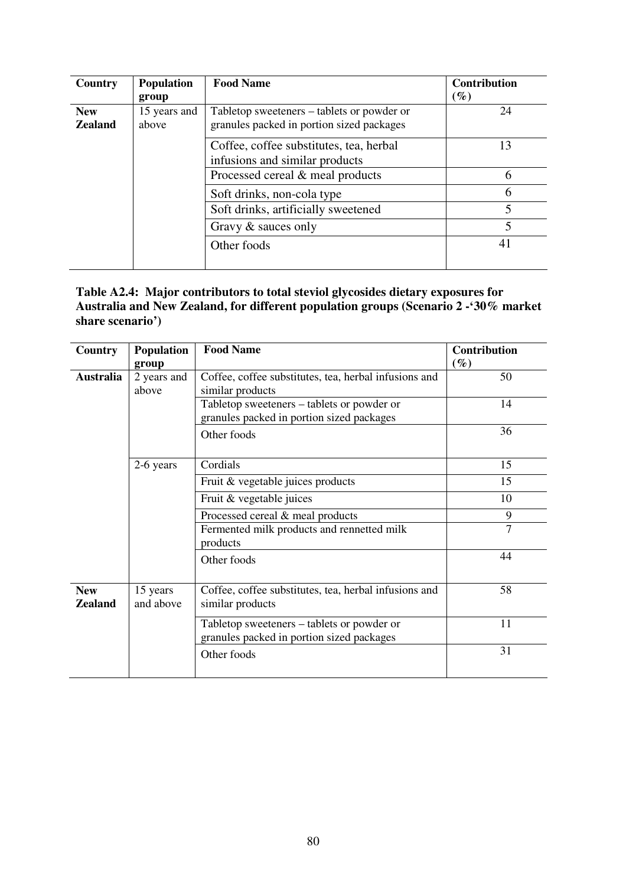| Country | Population group | Food Name | Contribution (%) |
|---|---|---|---|
| **New Zealand** | 15 years and above | Tabletop sweeteners – tablets or powder or granules packed in portion sized packages | 24 |
| | | Coffee, coffee substitutes, tea, herbal infusions and similar products | 13 |
| | | Processed cereal & meal products | 6 |
| | | Soft drinks, non-cola type | 6 |
| | | Soft drinks, artificially sweetened | 5 |
| | | Gravy & sauces only | 5 |
| | | Other foods | 41 |

**Table A2.4: Major contributors to total steviol glycosides dietary exposures for Australia and New Zealand, for different population groups (Scenario 2 -'30% market share scenario')**

| Country | Population group | Food Name | Contribution (%) |
|---|---|---|---|
| **Australia** | 2 years and above | Coffee, coffee substitutes, tea, herbal infusions and similar products | 50 |
| | | Tabletop sweeteners – tablets or powder or granules packed in portion sized packages | 14 |
| | | Other foods | 36 |
| | 2-6 years | Cordials | 15 |
| | | Fruit & vegetable juices products | 15 |
| | | Fruit & vegetable juices | 10 |
| | | Processed cereal & meal products | 9 |
| | | Fermented milk products and rennetted milk products | 7 |
| | | Other foods | 44 |
| **New Zealand** | 15 years and above | Coffee, coffee substitutes, tea, herbal infusions and similar products | 58 |
| | | Tabletop sweeteners – tablets or powder or granules packed in portion sized packages | 11 |
| | | Other foods | 31 |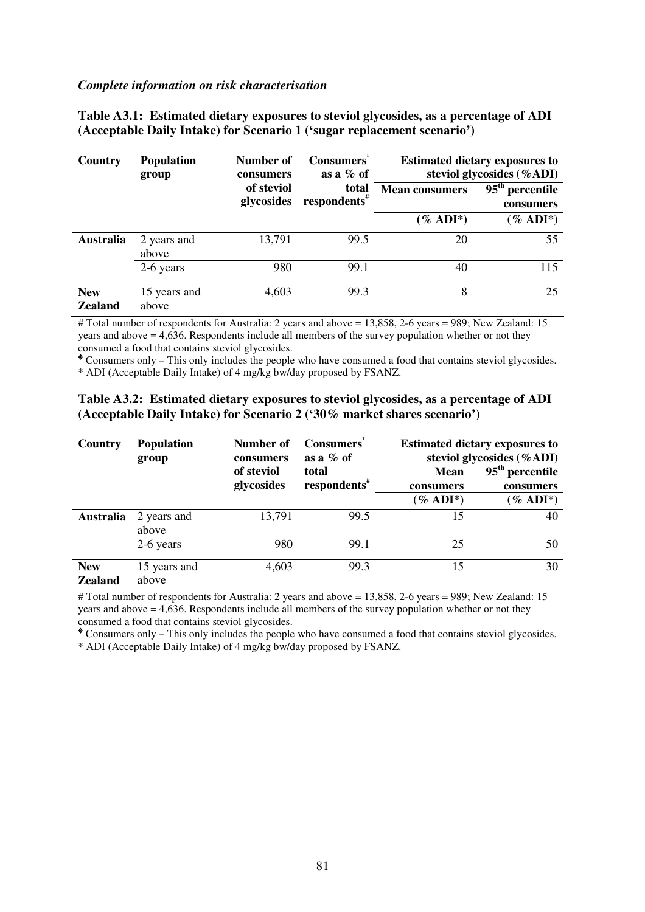*Complete information on risk characterisation*

**Table A3.1: Estimated dietary exposures to steviol glycosides, as a percentage of ADI (Acceptable Daily Intake) for Scenario 1 ('sugar replacement scenario')**

| Country | Population group | Number of consumers of steviol glycosides | Consumers[♦] as a % of total respondents[#] | Estimated dietary exposures to steviol glycosides (%ADI) | |
|---|---|---|---|---|---|
| | | | | Mean consumers | 95[th] percentile consumers |
| | | | | (% ADI*) | (% ADI*) |
| **Australia** | 2 years and above | 13,791 | 99.5 | 20 | 55 |
| | 2-6 years | 980 | 99.1 | 40 | 115 |
| **New Zealand** | 15 years and above | 4,603 | 99.3 | 8 | 25 |

# Total number of respondents for Australia: 2 years and above = 13,858, 2-6 years = 989; New Zealand: 15 years and above = 4,636. Respondents include all members of the survey population whether or not they consumed a food that contains steviol glycosides.

♦ Consumers only – This only includes the people who have consumed a food that contains steviol glycosides.

* ADI (Acceptable Daily Intake) of 4 mg/kg bw/day proposed by FSANZ.

**Table A3.2: Estimated dietary exposures to steviol glycosides, as a percentage of ADI (Acceptable Daily Intake) for Scenario 2 ('30% market shares scenario')**

| Country | Population group | Number of consumers of steviol glycosides | Consumers[♦] as a % of total respondents[#] | Estimated dietary exposures to steviol glycosides (%ADI) | |
|---|---|---|---|---|---|
| | | | | Mean consumers | 95[th] percentile consumers |
| | | | | (% ADI*) | (% ADI*) |
| **Australia** | 2 years and above | 13,791 | 99.5 | 15 | 40 |
| | 2-6 years | 980 | 99.1 | 25 | 50 |
| **New Zealand** | 15 years and above | 4,603 | 99.3 | 15 | 30 |

# Total number of respondents for Australia: 2 years and above = 13,858, 2-6 years = 989; New Zealand: 15 years and above = 4,636. Respondents include all members of the survey population whether or not they consumed a food that contains steviol glycosides.

♦ Consumers only – This only includes the people who have consumed a food that contains steviol glycosides.

* ADI (Acceptable Daily Intake) of 4 mg/kg bw/day proposed by FSANZ.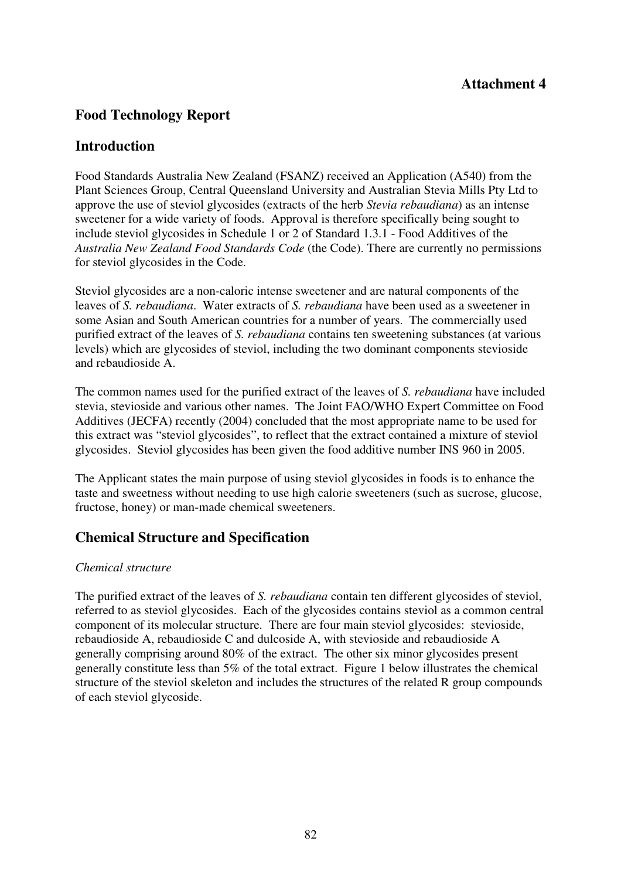**Attachment 4**

## Food Technology Report

## Introduction

Food Standards Australia New Zealand (FSANZ) received an Application (A540) from the Plant Sciences Group, Central Queensland University and Australian Stevia Mills Pty Ltd to approve the use of steviol glycosides (extracts of the herb *Stevia rebaudiana*) as an intense sweetener for a wide variety of foods. Approval is therefore specifically being sought to include steviol glycosides in Schedule 1 or 2 of Standard 1.3.1 - Food Additives of the *Australia New Zealand Food Standards Code* (the Code). There are currently no permissions for steviol glycosides in the Code.

Steviol glycosides are a non-caloric intense sweetener and are natural components of the leaves of *S. rebaudiana*. Water extracts of *S. rebaudiana* have been used as a sweetener in some Asian and South American countries for a number of years. The commercially used purified extract of the leaves of *S. rebaudiana* contains ten sweetening substances (at various levels) which are glycosides of steviol, including the two dominant components stevioside and rebaudioside A.

The common names used for the purified extract of the leaves of *S. rebaudiana* have included stevia, stevioside and various other names. The Joint FAO/WHO Expert Committee on Food Additives (JECFA) recently (2004) concluded that the most appropriate name to be used for this extract was "steviol glycosides", to reflect that the extract contained a mixture of steviol glycosides. Steviol glycosides has been given the food additive number INS 960 in 2005.

The Applicant states the main purpose of using steviol glycosides in foods is to enhance the taste and sweetness without needing to use high calorie sweeteners (such as sucrose, glucose, fructose, honey) or man-made chemical sweeteners.

## Chemical Structure and Specification

*Chemical structure*

The purified extract of the leaves of *S. rebaudiana* contain ten different glycosides of steviol, referred to as steviol glycosides. Each of the glycosides contains steviol as a common central component of its molecular structure. There are four main steviol glycosides: stevioside, rebaudioside A, rebaudioside C and dulcoside A, with stevioside and rebaudioside A generally comprising around 80% of the extract. The other six minor glycosides present generally constitute less than 5% of the total extract. Figure 1 below illustrates the chemical structure of the steviol skeleton and includes the structures of the related R group compounds of each steviol glycoside.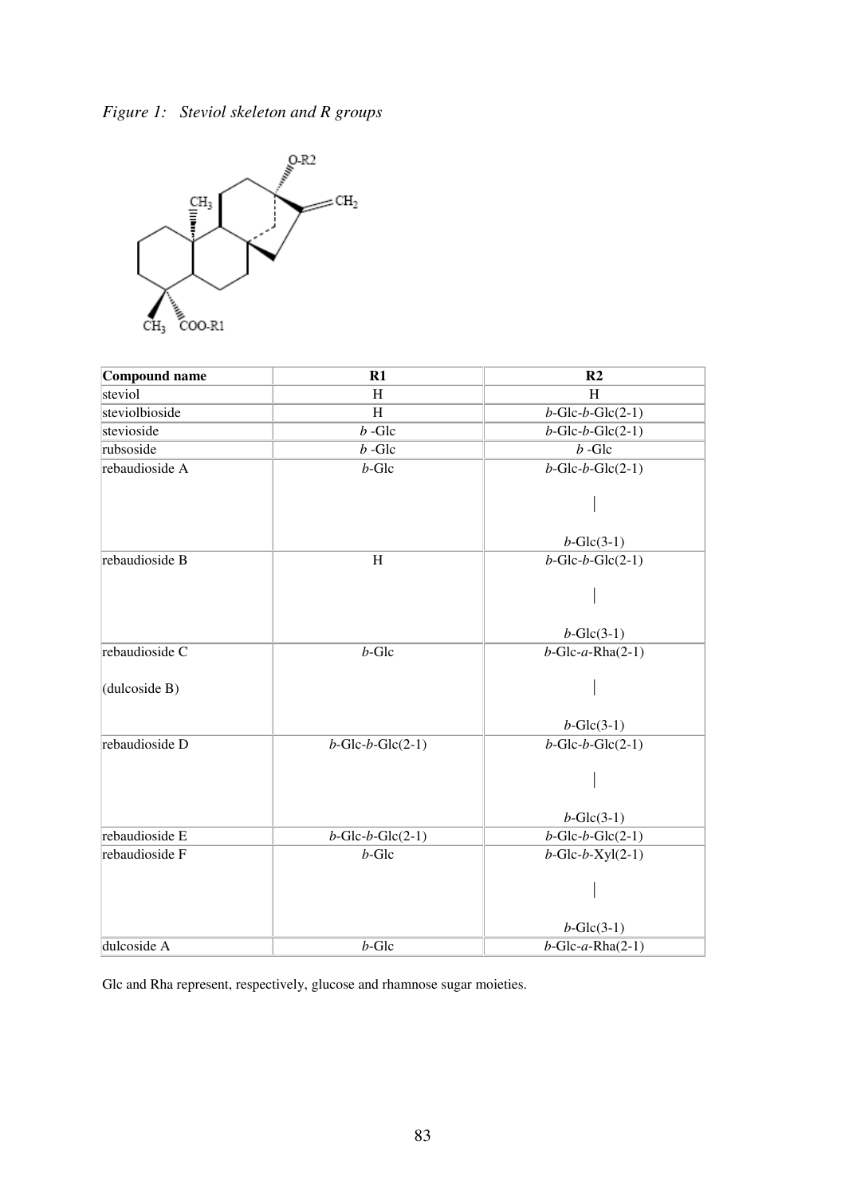*Figure 1: Steviol skeleton and R groups*

| Compound name | R1 | R2 |
|---|---|---|
| steviol | H | H |
| steviolbioside | H | *b*-Glc-*b*-Glc(2-1) |
| stevioside | *b* -Glc | *b*-Glc-*b*-Glc(2-1) |
| rubsoside | *b* -Glc | *b* -Glc |
| rebaudioside A | *b*-Glc | *b*-Glc-*b*-Glc(2-1) │ *b*-Glc(3-1) |
| rebaudioside B | H | *b*-Glc-*b*-Glc(2-1) │ *b*-Glc(3-1) |
| rebaudioside C (dulcoside B) | *b*-Glc | *b*-Glc-*a*-Rha(2-1) │ *b*-Glc(3-1) |
| rebaudioside D | *b*-Glc-*b*-Glc(2-1) | *b*-Glc-*b*-Glc(2-1) │ *b*-Glc(3-1) |
| rebaudioside E | *b*-Glc-*b*-Glc(2-1) | *b*-Glc-*b*-Glc(2-1) |
| rebaudioside F | *b*-Glc | *b*-Glc-*b*-Xyl(2-1) │ *b*-Glc(3-1) |
| dulcoside A | *b*-Glc | *b*-Glc-*a*-Rha(2-1) |

Glc and Rha represent, respectively, glucose and rhamnose sugar moieties.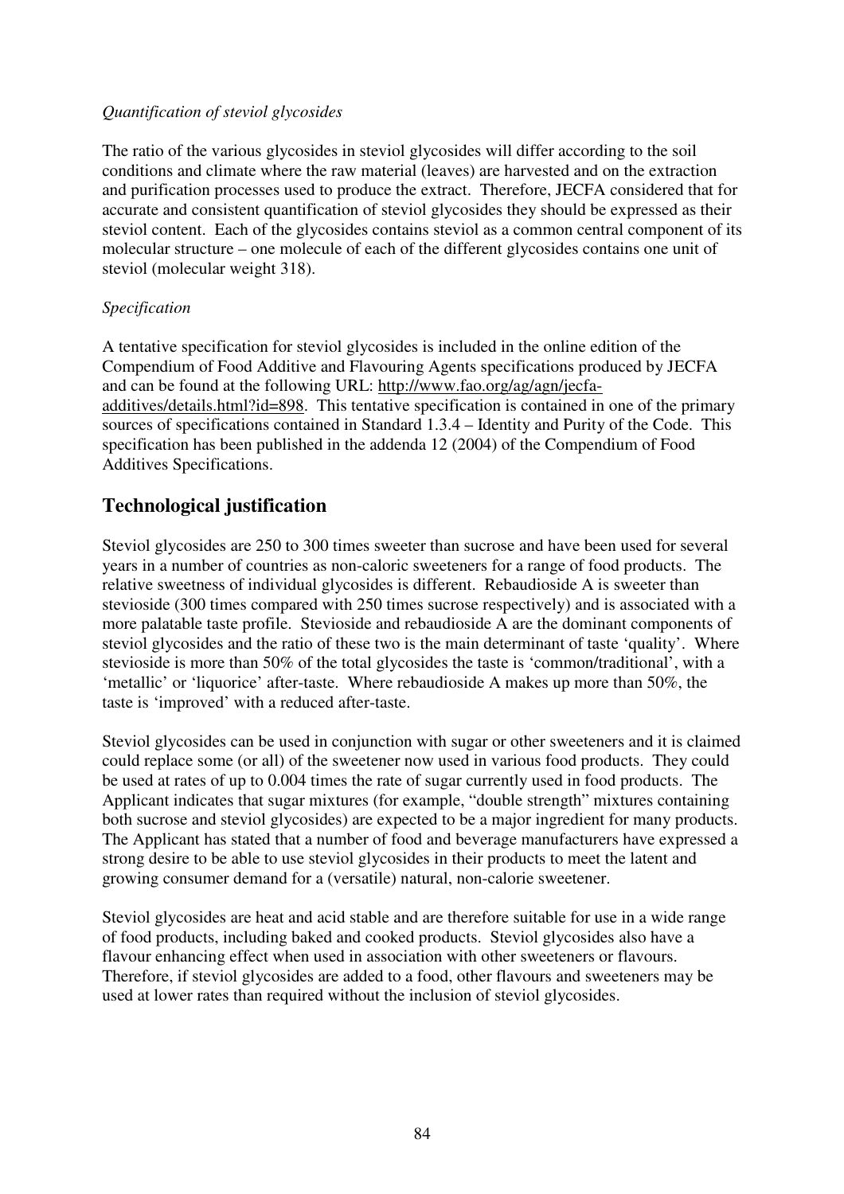*Quantification of steviol glycosides*

The ratio of the various glycosides in steviol glycosides will differ according to the soil conditions and climate where the raw material (leaves) are harvested and on the extraction and purification processes used to produce the extract. Therefore, JECFA considered that for accurate and consistent quantification of steviol glycosides they should be expressed as their steviol content. Each of the glycosides contains steviol as a common central component of its molecular structure – one molecule of each of the different glycosides contains one unit of steviol (molecular weight 318).

*Specification*

A tentative specification for steviol glycosides is included in the online edition of the Compendium of Food Additive and Flavouring Agents specifications produced by JECFA and can be found at the following URL: http://www.fao.org/ag/agn/jecfa-additives/details.html?id=898. This tentative specification is contained in one of the primary sources of specifications contained in Standard 1.3.4 – Identity and Purity of the Code. This specification has been published in the addenda 12 (2004) of the Compendium of Food Additives Specifications.

## Technological justification

Steviol glycosides are 250 to 300 times sweeter than sucrose and have been used for several years in a number of countries as non-caloric sweeteners for a range of food products. The relative sweetness of individual glycosides is different. Rebaudioside A is sweeter than stevioside (300 times compared with 250 times sucrose respectively) and is associated with a more palatable taste profile. Stevioside and rebaudioside A are the dominant components of steviol glycosides and the ratio of these two is the main determinant of taste 'quality'. Where stevioside is more than 50% of the total glycosides the taste is 'common/traditional', with a 'metallic' or 'liquorice' after-taste. Where rebaudioside A makes up more than 50%, the taste is 'improved' with a reduced after-taste.

Steviol glycosides can be used in conjunction with sugar or other sweeteners and it is claimed could replace some (or all) of the sweetener now used in various food products. They could be used at rates of up to 0.004 times the rate of sugar currently used in food products. The Applicant indicates that sugar mixtures (for example, "double strength" mixtures containing both sucrose and steviol glycosides) are expected to be a major ingredient for many products. The Applicant has stated that a number of food and beverage manufacturers have expressed a strong desire to be able to use steviol glycosides in their products to meet the latent and growing consumer demand for a (versatile) natural, non-calorie sweetener.

Steviol glycosides are heat and acid stable and are therefore suitable for use in a wide range of food products, including baked and cooked products. Steviol glycosides also have a flavour enhancing effect when used in association with other sweeteners or flavours. Therefore, if steviol glycosides are added to a food, other flavours and sweeteners may be used at lower rates than required without the inclusion of steviol glycosides.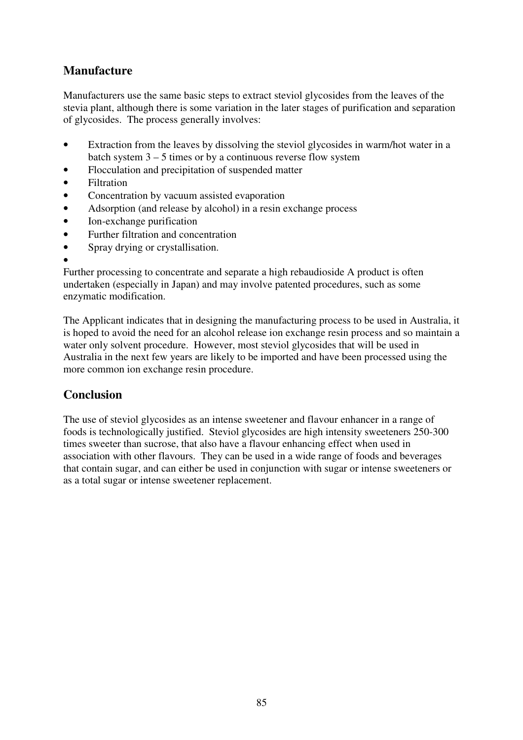## Manufacture

Manufacturers use the same basic steps to extract steviol glycosides from the leaves of the stevia plant, although there is some variation in the later stages of purification and separation of glycosides. The process generally involves:

- Extraction from the leaves by dissolving the steviol glycosides in warm/hot water in a batch system 3 – 5 times or by a continuous reverse flow system
- Flocculation and precipitation of suspended matter
- Filtration
- Concentration by vacuum assisted evaporation
- Adsorption (and release by alcohol) in a resin exchange process
- Ion-exchange purification
- Further filtration and concentration
- Spray drying or crystallisation.

Further processing to concentrate and separate a high rebaudioside A product is often undertaken (especially in Japan) and may involve patented procedures, such as some enzymatic modification.

The Applicant indicates that in designing the manufacturing process to be used in Australia, it is hoped to avoid the need for an alcohol release ion exchange resin process and so maintain a water only solvent procedure. However, most steviol glycosides that will be used in Australia in the next few years are likely to be imported and have been processed using the more common ion exchange resin procedure.

## Conclusion

The use of steviol glycosides as an intense sweetener and flavour enhancer in a range of foods is technologically justified. Steviol glycosides are high intensity sweeteners 250-300 times sweeter than sucrose, that also have a flavour enhancing effect when used in association with other flavours. They can be used in a wide range of foods and beverages that contain sugar, and can either be used in conjunction with sugar or intense sweeteners or as a total sugar or intense sweetener replacement.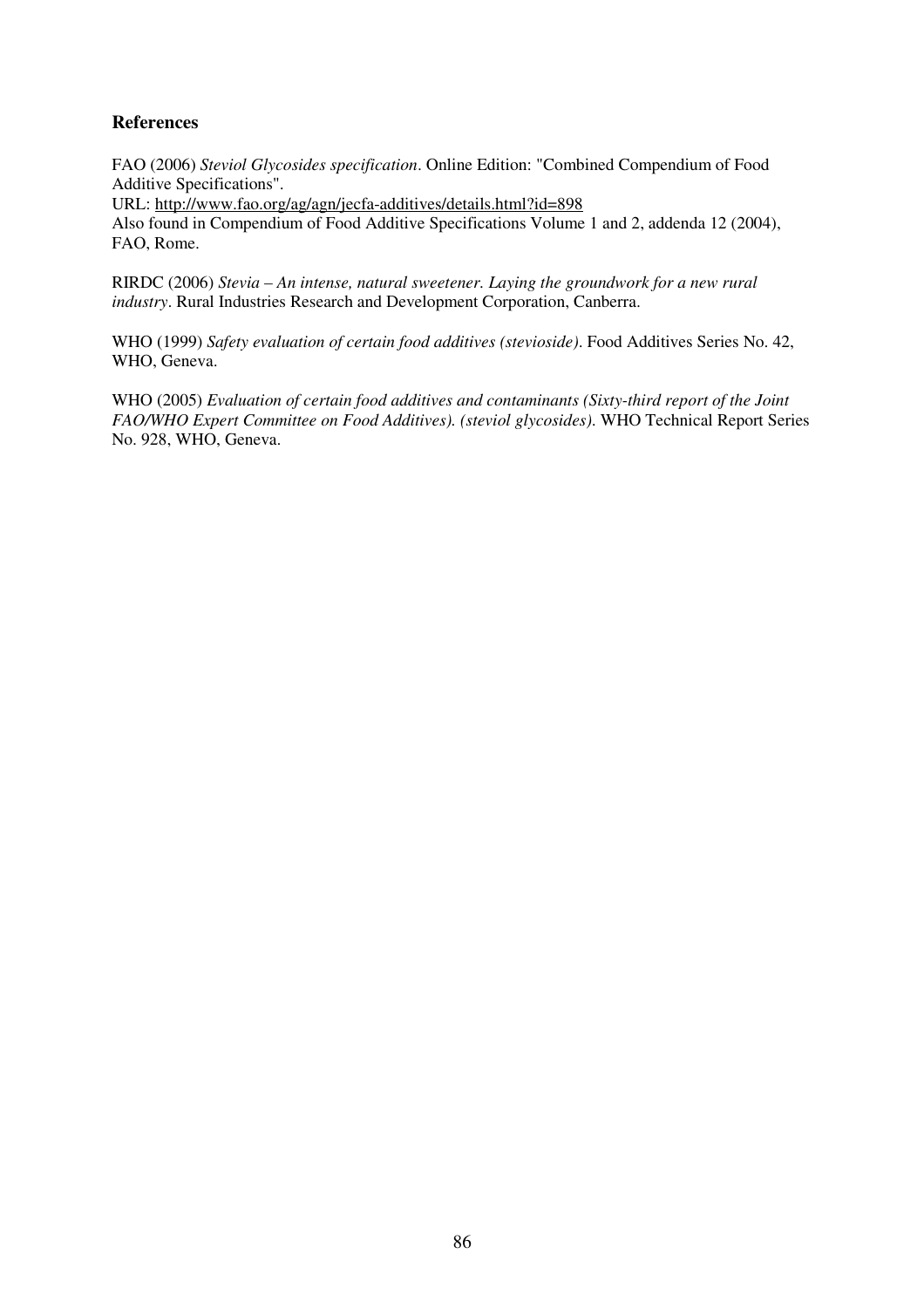## References

FAO (2006) *Steviol Glycosides specification*. Online Edition: "Combined Compendium of Food Additive Specifications".
URL: http://www.fao.org/ag/agn/jecfa-additives/details.html?id=898
Also found in Compendium of Food Additive Specifications Volume 1 and 2, addenda 12 (2004), FAO, Rome.

RIRDC (2006) *Stevia – An intense, natural sweetener. Laying the groundwork for a new rural industry*. Rural Industries Research and Development Corporation, Canberra.

WHO (1999) *Safety evaluation of certain food additives (stevioside)*. Food Additives Series No. 42, WHO, Geneva.

WHO (2005) *Evaluation of certain food additives and contaminants (Sixty-third report of the Joint FAO/WHO Expert Committee on Food Additives). (steviol glycosides)*. WHO Technical Report Series No. 928, WHO, Geneva.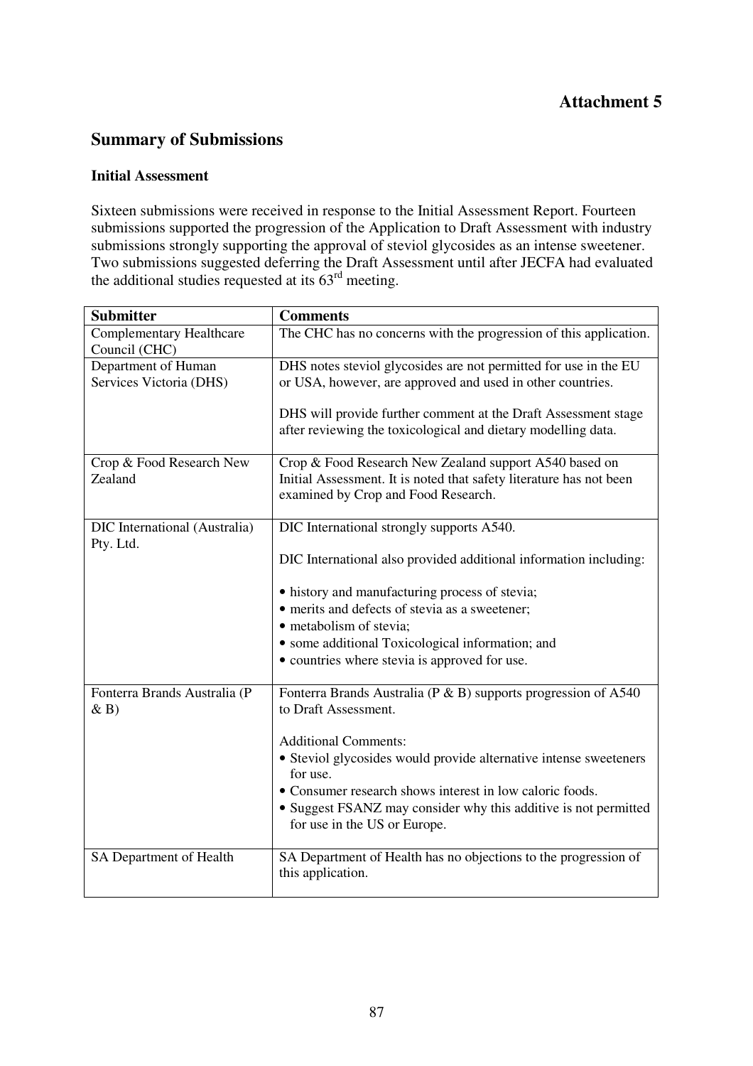**Attachment 5**

## Summary of Submissions

### Initial Assessment

Sixteen submissions were received in response to the Initial Assessment Report. Fourteen submissions supported the progression of the Application to Draft Assessment with industry submissions strongly supporting the approval of steviol glycosides as an intense sweetener. Two submissions suggested deferring the Draft Assessment until after JECFA had evaluated the additional studies requested at its 63rd meeting.

| Submitter | Comments |
| --- | --- |
| Complementary Healthcare Council (CHC) | The CHC has no concerns with the progression of this application. |
| Department of Human Services Victoria (DHS) | DHS notes steviol glycosides are not permitted for use in the EU or USA, however, are approved and used in other countries.<br><br>DHS will provide further comment at the Draft Assessment stage after reviewing the toxicological and dietary modelling data. |
| Crop & Food Research New Zealand | Crop & Food Research New Zealand support A540 based on Initial Assessment. It is noted that safety literature has not been examined by Crop and Food Research. |
| DIC International (Australia) Pty. Ltd. | DIC International strongly supports A540.<br><br>DIC International also provided additional information including:<br><br>• history and manufacturing process of stevia;<br>• merits and defects of stevia as a sweetener;<br>• metabolism of stevia;<br>• some additional Toxicological information; and<br>• countries where stevia is approved for use. |
| Fonterra Brands Australia (P & B) | Fonterra Brands Australia (P & B) supports progression of A540 to Draft Assessment.<br><br>Additional Comments:<br>• Steviol glycosides would provide alternative intense sweeteners for use.<br>• Consumer research shows interest in low caloric foods.<br>• Suggest FSANZ may consider why this additive is not permitted for use in the US or Europe. |
| SA Department of Health | SA Department of Health has no objections to the progression of this application. |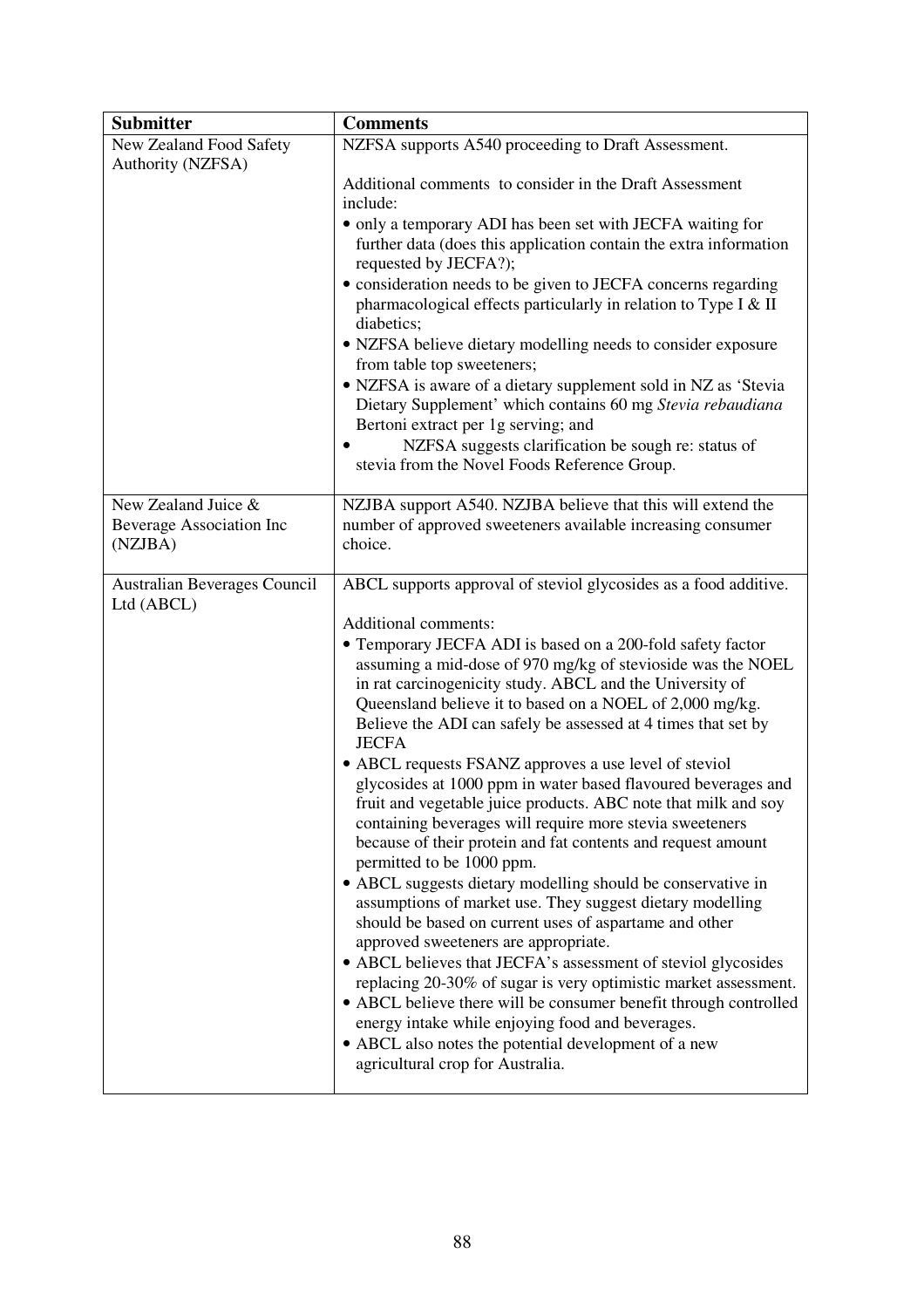| Submitter | Comments |
| --- | --- |
| New Zealand Food Safety Authority (NZFSA) | NZFSA supports A540 proceeding to Draft Assessment.<br><br>Additional comments to consider in the Draft Assessment include:<br>• only a temporary ADI has been set with JECFA waiting for further data (does this application contain the extra information requested by JECFA?);<br>• consideration needs to be given to JECFA concerns regarding pharmacological effects particularly in relation to Type I & II diabetics;<br>• NZFSA believe dietary modelling needs to consider exposure from table top sweeteners;<br>• NZFSA is aware of a dietary supplement sold in NZ as 'Stevia Dietary Supplement' which contains 60 mg *Stevia rebaudiana* Bertoni extract per 1g serving; and<br>• NZFSA suggests clarification be sough re: status of stevia from the Novel Foods Reference Group. |
| New Zealand Juice & Beverage Association Inc (NZJBA) | NZJBA support A540. NZJBA believe that this will extend the number of approved sweeteners available increasing consumer choice. |
| Australian Beverages Council Ltd (ABCL) | ABCL supports approval of steviol glycosides as a food additive.<br><br>Additional comments:<br>• Temporary JECFA ADI is based on a 200-fold safety factor assuming a mid-dose of 970 mg/kg of stevioside was the NOEL in rat carcinogenicity study. ABCL and the University of Queensland believe it to based on a NOEL of 2,000 mg/kg. Believe the ADI can safely be assessed at 4 times that set by JECFA<br>• ABCL requests FSANZ approves a use level of steviol glycosides at 1000 ppm in water based flavoured beverages and fruit and vegetable juice products. ABC note that milk and soy containing beverages will require more stevia sweeteners because of their protein and fat contents and request amount permitted to be 1000 ppm.<br>• ABCL suggests dietary modelling should be conservative in assumptions of market use. They suggest dietary modelling should be based on current uses of aspartame and other approved sweeteners are appropriate.<br>• ABCL believes that JECFA's assessment of steviol glycosides replacing 20-30% of sugar is very optimistic market assessment.<br>• ABCL believe there will be consumer benefit through controlled energy intake while enjoying food and beverages.<br>• ABCL also notes the potential development of a new agricultural crop for Australia. |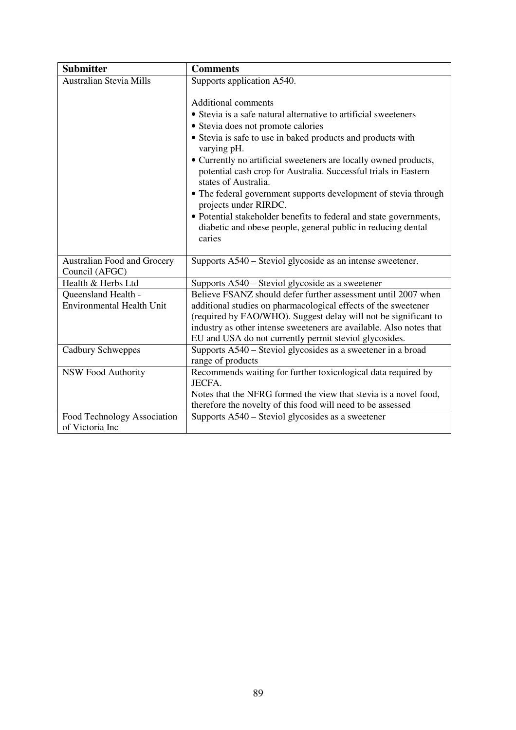| Submitter | Comments |
|---|---|
| Australian Stevia Mills | Supports application A540.<br><br>Additional comments<br>• Stevia is a safe natural alternative to artificial sweeteners<br>• Stevia does not promote calories<br>• Stevia is safe to use in baked products and products with varying pH.<br>• Currently no artificial sweeteners are locally owned products, potential cash crop for Australia. Successful trials in Eastern states of Australia.<br>• The federal government supports development of stevia through projects under RIRDC.<br>• Potential stakeholder benefits to federal and state governments, diabetic and obese people, general public in reducing dental caries |
| Australian Food and Grocery Council (AFGC) | Supports A540 – Steviol glycoside as an intense sweetener. |
| Health & Herbs Ltd | Supports A540 – Steviol glycoside as a sweetener |
| Queensland Health - Environmental Health Unit | Believe FSANZ should defer further assessment until 2007 when additional studies on pharmacological effects of the sweetener (required by FAO/WHO). Suggest delay will not be significant to industry as other intense sweeteners are available. Also notes that EU and USA do not currently permit steviol glycosides. |
| Cadbury Schweppes | Supports A540 – Steviol glycosides as a sweetener in a broad range of products |
| NSW Food Authority | Recommends waiting for further toxicological data required by JECFA.<br>Notes that the NFRG formed the view that stevia is a novel food, therefore the novelty of this food will need to be assessed |
| Food Technology Association of Victoria Inc | Supports A540 – Steviol glycosides as a sweetener |